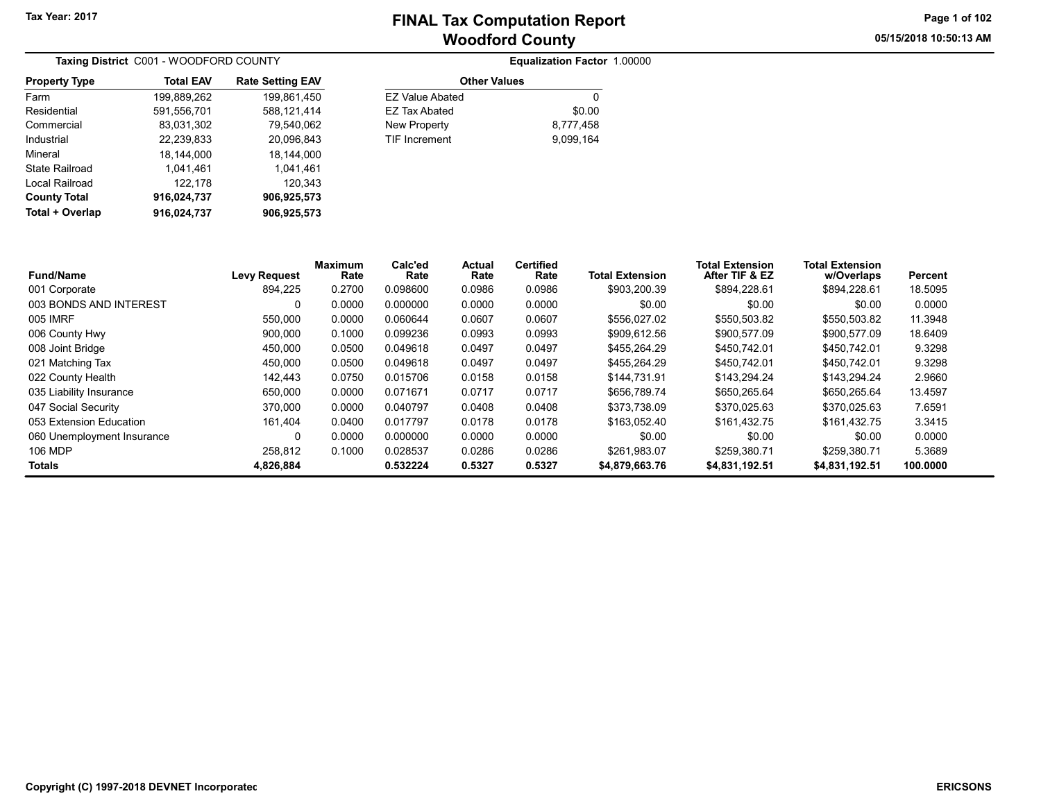# FINAL Tax Computation Report
## Woodford County

Tax Year: 2017

05/15/2018 10:50:13 AM

**Taxing District** C001 - WOODFORD COUNTY

**Equalization Factor** 1.00000

| Property Type | Total EAV | Rate Setting EAV |
|---|---|---|
| Farm | 199,889,262 | 199,861,450 |
| Residential | 591,556,701 | 588,121,414 |
| Commercial | 83,031,302 | 79,540,062 |
| Industrial | 22,239,833 | 20,096,843 |
| Mineral | 18,144,000 | 18,144,000 |
| State Railroad | 1,041,461 | 1,041,461 |
| Local Railroad | 122,178 | 120,343 |
| **County Total** | **916,024,737** | **906,925,573** |
| **Total + Overlap** | **916,024,737** | **906,925,573** |

| Other Values | |
|---|---|
| EZ Value Abated | 0 |
| EZ Tax Abated | $0.00 |
| New Property | 8,777,458 |
| TIF Increment | 9,099,164 |

| Fund/Name | Levy Request | Maximum Rate | Calc'ed Rate | Actual Rate | Certified Rate | Total Extension | Total Extension After TIF & EZ | Total Extension w/Overlaps | Percent |
|---|---|---|---|---|---|---|---|---|---|
| 001 Corporate | 894,225 | 0.2700 | 0.098600 | 0.0986 | 0.0986 | $903,200.39 | $894,228.61 | $894,228.61 | 18.5095 |
| 003 BONDS AND INTEREST | 0 | 0.0000 | 0.000000 | 0.0000 | 0.0000 | $0.00 | $0.00 | $0.00 | 0.0000 |
| 005 IMRF | 550,000 | 0.0000 | 0.060644 | 0.0607 | 0.0607 | $556,027.02 | $550,503.82 | $550,503.82 | 11.3948 |
| 006 County Hwy | 900,000 | 0.1000 | 0.099236 | 0.0993 | 0.0993 | $909,612.56 | $900,577.09 | $900,577.09 | 18.6409 |
| 008 Joint Bridge | 450,000 | 0.0500 | 0.049618 | 0.0497 | 0.0497 | $455,264.29 | $450,742.01 | $450,742.01 | 9.3298 |
| 021 Matching Tax | 450,000 | 0.0500 | 0.049618 | 0.0497 | 0.0497 | $455,264.29 | $450,742.01 | $450,742.01 | 9.3298 |
| 022 County Health | 142,443 | 0.0750 | 0.015706 | 0.0158 | 0.0158 | $144,731.91 | $143,294.24 | $143,294.24 | 2.9660 |
| 035 Liability Insurance | 650,000 | 0.0000 | 0.071671 | 0.0717 | 0.0717 | $656,789.74 | $650,265.64 | $650,265.64 | 13.4597 |
| 047 Social Security | 370,000 | 0.0000 | 0.040797 | 0.0408 | 0.0408 | $373,738.09 | $370,025.63 | $370,025.63 | 7.6591 |
| 053 Extension Education | 161,404 | 0.0400 | 0.017797 | 0.0178 | 0.0178 | $163,052.40 | $161,432.75 | $161,432.75 | 3.3415 |
| 060 Unemployment Insurance | 0 | 0.0000 | 0.000000 | 0.0000 | 0.0000 | $0.00 | $0.00 | $0.00 | 0.0000 |
| 106 MDP | 258,812 | 0.1000 | 0.028537 | 0.0286 | 0.0286 | $261,983.07 | $259,380.71 | $259,380.71 | 5.3689 |
| **Totals** | **4,826,884** | | **0.532224** | **0.5327** | **0.5327** | **$4,879,663.76** | **$4,831,192.51** | **$4,831,192.51** | **100.0000** |

Copyright (C) 1997-2018 DEVNET Incorporatec

ERICSONS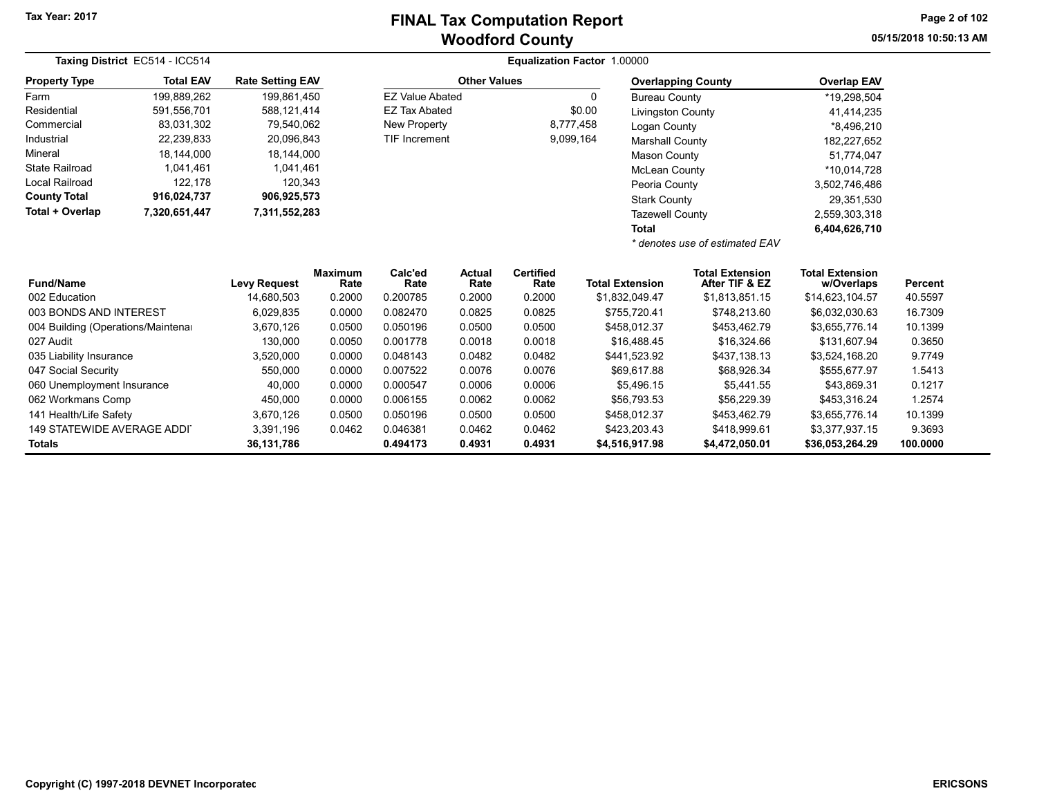**Tax Year: 2017**

# FINAL Tax Computation Report
## Woodford County

05/15/2018 10:50:13 AM

**Taxing District** EC514 - ICC514

**Equalization Factor** 1.00000

| Property Type | Total EAV | Rate Setting EAV |
|---|---|---|
| Farm | 199,889,262 | 199,861,450 |
| Residential | 591,556,701 | 588,121,414 |
| Commercial | 83,031,302 | 79,540,062 |
| Industrial | 22,239,833 | 20,096,843 |
| Mineral | 18,144,000 | 18,144,000 |
| State Railroad | 1,041,461 | 1,041,461 |
| Local Railroad | 122,178 | 120,343 |
| **County Total** | **916,024,737** | **906,925,573** |
| **Total + Overlap** | **7,320,651,447** | **7,311,552,283** |

| Other Values | |
|---|---|
| EZ Value Abated | 0 |
| EZ Tax Abated | $0.00 |
| New Property | 8,777,458 |
| TIF Increment | 9,099,164 |

| Overlapping County | Overlap EAV |
|---|---|
| Bureau County | *19,298,504 |
| Livingston County | 41,414,235 |
| Logan County | *8,496,210 |
| Marshall County | 182,227,652 |
| Mason County | 51,774,047 |
| McLean County | *10,014,728 |
| Peoria County | 3,502,746,486 |
| Stark County | 29,351,530 |
| Tazewell County | 2,559,303,318 |
| **Total** | **6,404,626,710** |

*\* denotes use of estimated EAV*

| Fund/Name | Levy Request | Maximum Rate | Calc'ed Rate | Actual Rate | Certified Rate | Total Extension | Total Extension After TIF & EZ | Total Extension w/Overlaps | Percent |
|---|---|---|---|---|---|---|---|---|---|
| 002 Education | 14,680,503 | 0.2000 | 0.200785 | 0.2000 | 0.2000 | $1,832,049.47 | $1,813,851.15 | $14,623,104.57 | 40.5597 |
| 003 BONDS AND INTEREST | 6,029,835 | 0.0000 | 0.082470 | 0.0825 | 0.0825 | $755,720.41 | $748,213.60 | $6,032,030.63 | 16.7309 |
| 004 Building (Operations/Maintenai | 3,670,126 | 0.0500 | 0.050196 | 0.0500 | 0.0500 | $458,012.37 | $453,462.79 | $3,655,776.14 | 10.1399 |
| 027 Audit | 130,000 | 0.0050 | 0.001778 | 0.0018 | 0.0018 | $16,488.45 | $16,324.66 | $131,607.94 | 0.3650 |
| 035 Liability Insurance | 3,520,000 | 0.0000 | 0.048143 | 0.0482 | 0.0482 | $441,523.92 | $437,138.13 | $3,524,168.20 | 9.7749 |
| 047 Social Security | 550,000 | 0.0000 | 0.007522 | 0.0076 | 0.0076 | $69,617.88 | $68,926.34 | $555,677.97 | 1.5413 |
| 060 Unemployment Insurance | 40,000 | 0.0000 | 0.000547 | 0.0006 | 0.0006 | $5,496.15 | $5,441.55 | $43,869.31 | 0.1217 |
| 062 Workmans Comp | 450,000 | 0.0000 | 0.006155 | 0.0062 | 0.0062 | $56,793.53 | $56,229.39 | $453,316.24 | 1.2574 |
| 141 Health/Life Safety | 3,670,126 | 0.0500 | 0.050196 | 0.0500 | 0.0500 | $458,012.37 | $453,462.79 | $3,655,776.14 | 10.1399 |
| 149 STATEWIDE AVERAGE ADDI | 3,391,196 | 0.0462 | 0.046381 | 0.0462 | 0.0462 | $423,203.43 | $418,999.61 | $3,377,937.15 | 9.3693 |
| **Totals** | **36,131,786** | | **0.494173** | **0.4931** | **0.4931** | **$4,516,917.98** | **$4,472,050.01** | **$36,053,264.29** | **100.0000** |

Copyright (C) 1997-2018 DEVNET Incorporatec

ERICSONS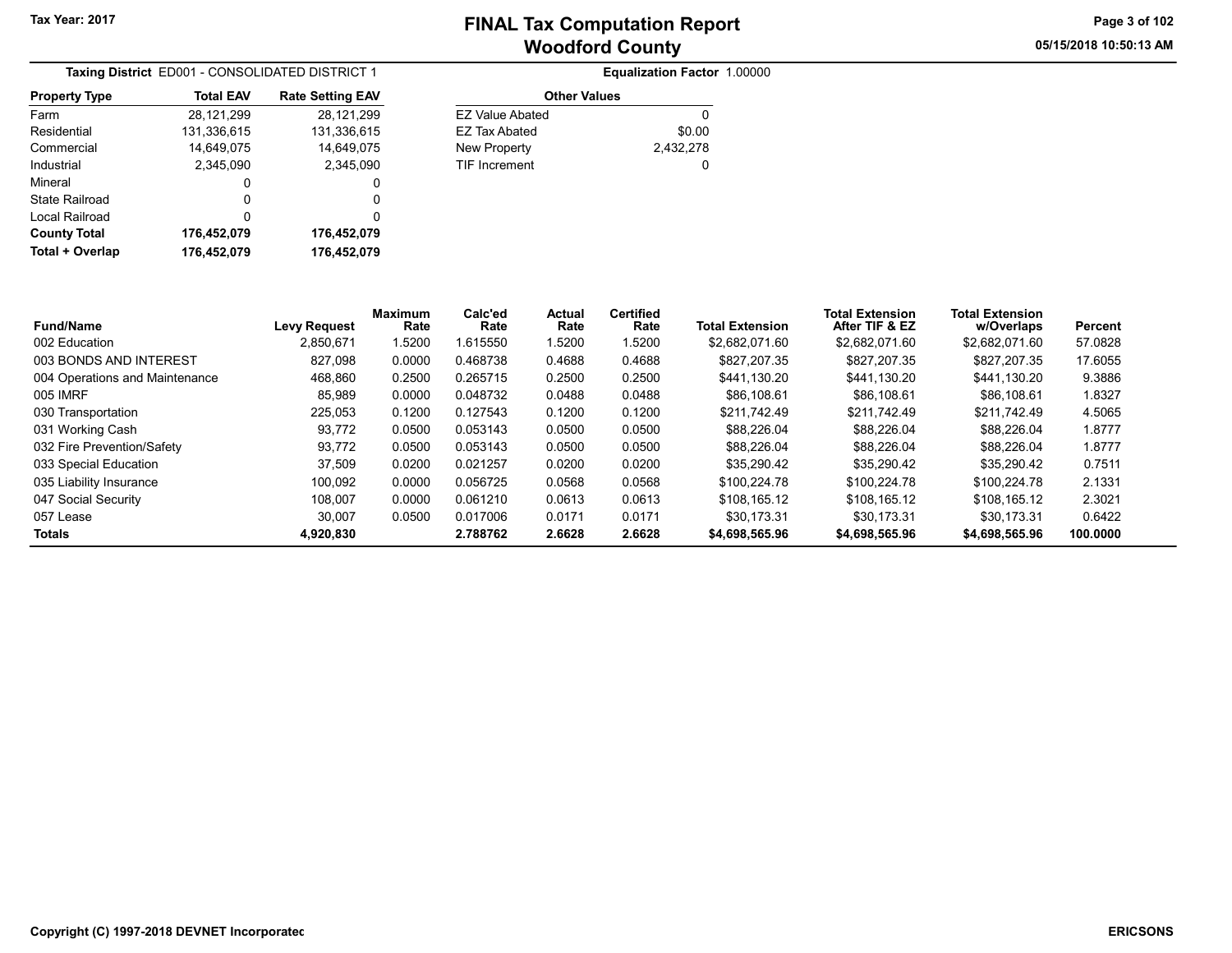# FINAL Tax Computation Report
## Woodford County

Tax Year: 2017

05/15/2018 10:50:13 AM

**Taxing District** ED001 - CONSOLIDATED DISTRICT 1

**Equalization Factor** 1.00000

| Property Type | Total EAV | Rate Setting EAV |
|---|---|---|
| Farm | 28,121,299 | 28,121,299 |
| Residential | 131,336,615 | 131,336,615 |
| Commercial | 14,649,075 | 14,649,075 |
| Industrial | 2,345,090 | 2,345,090 |
| Mineral | 0 | 0 |
| State Railroad | 0 | 0 |
| Local Railroad | 0 | 0 |
| **County Total** | **176,452,079** | **176,452,079** |
| **Total + Overlap** | **176,452,079** | **176,452,079** |

| Other Values | |
|---|---|
| EZ Value Abated | 0 |
| EZ Tax Abated | $0.00 |
| New Property | 2,432,278 |
| TIF Increment | 0 |

| Fund/Name | Levy Request | Maximum Rate | Calc'ed Rate | Actual Rate | Certified Rate | Total Extension | Total Extension After TIF & EZ | Total Extension w/Overlaps | Percent |
|---|---|---|---|---|---|---|---|---|---|
| 002 Education | 2,850,671 | 1.5200 | 1.615550 | 1.5200 | 1.5200 | $2,682,071.60 | $2,682,071.60 | $2,682,071.60 | 57.0828 |
| 003 BONDS AND INTEREST | 827,098 | 0.0000 | 0.468738 | 0.4688 | 0.4688 | $827,207.35 | $827,207.35 | $827,207.35 | 17.6055 |
| 004 Operations and Maintenance | 468,860 | 0.2500 | 0.265715 | 0.2500 | 0.2500 | $441,130.20 | $441,130.20 | $441,130.20 | 9.3886 |
| 005 IMRF | 85,989 | 0.0000 | 0.048732 | 0.0488 | 0.0488 | $86,108.61 | $86,108.61 | $86,108.61 | 1.8327 |
| 030 Transportation | 225,053 | 0.1200 | 0.127543 | 0.1200 | 0.1200 | $211,742.49 | $211,742.49 | $211,742.49 | 4.5065 |
| 031 Working Cash | 93,772 | 0.0500 | 0.053143 | 0.0500 | 0.0500 | $88,226.04 | $88,226.04 | $88,226.04 | 1.8777 |
| 032 Fire Prevention/Safety | 93,772 | 0.0500 | 0.053143 | 0.0500 | 0.0500 | $88,226.04 | $88,226.04 | $88,226.04 | 1.8777 |
| 033 Special Education | 37,509 | 0.0200 | 0.021257 | 0.0200 | 0.0200 | $35,290.42 | $35,290.42 | $35,290.42 | 0.7511 |
| 035 Liability Insurance | 100,092 | 0.0000 | 0.056725 | 0.0568 | 0.0568 | $100,224.78 | $100,224.78 | $100,224.78 | 2.1331 |
| 047 Social Security | 108,007 | 0.0000 | 0.061210 | 0.0613 | 0.0613 | $108,165.12 | $108,165.12 | $108,165.12 | 2.3021 |
| 057 Lease | 30,007 | 0.0500 | 0.017006 | 0.0171 | 0.0171 | $30,173.31 | $30,173.31 | $30,173.31 | 0.6422 |
| **Totals** | **4,920,830** | | **2.788762** | **2.6628** | **2.6628** | **$4,698,565.96** | **$4,698,565.96** | **$4,698,565.96** | **100.0000** |

Copyright (C) 1997-2018 DEVNET Incorporatec

ERICSONS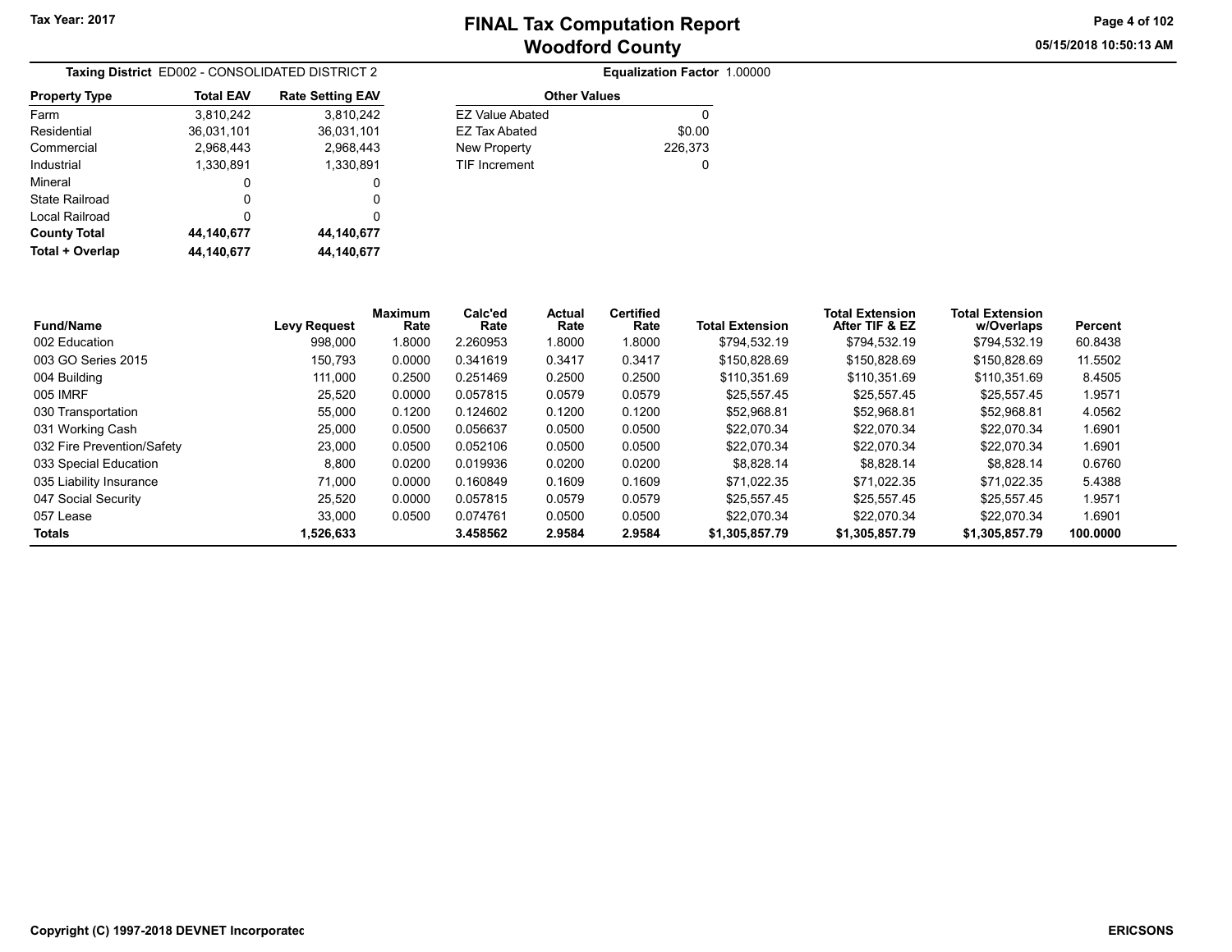# FINAL Tax Computation Report
## Woodford County

Tax Year: 2017

**Taxing District** ED002 - CONSOLIDATED DISTRICT 2

**Equalization Factor** 1.00000

| Property Type | Total EAV | Rate Setting EAV |
|---|---|---|
| Farm | 3,810,242 | 3,810,242 |
| Residential | 36,031,101 | 36,031,101 |
| Commercial | 2,968,443 | 2,968,443 |
| Industrial | 1,330,891 | 1,330,891 |
| Mineral | 0 | 0 |
| State Railroad | 0 | 0 |
| Local Railroad | 0 | 0 |
| **County Total** | **44,140,677** | **44,140,677** |
| **Total + Overlap** | **44,140,677** | **44,140,677** |

| Other Values | |
|---|---|
| EZ Value Abated | 0 |
| EZ Tax Abated | $0.00 |
| New Property | 226,373 |
| TIF Increment | 0 |

| Fund/Name | Levy Request | Maximum Rate | Calc'ed Rate | Actual Rate | Certified Rate | Total Extension | Total Extension After TIF & EZ | Total Extension w/Overlaps | Percent |
|---|---|---|---|---|---|---|---|---|---|
| 002 Education | 998,000 | 1.8000 | 2.260953 | 1.8000 | 1.8000 | $794,532.19 | $794,532.19 | $794,532.19 | 60.8438 |
| 003 GO Series 2015 | 150,793 | 0.0000 | 0.341619 | 0.3417 | 0.3417 | $150,828.69 | $150,828.69 | $150,828.69 | 11.5502 |
| 004 Building | 111,000 | 0.2500 | 0.251469 | 0.2500 | 0.2500 | $110,351.69 | $110,351.69 | $110,351.69 | 8.4505 |
| 005 IMRF | 25,520 | 0.0000 | 0.057815 | 0.0579 | 0.0579 | $25,557.45 | $25,557.45 | $25,557.45 | 1.9571 |
| 030 Transportation | 55,000 | 0.1200 | 0.124602 | 0.1200 | 0.1200 | $52,968.81 | $52,968.81 | $52,968.81 | 4.0562 |
| 031 Working Cash | 25,000 | 0.0500 | 0.056637 | 0.0500 | 0.0500 | $22,070.34 | $22,070.34 | $22,070.34 | 1.6901 |
| 032 Fire Prevention/Safety | 23,000 | 0.0500 | 0.052106 | 0.0500 | 0.0500 | $22,070.34 | $22,070.34 | $22,070.34 | 1.6901 |
| 033 Special Education | 8,800 | 0.0200 | 0.019936 | 0.0200 | 0.0200 | $8,828.14 | $8,828.14 | $8,828.14 | 0.6760 |
| 035 Liability Insurance | 71,000 | 0.0000 | 0.160849 | 0.1609 | 0.1609 | $71,022.35 | $71,022.35 | $71,022.35 | 5.4388 |
| 047 Social Security | 25,520 | 0.0000 | 0.057815 | 0.0579 | 0.0579 | $25,557.45 | $25,557.45 | $25,557.45 | 1.9571 |
| 057 Lease | 33,000 | 0.0500 | 0.074761 | 0.0500 | 0.0500 | $22,070.34 | $22,070.34 | $22,070.34 | 1.6901 |
| **Totals** | **1,526,633** | | **3.458562** | **2.9584** | **2.9584** | **$1,305,857.79** | **$1,305,857.79** | **$1,305,857.79** | **100.0000** |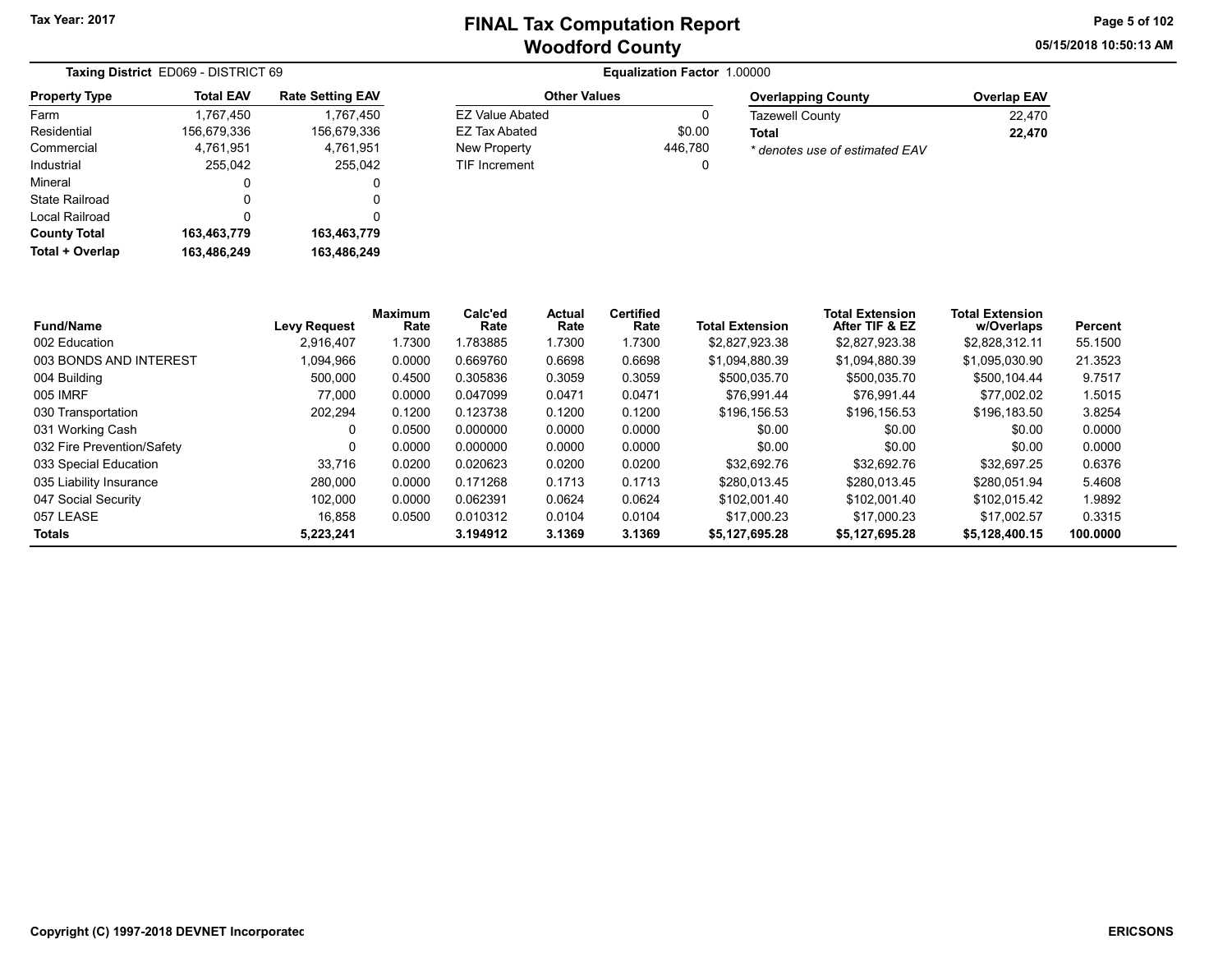Tax Year: 2017

# FINAL Tax Computation Report
## Woodford County

**Taxing District** ED069 - DISTRICT 69

**Equalization Factor** 1.00000

| Property Type | Total EAV | Rate Setting EAV |
|---|---|---|
| Farm | 1,767,450 | 1,767,450 |
| Residential | 156,679,336 | 156,679,336 |
| Commercial | 4,761,951 | 4,761,951 |
| Industrial | 255,042 | 255,042 |
| Mineral | 0 | 0 |
| State Railroad | 0 | 0 |
| Local Railroad | 0 | 0 |
| **County Total** | **163,463,779** | **163,463,779** |
| **Total + Overlap** | **163,486,249** | **163,486,249** |

| Other Values | |
|---|---|
| EZ Value Abated | 0 |
| EZ Tax Abated | $0.00 |
| New Property | 446,780 |
| TIF Increment | 0 |

| Overlapping County | Overlap EAV |
|---|---|
| Tazewell County | 22,470 |
| **Total** | **22,470** |

*\* denotes use of estimated EAV*

| Fund/Name | Levy Request | Maximum Rate | Calc'ed Rate | Actual Rate | Certified Rate | Total Extension | Total Extension After TIF & EZ | Total Extension w/Overlaps | Percent |
|---|---|---|---|---|---|---|---|---|---|
| 002 Education | 2,916,407 | 1.7300 | 1.783885 | 1.7300 | 1.7300 | $2,827,923.38 | $2,827,923.38 | $2,828,312.11 | 55.1500 |
| 003 BONDS AND INTEREST | 1,094,966 | 0.0000 | 0.669760 | 0.6698 | 0.6698 | $1,094,880.39 | $1,094,880.39 | $1,095,030.90 | 21.3523 |
| 004 Building | 500,000 | 0.4500 | 0.305836 | 0.3059 | 0.3059 | $500,035.70 | $500,035.70 | $500,104.44 | 9.7517 |
| 005 IMRF | 77,000 | 0.0000 | 0.047099 | 0.0471 | 0.0471 | $76,991.44 | $76,991.44 | $77,002.02 | 1.5015 |
| 030 Transportation | 202,294 | 0.1200 | 0.123738 | 0.1200 | 0.1200 | $196,156.53 | $196,156.53 | $196,183.50 | 3.8254 |
| 031 Working Cash | 0 | 0.0500 | 0.000000 | 0.0000 | 0.0000 | $0.00 | $0.00 | $0.00 | 0.0000 |
| 032 Fire Prevention/Safety | 0 | 0.0000 | 0.000000 | 0.0000 | 0.0000 | $0.00 | $0.00 | $0.00 | 0.0000 |
| 033 Special Education | 33,716 | 0.0200 | 0.020623 | 0.0200 | 0.0200 | $32,692.76 | $32,692.76 | $32,697.25 | 0.6376 |
| 035 Liability Insurance | 280,000 | 0.0000 | 0.171268 | 0.1713 | 0.1713 | $280,013.45 | $280,013.45 | $280,051.94 | 5.4608 |
| 047 Social Security | 102,000 | 0.0000 | 0.062391 | 0.0624 | 0.0624 | $102,001.40 | $102,001.40 | $102,015.42 | 1.9892 |
| 057 LEASE | 16,858 | 0.0500 | 0.010312 | 0.0104 | 0.0104 | $17,000.23 | $17,000.23 | $17,002.57 | 0.3315 |
| **Totals** | **5,223,241** | | **3.194912** | **3.1369** | **3.1369** | **$5,127,695.28** | **$5,127,695.28** | **$5,128,400.15** | **100.0000** |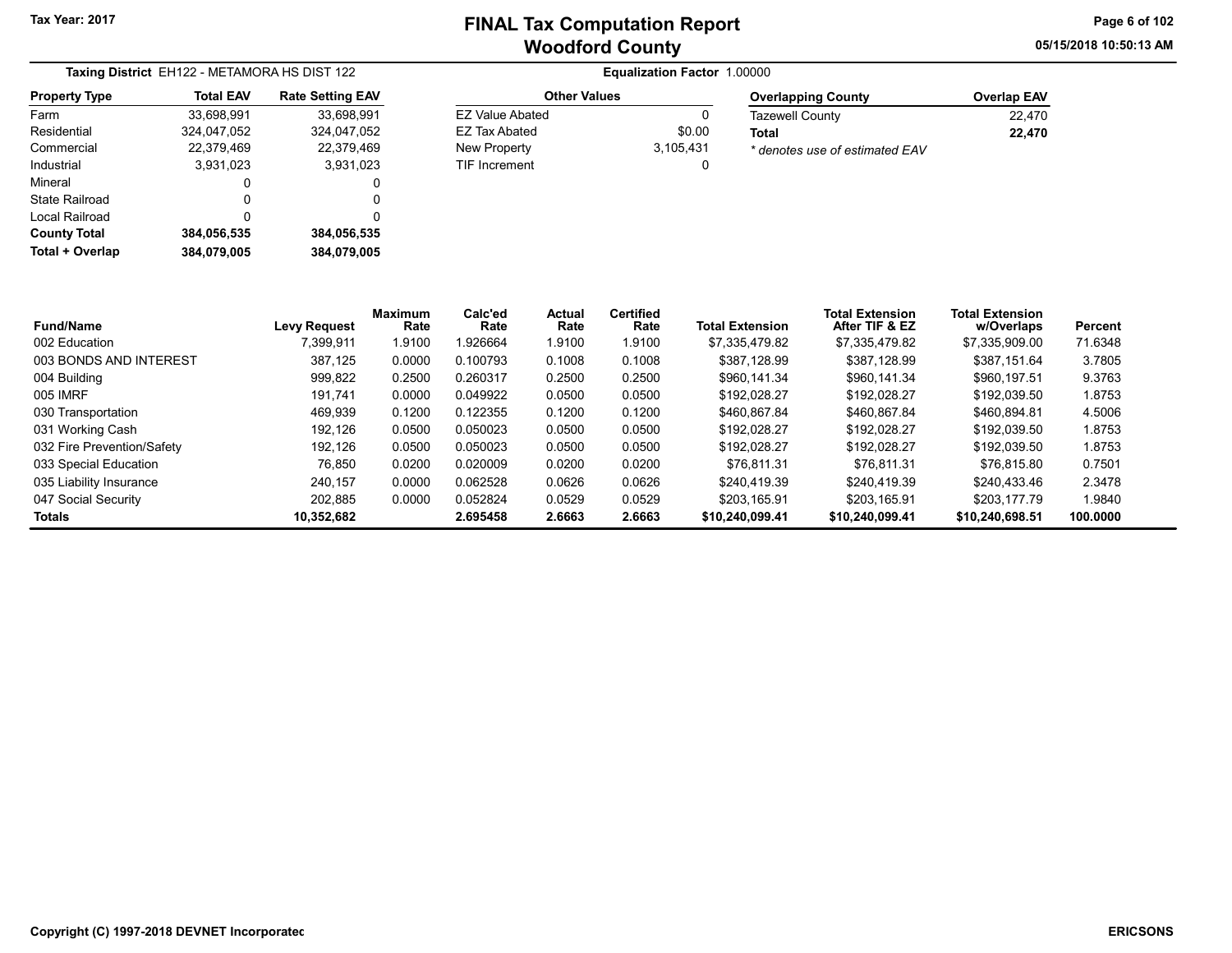# FINAL Tax Computation Report
## Woodford County

Tax Year: 2017

05/15/2018 10:50:13 AM

**Taxing District** EH122 - METAMORA HS DIST 122

**Equalization Factor** 1.00000

| Property Type | Total EAV | Rate Setting EAV |
|---|---|---|
| Farm | 33,698,991 | 33,698,991 |
| Residential | 324,047,052 | 324,047,052 |
| Commercial | 22,379,469 | 22,379,469 |
| Industrial | 3,931,023 | 3,931,023 |
| Mineral | 0 | 0 |
| State Railroad | 0 | 0 |
| Local Railroad | 0 | 0 |
| **County Total** | **384,056,535** | **384,056,535** |
| **Total + Overlap** | **384,079,005** | **384,079,005** |

| Other Values | |
|---|---|
| EZ Value Abated | 0 |
| EZ Tax Abated | $0.00 |
| New Property | 3,105,431 |
| TIF Increment | 0 |

| Overlapping County | Overlap EAV |
|---|---|
| Tazewell County | 22,470 |
| **Total** | **22,470** |

* denotes use of estimated EAV

| Fund/Name | Levy Request | Maximum Rate | Calc'ed Rate | Actual Rate | Certified Rate | Total Extension | Total Extension After TIF & EZ | Total Extension w/Overlaps | Percent |
|---|---|---|---|---|---|---|---|---|---|
| 002 Education | 7,399,911 | 1.9100 | 1.926664 | 1.9100 | 1.9100 | $7,335,479.82 | $7,335,479.82 | $7,335,909.00 | 71.6348 |
| 003 BONDS AND INTEREST | 387,125 | 0.0000 | 0.100793 | 0.1008 | 0.1008 | $387,128.99 | $387,128.99 | $387,151.64 | 3.7805 |
| 004 Building | 999,822 | 0.2500 | 0.260317 | 0.2500 | 0.2500 | $960,141.34 | $960,141.34 | $960,197.51 | 9.3763 |
| 005 IMRF | 191,741 | 0.0000 | 0.049922 | 0.0500 | 0.0500 | $192,028.27 | $192,028.27 | $192,039.50 | 1.8753 |
| 030 Transportation | 469,939 | 0.1200 | 0.122355 | 0.1200 | 0.1200 | $460,867.84 | $460,867.84 | $460,894.81 | 4.5006 |
| 031 Working Cash | 192,126 | 0.0500 | 0.050023 | 0.0500 | 0.0500 | $192,028.27 | $192,028.27 | $192,039.50 | 1.8753 |
| 032 Fire Prevention/Safety | 192,126 | 0.0500 | 0.050023 | 0.0500 | 0.0500 | $192,028.27 | $192,028.27 | $192,039.50 | 1.8753 |
| 033 Special Education | 76,850 | 0.0200 | 0.020009 | 0.0200 | 0.0200 | $76,811.31 | $76,811.31 | $76,815.80 | 0.7501 |
| 035 Liability Insurance | 240,157 | 0.0000 | 0.062528 | 0.0626 | 0.0626 | $240,419.39 | $240,419.39 | $240,433.46 | 2.3478 |
| 047 Social Security | 202,885 | 0.0000 | 0.052824 | 0.0529 | 0.0529 | $203,165.91 | $203,165.91 | $203,177.79 | 1.9840 |
| **Totals** | **10,352,682** | | **2.695458** | **2.6663** | **2.6663** | **$10,240,099.41** | **$10,240,099.41** | **$10,240,698.51** | **100.0000** |

Copyright (C) 1997-2018 DEVNET Incorporated

ERICSONS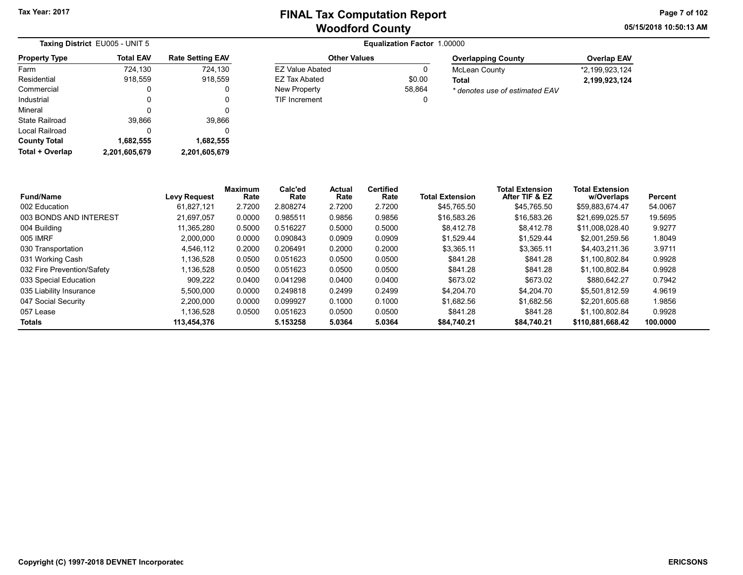Tax Year: 2017

# FINAL Tax Computation Report
## Woodford County

05/15/2018 10:50:13 AM

**Taxing District** EU005 - UNIT 5

**Equalization Factor** 1.00000

| Property Type | Total EAV | Rate Setting EAV |
|---|---|---|
| Farm | 724,130 | 724,130 |
| Residential | 918,559 | 918,559 |
| Commercial | 0 | 0 |
| Industrial | 0 | 0 |
| Mineral | 0 | 0 |
| State Railroad | 39,866 | 39,866 |
| Local Railroad | 0 | 0 |
| **County Total** | **1,682,555** | **1,682,555** |
| **Total + Overlap** | **2,201,605,679** | **2,201,605,679** |

| Other Values | |
|---|---|
| EZ Value Abated | 0 |
| EZ Tax Abated | $0.00 |
| New Property | 58,864 |
| TIF Increment | 0 |

| Overlapping County | Overlap EAV |
|---|---|
| McLean County | *2,199,923,124 |
| **Total** | **2,199,923,124** |

*\* denotes use of estimated EAV*

| Fund/Name | Levy Request | Maximum Rate | Calc'ed Rate | Actual Rate | Certified Rate | Total Extension | Total Extension After TIF & EZ | Total Extension w/Overlaps | Percent |
|---|---|---|---|---|---|---|---|---|---|
| 002 Education | 61,827,121 | 2.7200 | 2.808274 | 2.7200 | 2.7200 | $45,765.50 | $45,765.50 | $59,883,674.47 | 54.0067 |
| 003 BONDS AND INTEREST | 21,697,057 | 0.0000 | 0.985511 | 0.9856 | 0.9856 | $16,583.26 | $16,583.26 | $21,699,025.57 | 19.5695 |
| 004 Building | 11,365,280 | 0.5000 | 0.516227 | 0.5000 | 0.5000 | $8,412.78 | $8,412.78 | $11,008,028.40 | 9.9277 |
| 005 IMRF | 2,000,000 | 0.0000 | 0.090843 | 0.0909 | 0.0909 | $1,529.44 | $1,529.44 | $2,001,259.56 | 1.8049 |
| 030 Transportation | 4,546,112 | 0.2000 | 0.206491 | 0.2000 | 0.2000 | $3,365.11 | $3,365.11 | $4,403,211.36 | 3.9711 |
| 031 Working Cash | 1,136,528 | 0.0500 | 0.051623 | 0.0500 | 0.0500 | $841.28 | $841.28 | $1,100,802.84 | 0.9928 |
| 032 Fire Prevention/Safety | 1,136,528 | 0.0500 | 0.051623 | 0.0500 | 0.0500 | $841.28 | $841.28 | $1,100,802.84 | 0.9928 |
| 033 Special Education | 909,222 | 0.0400 | 0.041298 | 0.0400 | 0.0400 | $673.02 | $673.02 | $880,642.27 | 0.7942 |
| 035 Liability Insurance | 5,500,000 | 0.0000 | 0.249818 | 0.2499 | 0.2499 | $4,204.70 | $4,204.70 | $5,501,812.59 | 4.9619 |
| 047 Social Security | 2,200,000 | 0.0000 | 0.099927 | 0.1000 | 0.1000 | $1,682.56 | $1,682.56 | $2,201,605.68 | 1.9856 |
| 057 Lease | 1,136,528 | 0.0500 | 0.051623 | 0.0500 | 0.0500 | $841.28 | $841.28 | $1,100,802.84 | 0.9928 |
| **Totals** | **113,454,376** | | **5.153258** | **5.0364** | **5.0364** | **$84,740.21** | **$84,740.21** | **$110,881,668.42** | **100.0000** |

Copyright (C) 1997-2018 DEVNET Incorporatec

ERICSONS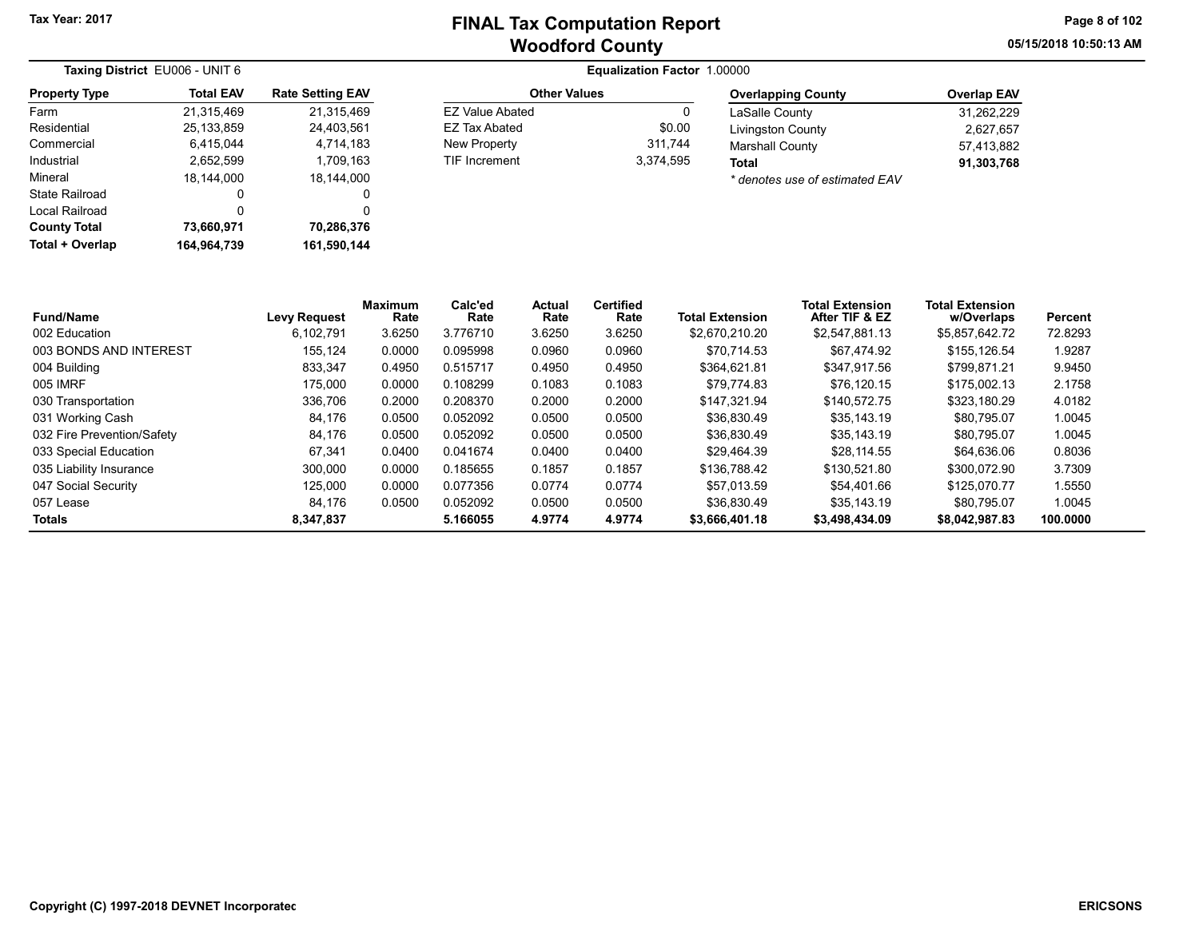Tax Year: 2017

# FINAL Tax Computation Report
## Woodford County

05/15/2018 10:50:13 AM

**Taxing District** EU006 - UNIT 6

**Equalization Factor** 1.00000

| Property Type | Total EAV | Rate Setting EAV |
|---|---|---|
| Farm | 21,315,469 | 21,315,469 |
| Residential | 25,133,859 | 24,403,561 |
| Commercial | 6,415,044 | 4,714,183 |
| Industrial | 2,652,599 | 1,709,163 |
| Mineral | 18,144,000 | 18,144,000 |
| State Railroad | 0 | 0 |
| Local Railroad | 0 | 0 |
| **County Total** | **73,660,971** | **70,286,376** |
| **Total + Overlap** | **164,964,739** | **161,590,144** |

| Other Values | |
|---|---|
| EZ Value Abated | 0 |
| EZ Tax Abated | $0.00 |
| New Property | 311,744 |
| TIF Increment | 3,374,595 |

| Overlapping County | Overlap EAV |
|---|---|
| LaSalle County | 31,262,229 |
| Livingston County | 2,627,657 |
| Marshall County | 57,413,882 |
| **Total** | **91,303,768** |

*\* denotes use of estimated EAV*

| Fund/Name | Levy Request | Maximum Rate | Calc'ed Rate | Actual Rate | Certified Rate | Total Extension | Total Extension After TIF & EZ | Total Extension w/Overlaps | Percent |
|---|---|---|---|---|---|---|---|---|---|
| 002 Education | 6,102,791 | 3.6250 | 3.776710 | 3.6250 | 3.6250 | $2,670,210.20 | $2,547,881.13 | $5,857,642.72 | 72.8293 |
| 003 BONDS AND INTEREST | 155,124 | 0.0000 | 0.095998 | 0.0960 | 0.0960 | $70,714.53 | $67,474.92 | $155,126.54 | 1.9287 |
| 004 Building | 833,347 | 0.4950 | 0.515717 | 0.4950 | 0.4950 | $364,621.81 | $347,917.56 | $799,871.21 | 9.9450 |
| 005 IMRF | 175,000 | 0.0000 | 0.108299 | 0.1083 | 0.1083 | $79,774.83 | $76,120.15 | $175,002.13 | 2.1758 |
| 030 Transportation | 336,706 | 0.2000 | 0.208370 | 0.2000 | 0.2000 | $147,321.94 | $140,572.75 | $323,180.29 | 4.0182 |
| 031 Working Cash | 84,176 | 0.0500 | 0.052092 | 0.0500 | 0.0500 | $36,830.49 | $35,143.19 | $80,795.07 | 1.0045 |
| 032 Fire Prevention/Safety | 84,176 | 0.0500 | 0.052092 | 0.0500 | 0.0500 | $36,830.49 | $35,143.19 | $80,795.07 | 1.0045 |
| 033 Special Education | 67,341 | 0.0400 | 0.041674 | 0.0400 | 0.0400 | $29,464.39 | $28,114.55 | $64,636.06 | 0.8036 |
| 035 Liability Insurance | 300,000 | 0.0000 | 0.185655 | 0.1857 | 0.1857 | $136,788.42 | $130,521.80 | $300,072.90 | 3.7309 |
| 047 Social Security | 125,000 | 0.0000 | 0.077356 | 0.0774 | 0.0774 | $57,013.59 | $54,401.66 | $125,070.77 | 1.5550 |
| 057 Lease | 84,176 | 0.0500 | 0.052092 | 0.0500 | 0.0500 | $36,830.49 | $35,143.19 | $80,795.07 | 1.0045 |
| **Totals** | **8,347,837** | | **5.166055** | **4.9774** | **4.9774** | **$3,666,401.18** | **$3,498,434.09** | **$8,042,987.83** | **100.0000** |

Copyright (C) 1997-2018 DEVNET Incorporated

ERICSONS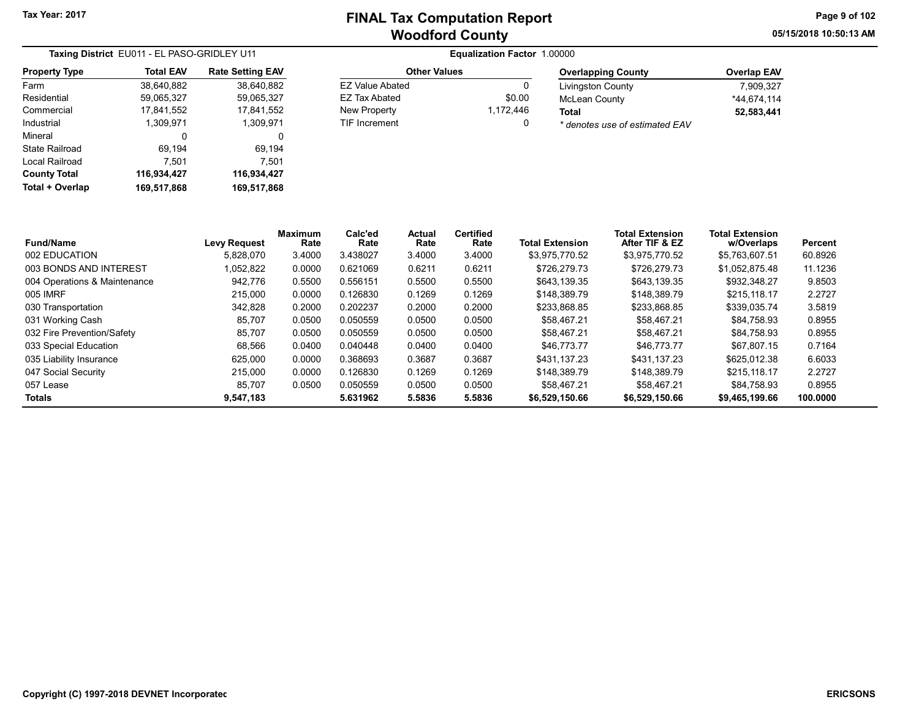Tax Year: 2017

# FINAL Tax Computation Report
## Woodford County

**Taxing District** EU011 - EL PASO-GRIDLEY U11

**Equalization Factor** 1.00000

| Property Type | Total EAV | Rate Setting EAV |
|---|---|---|
| Farm | 38,640,882 | 38,640,882 |
| Residential | 59,065,327 | 59,065,327 |
| Commercial | 17,841,552 | 17,841,552 |
| Industrial | 1,309,971 | 1,309,971 |
| Mineral | 0 | 0 |
| State Railroad | 69,194 | 69,194 |
| Local Railroad | 7,501 | 7,501 |
| **County Total** | **116,934,427** | **116,934,427** |
| **Total + Overlap** | **169,517,868** | **169,517,868** |

| Other Values | |
|---|---|
| EZ Value Abated | 0 |
| EZ Tax Abated | $0.00 |
| New Property | 1,172,446 |
| TIF Increment | 0 |

| Overlapping County | Overlap EAV |
|---|---|
| Livingston County | 7,909,327 |
| McLean County | *44,674,114 |
| **Total** | **52,583,441** |

*\* denotes use of estimated EAV*

| Fund/Name | Levy Request | Maximum Rate | Calc'ed Rate | Actual Rate | Certified Rate | Total Extension | Total Extension After TIF & EZ | Total Extension w/Overlaps | Percent |
|---|---|---|---|---|---|---|---|---|---|
| 002 EDUCATION | 5,828,070 | 3.4000 | 3.438027 | 3.4000 | 3.4000 | $3,975,770.52 | $3,975,770.52 | $5,763,607.51 | 60.8926 |
| 003 BONDS AND INTEREST | 1,052,822 | 0.0000 | 0.621069 | 0.6211 | 0.6211 | $726,279.73 | $726,279.73 | $1,052,875.48 | 11.1236 |
| 004 Operations & Maintenance | 942,776 | 0.5500 | 0.556151 | 0.5500 | 0.5500 | $643,139.35 | $643,139.35 | $932,348.27 | 9.8503 |
| 005 IMRF | 215,000 | 0.0000 | 0.126830 | 0.1269 | 0.1269 | $148,389.79 | $148,389.79 | $215,118.17 | 2.2727 |
| 030 Transportation | 342,828 | 0.2000 | 0.202237 | 0.2000 | 0.2000 | $233,868.85 | $233,868.85 | $339,035.74 | 3.5819 |
| 031 Working Cash | 85,707 | 0.0500 | 0.050559 | 0.0500 | 0.0500 | $58,467.21 | $58,467.21 | $84,758.93 | 0.8955 |
| 032 Fire Prevention/Safety | 85,707 | 0.0500 | 0.050559 | 0.0500 | 0.0500 | $58,467.21 | $58,467.21 | $84,758.93 | 0.8955 |
| 033 Special Education | 68,566 | 0.0400 | 0.040448 | 0.0400 | 0.0400 | $46,773.77 | $46,773.77 | $67,807.15 | 0.7164 |
| 035 Liability Insurance | 625,000 | 0.0000 | 0.368693 | 0.3687 | 0.3687 | $431,137.23 | $431,137.23 | $625,012.38 | 6.6033 |
| 047 Social Security | 215,000 | 0.0000 | 0.126830 | 0.1269 | 0.1269 | $148,389.79 | $148,389.79 | $215,118.17 | 2.2727 |
| 057 Lease | 85,707 | 0.0500 | 0.050559 | 0.0500 | 0.0500 | $58,467.21 | $58,467.21 | $84,758.93 | 0.8955 |
| **Totals** | **9,547,183** | | **5.631962** | **5.5836** | **5.5836** | **$6,529,150.66** | **$6,529,150.66** | **$9,465,199.66** | **100.0000** |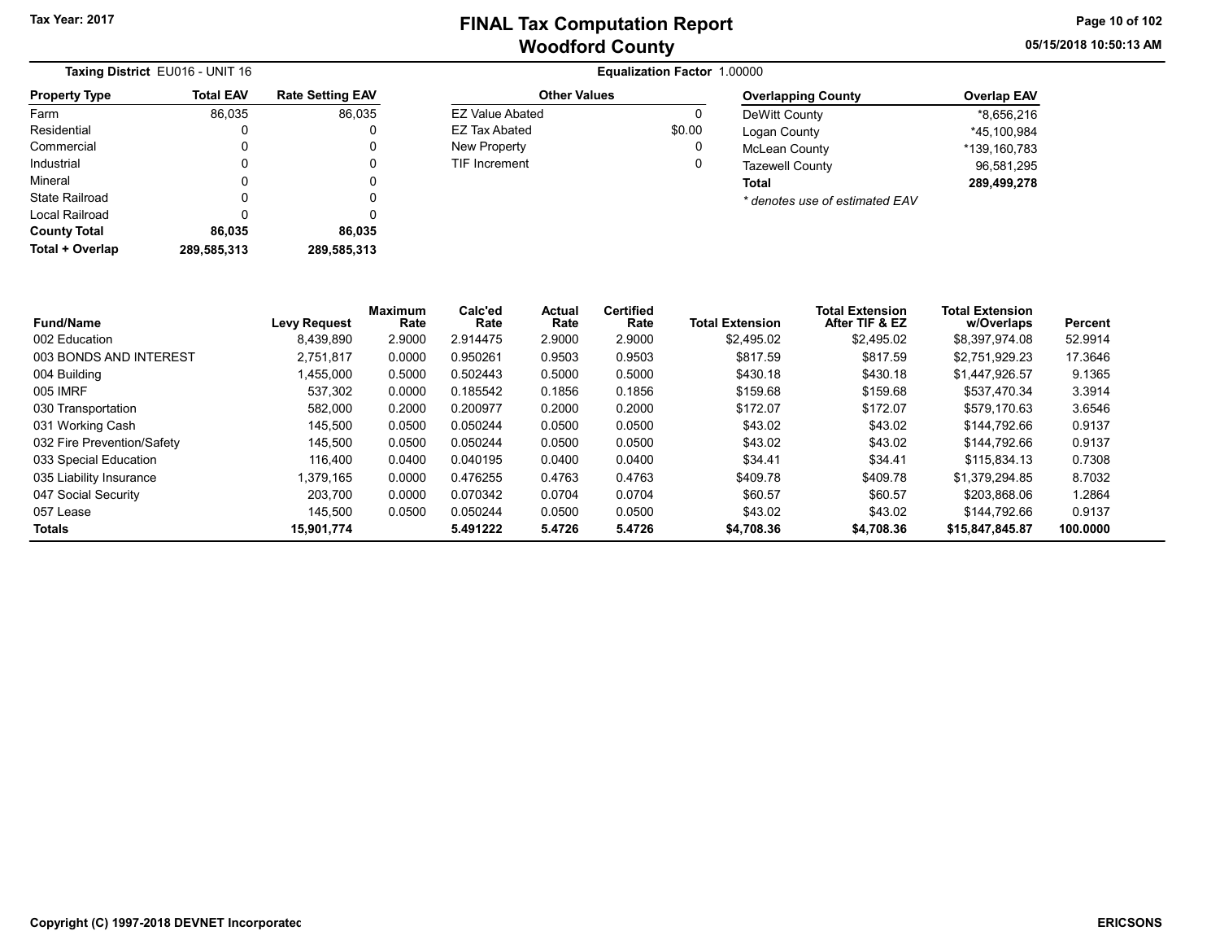Tax Year: 2017

# FINAL Tax Computation Report
## Woodford County

**Taxing District** EU016 - UNIT 16

**Equalization Factor** 1.00000

| Property Type | Total EAV | Rate Setting EAV |
|---|---|---|
| Farm | 86,035 | 86,035 |
| Residential | 0 | 0 |
| Commercial | 0 | 0 |
| Industrial | 0 | 0 |
| Mineral | 0 | 0 |
| State Railroad | 0 | 0 |
| Local Railroad | 0 | 0 |
| **County Total** | **86,035** | **86,035** |
| **Total + Overlap** | **289,585,313** | **289,585,313** |

| Other Values | |
|---|---|
| EZ Value Abated | 0 |
| EZ Tax Abated | $0.00 |
| New Property | 0 |
| TIF Increment | 0 |

| Overlapping County | Overlap EAV |
|---|---|
| DeWitt County | *8,656,216 |
| Logan County | *45,100,984 |
| McLean County | *139,160,783 |
| Tazewell County | 96,581,295 |
| **Total** | **289,499,278** |

*\* denotes use of estimated EAV*

| Fund/Name | Levy Request | Maximum Rate | Calc'ed Rate | Actual Rate | Certified Rate | Total Extension | Total Extension After TIF & EZ | Total Extension w/Overlaps | Percent |
|---|---|---|---|---|---|---|---|---|---|
| 002 Education | 8,439,890 | 2.9000 | 2.914475 | 2.9000 | 2.9000 | $2,495.02 | $2,495.02 | $8,397,974.08 | 52.9914 |
| 003 BONDS AND INTEREST | 2,751,817 | 0.0000 | 0.950261 | 0.9503 | 0.9503 | $817.59 | $817.59 | $2,751,929.23 | 17.3646 |
| 004 Building | 1,455,000 | 0.5000 | 0.502443 | 0.5000 | 0.5000 | $430.18 | $430.18 | $1,447,926.57 | 9.1365 |
| 005 IMRF | 537,302 | 0.0000 | 0.185542 | 0.1856 | 0.1856 | $159.68 | $159.68 | $537,470.34 | 3.3914 |
| 030 Transportation | 582,000 | 0.2000 | 0.200977 | 0.2000 | 0.2000 | $172.07 | $172.07 | $579,170.63 | 3.6546 |
| 031 Working Cash | 145,500 | 0.0500 | 0.050244 | 0.0500 | 0.0500 | $43.02 | $43.02 | $144,792.66 | 0.9137 |
| 032 Fire Prevention/Safety | 145,500 | 0.0500 | 0.050244 | 0.0500 | 0.0500 | $43.02 | $43.02 | $144,792.66 | 0.9137 |
| 033 Special Education | 116,400 | 0.0400 | 0.040195 | 0.0400 | 0.0400 | $34.41 | $34.41 | $115,834.13 | 0.7308 |
| 035 Liability Insurance | 1,379,165 | 0.0000 | 0.476255 | 0.4763 | 0.4763 | $409.78 | $409.78 | $1,379,294.85 | 8.7032 |
| 047 Social Security | 203,700 | 0.0000 | 0.070342 | 0.0704 | 0.0704 | $60.57 | $60.57 | $203,868.06 | 1.2864 |
| 057 Lease | 145,500 | 0.0500 | 0.050244 | 0.0500 | 0.0500 | $43.02 | $43.02 | $144,792.66 | 0.9137 |
| **Totals** | **15,901,774** | | **5.491222** | **5.4726** | **5.4726** | **$4,708.36** | **$4,708.36** | **$15,847,845.87** | **100.0000** |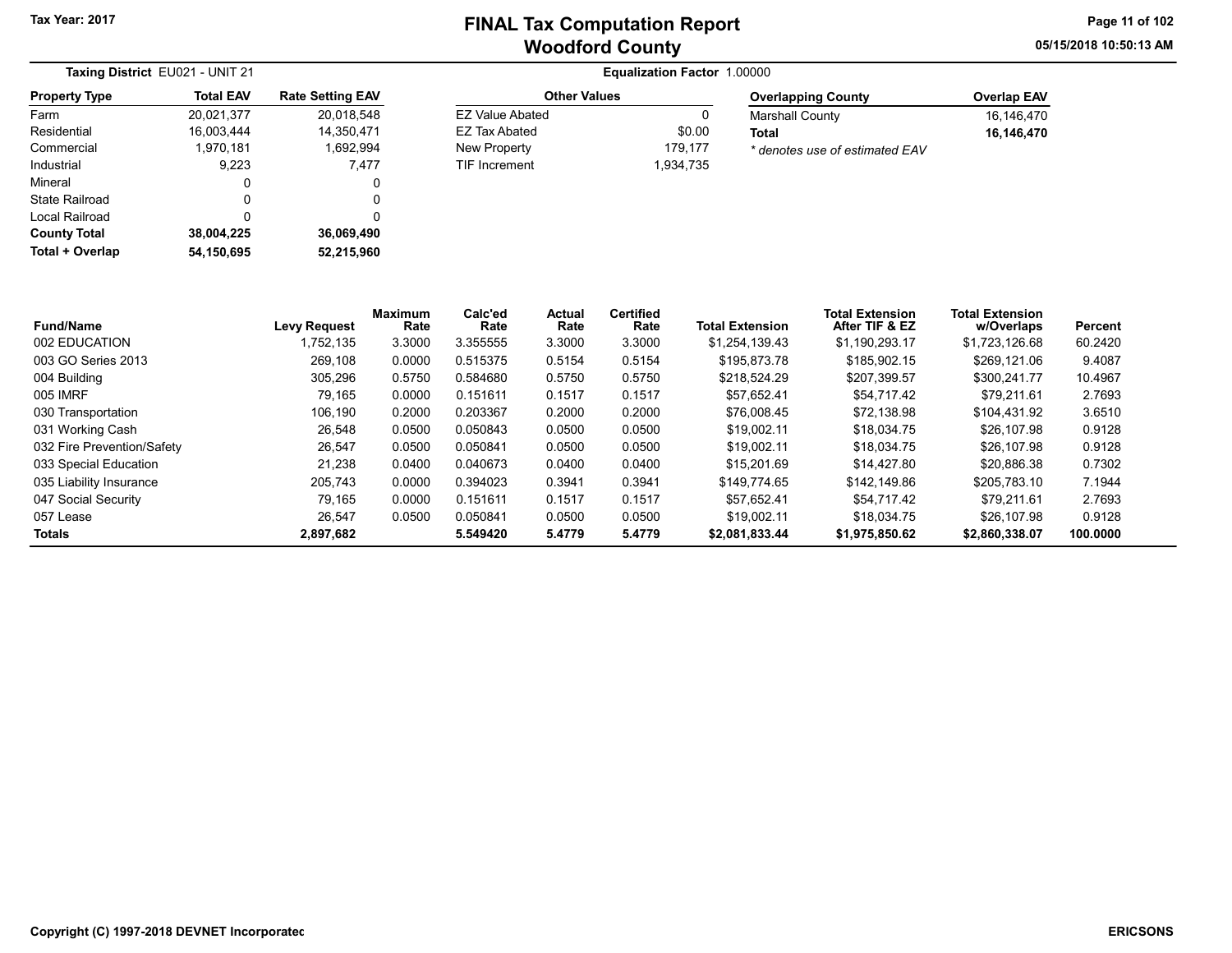Tax Year: 2017

# FINAL Tax Computation Report
## Woodford County

05/15/2018 10:50:13 AM

**Taxing District** EU021 - UNIT 21

**Equalization Factor** 1.00000

| Property Type | Total EAV | Rate Setting EAV |
|---|---|---|
| Farm | 20,021,377 | 20,018,548 |
| Residential | 16,003,444 | 14,350,471 |
| Commercial | 1,970,181 | 1,692,994 |
| Industrial | 9,223 | 7,477 |
| Mineral | 0 | 0 |
| State Railroad | 0 | 0 |
| Local Railroad | 0 | 0 |
| **County Total** | **38,004,225** | **36,069,490** |
| **Total + Overlap** | **54,150,695** | **52,215,960** |

| Other Values | |
|---|---|
| EZ Value Abated | 0 |
| EZ Tax Abated | $0.00 |
| New Property | 179,177 |
| TIF Increment | 1,934,735 |

| Overlapping County | Overlap EAV |
|---|---|
| Marshall County | 16,146,470 |
| **Total** | **16,146,470** |

*\* denotes use of estimated EAV*

| Fund/Name | Levy Request | Maximum Rate | Calc'ed Rate | Actual Rate | Certified Rate | Total Extension | Total Extension After TIF & EZ | Total Extension w/Overlaps | Percent |
|---|---|---|---|---|---|---|---|---|---|
| 002 EDUCATION | 1,752,135 | 3.3000 | 3.355555 | 3.3000 | 3.3000 | $1,254,139.43 | $1,190,293.17 | $1,723,126.68 | 60.2420 |
| 003 GO Series 2013 | 269,108 | 0.0000 | 0.515375 | 0.5154 | 0.5154 | $195,873.78 | $185,902.15 | $269,121.06 | 9.4087 |
| 004 Building | 305,296 | 0.5750 | 0.584680 | 0.5750 | 0.5750 | $218,524.29 | $207,399.57 | $300,241.77 | 10.4967 |
| 005 IMRF | 79,165 | 0.0000 | 0.151611 | 0.1517 | 0.1517 | $57,652.41 | $54,717.42 | $79,211.61 | 2.7693 |
| 030 Transportation | 106,190 | 0.2000 | 0.203367 | 0.2000 | 0.2000 | $76,008.45 | $72,138.98 | $104,431.92 | 3.6510 |
| 031 Working Cash | 26,548 | 0.0500 | 0.050843 | 0.0500 | 0.0500 | $19,002.11 | $18,034.75 | $26,107.98 | 0.9128 |
| 032 Fire Prevention/Safety | 26,547 | 0.0500 | 0.050841 | 0.0500 | 0.0500 | $19,002.11 | $18,034.75 | $26,107.98 | 0.9128 |
| 033 Special Education | 21,238 | 0.0400 | 0.040673 | 0.0400 | 0.0400 | $15,201.69 | $14,427.80 | $20,886.38 | 0.7302 |
| 035 Liability Insurance | 205,743 | 0.0000 | 0.394023 | 0.3941 | 0.3941 | $149,774.65 | $142,149.86 | $205,783.10 | 7.1944 |
| 047 Social Security | 79,165 | 0.0000 | 0.151611 | 0.1517 | 0.1517 | $57,652.41 | $54,717.42 | $79,211.61 | 2.7693 |
| 057 Lease | 26,547 | 0.0500 | 0.050841 | 0.0500 | 0.0500 | $19,002.11 | $18,034.75 | $26,107.98 | 0.9128 |
| **Totals** | **2,897,682** | | **5.549420** | **5.4779** | **5.4779** | **$2,081,833.44** | **$1,975,850.62** | **$2,860,338.07** | **100.0000** |

Copyright (C) 1997-2018 DEVNET Incorporated

ERICSONS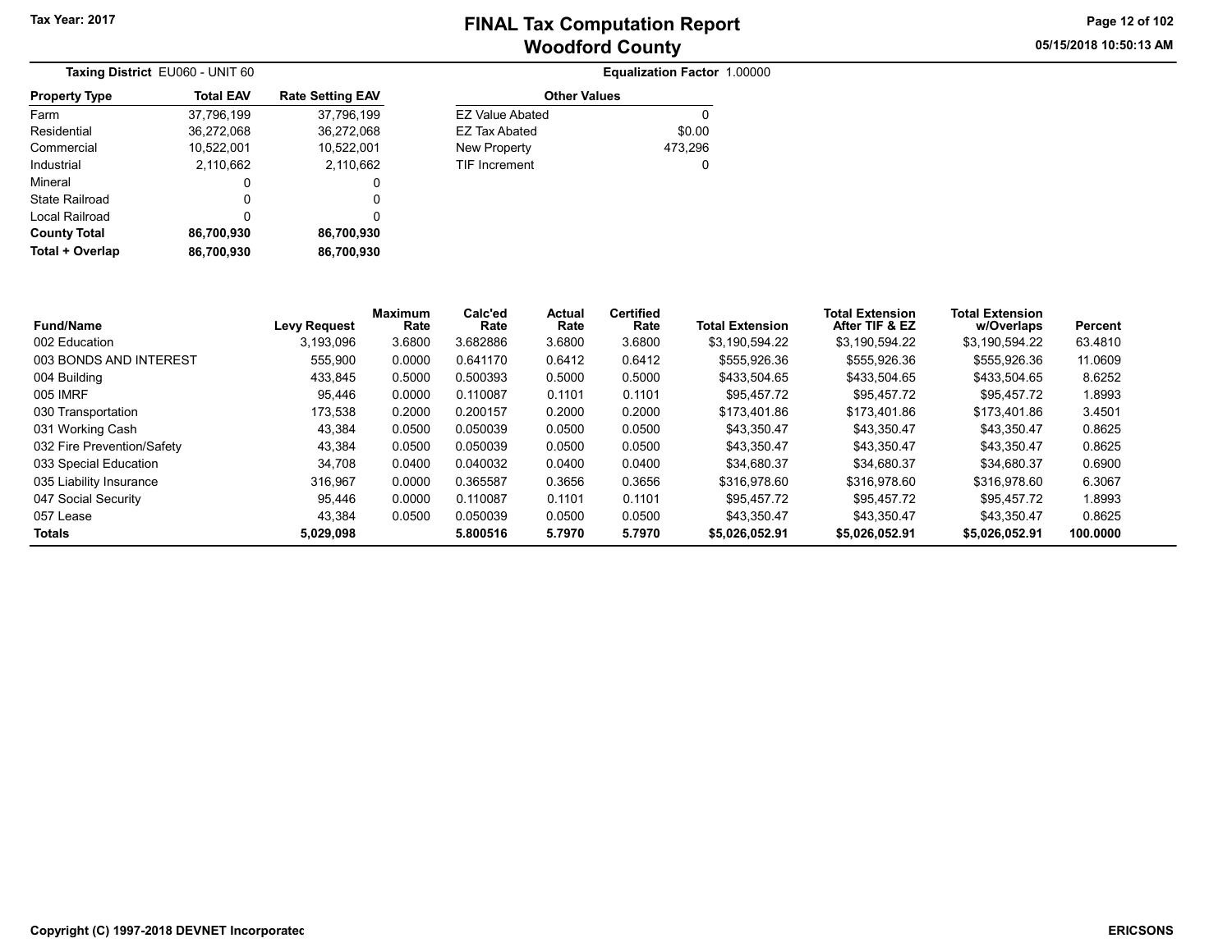Tax Year: 2017

# FINAL Tax Computation Report
## Woodford County

05/15/2018 10:50:13 AM

**Taxing District** EU060 - UNIT 60

**Equalization Factor** 1.00000

| Property Type | Total EAV | Rate Setting EAV |
|---|---|---|
| Farm | 37,796,199 | 37,796,199 |
| Residential | 36,272,068 | 36,272,068 |
| Commercial | 10,522,001 | 10,522,001 |
| Industrial | 2,110,662 | 2,110,662 |
| Mineral | 0 | 0 |
| State Railroad | 0 | 0 |
| Local Railroad | 0 | 0 |
| **County Total** | **86,700,930** | **86,700,930** |
| **Total + Overlap** | **86,700,930** | **86,700,930** |

| Other Values | |
|---|---|
| EZ Value Abated | 0 |
| EZ Tax Abated | $0.00 |
| New Property | 473,296 |
| TIF Increment | 0 |

| Fund/Name | Levy Request | Maximum Rate | Calc'ed Rate | Actual Rate | Certified Rate | Total Extension | Total Extension After TIF & EZ | Total Extension w/Overlaps | Percent |
|---|---|---|---|---|---|---|---|---|---|
| 002 Education | 3,193,096 | 3.6800 | 3.682886 | 3.6800 | 3.6800 | $3,190,594.22 | $3,190,594.22 | $3,190,594.22 | 63.4810 |
| 003 BONDS AND INTEREST | 555,900 | 0.0000 | 0.641170 | 0.6412 | 0.6412 | $555,926.36 | $555,926.36 | $555,926.36 | 11.0609 |
| 004 Building | 433,845 | 0.5000 | 0.500393 | 0.5000 | 0.5000 | $433,504.65 | $433,504.65 | $433,504.65 | 8.6252 |
| 005 IMRF | 95,446 | 0.0000 | 0.110087 | 0.1101 | 0.1101 | $95,457.72 | $95,457.72 | $95,457.72 | 1.8993 |
| 030 Transportation | 173,538 | 0.2000 | 0.200157 | 0.2000 | 0.2000 | $173,401.86 | $173,401.86 | $173,401.86 | 3.4501 |
| 031 Working Cash | 43,384 | 0.0500 | 0.050039 | 0.0500 | 0.0500 | $43,350.47 | $43,350.47 | $43,350.47 | 0.8625 |
| 032 Fire Prevention/Safety | 43,384 | 0.0500 | 0.050039 | 0.0500 | 0.0500 | $43,350.47 | $43,350.47 | $43,350.47 | 0.8625 |
| 033 Special Education | 34,708 | 0.0400 | 0.040032 | 0.0400 | 0.0400 | $34,680.37 | $34,680.37 | $34,680.37 | 0.6900 |
| 035 Liability Insurance | 316,967 | 0.0000 | 0.365587 | 0.3656 | 0.3656 | $316,978.60 | $316,978.60 | $316,978.60 | 6.3067 |
| 047 Social Security | 95,446 | 0.0000 | 0.110087 | 0.1101 | 0.1101 | $95,457.72 | $95,457.72 | $95,457.72 | 1.8993 |
| 057 Lease | 43,384 | 0.0500 | 0.050039 | 0.0500 | 0.0500 | $43,350.47 | $43,350.47 | $43,350.47 | 0.8625 |
| **Totals** | **5,029,098** | | **5.800516** | **5.7970** | **5.7970** | **$5,026,052.91** | **$5,026,052.91** | **$5,026,052.91** | **100.0000** |

Copyright (C) 1997-2018 DEVNET Incorporatec

ERICSONS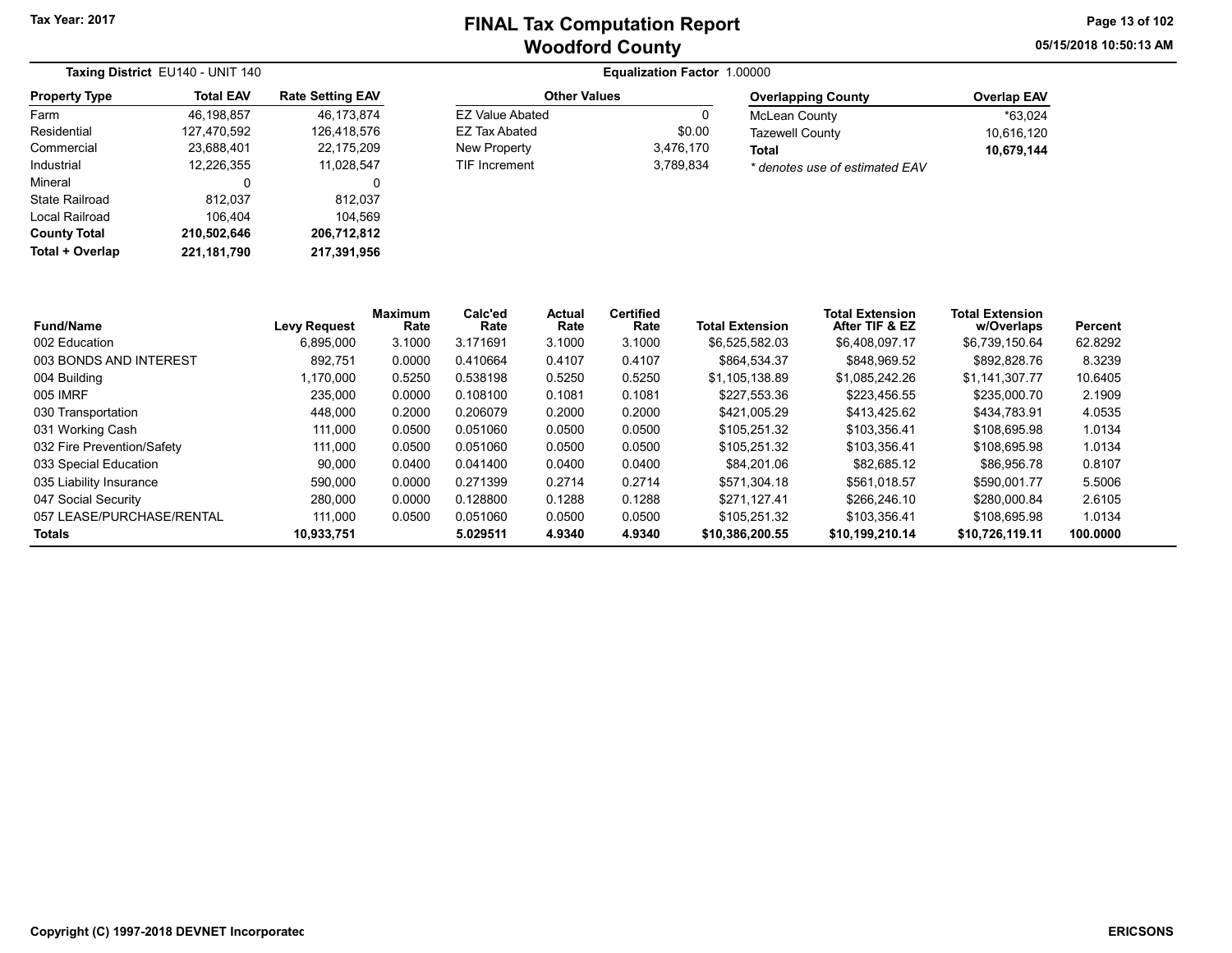Tax Year: 2017

# FINAL Tax Computation Report
## Woodford County

**Taxing District** EU140 - UNIT 140

**Equalization Factor** 1.00000

| Property Type | Total EAV | Rate Setting EAV |
|---|---|---|
| Farm | 46,198,857 | 46,173,874 |
| Residential | 127,470,592 | 126,418,576 |
| Commercial | 23,688,401 | 22,175,209 |
| Industrial | 12,226,355 | 11,028,547 |
| Mineral | 0 | 0 |
| State Railroad | 812,037 | 812,037 |
| Local Railroad | 106,404 | 104,569 |
| **County Total** | **210,502,646** | **206,712,812** |
| **Total + Overlap** | **221,181,790** | **217,391,956** |

| Other Values | |
|---|---|
| EZ Value Abated | 0 |
| EZ Tax Abated | $0.00 |
| New Property | 3,476,170 |
| TIF Increment | 3,789,834 |

| Overlapping County | Overlap EAV |
|---|---|
| McLean County | *63,024 |
| Tazewell County | 10,616,120 |
| **Total** | **10,679,144** |

*\* denotes use of estimated EAV*

| Fund/Name | Levy Request | Maximum Rate | Calc'ed Rate | Actual Rate | Certified Rate | Total Extension | Total Extension After TIF & EZ | Total Extension w/Overlaps | Percent |
|---|---|---|---|---|---|---|---|---|---|
| 002 Education | 6,895,000 | 3.1000 | 3.171691 | 3.1000 | 3.1000 | $6,525,582.03 | $6,408,097.17 | $6,739,150.64 | 62.8292 |
| 003 BONDS AND INTEREST | 892,751 | 0.0000 | 0.410664 | 0.4107 | 0.4107 | $864,534.37 | $848,969.52 | $892,828.76 | 8.3239 |
| 004 Building | 1,170,000 | 0.5250 | 0.538198 | 0.5250 | 0.5250 | $1,105,138.89 | $1,085,242.26 | $1,141,307.77 | 10.6405 |
| 005 IMRF | 235,000 | 0.0000 | 0.108100 | 0.1081 | 0.1081 | $227,553.36 | $223,456.55 | $235,000.70 | 2.1909 |
| 030 Transportation | 448,000 | 0.2000 | 0.206079 | 0.2000 | 0.2000 | $421,005.29 | $413,425.62 | $434,783.91 | 4.0535 |
| 031 Working Cash | 111,000 | 0.0500 | 0.051060 | 0.0500 | 0.0500 | $105,251.32 | $103,356.41 | $108,695.98 | 1.0134 |
| 032 Fire Prevention/Safety | 111,000 | 0.0500 | 0.051060 | 0.0500 | 0.0500 | $105,251.32 | $103,356.41 | $108,695.98 | 1.0134 |
| 033 Special Education | 90,000 | 0.0400 | 0.041400 | 0.0400 | 0.0400 | $84,201.06 | $82,685.12 | $86,956.78 | 0.8107 |
| 035 Liability Insurance | 590,000 | 0.0000 | 0.271399 | 0.2714 | 0.2714 | $571,304.18 | $561,018.57 | $590,001.77 | 5.5006 |
| 047 Social Security | 280,000 | 0.0000 | 0.128800 | 0.1288 | 0.1288 | $271,127.41 | $266,246.10 | $280,000.84 | 2.6105 |
| 057 LEASE/PURCHASE/RENTAL | 111,000 | 0.0500 | 0.051060 | 0.0500 | 0.0500 | $105,251.32 | $103,356.41 | $108,695.98 | 1.0134 |
| **Totals** | **10,933,751** | | **5.029511** | **4.9340** | **4.9340** | **$10,386,200.55** | **$10,199,210.14** | **$10,726,119.11** | **100.0000** |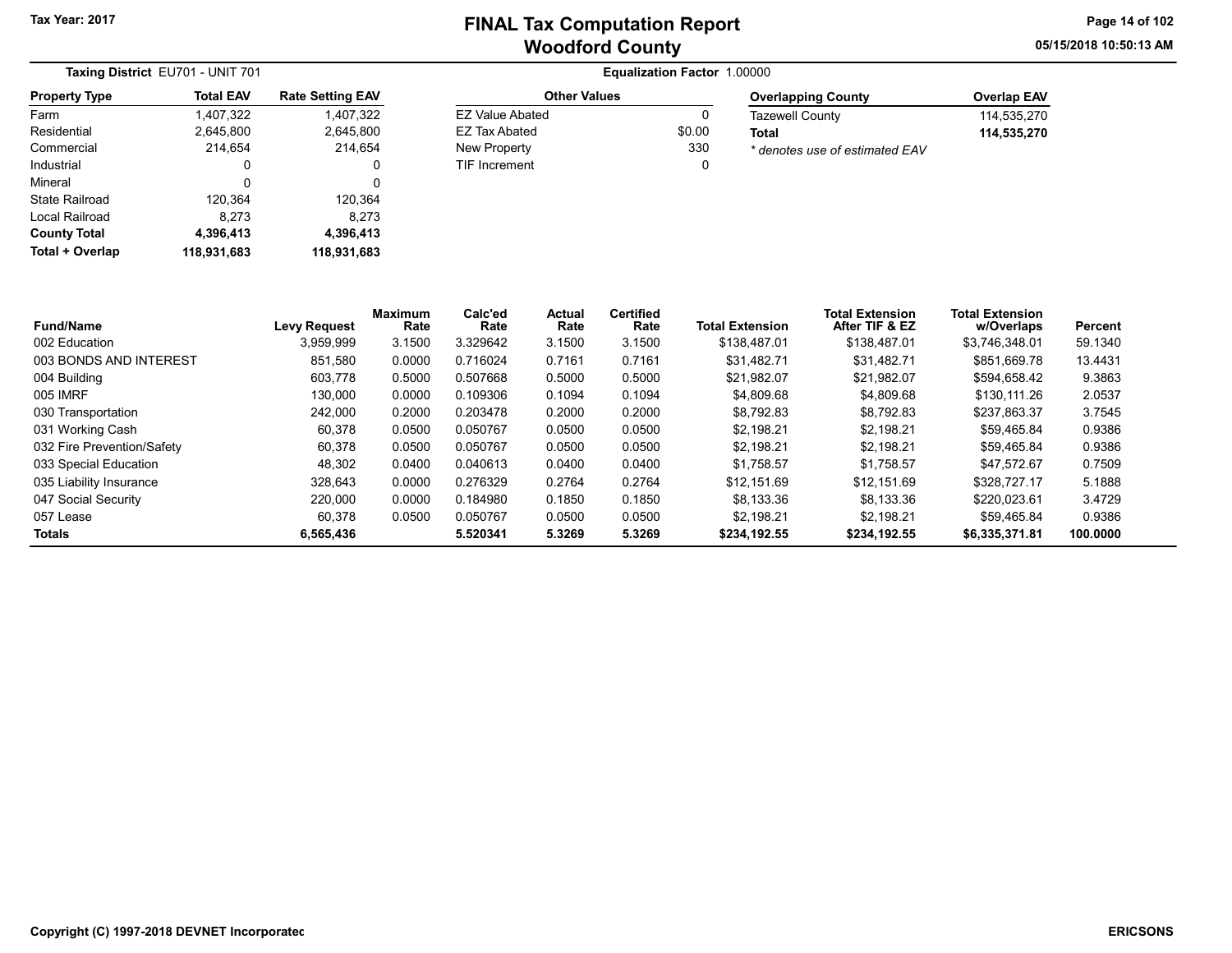Tax Year: 2017

# FINAL Tax Computation Report
## Woodford County

05/15/2018 10:50:13 AM

**Taxing District** EU701 - UNIT 701

**Equalization Factor** 1.00000

| Property Type | Total EAV | Rate Setting EAV |
|---|---|---|
| Farm | 1,407,322 | 1,407,322 |
| Residential | 2,645,800 | 2,645,800 |
| Commercial | 214,654 | 214,654 |
| Industrial | 0 | 0 |
| Mineral | 0 | 0 |
| State Railroad | 120,364 | 120,364 |
| Local Railroad | 8,273 | 8,273 |
| **County Total** | **4,396,413** | **4,396,413** |
| **Total + Overlap** | **118,931,683** | **118,931,683** |

| Other Values | |
|---|---|
| EZ Value Abated | 0 |
| EZ Tax Abated | $0.00 |
| New Property | 330 |
| TIF Increment | 0 |

| Overlapping County | Overlap EAV |
|---|---|
| Tazewell County | 114,535,270 |
| **Total** | **114,535,270** |

*\* denotes use of estimated EAV*

| Fund/Name | Levy Request | Maximum Rate | Calc'ed Rate | Actual Rate | Certified Rate | Total Extension | Total Extension After TIF & EZ | Total Extension w/Overlaps | Percent |
|---|---|---|---|---|---|---|---|---|---|
| 002 Education | 3,959,999 | 3.1500 | 3.329642 | 3.1500 | 3.1500 | $138,487.01 | $138,487.01 | $3,746,348.01 | 59.1340 |
| 003 BONDS AND INTEREST | 851,580 | 0.0000 | 0.716024 | 0.7161 | 0.7161 | $31,482.71 | $31,482.71 | $851,669.78 | 13.4431 |
| 004 Building | 603,778 | 0.5000 | 0.507668 | 0.5000 | 0.5000 | $21,982.07 | $21,982.07 | $594,658.42 | 9.3863 |
| 005 IMRF | 130,000 | 0.0000 | 0.109306 | 0.1094 | 0.1094 | $4,809.68 | $4,809.68 | $130,111.26 | 2.0537 |
| 030 Transportation | 242,000 | 0.2000 | 0.203478 | 0.2000 | 0.2000 | $8,792.83 | $8,792.83 | $237,863.37 | 3.7545 |
| 031 Working Cash | 60,378 | 0.0500 | 0.050767 | 0.0500 | 0.0500 | $2,198.21 | $2,198.21 | $59,465.84 | 0.9386 |
| 032 Fire Prevention/Safety | 60,378 | 0.0500 | 0.050767 | 0.0500 | 0.0500 | $2,198.21 | $2,198.21 | $59,465.84 | 0.9386 |
| 033 Special Education | 48,302 | 0.0400 | 0.040613 | 0.0400 | 0.0400 | $1,758.57 | $1,758.57 | $47,572.67 | 0.7509 |
| 035 Liability Insurance | 328,643 | 0.0000 | 0.276329 | 0.2764 | 0.2764 | $12,151.69 | $12,151.69 | $328,727.17 | 5.1888 |
| 047 Social Security | 220,000 | 0.0000 | 0.184980 | 0.1850 | 0.1850 | $8,133.36 | $8,133.36 | $220,023.61 | 3.4729 |
| 057 Lease | 60,378 | 0.0500 | 0.050767 | 0.0500 | 0.0500 | $2,198.21 | $2,198.21 | $59,465.84 | 0.9386 |
| **Totals** | **6,565,436** | | **5.520341** | **5.3269** | **5.3269** | **$234,192.55** | **$234,192.55** | **$6,335,371.81** | **100.0000** |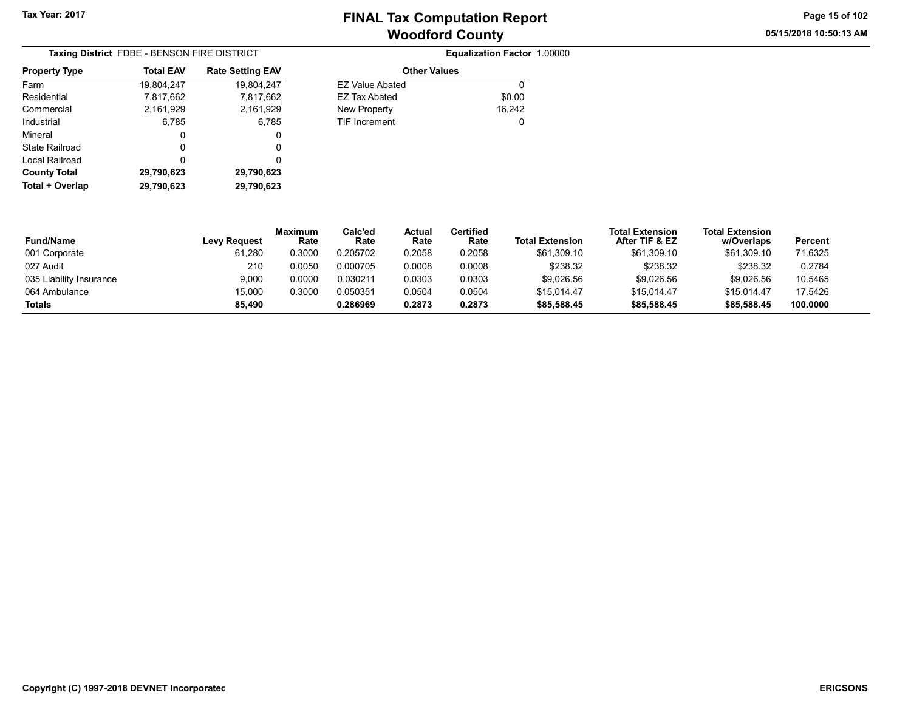Tax Year: 2017

# FINAL Tax Computation Report
## Woodford County

05/15/2018 10:50:13 AM

**Taxing District** FDBE - BENSON FIRE DISTRICT

**Equalization Factor** 1.00000

| Property Type | Total EAV | Rate Setting EAV |
|---|---|---|
| Farm | 19,804,247 | 19,804,247 |
| Residential | 7,817,662 | 7,817,662 |
| Commercial | 2,161,929 | 2,161,929 |
| Industrial | 6,785 | 6,785 |
| Mineral | 0 | 0 |
| State Railroad | 0 | 0 |
| Local Railroad | 0 | 0 |
| **County Total** | **29,790,623** | **29,790,623** |
| **Total + Overlap** | **29,790,623** | **29,790,623** |

| Other Values | |
|---|---|
| EZ Value Abated | 0 |
| EZ Tax Abated | $0.00 |
| New Property | 16,242 |
| TIF Increment | 0 |

| Fund/Name | Levy Request | Maximum Rate | Calc'ed Rate | Actual Rate | Certified Rate | Total Extension | Total Extension After TIF & EZ | Total Extension w/Overlaps | Percent |
|---|---|---|---|---|---|---|---|---|---|
| 001 Corporate | 61,280 | 0.3000 | 0.205702 | 0.2058 | 0.2058 | $61,309.10 | $61,309.10 | $61,309.10 | 71.6325 |
| 027 Audit | 210 | 0.0050 | 0.000705 | 0.0008 | 0.0008 | $238.32 | $238.32 | $238.32 | 0.2784 |
| 035 Liability Insurance | 9,000 | 0.0000 | 0.030211 | 0.0303 | 0.0303 | $9,026.56 | $9,026.56 | $9,026.56 | 10.5465 |
| 064 Ambulance | 15,000 | 0.3000 | 0.050351 | 0.0504 | 0.0504 | $15,014.47 | $15,014.47 | $15,014.47 | 17.5426 |
| **Totals** | **85,490** | | **0.286969** | **0.2873** | **0.2873** | **$85,588.45** | **$85,588.45** | **$85,588.45** | **100.0000** |

Copyright (C) 1997-2018 DEVNET Incorporated

ERICSONS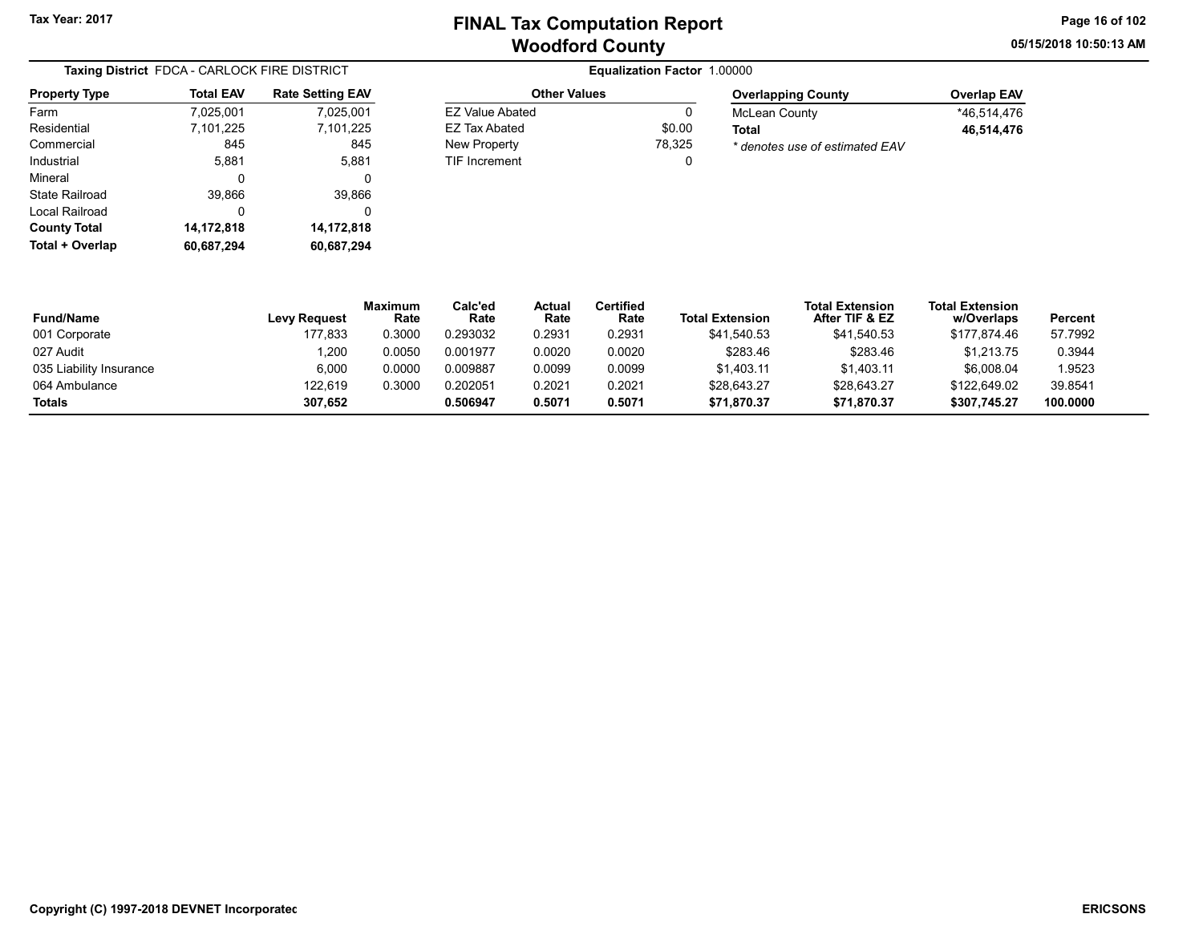# FINAL Tax Computation Report
## Woodford County

Tax Year: 2017

05/15/2018 10:50:13 AM

**Taxing District** FDCA - CARLOCK FIRE DISTRICT

**Equalization Factor** 1.00000

| Property Type | Total EAV | Rate Setting EAV |
|---|---|---|
| Farm | 7,025,001 | 7,025,001 |
| Residential | 7,101,225 | 7,101,225 |
| Commercial | 845 | 845 |
| Industrial | 5,881 | 5,881 |
| Mineral | 0 | 0 |
| State Railroad | 39,866 | 39,866 |
| Local Railroad | 0 | 0 |
| **County Total** | **14,172,818** | **14,172,818** |
| **Total + Overlap** | **60,687,294** | **60,687,294** |

| Other Values | |
|---|---|
| EZ Value Abated | 0 |
| EZ Tax Abated | $0.00 |
| New Property | 78,325 |
| TIF Increment | 0 |

| Overlapping County | Overlap EAV |
|---|---|
| McLean County | *46,514,476 |
| **Total** | **46,514,476** |

*\* denotes use of estimated EAV*

| Fund/Name | Levy Request | Maximum Rate | Calc'ed Rate | Actual Rate | Certified Rate | Total Extension | Total Extension After TIF & EZ | Total Extension w/Overlaps | Percent |
|---|---|---|---|---|---|---|---|---|---|
| 001 Corporate | 177,833 | 0.3000 | 0.293032 | 0.2931 | 0.2931 | $41,540.53 | $41,540.53 | $177,874.46 | 57.7992 |
| 027 Audit | 1,200 | 0.0050 | 0.001977 | 0.0020 | 0.0020 | $283.46 | $283.46 | $1,213.75 | 0.3944 |
| 035 Liability Insurance | 6,000 | 0.0000 | 0.009887 | 0.0099 | 0.0099 | $1,403.11 | $1,403.11 | $6,008.04 | 1.9523 |
| 064 Ambulance | 122,619 | 0.3000 | 0.202051 | 0.2021 | 0.2021 | $28,643.27 | $28,643.27 | $122,649.02 | 39.8541 |
| **Totals** | **307,652** | | **0.506947** | **0.5071** | **0.5071** | **$71,870.37** | **$71,870.37** | **$307,745.27** | **100.0000** |

Copyright (C) 1997-2018 DEVNET Incorporated

ERICSONS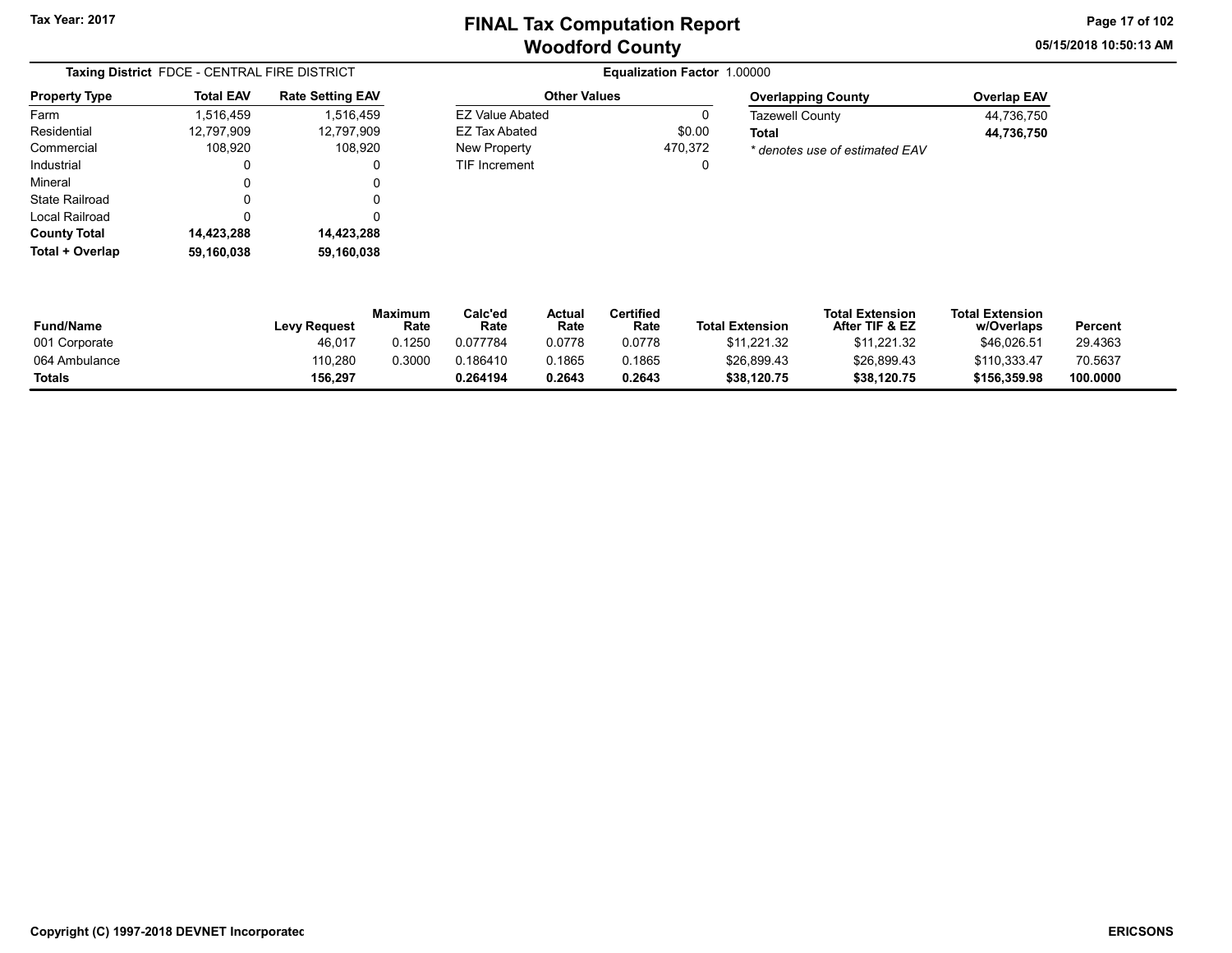Tax Year: 2017

# FINAL Tax Computation Report
## Woodford County

05/15/2018 10:50:13 AM

**Taxing District** FDCE - CENTRAL FIRE DISTRICT

**Equalization Factor** 1.00000

| Property Type | Total EAV | Rate Setting EAV |
|---|---|---|
| Farm | 1,516,459 | 1,516,459 |
| Residential | 12,797,909 | 12,797,909 |
| Commercial | 108,920 | 108,920 |
| Industrial | 0 | 0 |
| Mineral | 0 | 0 |
| State Railroad | 0 | 0 |
| Local Railroad | 0 | 0 |
| **County Total** | **14,423,288** | **14,423,288** |
| **Total + Overlap** | **59,160,038** | **59,160,038** |

| Other Values | |
|---|---|
| EZ Value Abated | 0 |
| EZ Tax Abated | $0.00 |
| New Property | 470,372 |
| TIF Increment | 0 |

| Overlapping County | Overlap EAV |
|---|---|
| Tazewell County | 44,736,750 |
| **Total** | **44,736,750** |

*\* denotes use of estimated EAV*

| Fund/Name | Levy Request | Maximum Rate | Calc'ed Rate | Actual Rate | Certified Rate | Total Extension | Total Extension After TIF & EZ | Total Extension w/Overlaps | Percent |
|---|---|---|---|---|---|---|---|---|---|
| 001 Corporate | 46,017 | 0.1250 | 0.077784 | 0.0778 | 0.0778 | $11,221.32 | $11,221.32 | $46,026.51 | 29.4363 |
| 064 Ambulance | 110,280 | 0.3000 | 0.186410 | 0.1865 | 0.1865 | $26,899.43 | $26,899.43 | $110,333.47 | 70.5637 |
| **Totals** | **156,297** | | **0.264194** | **0.2643** | **0.2643** | **$38,120.75** | **$38,120.75** | **$156,359.98** | **100.0000** |

Copyright (C) 1997-2018 DEVNET Incorporated

ERICSONS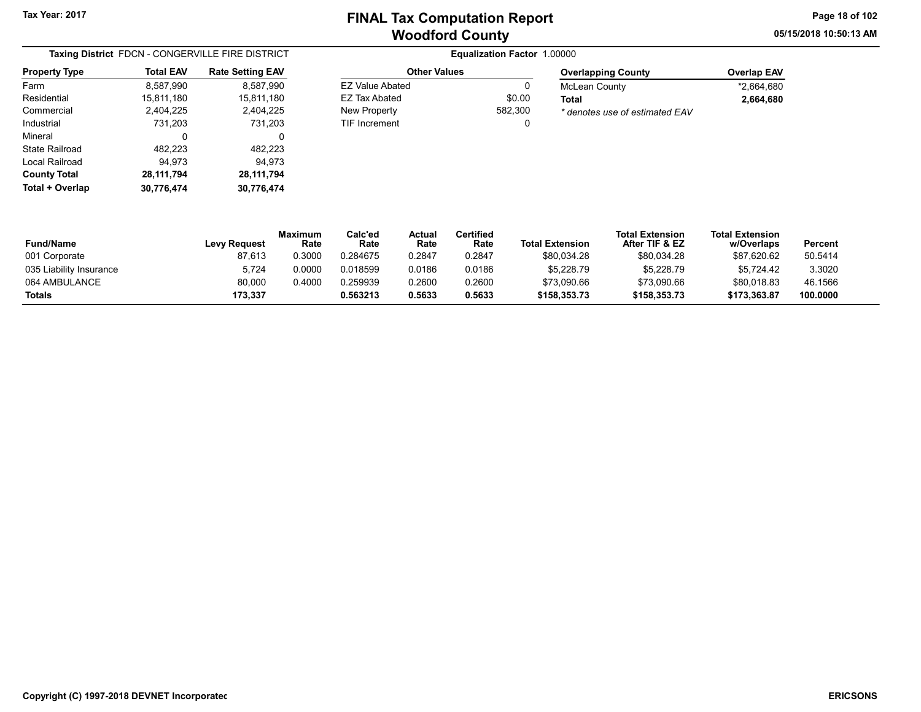**Tax Year: 2017**

# FINAL Tax Computation Report
## Woodford County

05/15/2018 10:50:13 AM

**Taxing District** FDCN - CONGERVILLE FIRE DISTRICT

**Equalization Factor** 1.00000

| Property Type | Total EAV | Rate Setting EAV |
|---|---|---|
| Farm | 8,587,990 | 8,587,990 |
| Residential | 15,811,180 | 15,811,180 |
| Commercial | 2,404,225 | 2,404,225 |
| Industrial | 731,203 | 731,203 |
| Mineral | 0 | 0 |
| State Railroad | 482,223 | 482,223 |
| Local Railroad | 94,973 | 94,973 |
| **County Total** | **28,111,794** | **28,111,794** |
| **Total + Overlap** | **30,776,474** | **30,776,474** |

| Other Values | |
|---|---|
| EZ Value Abated | 0 |
| EZ Tax Abated | $0.00 |
| New Property | 582,300 |
| TIF Increment | 0 |

| Overlapping County | Overlap EAV |
|---|---|
| McLean County | *2,664,680 |
| **Total** | **2,664,680** |

*\* denotes use of estimated EAV*

| Fund/Name | Levy Request | Maximum Rate | Calc'ed Rate | Actual Rate | Certified Rate | Total Extension | Total Extension After TIF & EZ | Total Extension w/Overlaps | Percent |
|---|---|---|---|---|---|---|---|---|---|
| 001 Corporate | 87,613 | 0.3000 | 0.284675 | 0.2847 | 0.2847 | $80,034.28 | $80,034.28 | $87,620.62 | 50.5414 |
| 035 Liability Insurance | 5,724 | 0.0000 | 0.018599 | 0.0186 | 0.0186 | $5,228.79 | $5,228.79 | $5,724.42 | 3.3020 |
| 064 AMBULANCE | 80,000 | 0.4000 | 0.259939 | 0.2600 | 0.2600 | $73,090.66 | $73,090.66 | $80,018.83 | 46.1566 |
| **Totals** | **173,337** | | **0.563213** | **0.5633** | **0.5633** | **$158,353.73** | **$158,353.73** | **$173,363.87** | **100.0000** |

Copyright (C) 1997-2018 DEVNET Incorporatec

ERICSONS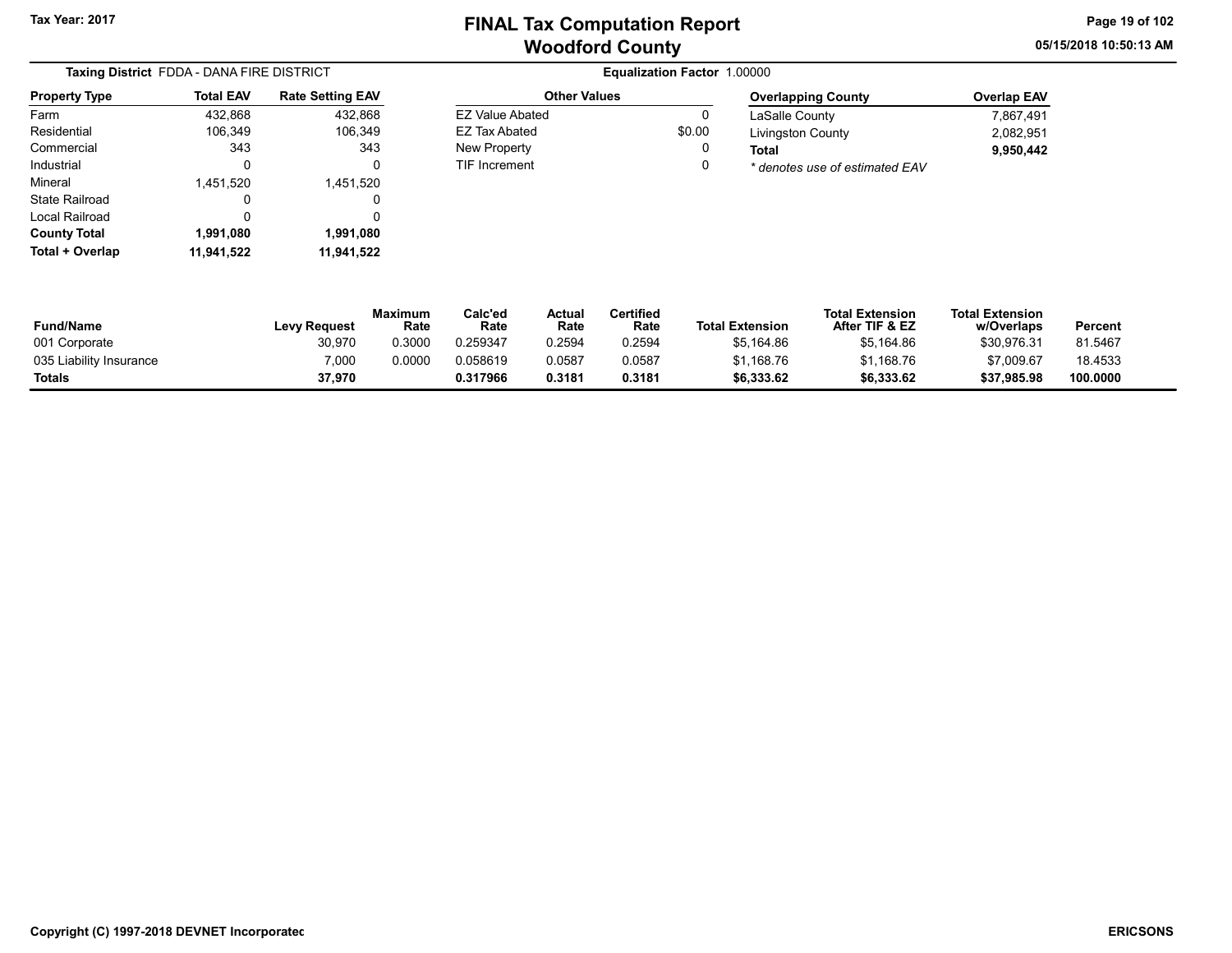# FINAL Tax Computation Report
## Woodford County

Tax Year: 2017

05/15/2018 10:50:13 AM

**Taxing District** FDDA - DANA FIRE DISTRICT

**Equalization Factor** 1.00000

| Property Type | Total EAV | Rate Setting EAV |
|---|---|---|
| Farm | 432,868 | 432,868 |
| Residential | 106,349 | 106,349 |
| Commercial | 343 | 343 |
| Industrial | 0 | 0 |
| Mineral | 1,451,520 | 1,451,520 |
| State Railroad | 0 | 0 |
| Local Railroad | 0 | 0 |
| **County Total** | **1,991,080** | **1,991,080** |
| **Total + Overlap** | **11,941,522** | **11,941,522** |

| Other Values | |
|---|---|
| EZ Value Abated | 0 |
| EZ Tax Abated | $0.00 |
| New Property | 0 |
| TIF Increment | 0 |

| Overlapping County | Overlap EAV |
|---|---|
| LaSalle County | 7,867,491 |
| Livingston County | 2,082,951 |
| **Total** | **9,950,442** |

*\* denotes use of estimated EAV*

| Fund/Name | Levy Request | Maximum Rate | Calc'ed Rate | Actual Rate | Certified Rate | Total Extension | Total Extension After TIF & EZ | Total Extension w/Overlaps | Percent |
|---|---|---|---|---|---|---|---|---|---|
| 001 Corporate | 30,970 | 0.3000 | 0.259347 | 0.2594 | 0.2594 | $5,164.86 | $5,164.86 | $30,976.31 | 81.5467 |
| 035 Liability Insurance | 7,000 | 0.0000 | 0.058619 | 0.0587 | 0.0587 | $1,168.76 | $1,168.76 | $7,009.67 | 18.4533 |
| **Totals** | **37,970** | | **0.317966** | **0.3181** | **0.3181** | **$6,333.62** | **$6,333.62** | **$37,985.98** | **100.0000** |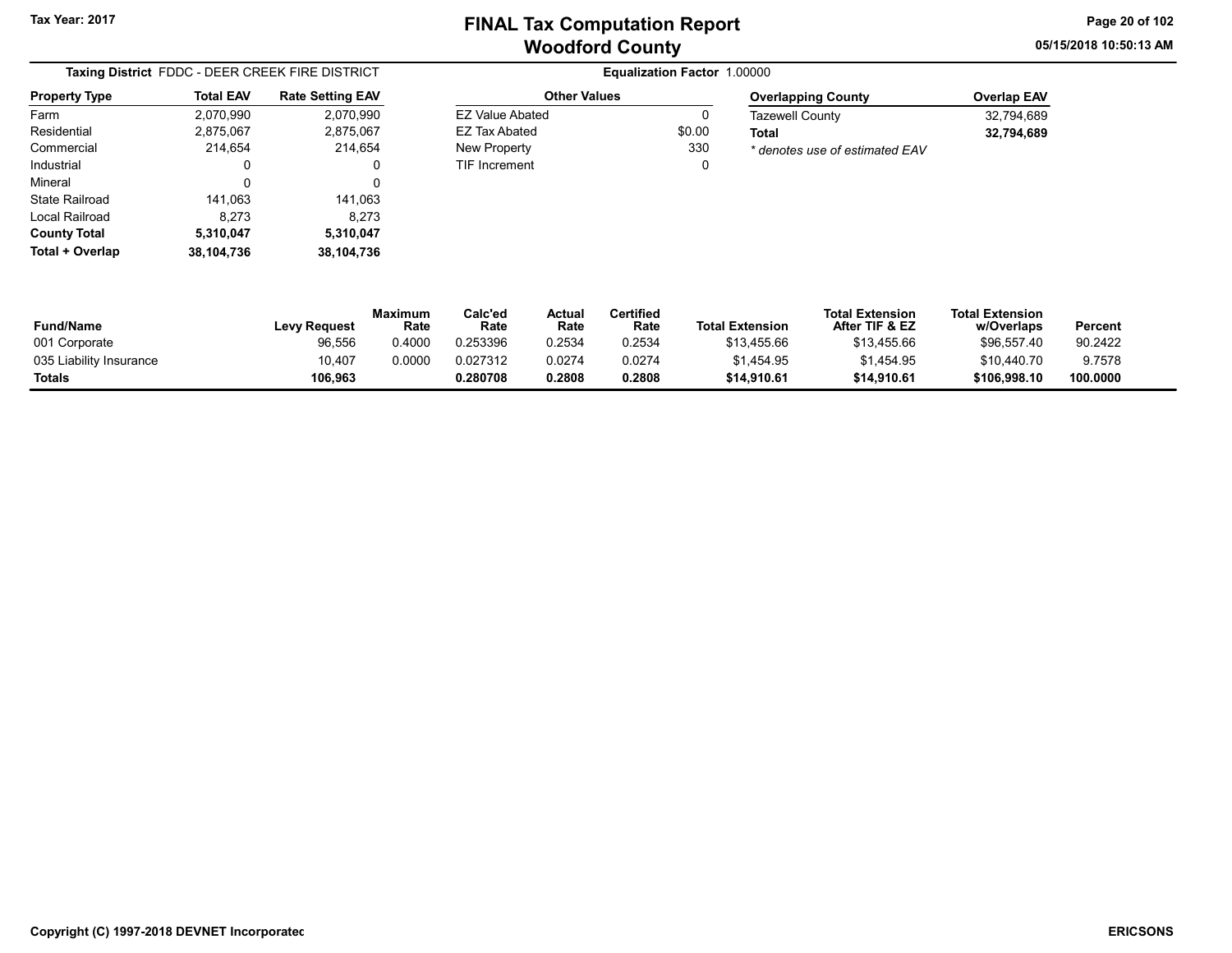Tax Year: 2017

# FINAL Tax Computation Report
## Woodford County

05/15/2018 10:50:13 AM

**Taxing District** FDDC - DEER CREEK FIRE DISTRICT

**Equalization Factor** 1.00000

| Property Type | Total EAV | Rate Setting EAV |
|---|---|---|
| Farm | 2,070,990 | 2,070,990 |
| Residential | 2,875,067 | 2,875,067 |
| Commercial | 214,654 | 214,654 |
| Industrial | 0 | 0 |
| Mineral | 0 | 0 |
| State Railroad | 141,063 | 141,063 |
| Local Railroad | 8,273 | 8,273 |
| **County Total** | **5,310,047** | **5,310,047** |
| **Total + Overlap** | **38,104,736** | **38,104,736** |

| Other Values | |
|---|---|
| EZ Value Abated | 0 |
| EZ Tax Abated | $0.00 |
| New Property | 330 |
| TIF Increment | 0 |

| Overlapping County | Overlap EAV |
|---|---|
| Tazewell County | 32,794,689 |
| **Total** | **32,794,689** |

*\* denotes use of estimated EAV*

| Fund/Name | Levy Request | Maximum Rate | Calc'ed Rate | Actual Rate | Certified Rate | Total Extension | Total Extension After TIF & EZ | Total Extension w/Overlaps | Percent |
|---|---|---|---|---|---|---|---|---|---|
| 001 Corporate | 96,556 | 0.4000 | 0.253396 | 0.2534 | 0.2534 | $13,455.66 | $13,455.66 | $96,557.40 | 90.2422 |
| 035 Liability Insurance | 10,407 | 0.0000 | 0.027312 | 0.0274 | 0.0274 | $1,454.95 | $1,454.95 | $10,440.70 | 9.7578 |
| **Totals** | **106,963** | | **0.280708** | **0.2808** | **0.2808** | **$14,910.61** | **$14,910.61** | **$106,998.10** | **100.0000** |

Copyright (C) 1997-2018 DEVNET Incorporatec

ERICSONS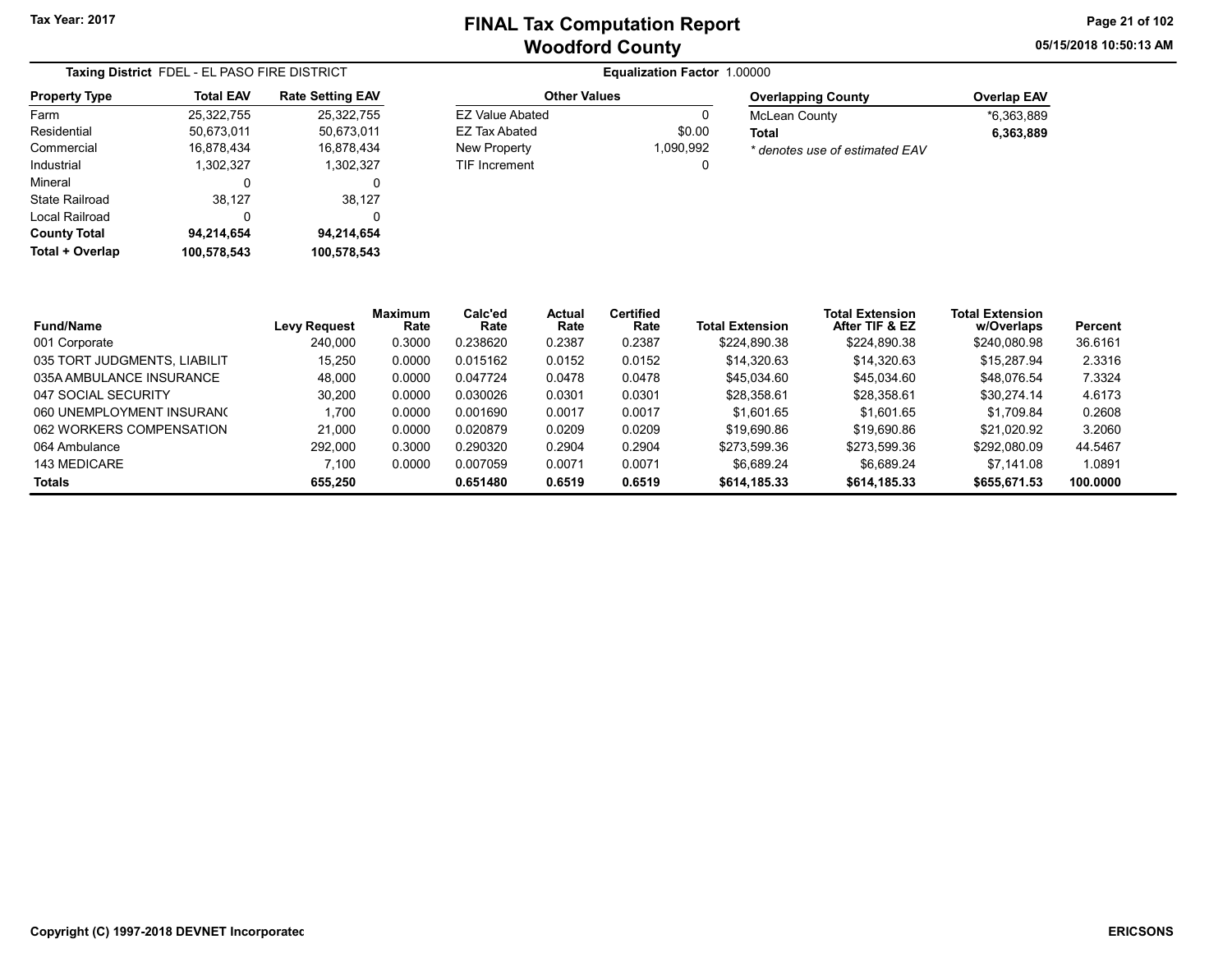Tax Year: 2017

# FINAL Tax Computation Report
## Woodford County

05/15/2018 10:50:13 AM

**Taxing District** FDEL - EL PASO FIRE DISTRICT

**Equalization Factor** 1.00000

| Property Type | Total EAV | Rate Setting EAV |
|---|---|---|
| Farm | 25,322,755 | 25,322,755 |
| Residential | 50,673,011 | 50,673,011 |
| Commercial | 16,878,434 | 16,878,434 |
| Industrial | 1,302,327 | 1,302,327 |
| Mineral | 0 | 0 |
| State Railroad | 38,127 | 38,127 |
| Local Railroad | 0 | 0 |
| **County Total** | **94,214,654** | **94,214,654** |
| **Total + Overlap** | **100,578,543** | **100,578,543** |

| Other Values | |
|---|---|
| EZ Value Abated | 0 |
| EZ Tax Abated | $0.00 |
| New Property | 1,090,992 |
| TIF Increment | 0 |

| Overlapping County | Overlap EAV |
|---|---|
| McLean County | *6,363,889 |
| **Total** | **6,363,889** |

*\* denotes use of estimated EAV*

| Fund/Name | Levy Request | Maximum Rate | Calc'ed Rate | Actual Rate | Certified Rate | Total Extension | Total Extension After TIF & EZ | Total Extension w/Overlaps | Percent |
|---|---|---|---|---|---|---|---|---|---|
| 001 Corporate | 240,000 | 0.3000 | 0.238620 | 0.2387 | 0.2387 | $224,890.38 | $224,890.38 | $240,080.98 | 36.6161 |
| 035 TORT JUDGMENTS, LIABILIT | 15,250 | 0.0000 | 0.015162 | 0.0152 | 0.0152 | $14,320.63 | $14,320.63 | $15,287.94 | 2.3316 |
| 035A AMBULANCE INSURANCE | 48,000 | 0.0000 | 0.047724 | 0.0478 | 0.0478 | $45,034.60 | $45,034.60 | $48,076.54 | 7.3324 |
| 047 SOCIAL SECURITY | 30,200 | 0.0000 | 0.030026 | 0.0301 | 0.0301 | $28,358.61 | $28,358.61 | $30,274.14 | 4.6173 |
| 060 UNEMPLOYMENT INSURANC | 1,700 | 0.0000 | 0.001690 | 0.0017 | 0.0017 | $1,601.65 | $1,601.65 | $1,709.84 | 0.2608 |
| 062 WORKERS COMPENSATION | 21,000 | 0.0000 | 0.020879 | 0.0209 | 0.0209 | $19,690.86 | $19,690.86 | $21,020.92 | 3.2060 |
| 064 Ambulance | 292,000 | 0.3000 | 0.290320 | 0.2904 | 0.2904 | $273,599.36 | $273,599.36 | $292,080.09 | 44.5467 |
| 143 MEDICARE | 7,100 | 0.0000 | 0.007059 | 0.0071 | 0.0071 | $6,689.24 | $6,689.24 | $7,141.08 | 1.0891 |
| **Totals** | **655,250** | | **0.651480** | **0.6519** | **0.6519** | **$614,185.33** | **$614,185.33** | **$655,671.53** | **100.0000** |

Copyright (C) 1997-2018 DEVNET Incorporated

ERICSONS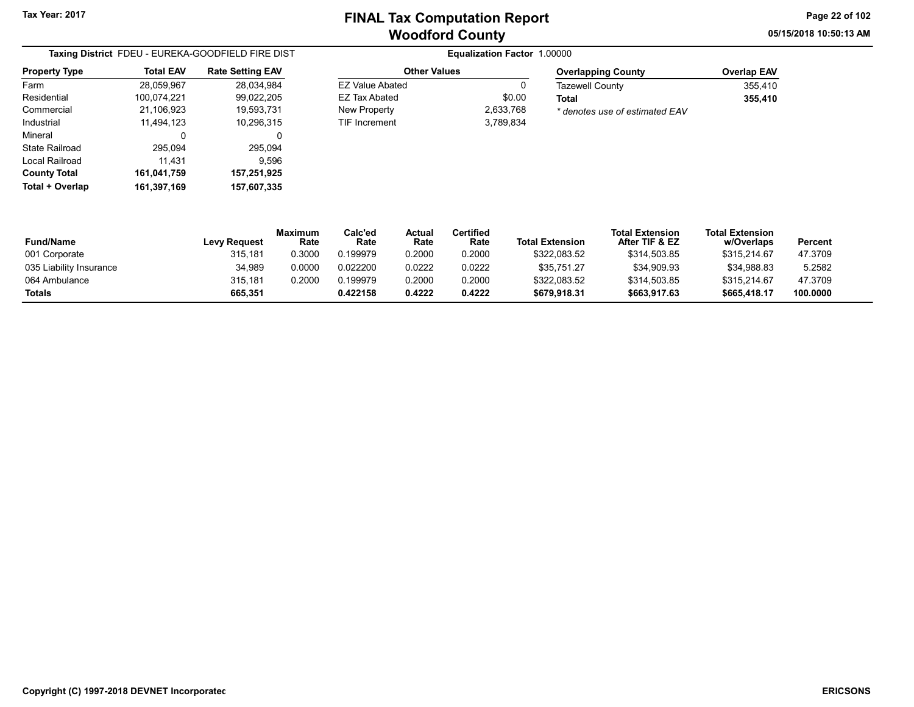Tax Year: 2017

# FINAL Tax Computation Report
## Woodford County

05/15/2018 10:50:13 AM

**Taxing District** FDEU - EUREKA-GOODFIELD FIRE DIST

**Equalization Factor** 1.00000

| Property Type | Total EAV | Rate Setting EAV |
|---|---|---|
| Farm | 28,059,967 | 28,034,984 |
| Residential | 100,074,221 | 99,022,205 |
| Commercial | 21,106,923 | 19,593,731 |
| Industrial | 11,494,123 | 10,296,315 |
| Mineral | 0 | 0 |
| State Railroad | 295,094 | 295,094 |
| Local Railroad | 11,431 | 9,596 |
| **County Total** | **161,041,759** | **157,251,925** |
| **Total + Overlap** | **161,397,169** | **157,607,335** |

| Other Values | |
|---|---|
| EZ Value Abated | 0 |
| EZ Tax Abated | $0.00 |
| New Property | 2,633,768 |
| TIF Increment | 3,789,834 |

| Overlapping County | Overlap EAV |
|---|---|
| Tazewell County | 355,410 |
| **Total** | **355,410** |

* denotes use of estimated EAV

| Fund/Name | Levy Request | Maximum Rate | Calc'ed Rate | Actual Rate | Certified Rate | Total Extension | Total Extension After TIF & EZ | Total Extension w/Overlaps | Percent |
|---|---|---|---|---|---|---|---|---|---|
| 001 Corporate | 315,181 | 0.3000 | 0.199979 | 0.2000 | 0.2000 | $322,083.52 | $314,503.85 | $315,214.67 | 47.3709 |
| 035 Liability Insurance | 34,989 | 0.0000 | 0.022200 | 0.0222 | 0.0222 | $35,751.27 | $34,909.93 | $34,988.83 | 5.2582 |
| 064 Ambulance | 315,181 | 0.2000 | 0.199979 | 0.2000 | 0.2000 | $322,083.52 | $314,503.85 | $315,214.67 | 47.3709 |
| **Totals** | **665,351** | | **0.422158** | **0.4222** | **0.4222** | **$679,918.31** | **$663,917.63** | **$665,418.17** | **100.0000** |

Copyright (C) 1997-2018 DEVNET Incorporated

ERICSONS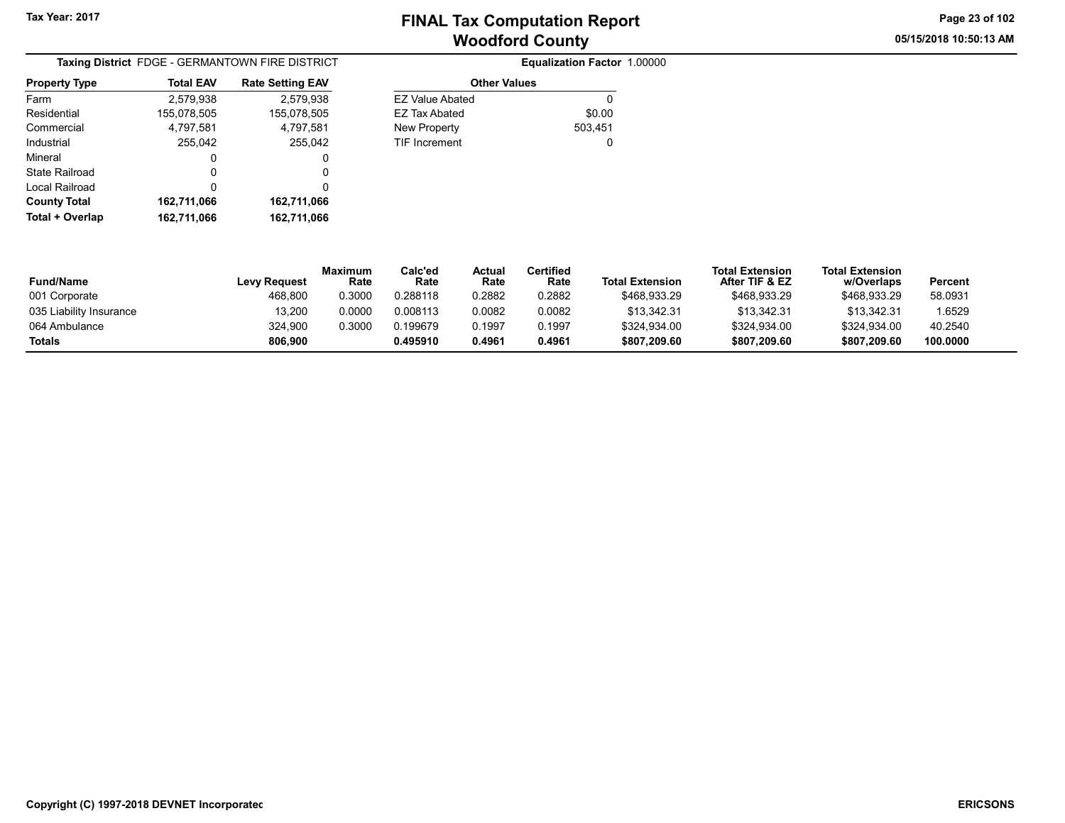# FINAL Tax Computation Report
## Woodford County

Tax Year: 2017

05/15/2018 10:50:13 AM

**Taxing District** FDGE - GERMANTOWN FIRE DISTRICT

**Equalization Factor** 1.00000

| Property Type | Total EAV | Rate Setting EAV |
|---|---|---|
| Farm | 2,579,938 | 2,579,938 |
| Residential | 155,078,505 | 155,078,505 |
| Commercial | 4,797,581 | 4,797,581 |
| Industrial | 255,042 | 255,042 |
| Mineral | 0 | 0 |
| State Railroad | 0 | 0 |
| Local Railroad | 0 | 0 |
| **County Total** | **162,711,066** | **162,711,066** |
| **Total + Overlap** | **162,711,066** | **162,711,066** |

| Other Values | |
|---|---|
| EZ Value Abated | 0 |
| EZ Tax Abated | $0.00 |
| New Property | 503,451 |
| TIF Increment | 0 |

| Fund/Name | Levy Request | Maximum Rate | Calc'ed Rate | Actual Rate | Certified Rate | Total Extension | Total Extension After TIF & EZ | Total Extension w/Overlaps | Percent |
|---|---|---|---|---|---|---|---|---|---|
| 001 Corporate | 468,800 | 0.3000 | 0.288118 | 0.2882 | 0.2882 | $468,933.29 | $468,933.29 | $468,933.29 | 58.0931 |
| 035 Liability Insurance | 13,200 | 0.0000 | 0.008113 | 0.0082 | 0.0082 | $13,342.31 | $13,342.31 | $13,342.31 | 1.6529 |
| 064 Ambulance | 324,900 | 0.3000 | 0.199679 | 0.1997 | 0.1997 | $324,934.00 | $324,934.00 | $324,934.00 | 40.2540 |
| **Totals** | **806,900** | | **0.495910** | **0.4961** | **0.4961** | **$807,209.60** | **$807,209.60** | **$807,209.60** | **100.0000** |

Copyright (C) 1997-2018 DEVNET Incorporated

ERICSONS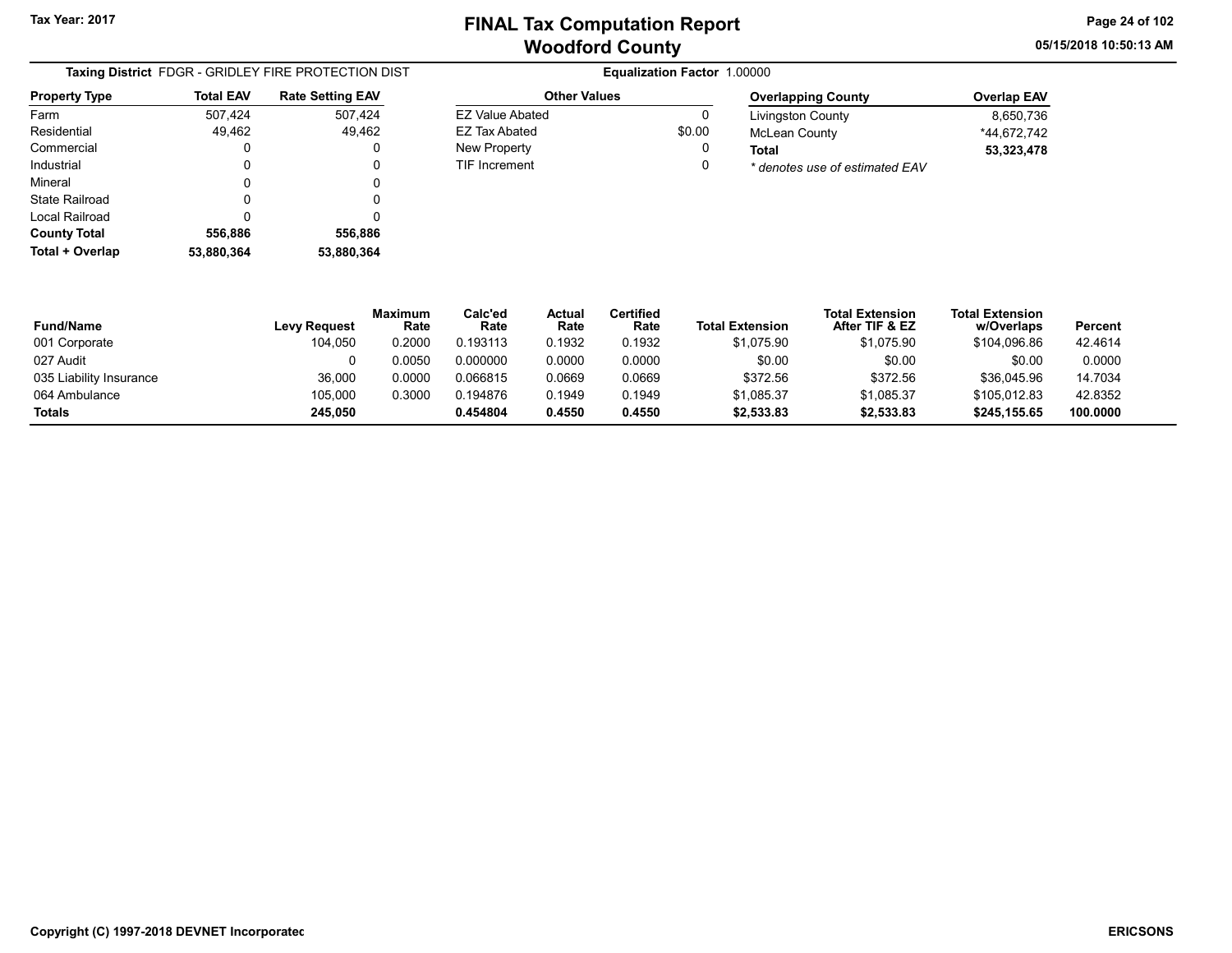Tax Year: 2017

# FINAL Tax Computation Report
## Woodford County

05/15/2018 10:50:13 AM

**Taxing District** FDGR - GRIDLEY FIRE PROTECTION DIST

**Equalization Factor** 1.00000

| Property Type | Total EAV | Rate Setting EAV |
|---|---|---|
| Farm | 507,424 | 507,424 |
| Residential | 49,462 | 49,462 |
| Commercial | 0 | 0 |
| Industrial | 0 | 0 |
| Mineral | 0 | 0 |
| State Railroad | 0 | 0 |
| Local Railroad | 0 | 0 |
| **County Total** | **556,886** | **556,886** |
| **Total + Overlap** | **53,880,364** | **53,880,364** |

| Other Values | |
|---|---|
| EZ Value Abated | 0 |
| EZ Tax Abated | $0.00 |
| New Property | 0 |
| TIF Increment | 0 |

| Overlapping County | Overlap EAV |
|---|---|
| Livingston County | 8,650,736 |
| McLean County | *44,672,742 |
| **Total** | **53,323,478** |

*\* denotes use of estimated EAV*

| Fund/Name | Levy Request | Maximum Rate | Calc'ed Rate | Actual Rate | Certified Rate | Total Extension | Total Extension After TIF & EZ | Total Extension w/Overlaps | Percent |
|---|---|---|---|---|---|---|---|---|---|
| 001 Corporate | 104,050 | 0.2000 | 0.193113 | 0.1932 | 0.1932 | $1,075.90 | $1,075.90 | $104,096.86 | 42.4614 |
| 027 Audit | 0 | 0.0050 | 0.000000 | 0.0000 | 0.0000 | $0.00 | $0.00 | $0.00 | 0.0000 |
| 035 Liability Insurance | 36,000 | 0.0000 | 0.066815 | 0.0669 | 0.0669 | $372.56 | $372.56 | $36,045.96 | 14.7034 |
| 064 Ambulance | 105,000 | 0.3000 | 0.194876 | 0.1949 | 0.1949 | $1,085.37 | $1,085.37 | $105,012.83 | 42.8352 |
| **Totals** | **245,050** | | **0.454804** | **0.4550** | **0.4550** | **$2,533.83** | **$2,533.83** | **$245,155.65** | **100.0000** |

Copyright (C) 1997-2018 DEVNET Incorporated

ERICSONS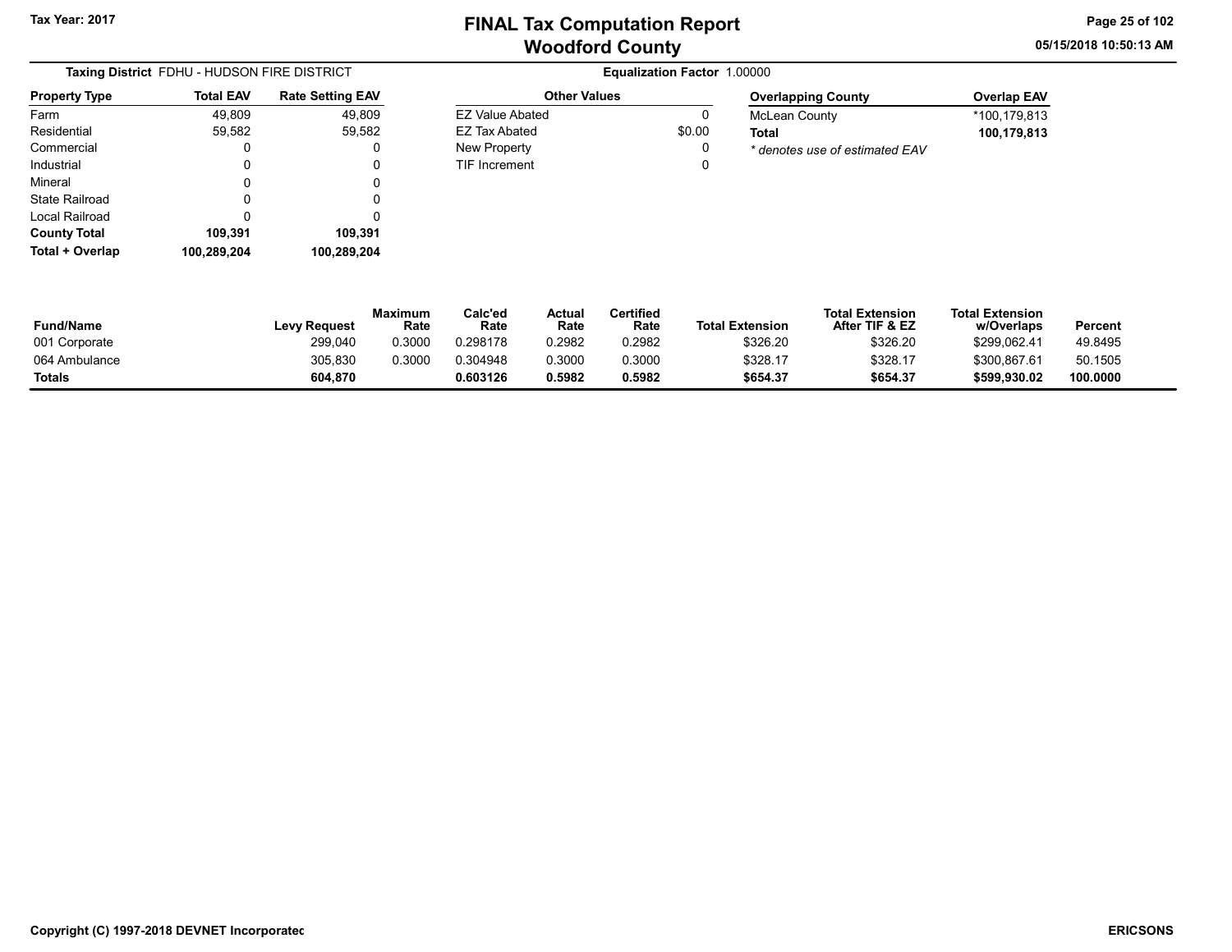Tax Year: 2017

# FINAL Tax Computation Report
## Woodford County

05/15/2018 10:50:13 AM

**Taxing District** FDHU - HUDSON FIRE DISTRICT

**Equalization Factor** 1.00000

| Property Type | Total EAV | Rate Setting EAV |
|---|---|---|
| Farm | 49,809 | 49,809 |
| Residential | 59,582 | 59,582 |
| Commercial | 0 | 0 |
| Industrial | 0 | 0 |
| Mineral | 0 | 0 |
| State Railroad | 0 | 0 |
| Local Railroad | 0 | 0 |
| **County Total** | **109,391** | **109,391** |
| **Total + Overlap** | **100,289,204** | **100,289,204** |

| Other Values | |
|---|---|
| EZ Value Abated | 0 |
| EZ Tax Abated | $0.00 |
| New Property | 0 |
| TIF Increment | 0 |

| Overlapping County | Overlap EAV |
|---|---|
| McLean County | *100,179,813 |
| **Total** | **100,179,813** |

*\* denotes use of estimated EAV*

| Fund/Name | Levy Request | Maximum Rate | Calc'ed Rate | Actual Rate | Certified Rate | Total Extension | Total Extension After TIF & EZ | Total Extension w/Overlaps | Percent |
|---|---|---|---|---|---|---|---|---|---|
| 001 Corporate | 299,040 | 0.3000 | 0.298178 | 0.2982 | 0.2982 | $326.20 | $326.20 | $299,062.41 | 49.8495 |
| 064 Ambulance | 305,830 | 0.3000 | 0.304948 | 0.3000 | 0.3000 | $328.17 | $328.17 | $300,867.61 | 50.1505 |
| **Totals** | **604,870** | | **0.603126** | **0.5982** | **0.5982** | **$654.37** | **$654.37** | **$599,930.02** | **100.0000** |

Copyright (C) 1997-2018 DEVNET Incorporated

ERICSONS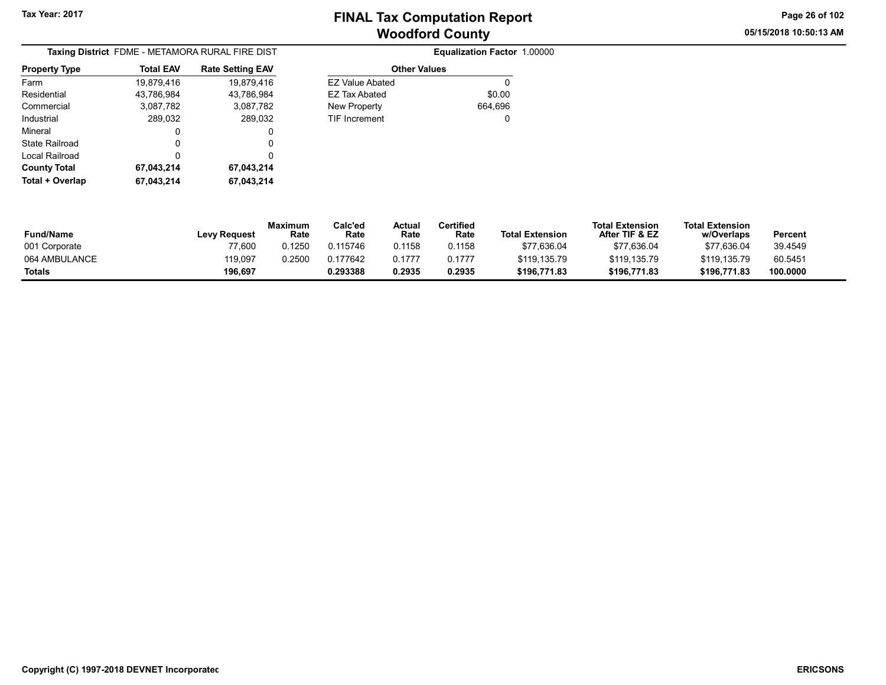Tax Year: 2017

# FINAL Tax Computation Report
## Woodford County

05/15/2018 10:50:13 AM

**Taxing District** FDME - METAMORA RURAL FIRE DIST

**Equalization Factor** 1.00000

| Property Type | Total EAV | Rate Setting EAV |
|---|---|---|
| Farm | 19,879,416 | 19,879,416 |
| Residential | 43,786,984 | 43,786,984 |
| Commercial | 3,087,782 | 3,087,782 |
| Industrial | 289,032 | 289,032 |
| Mineral | 0 | 0 |
| State Railroad | 0 | 0 |
| Local Railroad | 0 | 0 |
| **County Total** | **67,043,214** | **67,043,214** |
| **Total + Overlap** | **67,043,214** | **67,043,214** |

| Other Values | |
|---|---|
| EZ Value Abated | 0 |
| EZ Tax Abated | $0.00 |
| New Property | 664,696 |
| TIF Increment | 0 |

| Fund/Name | Levy Request | Maximum Rate | Calc'ed Rate | Actual Rate | Certified Rate | Total Extension | Total Extension After TIF & EZ | Total Extension w/Overlaps | Percent |
|---|---|---|---|---|---|---|---|---|---|
| 001 Corporate | 77,600 | 0.1250 | 0.115746 | 0.1158 | 0.1158 | $77,636.04 | $77,636.04 | $77,636.04 | 39.4549 |
| 064 AMBULANCE | 119,097 | 0.2500 | 0.177642 | 0.1777 | 0.1777 | $119,135.79 | $119,135.79 | $119,135.79 | 60.5451 |
| **Totals** | **196,697** | | **0.293388** | **0.2935** | **0.2935** | **$196,771.83** | **$196,771.83** | **$196,771.83** | **100.0000** |

Copyright (C) 1997-2018 DEVNET Incorporated

ERICSONS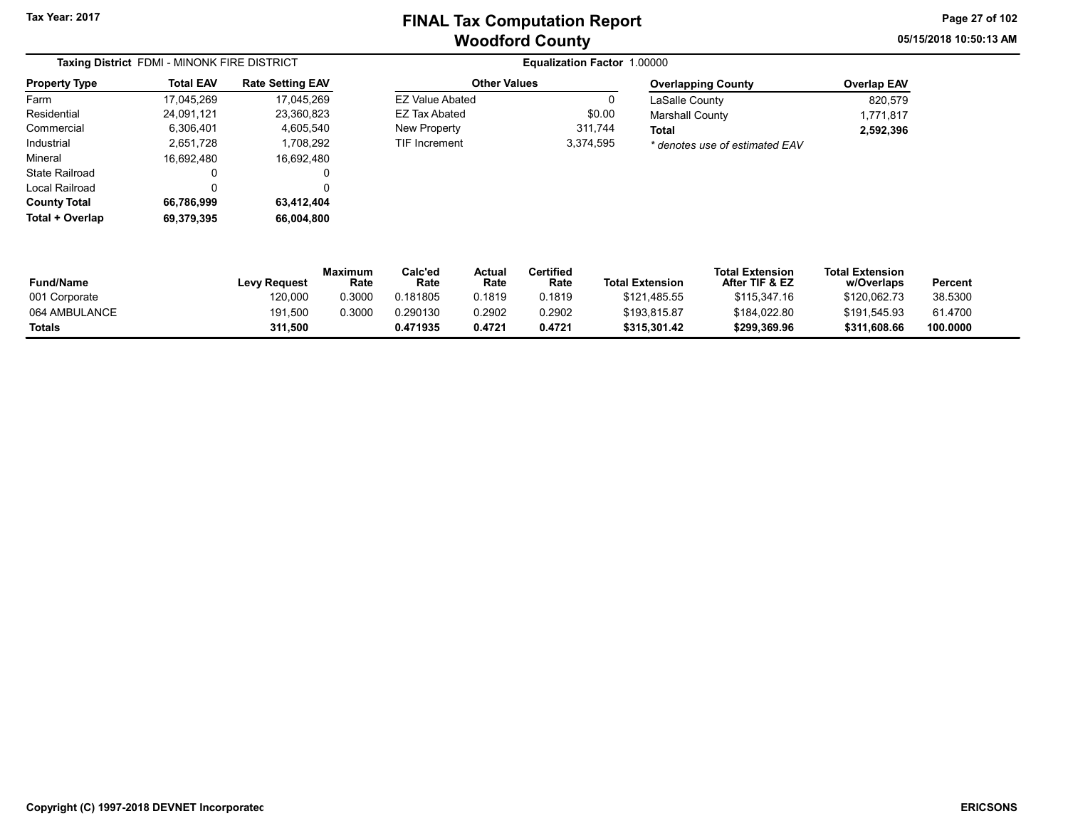# FINAL Tax Computation Report
## Woodford County

Tax Year: 2017

05/15/2018 10:50:13 AM

**Taxing District** FDMI - MINONK FIRE DISTRICT

**Equalization Factor** 1.00000

| Property Type | Total EAV | Rate Setting EAV |
|---|---|---|
| Farm | 17,045,269 | 17,045,269 |
| Residential | 24,091,121 | 23,360,823 |
| Commercial | 6,306,401 | 4,605,540 |
| Industrial | 2,651,728 | 1,708,292 |
| Mineral | 16,692,480 | 16,692,480 |
| State Railroad | 0 | 0 |
| Local Railroad | 0 | 0 |
| **County Total** | **66,786,999** | **63,412,404** |
| **Total + Overlap** | **69,379,395** | **66,004,800** |

| Other Values | |
|---|---|
| EZ Value Abated | 0 |
| EZ Tax Abated | $0.00 |
| New Property | 311,744 |
| TIF Increment | 3,374,595 |

| Overlapping County | Overlap EAV |
|---|---|
| LaSalle County | 820,579 |
| Marshall County | 1,771,817 |
| **Total** | **2,592,396** |

*\* denotes use of estimated EAV*

| Fund/Name | Levy Request | Maximum Rate | Calc'ed Rate | Actual Rate | Certified Rate | Total Extension | Total Extension After TIF & EZ | Total Extension w/Overlaps | Percent |
|---|---|---|---|---|---|---|---|---|---|
| 001 Corporate | 120,000 | 0.3000 | 0.181805 | 0.1819 | 0.1819 | $121,485.55 | $115,347.16 | $120,062.73 | 38.5300 |
| 064 AMBULANCE | 191,500 | 0.3000 | 0.290130 | 0.2902 | 0.2902 | $193,815.87 | $184,022.80 | $191,545.93 | 61.4700 |
| **Totals** | **311,500** | | **0.471935** | **0.4721** | **0.4721** | **$315,301.42** | **$299,369.96** | **$311,608.66** | **100.0000** |

Copyright (C) 1997-2018 DEVNET Incorporated

ERICSONS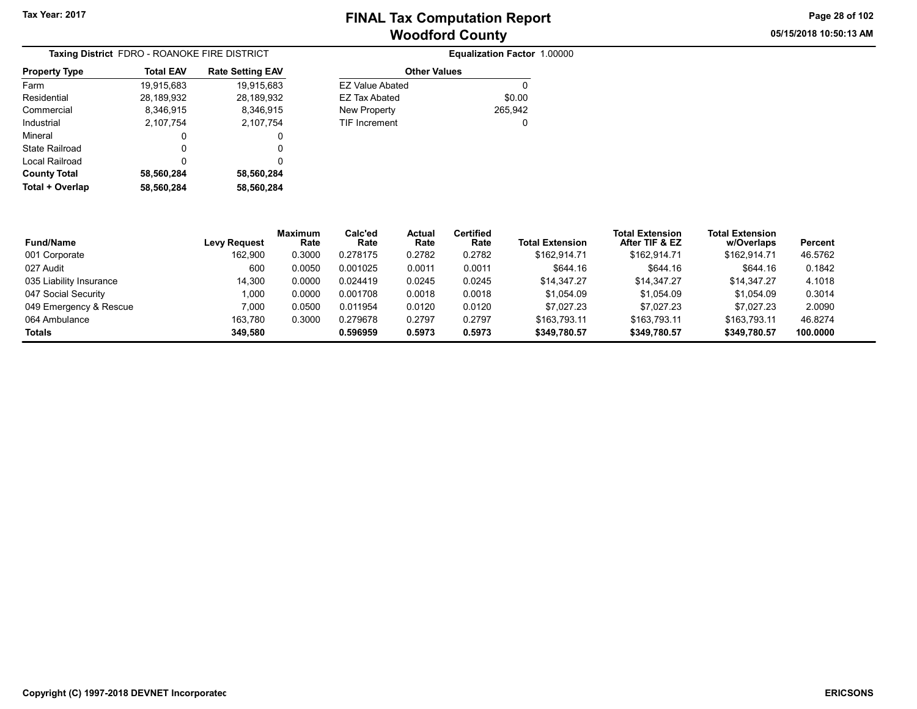Tax Year: 2017

# FINAL Tax Computation Report
## Woodford County

05/15/2018 10:50:13 AM

**Taxing District** FDRO - ROANOKE FIRE DISTRICT

**Equalization Factor** 1.00000

| Property Type | Total EAV | Rate Setting EAV |
|---|---|---|
| Farm | 19,915,683 | 19,915,683 |
| Residential | 28,189,932 | 28,189,932 |
| Commercial | 8,346,915 | 8,346,915 |
| Industrial | 2,107,754 | 2,107,754 |
| Mineral | 0 | 0 |
| State Railroad | 0 | 0 |
| Local Railroad | 0 | 0 |
| **County Total** | **58,560,284** | **58,560,284** |
| **Total + Overlap** | **58,560,284** | **58,560,284** |

| Other Values | |
|---|---|
| EZ Value Abated | 0 |
| EZ Tax Abated | $0.00 |
| New Property | 265,942 |
| TIF Increment | 0 |

| Fund/Name | Levy Request | Maximum Rate | Calc'ed Rate | Actual Rate | Certified Rate | Total Extension | Total Extension After TIF & EZ | Total Extension w/Overlaps | Percent |
|---|---|---|---|---|---|---|---|---|---|
| 001 Corporate | 162,900 | 0.3000 | 0.278175 | 0.2782 | 0.2782 | $162,914.71 | $162,914.71 | $162,914.71 | 46.5762 |
| 027 Audit | 600 | 0.0050 | 0.001025 | 0.0011 | 0.0011 | $644.16 | $644.16 | $644.16 | 0.1842 |
| 035 Liability Insurance | 14,300 | 0.0000 | 0.024419 | 0.0245 | 0.0245 | $14,347.27 | $14,347.27 | $14,347.27 | 4.1018 |
| 047 Social Security | 1,000 | 0.0000 | 0.001708 | 0.0018 | 0.0018 | $1,054.09 | $1,054.09 | $1,054.09 | 0.3014 |
| 049 Emergency & Rescue | 7,000 | 0.0500 | 0.011954 | 0.0120 | 0.0120 | $7,027.23 | $7,027.23 | $7,027.23 | 2.0090 |
| 064 Ambulance | 163,780 | 0.3000 | 0.279678 | 0.2797 | 0.2797 | $163,793.11 | $163,793.11 | $163,793.11 | 46.8274 |
| **Totals** | **349,580** | | **0.596959** | **0.5973** | **0.5973** | **$349,780.57** | **$349,780.57** | **$349,780.57** | **100.0000** |

Copyright (C) 1997-2018 DEVNET Incorporated

ERICSONS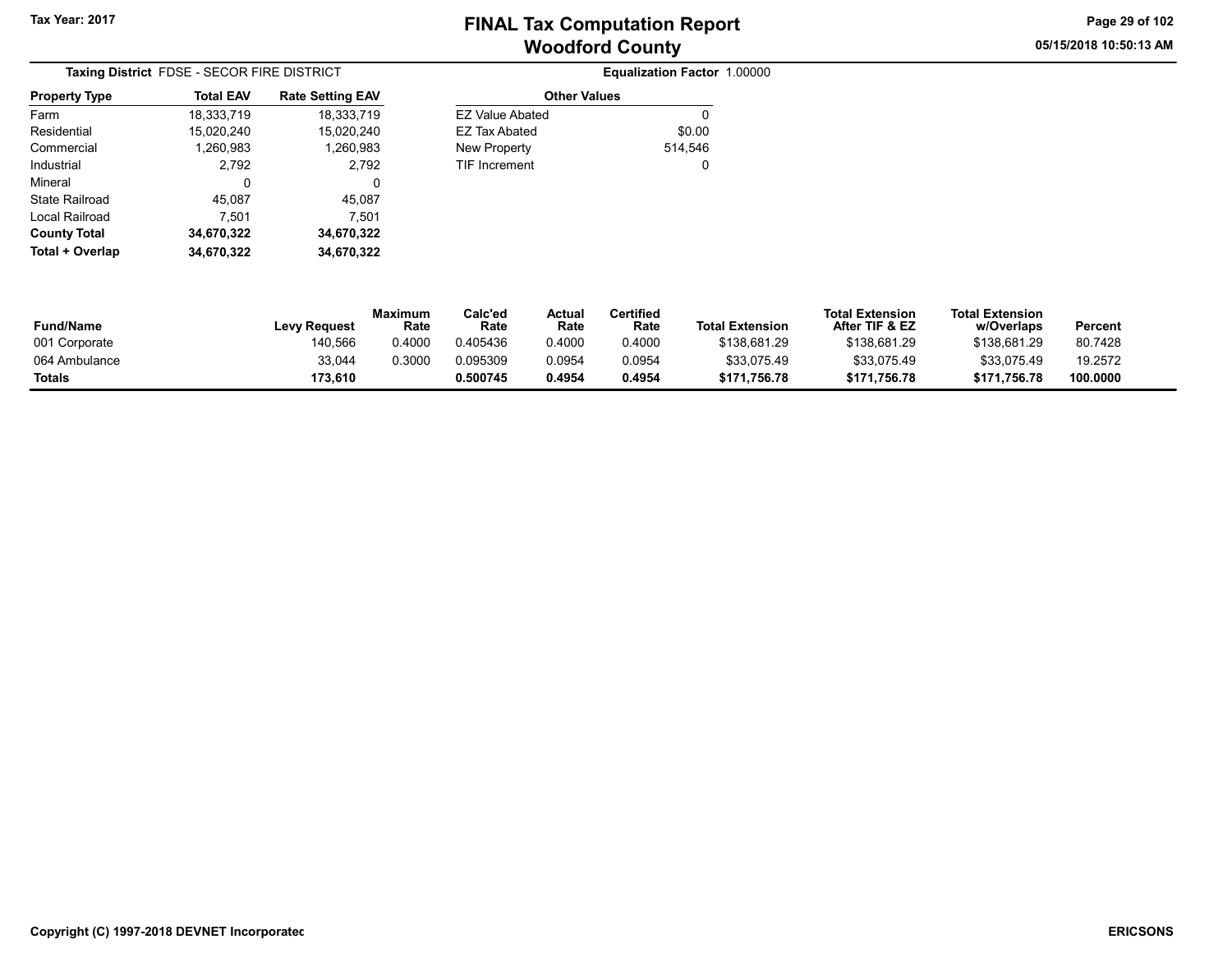# FINAL Tax Computation Report
## Woodford County

Tax Year: 2017

**Taxing District** FDSE - SECOR FIRE DISTRICT

**Equalization Factor** 1.00000

| Property Type | Total EAV | Rate Setting EAV |
|---|---|---|
| Farm | 18,333,719 | 18,333,719 |
| Residential | 15,020,240 | 15,020,240 |
| Commercial | 1,260,983 | 1,260,983 |
| Industrial | 2,792 | 2,792 |
| Mineral | 0 | 0 |
| State Railroad | 45,087 | 45,087 |
| Local Railroad | 7,501 | 7,501 |
| **County Total** | **34,670,322** | **34,670,322** |
| **Total + Overlap** | **34,670,322** | **34,670,322** |

| Other Values | |
|---|---|
| EZ Value Abated | 0 |
| EZ Tax Abated | $0.00 |
| New Property | 514,546 |
| TIF Increment | 0 |

| Fund/Name | Levy Request | Maximum Rate | Calc'ed Rate | Actual Rate | Certified Rate | Total Extension | Total Extension After TIF & EZ | Total Extension w/Overlaps | Percent |
|---|---|---|---|---|---|---|---|---|---|
| 001 Corporate | 140,566 | 0.4000 | 0.405436 | 0.4000 | 0.4000 | $138,681.29 | $138,681.29 | $138,681.29 | 80.7428 |
| 064 Ambulance | 33,044 | 0.3000 | 0.095309 | 0.0954 | 0.0954 | $33,075.49 | $33,075.49 | $33,075.49 | 19.2572 |
| **Totals** | **173,610** | | **0.500745** | **0.4954** | **0.4954** | **$171,756.78** | **$171,756.78** | **$171,756.78** | **100.0000** |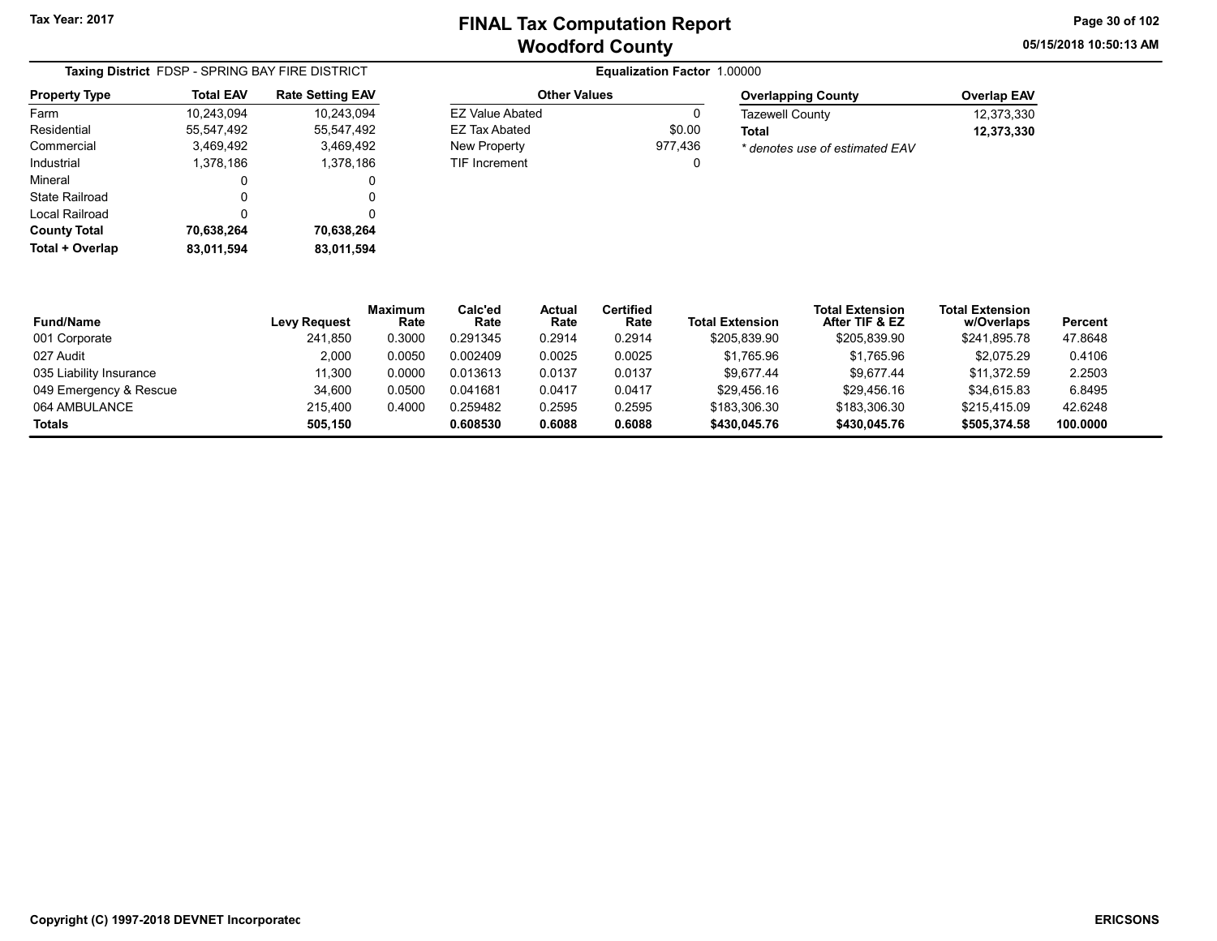Tax Year: 2017

# FINAL Tax Computation Report
## Woodford County

**Taxing District** FDSP - SPRING BAY FIRE DISTRICT

**Equalization Factor** 1.00000

| Property Type | Total EAV | Rate Setting EAV |
|---|---|---|
| Farm | 10,243,094 | 10,243,094 |
| Residential | 55,547,492 | 55,547,492 |
| Commercial | 3,469,492 | 3,469,492 |
| Industrial | 1,378,186 | 1,378,186 |
| Mineral | 0 | 0 |
| State Railroad | 0 | 0 |
| Local Railroad | 0 | 0 |
| **County Total** | **70,638,264** | **70,638,264** |
| **Total + Overlap** | **83,011,594** | **83,011,594** |

| Other Values | |
|---|---|
| EZ Value Abated | 0 |
| EZ Tax Abated | $0.00 |
| New Property | 977,436 |
| TIF Increment | 0 |

| Overlapping County | Overlap EAV |
|---|---|
| Tazewell County | 12,373,330 |
| **Total** | **12,373,330** |

*\* denotes use of estimated EAV*

| Fund/Name | Levy Request | Maximum Rate | Calc'ed Rate | Actual Rate | Certified Rate | Total Extension | Total Extension After TIF & EZ | Total Extension w/Overlaps | Percent |
|---|---|---|---|---|---|---|---|---|---|
| 001 Corporate | 241,850 | 0.3000 | 0.291345 | 0.2914 | 0.2914 | $205,839.90 | $205,839.90 | $241,895.78 | 47.8648 |
| 027 Audit | 2,000 | 0.0050 | 0.002409 | 0.0025 | 0.0025 | $1,765.96 | $1,765.96 | $2,075.29 | 0.4106 |
| 035 Liability Insurance | 11,300 | 0.0000 | 0.013613 | 0.0137 | 0.0137 | $9,677.44 | $9,677.44 | $11,372.59 | 2.2503 |
| 049 Emergency & Rescue | 34,600 | 0.0500 | 0.041681 | 0.0417 | 0.0417 | $29,456.16 | $29,456.16 | $34,615.83 | 6.8495 |
| 064 AMBULANCE | 215,400 | 0.4000 | 0.259482 | 0.2595 | 0.2595 | $183,306.30 | $183,306.30 | $215,415.09 | 42.6248 |
| **Totals** | **505,150** | | **0.608530** | **0.6088** | **0.6088** | **$430,045.76** | **$430,045.76** | **$505,374.58** | **100.0000** |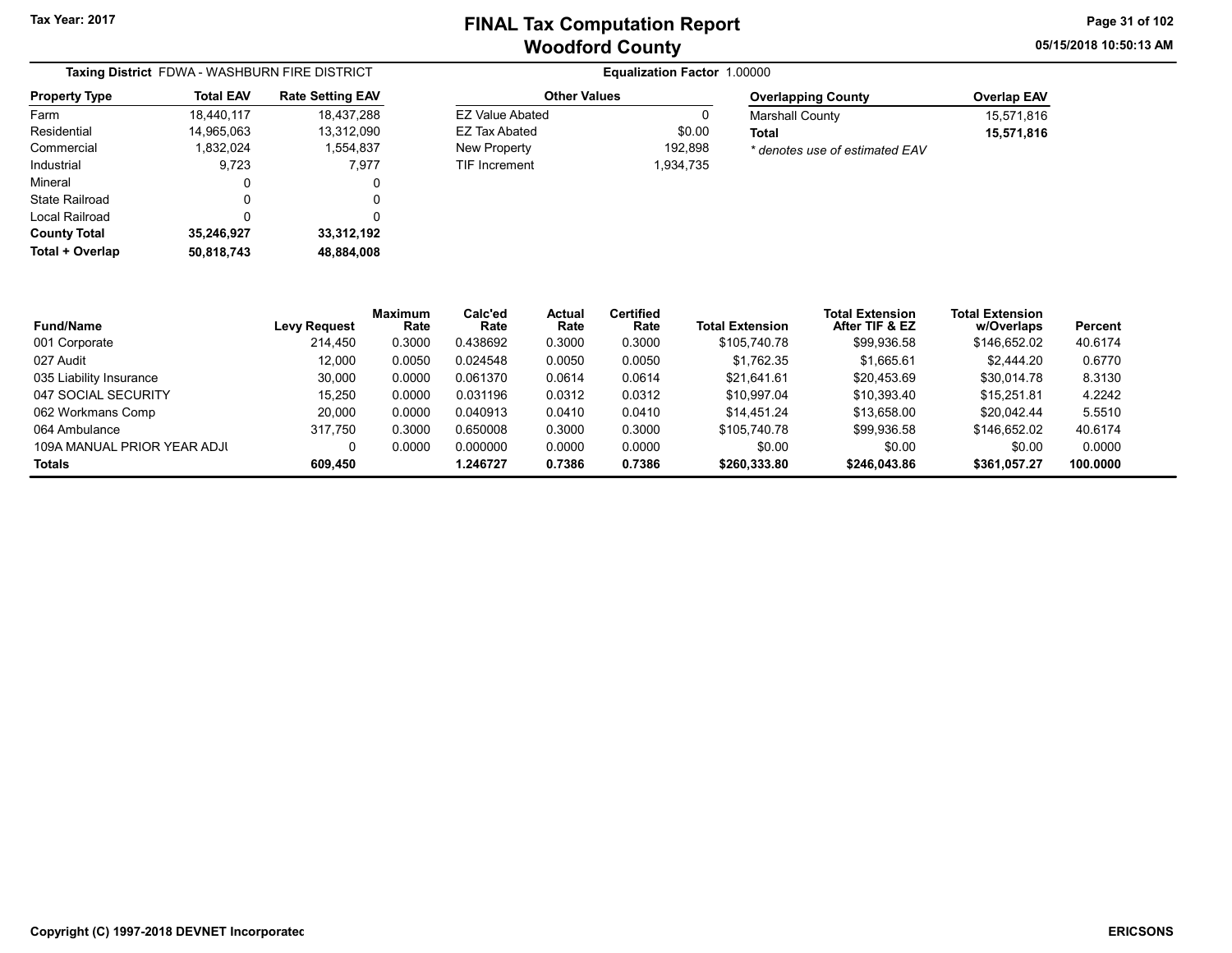Tax Year: 2017

# FINAL Tax Computation Report
# Woodford County

05/15/2018 10:50:13 AM

**Taxing District** FDWA - WASHBURN FIRE DISTRICT

**Equalization Factor** 1.00000

| Property Type | Total EAV | Rate Setting EAV |
|---|---|---|
| Farm | 18,440,117 | 18,437,288 |
| Residential | 14,965,063 | 13,312,090 |
| Commercial | 1,832,024 | 1,554,837 |
| Industrial | 9,723 | 7,977 |
| Mineral | 0 | 0 |
| State Railroad | 0 | 0 |
| Local Railroad | 0 | 0 |
| **County Total** | **35,246,927** | **33,312,192** |
| **Total + Overlap** | **50,818,743** | **48,884,008** |

| Other Values | |
|---|---|
| EZ Value Abated | 0 |
| EZ Tax Abated | $0.00 |
| New Property | 192,898 |
| TIF Increment | 1,934,735 |

| Overlapping County | Overlap EAV |
|---|---|
| Marshall County | 15,571,816 |
| **Total** | **15,571,816** |

*\* denotes use of estimated EAV*

| Fund/Name | Levy Request | Maximum Rate | Calc'ed Rate | Actual Rate | Certified Rate | Total Extension | Total Extension After TIF & EZ | Total Extension w/Overlaps | Percent |
|---|---|---|---|---|---|---|---|---|---|
| 001 Corporate | 214,450 | 0.3000 | 0.438692 | 0.3000 | 0.3000 | $105,740.78 | $99,936.58 | $146,652.02 | 40.6174 |
| 027 Audit | 12,000 | 0.0050 | 0.024548 | 0.0050 | 0.0050 | $1,762.35 | $1,665.61 | $2,444.20 | 0.6770 |
| 035 Liability Insurance | 30,000 | 0.0000 | 0.061370 | 0.0614 | 0.0614 | $21,641.61 | $20,453.69 | $30,014.78 | 8.3130 |
| 047 SOCIAL SECURITY | 15,250 | 0.0000 | 0.031196 | 0.0312 | 0.0312 | $10,997.04 | $10,393.40 | $15,251.81 | 4.2242 |
| 062 Workmans Comp | 20,000 | 0.0000 | 0.040913 | 0.0410 | 0.0410 | $14,451.24 | $13,658.00 | $20,042.44 | 5.5510 |
| 064 Ambulance | 317,750 | 0.3000 | 0.650008 | 0.3000 | 0.3000 | $105,740.78 | $99,936.58 | $146,652.02 | 40.6174 |
| 109A MANUAL PRIOR YEAR ADJU | 0 | 0.0000 | 0.000000 | 0.0000 | 0.0000 | $0.00 | $0.00 | $0.00 | 0.0000 |
| **Totals** | **609,450** | | **1.246727** | **0.7386** | **0.7386** | **$260,333.80** | **$246,043.86** | **$361,057.27** | **100.0000** |

Copyright (C) 1997-2018 DEVNET Incorporated

ERICSONS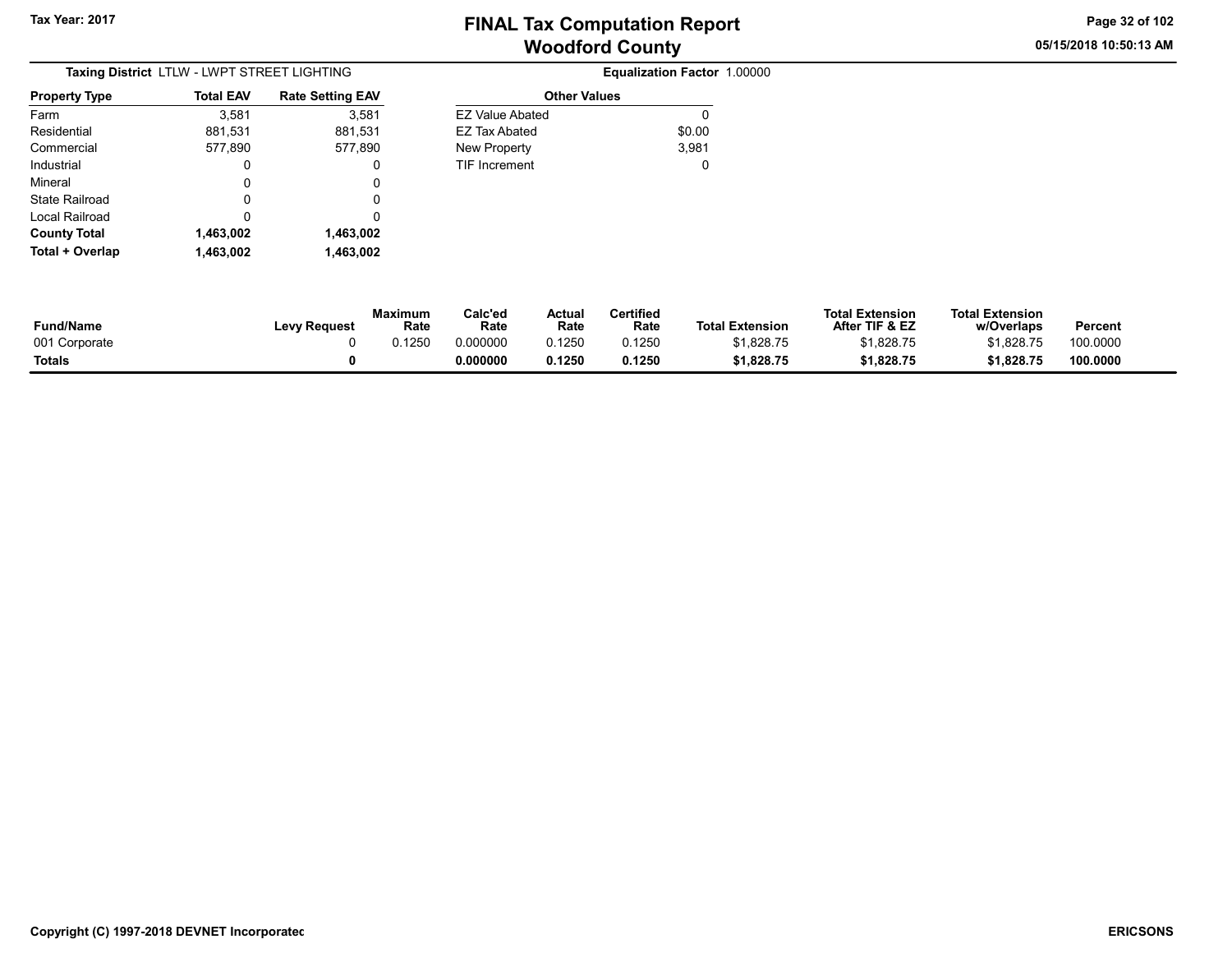# FINAL Tax Computation Report
## Woodford County

Tax Year: 2017

05/15/2018 10:50:13 AM

**Taxing District** LTLW - LWPT STREET LIGHTING

**Equalization Factor** 1.00000

| Property Type | Total EAV | Rate Setting EAV |
|---|---|---|
| Farm | 3,581 | 3,581 |
| Residential | 881,531 | 881,531 |
| Commercial | 577,890 | 577,890 |
| Industrial | 0 | 0 |
| Mineral | 0 | 0 |
| State Railroad | 0 | 0 |
| Local Railroad | 0 | 0 |
| **County Total** | **1,463,002** | **1,463,002** |
| **Total + Overlap** | **1,463,002** | **1,463,002** |

| Other Values | |
|---|---|
| EZ Value Abated | 0 |
| EZ Tax Abated | $0.00 |
| New Property | 3,981 |
| TIF Increment | 0 |

| Fund/Name | Levy Request | Maximum Rate | Calc'ed Rate | Actual Rate | Certified Rate | Total Extension | Total Extension After TIF & EZ | Total Extension w/Overlaps | Percent |
|---|---|---|---|---|---|---|---|---|---|
| 001 Corporate | 0 | 0.1250 | 0.000000 | 0.1250 | 0.1250 | $1,828.75 | $1,828.75 | $1,828.75 | 100.0000 |
| **Totals** | **0** | | **0.000000** | **0.1250** | **0.1250** | **$1,828.75** | **$1,828.75** | **$1,828.75** | **100.0000** |

Copyright (C) 1997-2018 DEVNET Incorporatec

ERICSONS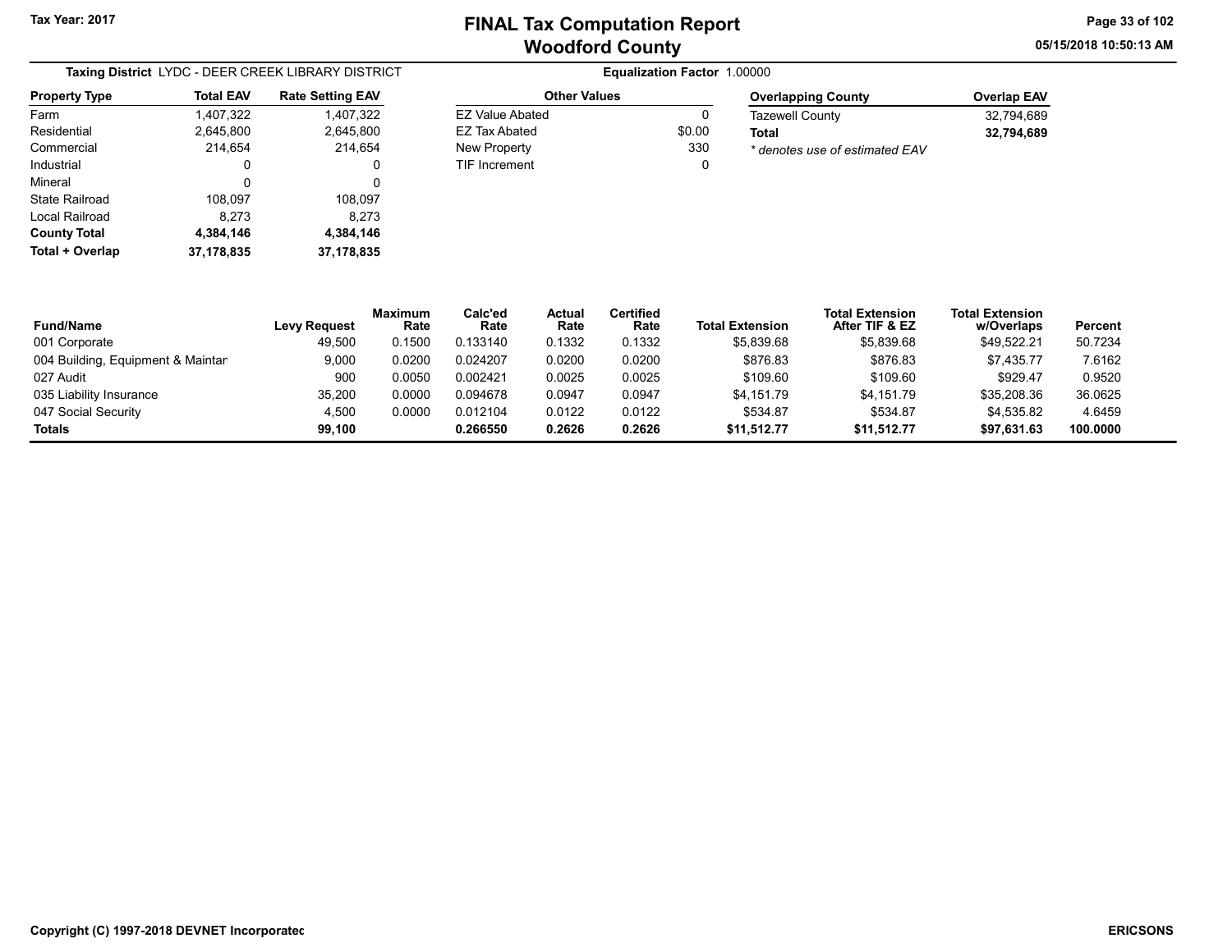Tax Year: 2017

# FINAL Tax Computation Report
## Woodford County

05/15/2018 10:50:13 AM

**Taxing District** LYDC - DEER CREEK LIBRARY DISTRICT

**Equalization Factor** 1.00000

| Property Type | Total EAV | Rate Setting EAV |
|---|---|---|
| Farm | 1,407,322 | 1,407,322 |
| Residential | 2,645,800 | 2,645,800 |
| Commercial | 214,654 | 214,654 |
| Industrial | 0 | 0 |
| Mineral | 0 | 0 |
| State Railroad | 108,097 | 108,097 |
| Local Railroad | 8,273 | 8,273 |
| **County Total** | **4,384,146** | **4,384,146** |
| **Total + Overlap** | **37,178,835** | **37,178,835** |

| Other Values | |
|---|---|
| EZ Value Abated | 0 |
| EZ Tax Abated | $0.00 |
| New Property | 330 |
| TIF Increment | 0 |

| Overlapping County | Overlap EAV |
|---|---|
| Tazewell County | 32,794,689 |
| **Total** | **32,794,689** |

*\* denotes use of estimated EAV*

| Fund/Name | Levy Request | Maximum Rate | Calc'ed Rate | Actual Rate | Certified Rate | Total Extension | Total Extension After TIF & EZ | Total Extension w/Overlaps | Percent |
|---|---|---|---|---|---|---|---|---|---|
| 001 Corporate | 49,500 | 0.1500 | 0.133140 | 0.1332 | 0.1332 | $5,839.68 | $5,839.68 | $49,522.21 | 50.7234 |
| 004 Building, Equipment & Maintar | 9,000 | 0.0200 | 0.024207 | 0.0200 | 0.0200 | $876.83 | $876.83 | $7,435.77 | 7.6162 |
| 027 Audit | 900 | 0.0050 | 0.002421 | 0.0025 | 0.0025 | $109.60 | $109.60 | $929.47 | 0.9520 |
| 035 Liability Insurance | 35,200 | 0.0000 | 0.094678 | 0.0947 | 0.0947 | $4,151.79 | $4,151.79 | $35,208.36 | 36.0625 |
| 047 Social Security | 4,500 | 0.0000 | 0.012104 | 0.0122 | 0.0122 | $534.87 | $534.87 | $4,535.82 | 4.6459 |
| **Totals** | **99,100** | | **0.266550** | **0.2626** | **0.2626** | **$11,512.77** | **$11,512.77** | **$97,631.63** | **100.0000** |

Copyright (C) 1997-2018 DEVNET Incorporated

ERICSONS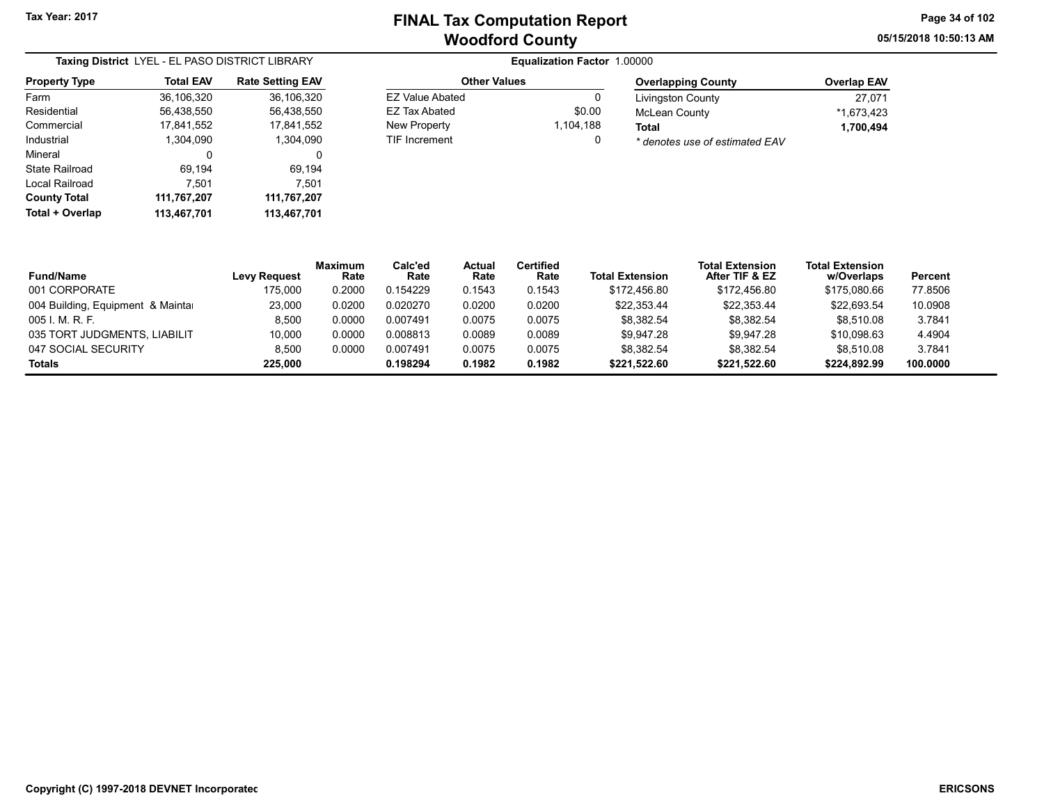# FINAL Tax Computation Report
## Woodford County

Tax Year: 2017

05/15/2018 10:50:13 AM

**Taxing District** LYEL - EL PASO DISTRICT LIBRARY

**Equalization Factor** 1.00000

| Property Type | Total EAV | Rate Setting EAV |
|---|---|---|
| Farm | 36,106,320 | 36,106,320 |
| Residential | 56,438,550 | 56,438,550 |
| Commercial | 17,841,552 | 17,841,552 |
| Industrial | 1,304,090 | 1,304,090 |
| Mineral | 0 | 0 |
| State Railroad | 69,194 | 69,194 |
| Local Railroad | 7,501 | 7,501 |
| **County Total** | **111,767,207** | **111,767,207** |
| **Total + Overlap** | **113,467,701** | **113,467,701** |

| Other Values | |
|---|---|
| EZ Value Abated | 0 |
| EZ Tax Abated | $0.00 |
| New Property | 1,104,188 |
| TIF Increment | 0 |

| Overlapping County | Overlap EAV |
|---|---|
| Livingston County | 27,071 |
| McLean County | *1,673,423 |
| **Total** | **1,700,494** |

*\* denotes use of estimated EAV*

| Fund/Name | Levy Request | Maximum Rate | Calc'ed Rate | Actual Rate | Certified Rate | Total Extension | Total Extension After TIF & EZ | Total Extension w/Overlaps | Percent |
|---|---|---|---|---|---|---|---|---|---|
| 001 CORPORATE | 175,000 | 0.2000 | 0.154229 | 0.1543 | 0.1543 | $172,456.80 | $172,456.80 | $175,080.66 | 77.8506 |
| 004 Building, Equipment & Maintai | 23,000 | 0.0200 | 0.020270 | 0.0200 | 0.0200 | $22,353.44 | $22,353.44 | $22,693.54 | 10.0908 |
| 005 I. M. R. F. | 8,500 | 0.0000 | 0.007491 | 0.0075 | 0.0075 | $8,382.54 | $8,382.54 | $8,510.08 | 3.7841 |
| 035 TORT JUDGMENTS, LIABILIT | 10,000 | 0.0000 | 0.008813 | 0.0089 | 0.0089 | $9,947.28 | $9,947.28 | $10,098.63 | 4.4904 |
| 047 SOCIAL SECURITY | 8,500 | 0.0000 | 0.007491 | 0.0075 | 0.0075 | $8,382.54 | $8,382.54 | $8,510.08 | 3.7841 |
| **Totals** | **225,000** | | **0.198294** | **0.1982** | **0.1982** | **$221,522.60** | **$221,522.60** | **$224,892.99** | **100.0000** |

Copyright (C) 1997-2018 DEVNET Incorporated

ERICSONS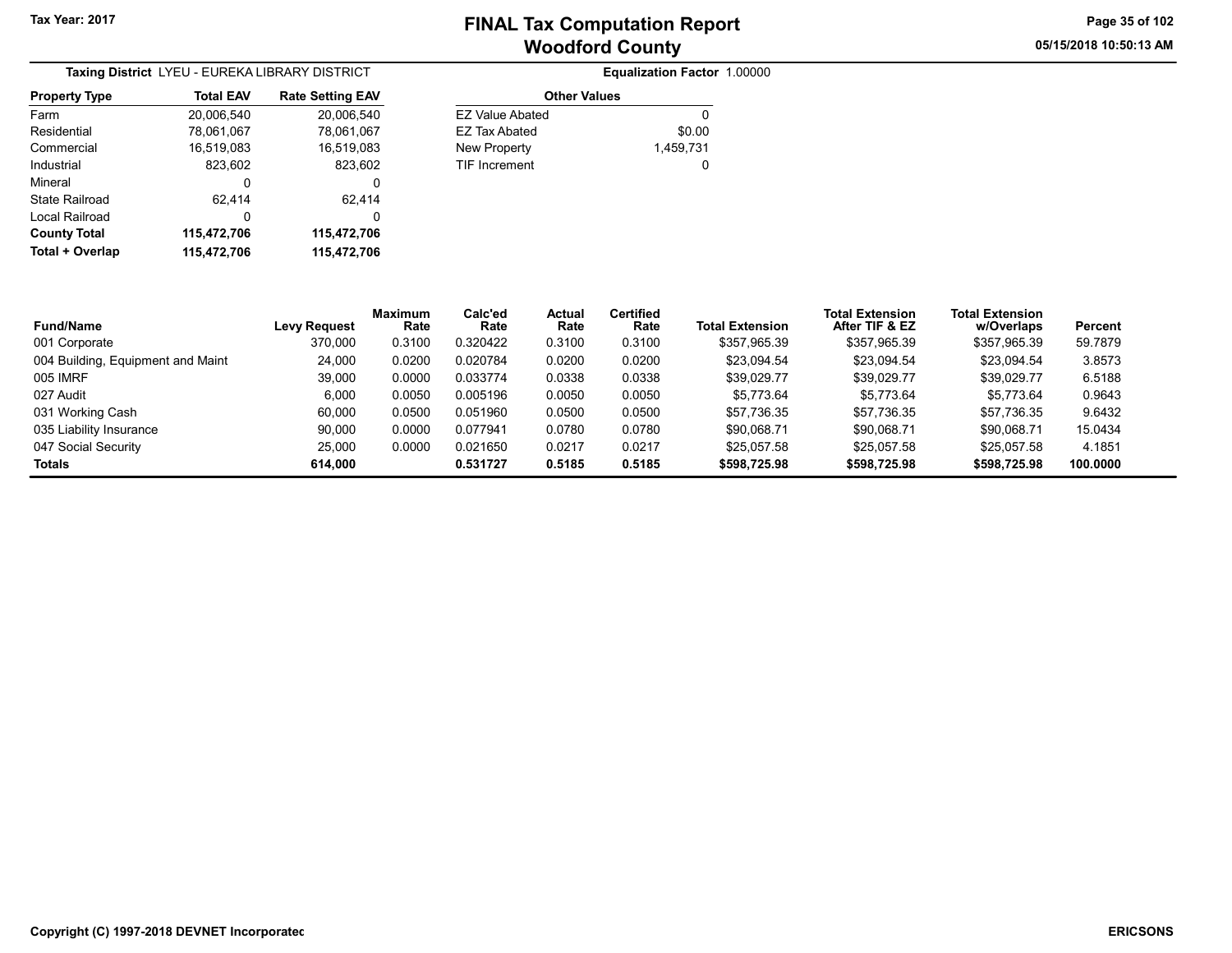# FINAL Tax Computation Report
## Woodford County

Tax Year: 2017

**Taxing District** LYEU - EUREKA LIBRARY DISTRICT

**Equalization Factor** 1.00000

| Property Type | Total EAV | Rate Setting EAV |
|---|---|---|
| Farm | 20,006,540 | 20,006,540 |
| Residential | 78,061,067 | 78,061,067 |
| Commercial | 16,519,083 | 16,519,083 |
| Industrial | 823,602 | 823,602 |
| Mineral | 0 | 0 |
| State Railroad | 62,414 | 62,414 |
| Local Railroad | 0 | 0 |
| **County Total** | **115,472,706** | **115,472,706** |
| **Total + Overlap** | **115,472,706** | **115,472,706** |

| Other Values | |
|---|---|
| EZ Value Abated | 0 |
| EZ Tax Abated | $0.00 |
| New Property | 1,459,731 |
| TIF Increment | 0 |

| Fund/Name | Levy Request | Maximum Rate | Calc'ed Rate | Actual Rate | Certified Rate | Total Extension | Total Extension After TIF & EZ | Total Extension w/Overlaps | Percent |
|---|---|---|---|---|---|---|---|---|---|
| 001 Corporate | 370,000 | 0.3100 | 0.320422 | 0.3100 | 0.3100 | $357,965.39 | $357,965.39 | $357,965.39 | 59.7879 |
| 004 Building, Equipment and Maint | 24,000 | 0.0200 | 0.020784 | 0.0200 | 0.0200 | $23,094.54 | $23,094.54 | $23,094.54 | 3.8573 |
| 005 IMRF | 39,000 | 0.0000 | 0.033774 | 0.0338 | 0.0338 | $39,029.77 | $39,029.77 | $39,029.77 | 6.5188 |
| 027 Audit | 6,000 | 0.0050 | 0.005196 | 0.0050 | 0.0050 | $5,773.64 | $5,773.64 | $5,773.64 | 0.9643 |
| 031 Working Cash | 60,000 | 0.0500 | 0.051960 | 0.0500 | 0.0500 | $57,736.35 | $57,736.35 | $57,736.35 | 9.6432 |
| 035 Liability Insurance | 90,000 | 0.0000 | 0.077941 | 0.0780 | 0.0780 | $90,068.71 | $90,068.71 | $90,068.71 | 15.0434 |
| 047 Social Security | 25,000 | 0.0000 | 0.021650 | 0.0217 | 0.0217 | $25,057.58 | $25,057.58 | $25,057.58 | 4.1851 |
| **Totals** | **614,000** | | **0.531727** | **0.5185** | **0.5185** | **$598,725.98** | **$598,725.98** | **$598,725.98** | **100.0000** |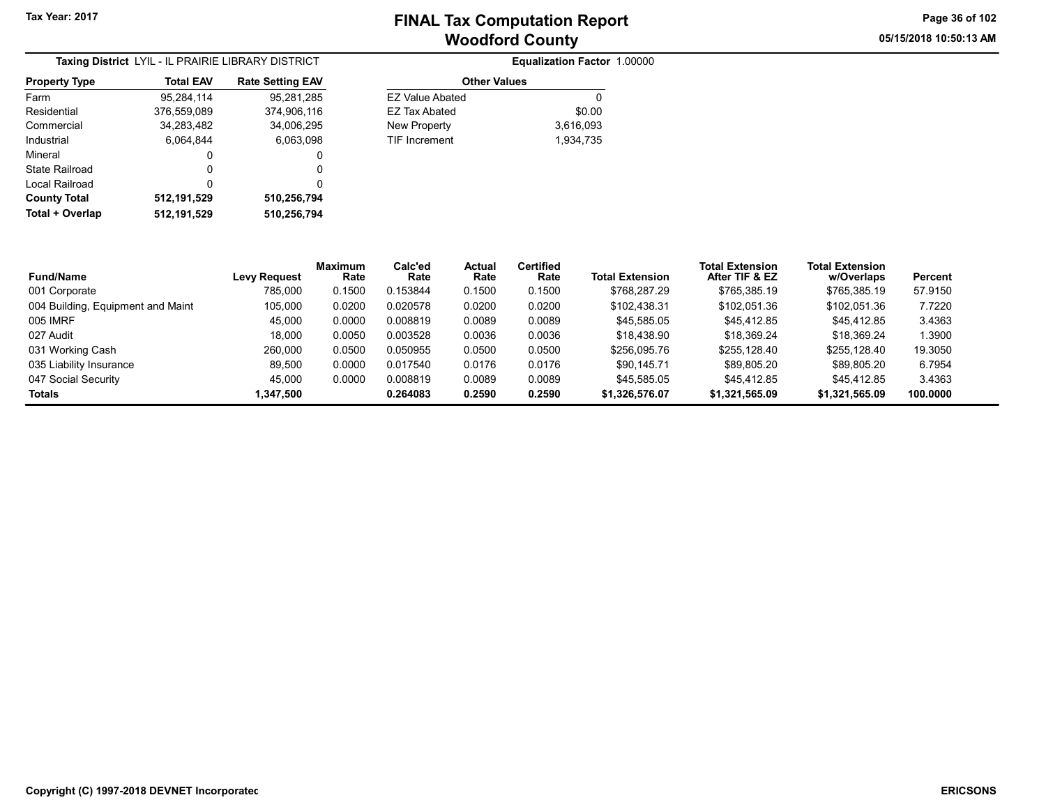Tax Year: 2017

# FINAL Tax Computation Report
## Woodford County

05/15/2018 10:50:13 AM

**Taxing District** LYIL - IL PRAIRIE LIBRARY DISTRICT

**Equalization Factor** 1.00000

| Property Type | Total EAV | Rate Setting EAV |
|---|---|---|
| Farm | 95,284,114 | 95,281,285 |
| Residential | 376,559,089 | 374,906,116 |
| Commercial | 34,283,482 | 34,006,295 |
| Industrial | 6,064,844 | 6,063,098 |
| Mineral | 0 | 0 |
| State Railroad | 0 | 0 |
| Local Railroad | 0 | 0 |
| **County Total** | **512,191,529** | **510,256,794** |
| **Total + Overlap** | **512,191,529** | **510,256,794** |

| Other Values | |
|---|---|
| EZ Value Abated | 0 |
| EZ Tax Abated | $0.00 |
| New Property | 3,616,093 |
| TIF Increment | 1,934,735 |

| Fund/Name | Levy Request | Maximum Rate | Calc'ed Rate | Actual Rate | Certified Rate | Total Extension | Total Extension After TIF & EZ | Total Extension w/Overlaps | Percent |
|---|---|---|---|---|---|---|---|---|---|
| 001 Corporate | 785,000 | 0.1500 | 0.153844 | 0.1500 | 0.1500 | $768,287.29 | $765,385.19 | $765,385.19 | 57.9150 |
| 004 Building, Equipment and Maint | 105,000 | 0.0200 | 0.020578 | 0.0200 | 0.0200 | $102,438.31 | $102,051.36 | $102,051.36 | 7.7220 |
| 005 IMRF | 45,000 | 0.0000 | 0.008819 | 0.0089 | 0.0089 | $45,585.05 | $45,412.85 | $45,412.85 | 3.4363 |
| 027 Audit | 18,000 | 0.0050 | 0.003528 | 0.0036 | 0.0036 | $18,438.90 | $18,369.24 | $18,369.24 | 1.3900 |
| 031 Working Cash | 260,000 | 0.0500 | 0.050955 | 0.0500 | 0.0500 | $256,095.76 | $255,128.40 | $255,128.40 | 19.3050 |
| 035 Liability Insurance | 89,500 | 0.0000 | 0.017540 | 0.0176 | 0.0176 | $90,145.71 | $89,805.20 | $89,805.20 | 6.7954 |
| 047 Social Security | 45,000 | 0.0000 | 0.008819 | 0.0089 | 0.0089 | $45,585.05 | $45,412.85 | $45,412.85 | 3.4363 |
| **Totals** | **1,347,500** | | **0.264083** | **0.2590** | **0.2590** | **$1,326,576.07** | **$1,321,565.09** | **$1,321,565.09** | **100.0000** |

Copyright (C) 1997-2018 DEVNET Incorporated

ERICSONS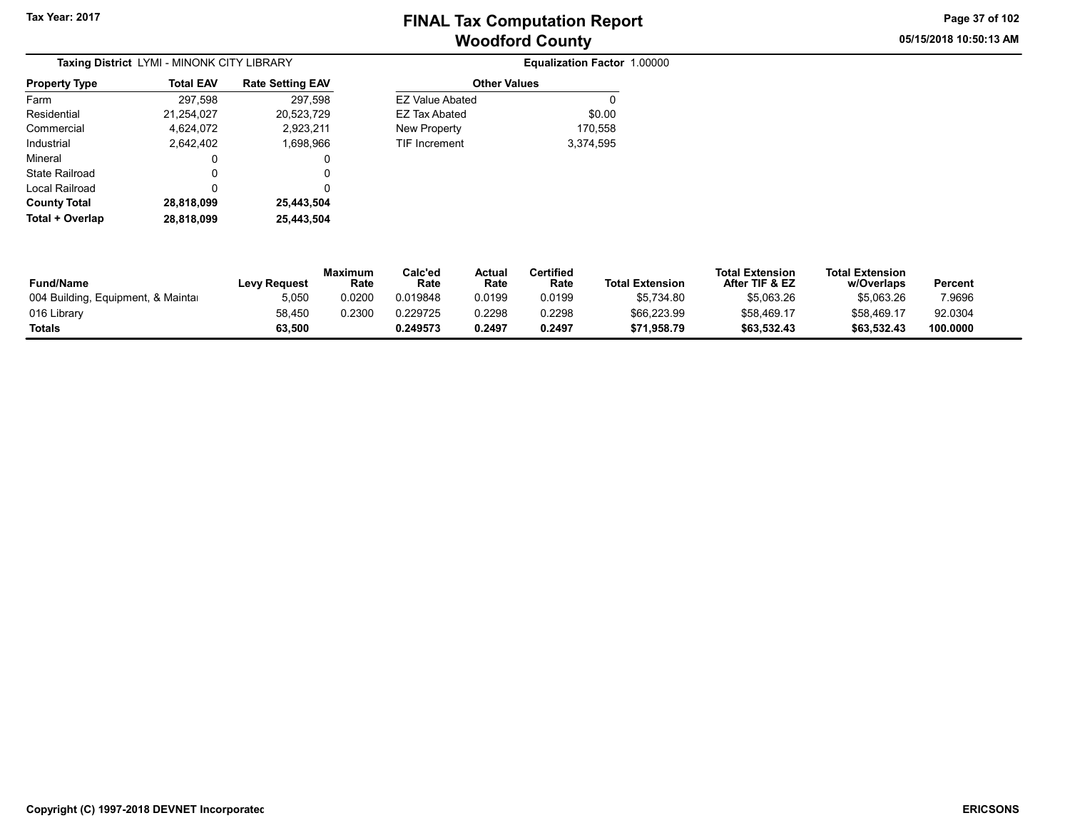Tax Year: 2017

# FINAL Tax Computation Report
## Woodford County

05/15/2018 10:50:13 AM

**Taxing District** LYMI - MINONK CITY LIBRARY

**Equalization Factor** 1.00000

| Property Type | Total EAV | Rate Setting EAV |
|---|---|---|
| Farm | 297,598 | 297,598 |
| Residential | 21,254,027 | 20,523,729 |
| Commercial | 4,624,072 | 2,923,211 |
| Industrial | 2,642,402 | 1,698,966 |
| Mineral | 0 | 0 |
| State Railroad | 0 | 0 |
| Local Railroad | 0 | 0 |
| **County Total** | **28,818,099** | **25,443,504** |
| **Total + Overlap** | **28,818,099** | **25,443,504** |

| Other Values | |
|---|---|
| EZ Value Abated | 0 |
| EZ Tax Abated | $0.00 |
| New Property | 170,558 |
| TIF Increment | 3,374,595 |

| Fund/Name | Levy Request | Maximum Rate | Calc'ed Rate | Actual Rate | Certified Rate | Total Extension | Total Extension After TIF & EZ | Total Extension w/Overlaps | Percent |
|---|---|---|---|---|---|---|---|---|---|
| 004 Building, Equipment, & Maintai | 5,050 | 0.0200 | 0.019848 | 0.0199 | 0.0199 | $5,734.80 | $5,063.26 | $5,063.26 | 7.9696 |
| 016 Library | 58,450 | 0.2300 | 0.229725 | 0.2298 | 0.2298 | $66,223.99 | $58,469.17 | $58,469.17 | 92.0304 |
| **Totals** | **63,500** | | **0.249573** | **0.2497** | **0.2497** | **$71,958.79** | **$63,532.43** | **$63,532.43** | **100.0000** |

Copyright (C) 1997-2018 DEVNET Incorporatec

ERICSONS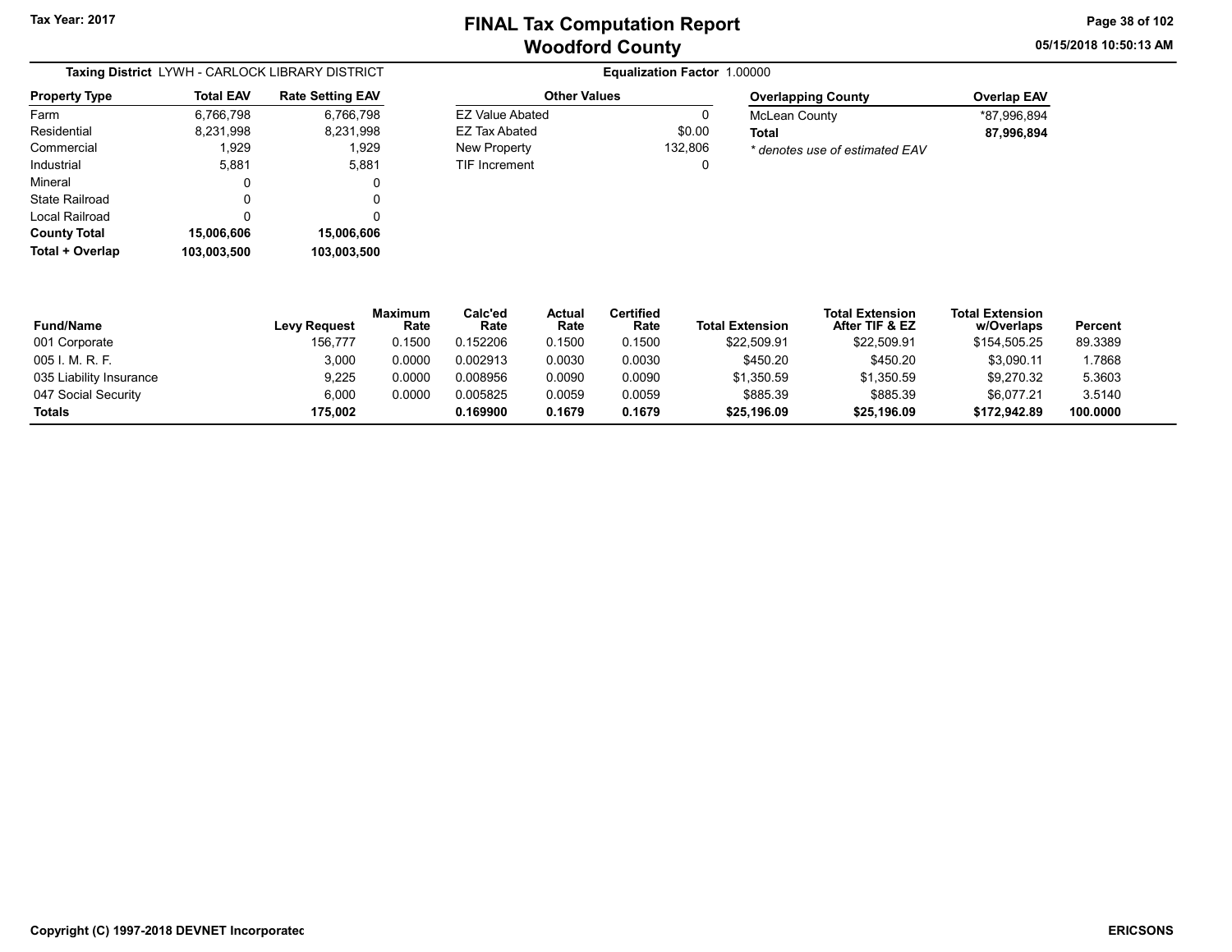Tax Year: 2017

# FINAL Tax Computation Report
## Woodford County

05/15/2018 10:50:13 AM

**Taxing District** LYWH - CARLOCK LIBRARY DISTRICT

**Equalization Factor** 1.00000

| Property Type | Total EAV | Rate Setting EAV |
|---|---|---|
| Farm | 6,766,798 | 6,766,798 |
| Residential | 8,231,998 | 8,231,998 |
| Commercial | 1,929 | 1,929 |
| Industrial | 5,881 | 5,881 |
| Mineral | 0 | 0 |
| State Railroad | 0 | 0 |
| Local Railroad | 0 | 0 |
| **County Total** | **15,006,606** | **15,006,606** |
| **Total + Overlap** | **103,003,500** | **103,003,500** |

| Other Values | |
|---|---|
| EZ Value Abated | 0 |
| EZ Tax Abated | $0.00 |
| New Property | 132,806 |
| TIF Increment | 0 |

| Overlapping County | Overlap EAV |
|---|---|
| McLean County | *87,996,894 |
| **Total** | **87,996,894** |

*\* denotes use of estimated EAV*

| Fund/Name | Levy Request | Maximum Rate | Calc'ed Rate | Actual Rate | Certified Rate | Total Extension | Total Extension After TIF & EZ | Total Extension w/Overlaps | Percent |
|---|---|---|---|---|---|---|---|---|---|
| 001 Corporate | 156,777 | 0.1500 | 0.152206 | 0.1500 | 0.1500 | $22,509.91 | $22,509.91 | $154,505.25 | 89.3389 |
| 005 I. M. R. F. | 3,000 | 0.0000 | 0.002913 | 0.0030 | 0.0030 | $450.20 | $450.20 | $3,090.11 | 1.7868 |
| 035 Liability Insurance | 9,225 | 0.0000 | 0.008956 | 0.0090 | 0.0090 | $1,350.59 | $1,350.59 | $9,270.32 | 5.3603 |
| 047 Social Security | 6,000 | 0.0000 | 0.005825 | 0.0059 | 0.0059 | $885.39 | $885.39 | $6,077.21 | 3.5140 |
| **Totals** | **175,002** | | **0.169900** | **0.1679** | **0.1679** | **$25,196.09** | **$25,196.09** | **$172,942.89** | **100.0000** |

Copyright (C) 1997-2018 DEVNET Incorporated

ERICSONS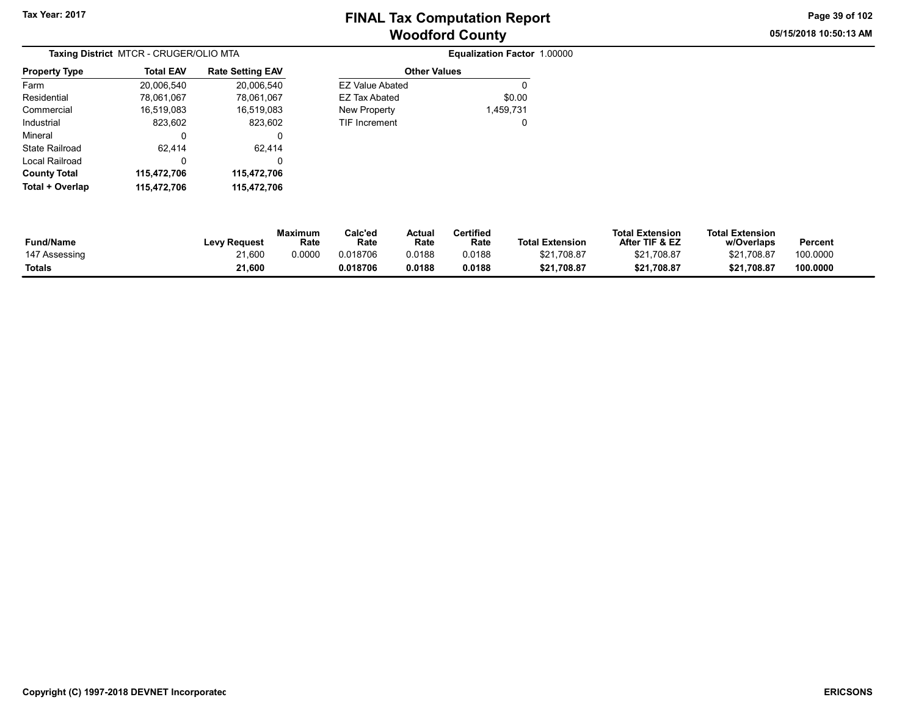# FINAL Tax Computation Report
## Woodford County

**Tax Year: 2017**

05/15/2018 10:50:13 AM

**Taxing District** MTCR - CRUGER/OLIO MTA

**Equalization Factor** 1.00000

| Property Type | Total EAV | Rate Setting EAV |
|---|---|---|
| Farm | 20,006,540 | 20,006,540 |
| Residential | 78,061,067 | 78,061,067 |
| Commercial | 16,519,083 | 16,519,083 |
| Industrial | 823,602 | 823,602 |
| Mineral | 0 | 0 |
| State Railroad | 62,414 | 62,414 |
| Local Railroad | 0 | 0 |
| **County Total** | **115,472,706** | **115,472,706** |
| **Total + Overlap** | **115,472,706** | **115,472,706** |

| Other Values | |
|---|---|
| EZ Value Abated | 0 |
| EZ Tax Abated | $0.00 |
| New Property | 1,459,731 |
| TIF Increment | 0 |

| Fund/Name | Levy Request | Maximum Rate | Calc'ed Rate | Actual Rate | Certified Rate | Total Extension | Total Extension After TIF & EZ | Total Extension w/Overlaps | Percent |
|---|---|---|---|---|---|---|---|---|---|
| 147 Assessing | 21,600 | 0.0000 | 0.018706 | 0.0188 | 0.0188 | $21,708.87 | $21,708.87 | $21,708.87 | 100.0000 |
| **Totals** | **21,600** | | **0.018706** | **0.0188** | **0.0188** | **$21,708.87** | **$21,708.87** | **$21,708.87** | **100.0000** |

Copyright (C) 1997-2018 DEVNET Incorporatec

ERICSONS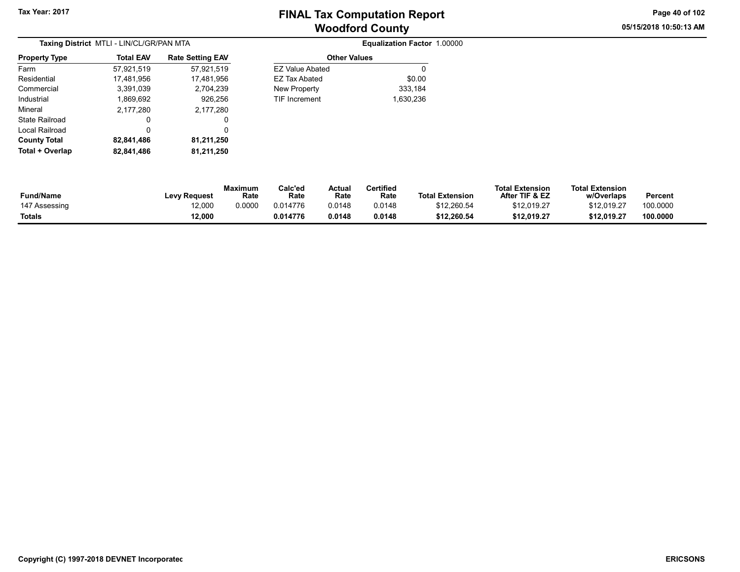# FINAL Tax Computation Report
## Woodford County

Tax Year: 2017

05/15/2018 10:50:13 AM

**Taxing District** MTLI - LIN/CL/GR/PAN MTA

**Equalization Factor** 1.00000

| Property Type | Total EAV | Rate Setting EAV |
|---|---|---|
| Farm | 57,921,519 | 57,921,519 |
| Residential | 17,481,956 | 17,481,956 |
| Commercial | 3,391,039 | 2,704,239 |
| Industrial | 1,869,692 | 926,256 |
| Mineral | 2,177,280 | 2,177,280 |
| State Railroad | 0 | 0 |
| Local Railroad | 0 | 0 |
| **County Total** | **82,841,486** | **81,211,250** |
| **Total + Overlap** | **82,841,486** | **81,211,250** |

| Other Values | |
|---|---|
| EZ Value Abated | 0 |
| EZ Tax Abated | $0.00 |
| New Property | 333,184 |
| TIF Increment | 1,630,236 |

| Fund/Name | Levy Request | Maximum Rate | Calc'ed Rate | Actual Rate | Certified Rate | Total Extension | Total Extension After TIF & EZ | Total Extension w/Overlaps | Percent |
|---|---|---|---|---|---|---|---|---|---|
| 147 Assessing | 12,000 | 0.0000 | 0.014776 | 0.0148 | 0.0148 | $12,260.54 | $12,019.27 | $12,019.27 | 100.0000 |
| **Totals** | **12,000** | | **0.014776** | **0.0148** | **0.0148** | **$12,260.54** | **$12,019.27** | **$12,019.27** | **100.0000** |

Copyright (C) 1997-2018 DEVNET Incorporatec

ERICSONS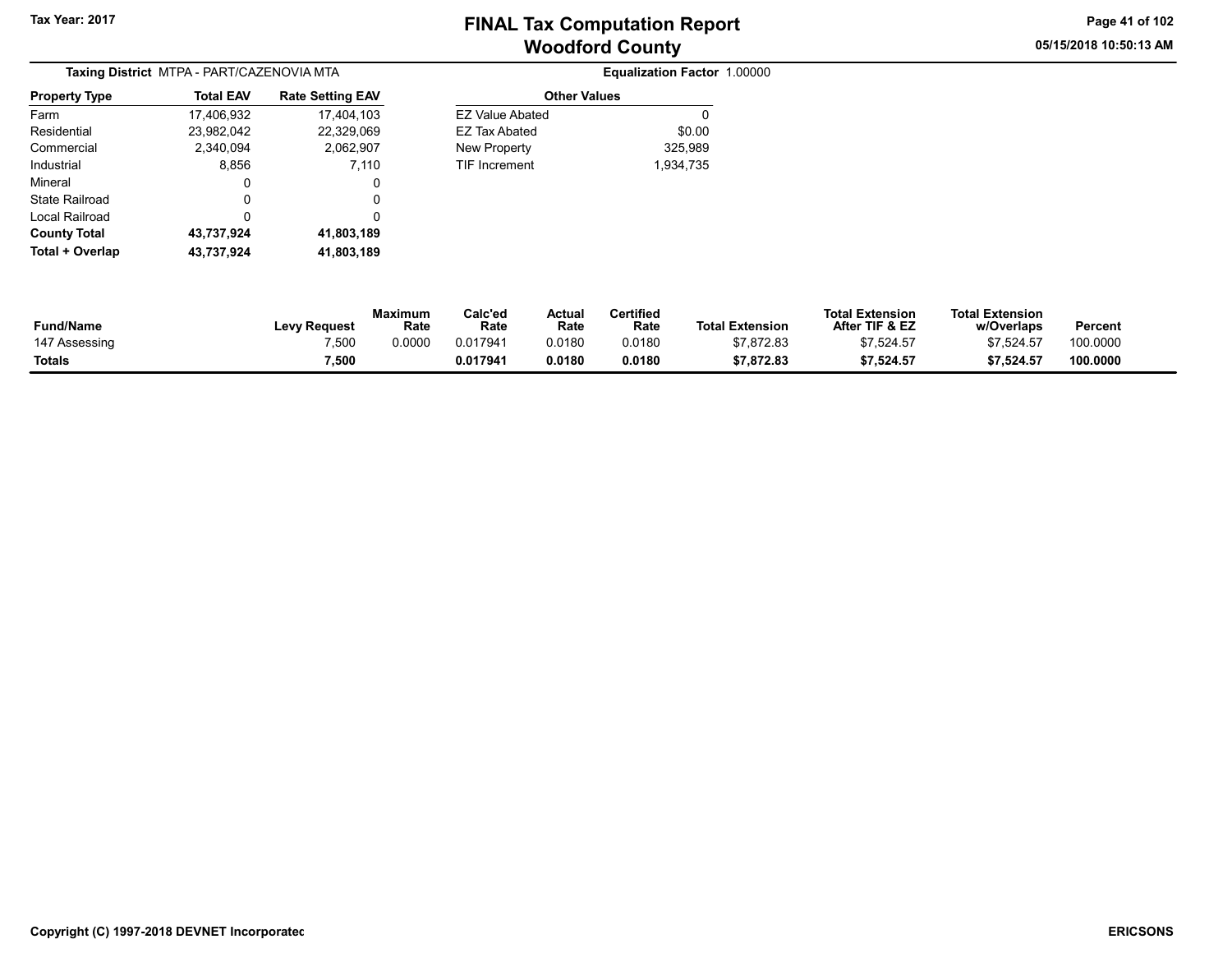Tax Year: 2017

# FINAL Tax Computation Report
## Woodford County

05/15/2018 10:50:13 AM

**Taxing District** MTPA - PART/CAZENOVIA MTA

**Equalization Factor** 1.00000

| Property Type | Total EAV | Rate Setting EAV |
|---|---|---|
| Farm | 17,406,932 | 17,404,103 |
| Residential | 23,982,042 | 22,329,069 |
| Commercial | 2,340,094 | 2,062,907 |
| Industrial | 8,856 | 7,110 |
| Mineral | 0 | 0 |
| State Railroad | 0 | 0 |
| Local Railroad | 0 | 0 |
| **County Total** | **43,737,924** | **41,803,189** |
| **Total + Overlap** | **43,737,924** | **41,803,189** |

| Other Values | |
|---|---|
| EZ Value Abated | 0 |
| EZ Tax Abated | $0.00 |
| New Property | 325,989 |
| TIF Increment | 1,934,735 |

| Fund/Name | Levy Request | Maximum Rate | Calc'ed Rate | Actual Rate | Certified Rate | Total Extension | Total Extension After TIF & EZ | Total Extension w/Overlaps | Percent |
|---|---|---|---|---|---|---|---|---|---|
| 147 Assessing | 7,500 | 0.0000 | 0.017941 | 0.0180 | 0.0180 | $7,872.83 | $7,524.57 | $7,524.57 | 100.0000 |
| **Totals** | **7,500** | | **0.017941** | **0.0180** | **0.0180** | **$7,872.83** | **$7,524.57** | **$7,524.57** | **100.0000** |

Copyright (C) 1997-2018 DEVNET Incorporated

ERICSONS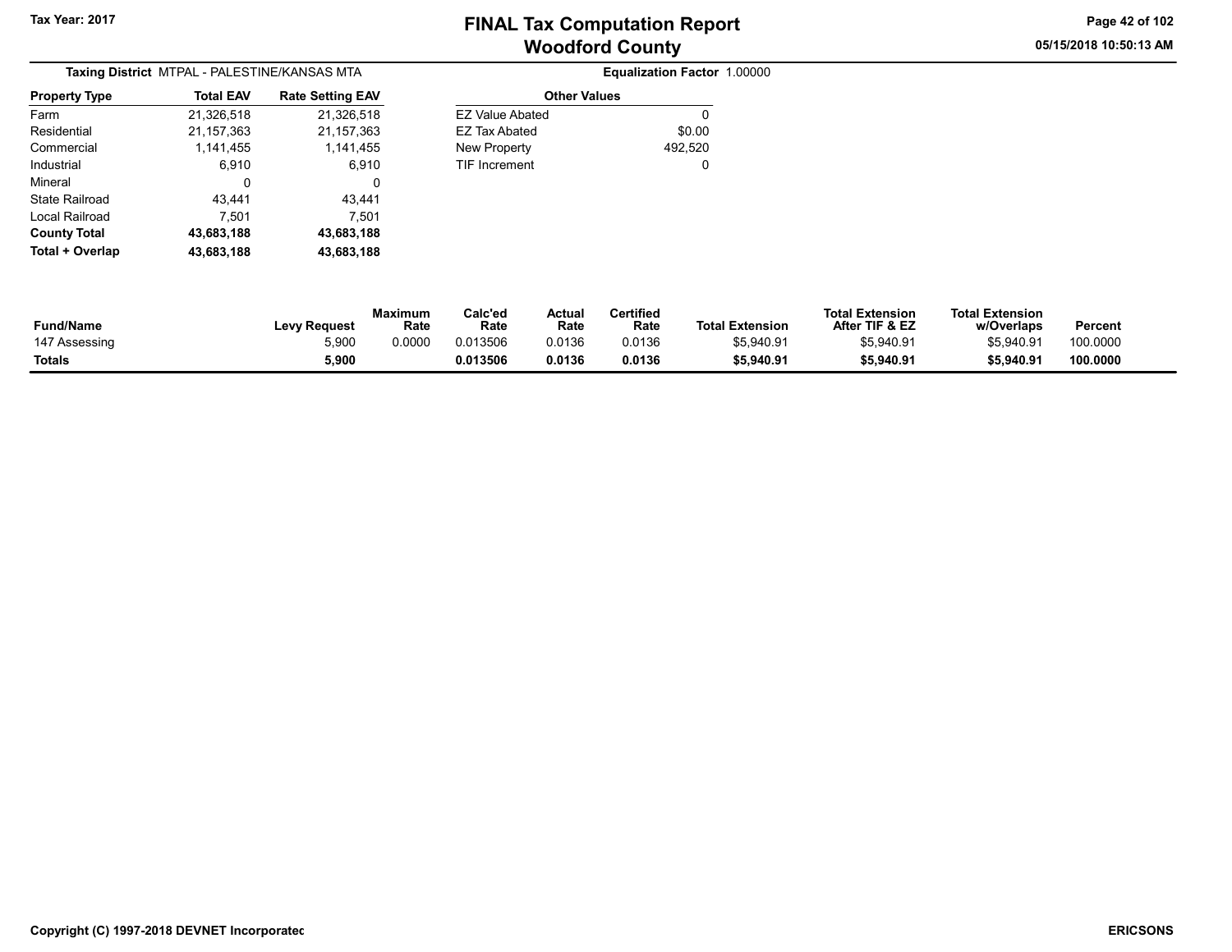Tax Year: 2017

# FINAL Tax Computation Report
## Woodford County

05/15/2018 10:50:13 AM

**Taxing District** MTPAL - PALESTINE/KANSAS MTA

**Equalization Factor** 1.00000

| Property Type | Total EAV | Rate Setting EAV |
|---|---|---|
| Farm | 21,326,518 | 21,326,518 |
| Residential | 21,157,363 | 21,157,363 |
| Commercial | 1,141,455 | 1,141,455 |
| Industrial | 6,910 | 6,910 |
| Mineral | 0 | 0 |
| State Railroad | 43,441 | 43,441 |
| Local Railroad | 7,501 | 7,501 |
| **County Total** | **43,683,188** | **43,683,188** |
| **Total + Overlap** | **43,683,188** | **43,683,188** |

| Other Values | |
|---|---|
| EZ Value Abated | 0 |
| EZ Tax Abated | $0.00 |
| New Property | 492,520 |
| TIF Increment | 0 |

| Fund/Name | Levy Request | Maximum Rate | Calc'ed Rate | Actual Rate | Certified Rate | Total Extension | Total Extension After TIF & EZ | Total Extension w/Overlaps | Percent |
|---|---|---|---|---|---|---|---|---|---|
| 147 Assessing | 5,900 | 0.0000 | 0.013506 | 0.0136 | 0.0136 | $5,940.91 | $5,940.91 | $5,940.91 | 100.0000 |
| **Totals** | **5,900** | | **0.013506** | **0.0136** | **0.0136** | **$5,940.91** | **$5,940.91** | **$5,940.91** | **100.0000** |

Copyright (C) 1997-2018 DEVNET Incorporated

ERICSONS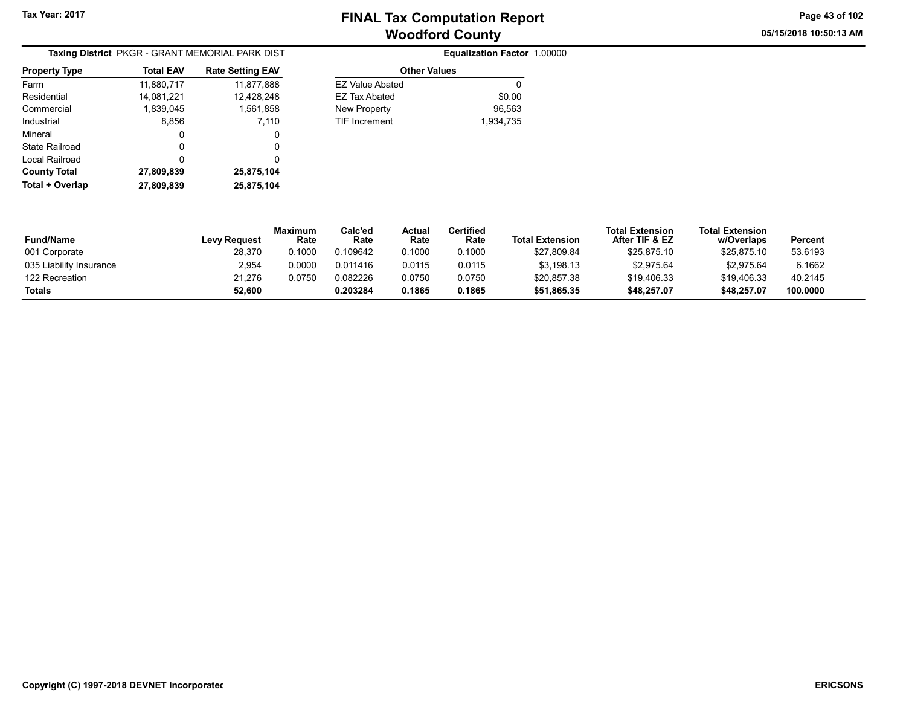Tax Year: 2017

# FINAL Tax Computation Report
## Woodford County

05/15/2018 10:50:13 AM

**Taxing District** PKGR - GRANT MEMORIAL PARK DIST

**Equalization Factor** 1.00000

| Property Type | Total EAV | Rate Setting EAV |
|---|---|---|
| Farm | 11,880,717 | 11,877,888 |
| Residential | 14,081,221 | 12,428,248 |
| Commercial | 1,839,045 | 1,561,858 |
| Industrial | 8,856 | 7,110 |
| Mineral | 0 | 0 |
| State Railroad | 0 | 0 |
| Local Railroad | 0 | 0 |
| **County Total** | **27,809,839** | **25,875,104** |
| **Total + Overlap** | **27,809,839** | **25,875,104** |

| Other Values | |
|---|---|
| EZ Value Abated | 0 |
| EZ Tax Abated | $0.00 |
| New Property | 96,563 |
| TIF Increment | 1,934,735 |

| Fund/Name | Levy Request | Maximum Rate | Calc'ed Rate | Actual Rate | Certified Rate | Total Extension | Total Extension After TIF & EZ | Total Extension w/Overlaps | Percent |
|---|---|---|---|---|---|---|---|---|---|
| 001 Corporate | 28,370 | 0.1000 | 0.109642 | 0.1000 | 0.1000 | $27,809.84 | $25,875.10 | $25,875.10 | 53.6193 |
| 035 Liability Insurance | 2,954 | 0.0000 | 0.011416 | 0.0115 | 0.0115 | $3,198.13 | $2,975.64 | $2,975.64 | 6.1662 |
| 122 Recreation | 21,276 | 0.0750 | 0.082226 | 0.0750 | 0.0750 | $20,857.38 | $19,406.33 | $19,406.33 | 40.2145 |
| **Totals** | **52,600** | | **0.203284** | **0.1865** | **0.1865** | **$51,865.35** | **$48,257.07** | **$48,257.07** | **100.0000** |

Copyright (C) 1997-2018 DEVNET Incorporated

ERICSONS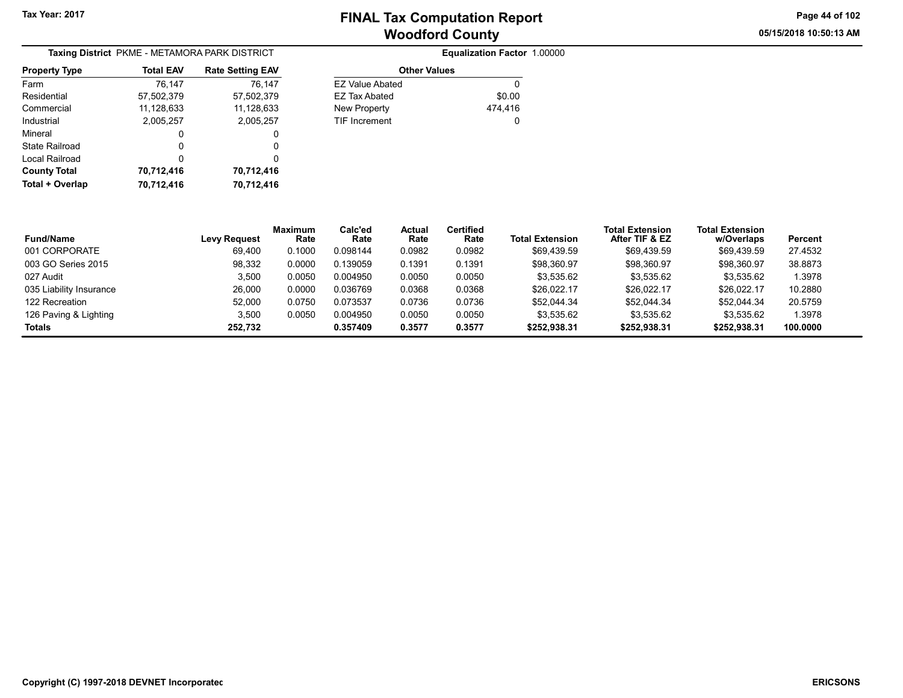Tax Year: 2017

# FINAL Tax Computation Report
## Woodford County

05/15/2018 10:50:13 AM

**Taxing District** PKME - METAMORA PARK DISTRICT

**Equalization Factor** 1.00000

| Property Type | Total EAV | Rate Setting EAV |
|---|---|---|
| Farm | 76,147 | 76,147 |
| Residential | 57,502,379 | 57,502,379 |
| Commercial | 11,128,633 | 11,128,633 |
| Industrial | 2,005,257 | 2,005,257 |
| Mineral | 0 | 0 |
| State Railroad | 0 | 0 |
| Local Railroad | 0 | 0 |
| **County Total** | **70,712,416** | **70,712,416** |
| **Total + Overlap** | **70,712,416** | **70,712,416** |

| Other Values | |
|---|---|
| EZ Value Abated | 0 |
| EZ Tax Abated | $0.00 |
| New Property | 474,416 |
| TIF Increment | 0 |

| Fund/Name | Levy Request | Maximum Rate | Calc'ed Rate | Actual Rate | Certified Rate | Total Extension | Total Extension After TIF & EZ | Total Extension w/Overlaps | Percent |
|---|---|---|---|---|---|---|---|---|---|
| 001 CORPORATE | 69,400 | 0.1000 | 0.098144 | 0.0982 | 0.0982 | $69,439.59 | $69,439.59 | $69,439.59 | 27.4532 |
| 003 GO Series 2015 | 98,332 | 0.0000 | 0.139059 | 0.1391 | 0.1391 | $98,360.97 | $98,360.97 | $98,360.97 | 38.8873 |
| 027 Audit | 3,500 | 0.0050 | 0.004950 | 0.0050 | 0.0050 | $3,535.62 | $3,535.62 | $3,535.62 | 1.3978 |
| 035 Liability Insurance | 26,000 | 0.0000 | 0.036769 | 0.0368 | 0.0368 | $26,022.17 | $26,022.17 | $26,022.17 | 10.2880 |
| 122 Recreation | 52,000 | 0.0750 | 0.073537 | 0.0736 | 0.0736 | $52,044.34 | $52,044.34 | $52,044.34 | 20.5759 |
| 126 Paving & Lighting | 3,500 | 0.0050 | 0.004950 | 0.0050 | 0.0050 | $3,535.62 | $3,535.62 | $3,535.62 | 1.3978 |
| **Totals** | **252,732** | | **0.357409** | **0.3577** | **0.3577** | **$252,938.31** | **$252,938.31** | **$252,938.31** | **100.0000** |

Copyright (C) 1997-2018 DEVNET Incorporated

ERICSONS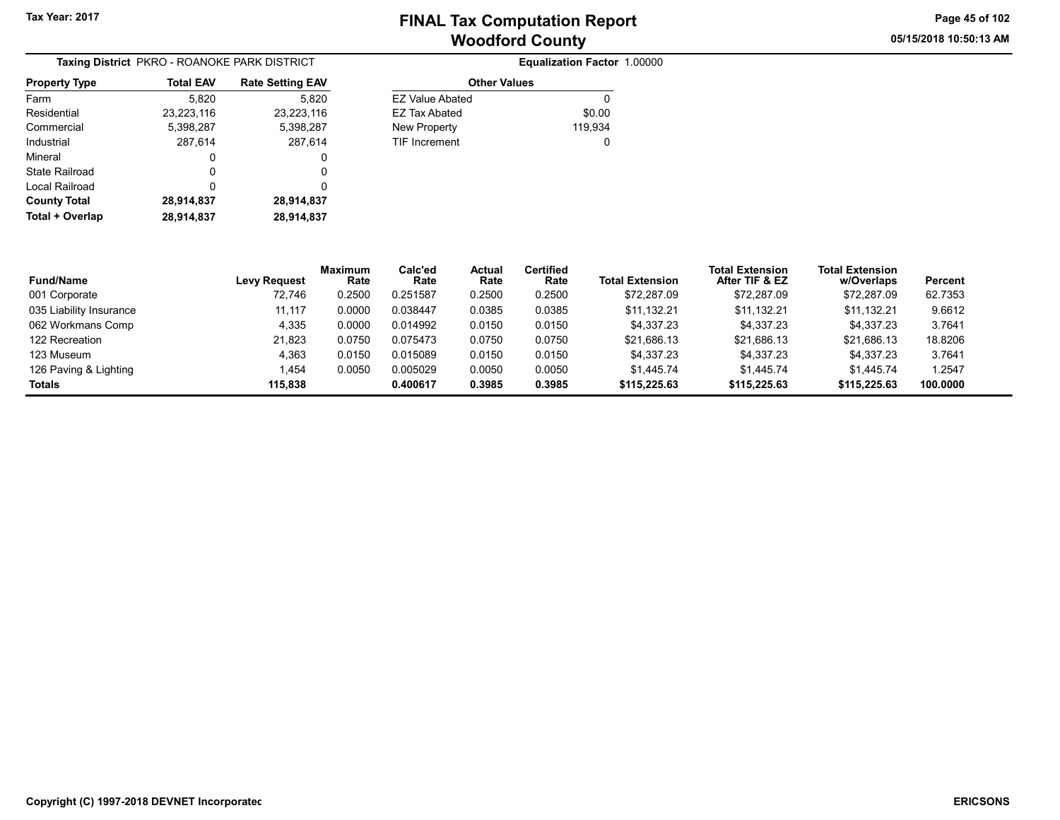# FINAL Tax Computation Report
# Woodford County

Tax Year: 2017

05/15/2018 10:50:13 AM

**Taxing District** PKRO - ROANOKE PARK DISTRICT

**Equalization Factor** 1.00000

| Property Type | Total EAV | Rate Setting EAV |
|---|---|---|
| Farm | 5,820 | 5,820 |
| Residential | 23,223,116 | 23,223,116 |
| Commercial | 5,398,287 | 5,398,287 |
| Industrial | 287,614 | 287,614 |
| Mineral | 0 | 0 |
| State Railroad | 0 | 0 |
| Local Railroad | 0 | 0 |
| **County Total** | **28,914,837** | **28,914,837** |
| **Total + Overlap** | **28,914,837** | **28,914,837** |

| Other Values | |
|---|---|
| EZ Value Abated | 0 |
| EZ Tax Abated | $0.00 |
| New Property | 119,934 |
| TIF Increment | 0 |

| Fund/Name | Levy Request | Maximum Rate | Calc'ed Rate | Actual Rate | Certified Rate | Total Extension | Total Extension After TIF & EZ | Total Extension w/Overlaps | Percent |
|---|---|---|---|---|---|---|---|---|---|
| 001 Corporate | 72,746 | 0.2500 | 0.251587 | 0.2500 | 0.2500 | $72,287.09 | $72,287.09 | $72,287.09 | 62.7353 |
| 035 Liability Insurance | 11,117 | 0.0000 | 0.038447 | 0.0385 | 0.0385 | $11,132.21 | $11,132.21 | $11,132.21 | 9.6612 |
| 062 Workmans Comp | 4,335 | 0.0000 | 0.014992 | 0.0150 | 0.0150 | $4,337.23 | $4,337.23 | $4,337.23 | 3.7641 |
| 122 Recreation | 21,823 | 0.0750 | 0.075473 | 0.0750 | 0.0750 | $21,686.13 | $21,686.13 | $21,686.13 | 18.8206 |
| 123 Museum | 4,363 | 0.0150 | 0.015089 | 0.0150 | 0.0150 | $4,337.23 | $4,337.23 | $4,337.23 | 3.7641 |
| 126 Paving & Lighting | 1,454 | 0.0050 | 0.005029 | 0.0050 | 0.0050 | $1,445.74 | $1,445.74 | $1,445.74 | 1.2547 |
| **Totals** | **115,838** | | **0.400617** | **0.3985** | **0.3985** | **$115,225.63** | **$115,225.63** | **$115,225.63** | **100.0000** |

Copyright (C) 1997-2018 DEVNET Incorporated

ERICSONS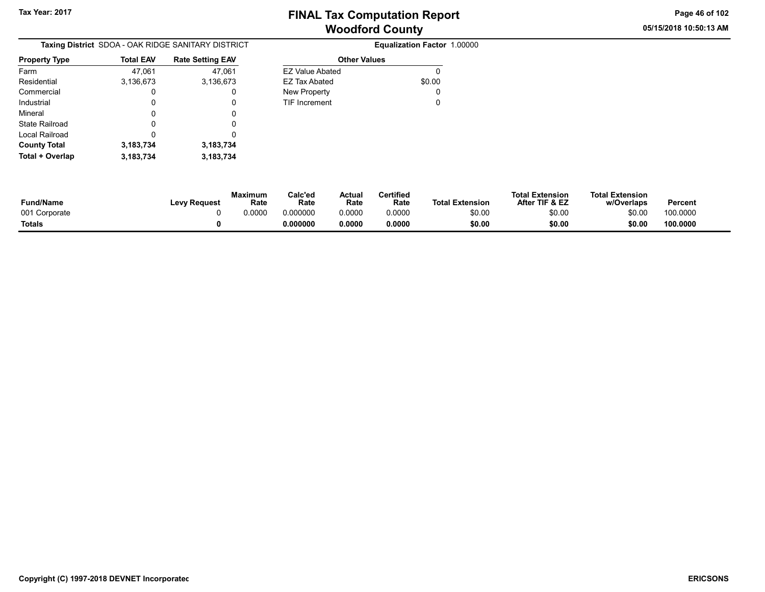Tax Year: 2017

# FINAL Tax Computation Report
## Woodford County

**Taxing District** SDOA - OAK RIDGE SANITARY DISTRICT

**Equalization Factor** 1.00000

| Property Type | Total EAV | Rate Setting EAV |
|---|---|---|
| Farm | 47,061 | 47,061 |
| Residential | 3,136,673 | 3,136,673 |
| Commercial | 0 | 0 |
| Industrial | 0 | 0 |
| Mineral | 0 | 0 |
| State Railroad | 0 | 0 |
| Local Railroad | 0 | 0 |
| **County Total** | **3,183,734** | **3,183,734** |
| **Total + Overlap** | **3,183,734** | **3,183,734** |

| Other Values | |
|---|---|
| EZ Value Abated | 0 |
| EZ Tax Abated | $0.00 |
| New Property | 0 |
| TIF Increment | 0 |

| Fund/Name | Levy Request | Maximum Rate | Calc'ed Rate | Actual Rate | Certified Rate | Total Extension | Total Extension After TIF & EZ | Total Extension w/Overlaps | Percent |
|---|---|---|---|---|---|---|---|---|---|
| 001 Corporate | 0 | 0.0000 | 0.000000 | 0.0000 | 0.0000 | $0.00 | $0.00 | $0.00 | 100.0000 |
| **Totals** | **0** | | **0.000000** | **0.0000** | **0.0000** | **$0.00** | **$0.00** | **$0.00** | **100.0000** |

Copyright (C) 1997-2018 DEVNET Incorporated

ERICSONS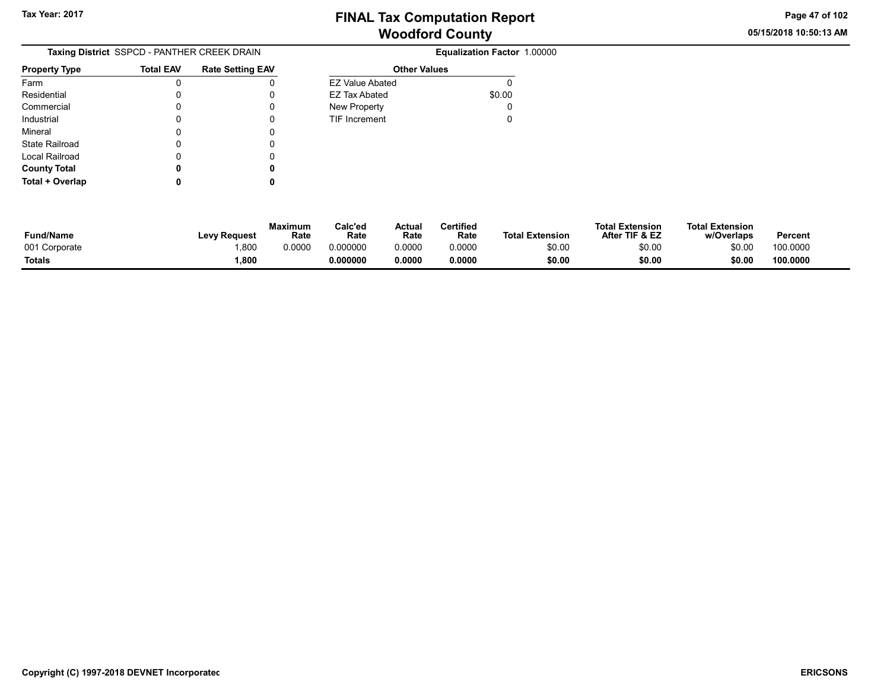**Taxing District** SSPCD - PANTHER CREEK DRAIN

**Equalization Factor** 1.00000

| Property Type | Total EAV | Rate Setting EAV |
|---|---|---|
| Farm | 0 | 0 |
| Residential | 0 | 0 |
| Commercial | 0 | 0 |
| Industrial | 0 | 0 |
| Mineral | 0 | 0 |
| State Railroad | 0 | 0 |
| Local Railroad | 0 | 0 |
| **County Total** | **0** | **0** |
| **Total + Overlap** | **0** | **0** |

| Other Values | |
|---|---|
| EZ Value Abated | 0 |
| EZ Tax Abated | $0.00 |
| New Property | 0 |
| TIF Increment | 0 |

| Fund/Name | Levy Request | Maximum Rate | Calc'ed Rate | Actual Rate | Certified Rate | Total Extension | Total Extension After TIF & EZ | Total Extension w/Overlaps | Percent |
|---|---|---|---|---|---|---|---|---|---|
| 001 Corporate | 1,800 | 0.0000 | 0.000000 | 0.0000 | 0.0000 | $0.00 | $0.00 | $0.00 | 100.0000 |
| **Totals** | **1,800** | | **0.000000** | **0.0000** | **0.0000** | **$0.00** | **$0.00** | **$0.00** | **100.0000** |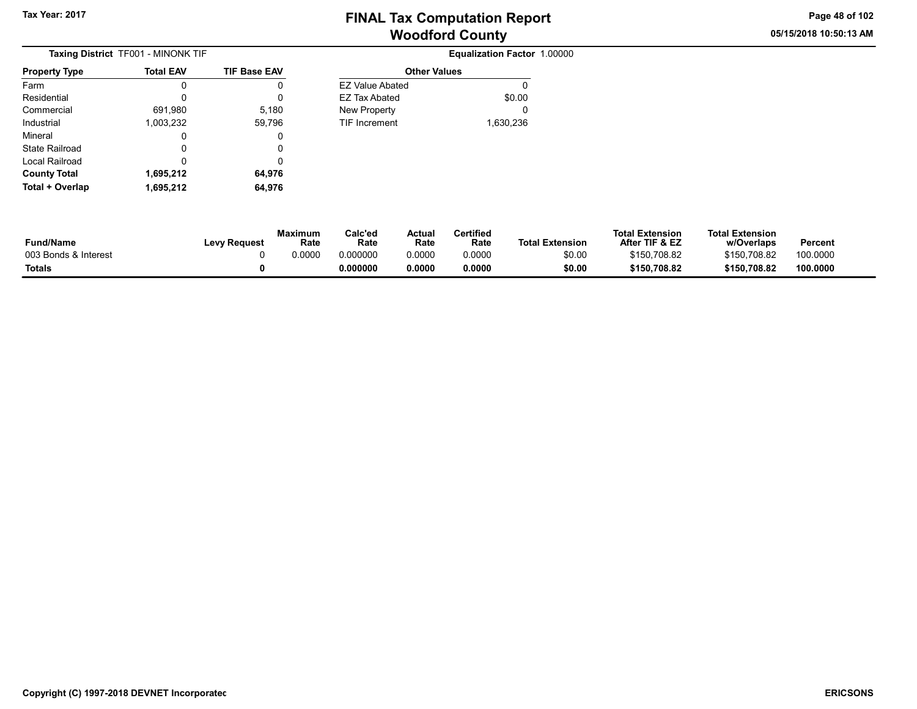Tax Year: 2017

# FINAL Tax Computation Report
## Woodford County

05/15/2018 10:50:13 AM

**Taxing District** TF001 - MINONK TIF

**Equalization Factor** 1.00000

| Property Type | Total EAV | TIF Base EAV |
|---|---|---|
| Farm | 0 | 0 |
| Residential | 0 | 0 |
| Commercial | 691,980 | 5,180 |
| Industrial | 1,003,232 | 59,796 |
| Mineral | 0 | 0 |
| State Railroad | 0 | 0 |
| Local Railroad | 0 | 0 |
| **County Total** | **1,695,212** | **64,976** |
| **Total + Overlap** | **1,695,212** | **64,976** |

| Other Values | |
|---|---|
| EZ Value Abated | 0 |
| EZ Tax Abated | $0.00 |
| New Property | 0 |
| TIF Increment | 1,630,236 |

| Fund/Name | Levy Request | Maximum Rate | Calc'ed Rate | Actual Rate | Certified Rate | Total Extension | Total Extension After TIF & EZ | Total Extension w/Overlaps | Percent |
|---|---|---|---|---|---|---|---|---|---|
| 003 Bonds & Interest | 0 | 0.0000 | 0.000000 | 0.0000 | 0.0000 | $0.00 | $150,708.82 | $150,708.82 | 100.0000 |
| **Totals** | **0** | | **0.000000** | **0.0000** | **0.0000** | **$0.00** | **$150,708.82** | **$150,708.82** | **100.0000** |

Copyright (C) 1997-2018 DEVNET Incorporated

ERICSONS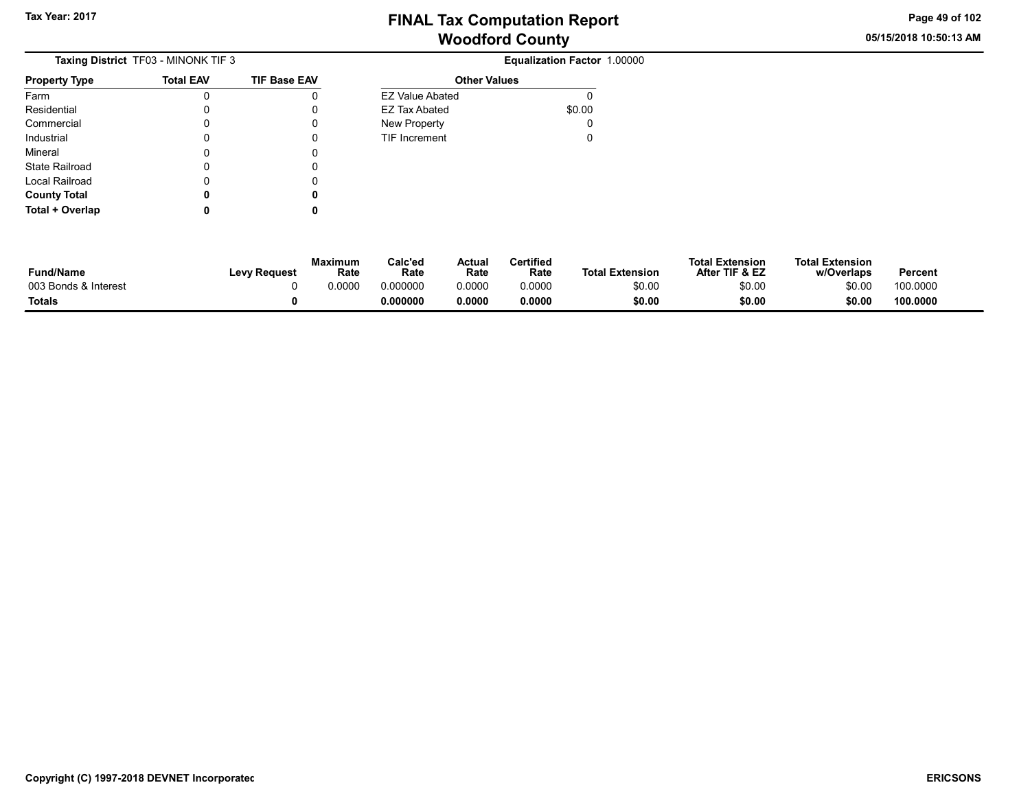# FINAL Tax Computation Report
# Woodford County

Tax Year: 2017

05/15/2018 10:50:13 AM

**Taxing District** TF03 - MINONK TIF 3

**Equalization Factor** 1.00000

| Property Type | Total EAV | TIF Base EAV |
|---|---|---|
| Farm | 0 | 0 |
| Residential | 0 | 0 |
| Commercial | 0 | 0 |
| Industrial | 0 | 0 |
| Mineral | 0 | 0 |
| State Railroad | 0 | 0 |
| Local Railroad | 0 | 0 |
| **County Total** | **0** | **0** |
| **Total + Overlap** | **0** | **0** |

| Other Values | |
|---|---|
| EZ Value Abated | 0 |
| EZ Tax Abated | $0.00 |
| New Property | 0 |
| TIF Increment | 0 |

| Fund/Name | Levy Request | Maximum Rate | Calc'ed Rate | Actual Rate | Certified Rate | Total Extension | Total Extension After TIF & EZ | Total Extension w/Overlaps | Percent |
|---|---|---|---|---|---|---|---|---|---|
| 003 Bonds & Interest | 0 | 0.0000 | 0.000000 | 0.0000 | 0.0000 | $0.00 | $0.00 | $0.00 | 100.0000 |
| **Totals** | **0** | | **0.000000** | **0.0000** | **0.0000** | **$0.00** | **$0.00** | **$0.00** | **100.0000** |

Copyright (C) 1997-2018 DEVNET Incorporated

ERICSONS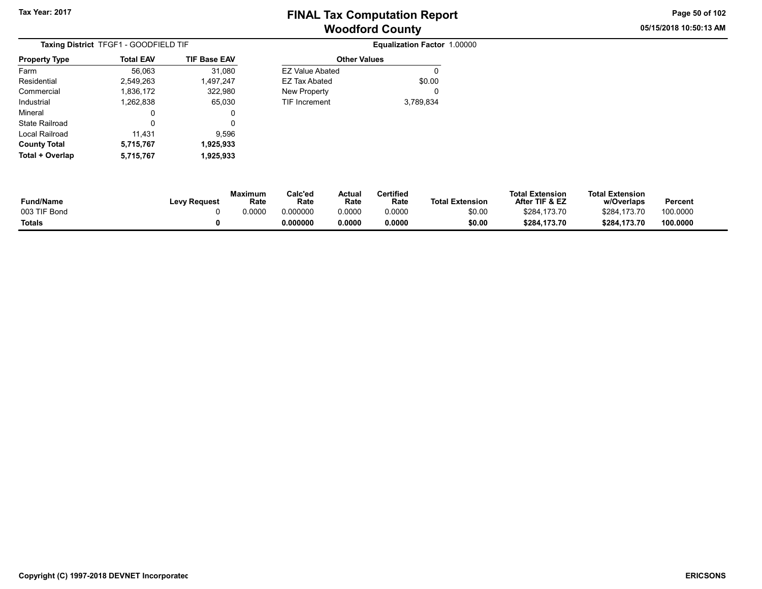# FINAL Tax Computation Report
# Woodford County

Tax Year: 2017

05/15/2018 10:50:13 AM

**Taxing District** TFGF1 - GOODFIELD TIF

**Equalization Factor** 1.00000

| Property Type | Total EAV | TIF Base EAV |
|---|---|---|
| Farm | 56,063 | 31,080 |
| Residential | 2,549,263 | 1,497,247 |
| Commercial | 1,836,172 | 322,980 |
| Industrial | 1,262,838 | 65,030 |
| Mineral | 0 | 0 |
| State Railroad | 0 | 0 |
| Local Railroad | 11,431 | 9,596 |
| **County Total** | **5,715,767** | **1,925,933** |
| **Total + Overlap** | **5,715,767** | **1,925,933** |

| Other Values | |
|---|---|
| EZ Value Abated | 0 |
| EZ Tax Abated | $0.00 |
| New Property | 0 |
| TIF Increment | 3,789,834 |

| Fund/Name | Levy Request | Maximum Rate | Calc'ed Rate | Actual Rate | Certified Rate | Total Extension | Total Extension After TIF & EZ | Total Extension w/Overlaps | Percent |
|---|---|---|---|---|---|---|---|---|---|
| 003 TIF Bond | 0 | 0.0000 | 0.000000 | 0.0000 | 0.0000 | $0.00 | $284,173.70 | $284,173.70 | 100.0000 |
| **Totals** | **0** | | **0.000000** | **0.0000** | **0.0000** | **$0.00** | **$284,173.70** | **$284,173.70** | **100.0000** |

Copyright (C) 1997-2018 DEVNET Incorporated

ERICSONS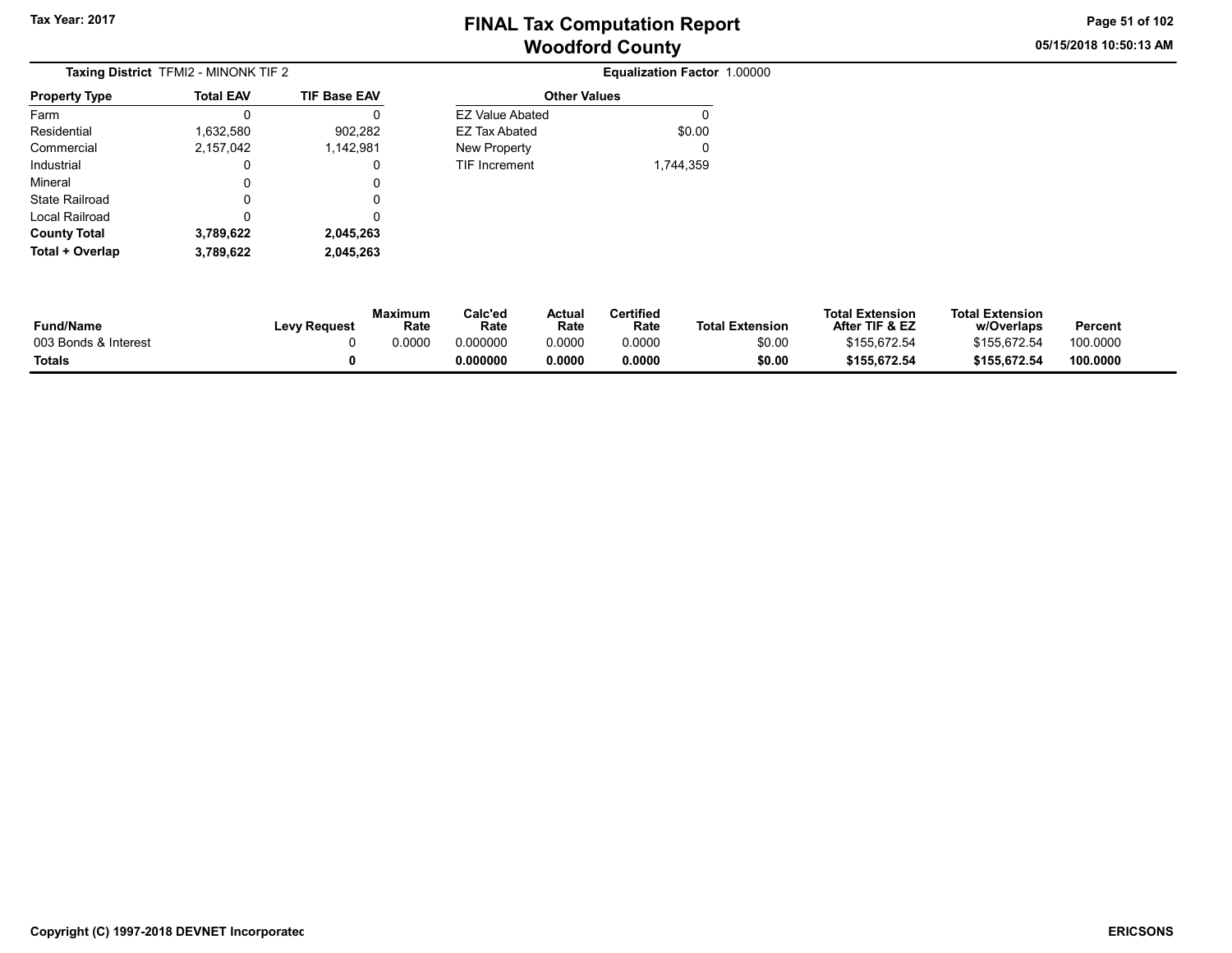# FINAL Tax Computation Report
## Woodford County

Tax Year: 2017

05/15/2018 10:50:13 AM

**Taxing District** TFMI2 - MINONK TIF 2

**Equalization Factor** 1.00000

| Property Type | Total EAV | TIF Base EAV |
|---|---|---|
| Farm | 0 | 0 |
| Residential | 1,632,580 | 902,282 |
| Commercial | 2,157,042 | 1,142,981 |
| Industrial | 0 | 0 |
| Mineral | 0 | 0 |
| State Railroad | 0 | 0 |
| Local Railroad | 0 | 0 |
| **County Total** | **3,789,622** | **2,045,263** |
| **Total + Overlap** | **3,789,622** | **2,045,263** |

| Other Values | |
|---|---|
| EZ Value Abated | 0 |
| EZ Tax Abated | $0.00 |
| New Property | 0 |
| TIF Increment | 1,744,359 |

| Fund/Name | Levy Request | Maximum Rate | Calc'ed Rate | Actual Rate | Certified Rate | Total Extension | Total Extension After TIF & EZ | Total Extension w/Overlaps | Percent |
|---|---|---|---|---|---|---|---|---|---|
| 003 Bonds & Interest | 0 | 0.0000 | 0.000000 | 0.0000 | 0.0000 | $0.00 | $155,672.54 | $155,672.54 | 100.0000 |
| **Totals** | **0** | | **0.000000** | **0.0000** | **0.0000** | **$0.00** | **$155,672.54** | **$155,672.54** | **100.0000** |

Copyright (C) 1997-2018 DEVNET Incorporated

ERICSONS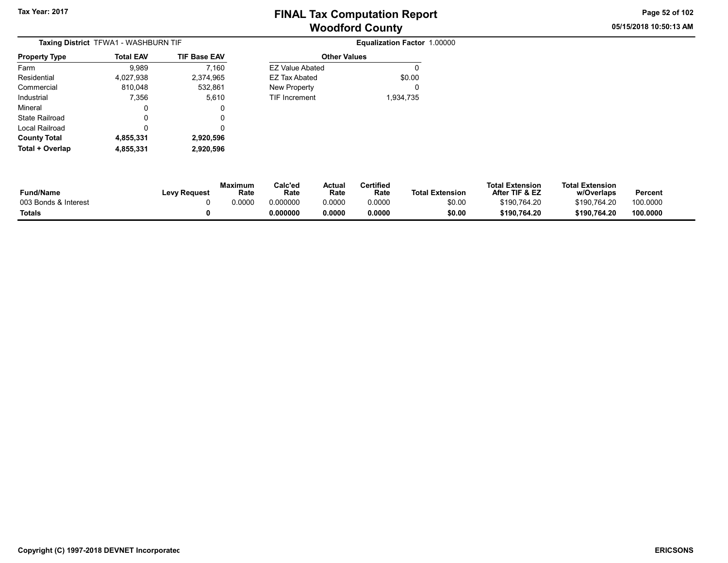# FINAL Tax Computation Report
# Woodford County

Tax Year: 2017

05/15/2018 10:50:13 AM

**Taxing District** TFWA1 - WASHBURN TIF

**Equalization Factor** 1.00000

| Property Type | Total EAV | TIF Base EAV |
|---|---|---|
| Farm | 9,989 | 7,160 |
| Residential | 4,027,938 | 2,374,965 |
| Commercial | 810,048 | 532,861 |
| Industrial | 7,356 | 5,610 |
| Mineral | 0 | 0 |
| State Railroad | 0 | 0 |
| Local Railroad | 0 | 0 |
| **County Total** | **4,855,331** | **2,920,596** |
| **Total + Overlap** | **4,855,331** | **2,920,596** |

| Other Values | |
|---|---|
| EZ Value Abated | 0 |
| EZ Tax Abated | $0.00 |
| New Property | 0 |
| TIF Increment | 1,934,735 |

| Fund/Name | Levy Request | Maximum Rate | Calc'ed Rate | Actual Rate | Certified Rate | Total Extension | Total Extension After TIF & EZ | Total Extension w/Overlaps | Percent |
|---|---|---|---|---|---|---|---|---|---|
| 003 Bonds & Interest | 0 | 0.0000 | 0.000000 | 0.0000 | 0.0000 | $0.00 | $190,764.20 | $190,764.20 | 100.0000 |
| **Totals** | **0** | | **0.000000** | **0.0000** | **0.0000** | **$0.00** | **$190,764.20** | **$190,764.20** | **100.0000** |

Copyright (C) 1997-2018 DEVNET Incorporated

ERICSONS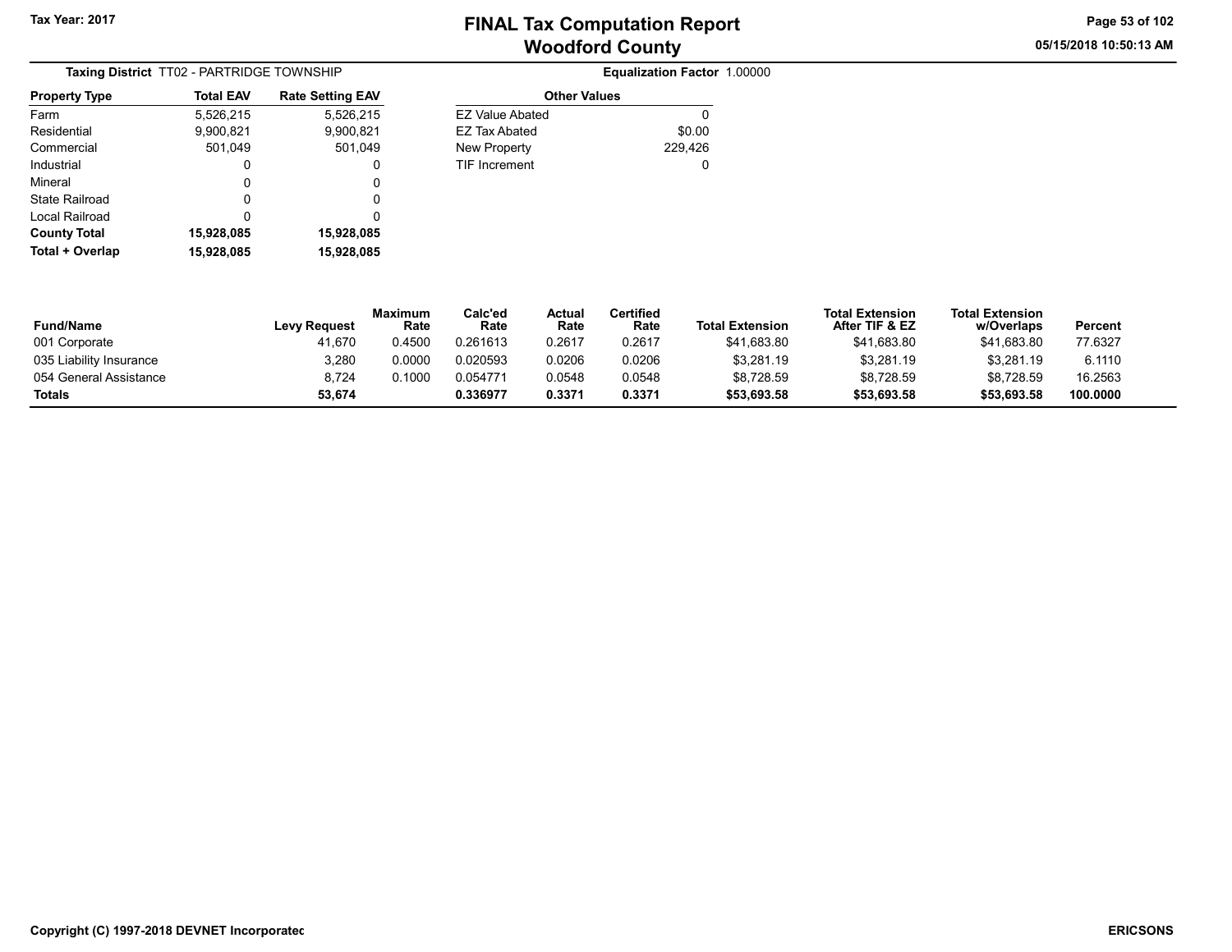Tax Year: 2017

# FINAL Tax Computation Report
## Woodford County

**Taxing District** TT02 - PARTRIDGE TOWNSHIP

**Equalization Factor** 1.00000

| Property Type | Total EAV | Rate Setting EAV |
|---|---|---|
| Farm | 5,526,215 | 5,526,215 |
| Residential | 9,900,821 | 9,900,821 |
| Commercial | 501,049 | 501,049 |
| Industrial | 0 | 0 |
| Mineral | 0 | 0 |
| State Railroad | 0 | 0 |
| Local Railroad | 0 | 0 |
| **County Total** | **15,928,085** | **15,928,085** |
| **Total + Overlap** | **15,928,085** | **15,928,085** |

| Other Values | |
|---|---|
| EZ Value Abated | 0 |
| EZ Tax Abated | $0.00 |
| New Property | 229,426 |
| TIF Increment | 0 |

| Fund/Name | Levy Request | Maximum Rate | Calc'ed Rate | Actual Rate | Certified Rate | Total Extension | Total Extension After TIF & EZ | Total Extension w/Overlaps | Percent |
|---|---|---|---|---|---|---|---|---|---|
| 001 Corporate | 41,670 | 0.4500 | 0.261613 | 0.2617 | 0.2617 | $41,683.80 | $41,683.80 | $41,683.80 | 77.6327 |
| 035 Liability Insurance | 3,280 | 0.0000 | 0.020593 | 0.0206 | 0.0206 | $3,281.19 | $3,281.19 | $3,281.19 | 6.1110 |
| 054 General Assistance | 8,724 | 0.1000 | 0.054771 | 0.0548 | 0.0548 | $8,728.59 | $8,728.59 | $8,728.59 | 16.2563 |
| **Totals** | **53,674** | | **0.336977** | **0.3371** | **0.3371** | **$53,693.58** | **$53,693.58** | **$53,693.58** | **100.0000** |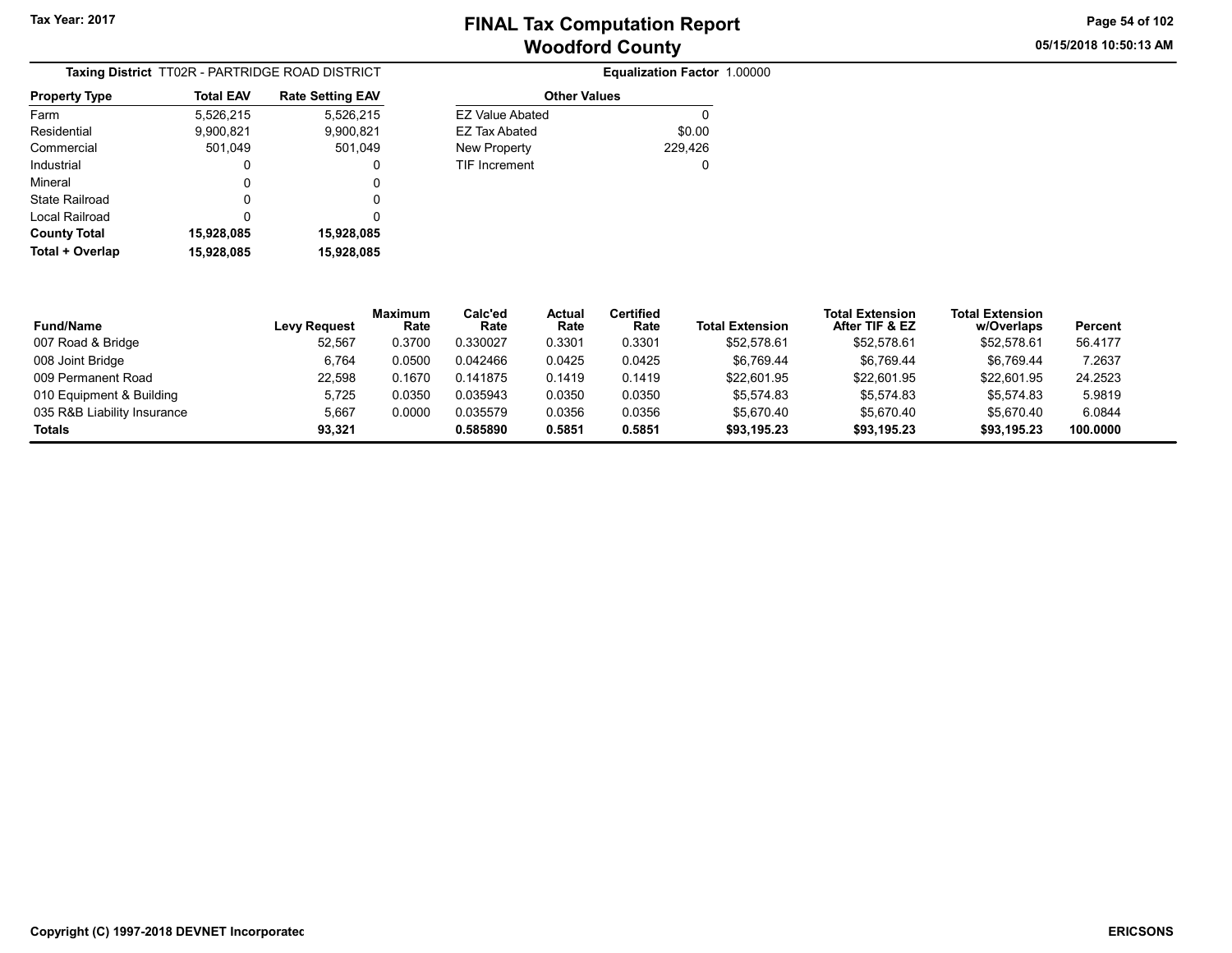**Tax Year: 2017**

# FINAL Tax Computation Report
## Woodford County

05/15/2018 10:50:13 AM

**Taxing District** TT02R - PARTRIDGE ROAD DISTRICT

**Equalization Factor** 1.00000

| Property Type | Total EAV | Rate Setting EAV |
|---|---|---|
| Farm | 5,526,215 | 5,526,215 |
| Residential | 9,900,821 | 9,900,821 |
| Commercial | 501,049 | 501,049 |
| Industrial | 0 | 0 |
| Mineral | 0 | 0 |
| State Railroad | 0 | 0 |
| Local Railroad | 0 | 0 |
| **County Total** | **15,928,085** | **15,928,085** |
| **Total + Overlap** | **15,928,085** | **15,928,085** |

| Other Values | |
|---|---|
| EZ Value Abated | 0 |
| EZ Tax Abated | $0.00 |
| New Property | 229,426 |
| TIF Increment | 0 |

| Fund/Name | Levy Request | Maximum Rate | Calc'ed Rate | Actual Rate | Certified Rate | Total Extension | Total Extension After TIF & EZ | Total Extension w/Overlaps | Percent |
|---|---|---|---|---|---|---|---|---|---|
| 007 Road & Bridge | 52,567 | 0.3700 | 0.330027 | 0.3301 | 0.3301 | $52,578.61 | $52,578.61 | $52,578.61 | 56.4177 |
| 008 Joint Bridge | 6,764 | 0.0500 | 0.042466 | 0.0425 | 0.0425 | $6,769.44 | $6,769.44 | $6,769.44 | 7.2637 |
| 009 Permanent Road | 22,598 | 0.1670 | 0.141875 | 0.1419 | 0.1419 | $22,601.95 | $22,601.95 | $22,601.95 | 24.2523 |
| 010 Equipment & Building | 5,725 | 0.0350 | 0.035943 | 0.0350 | 0.0350 | $5,574.83 | $5,574.83 | $5,574.83 | 5.9819 |
| 035 R&B Liability Insurance | 5,667 | 0.0000 | 0.035579 | 0.0356 | 0.0356 | $5,670.40 | $5,670.40 | $5,670.40 | 6.0844 |
| **Totals** | **93,321** | | **0.585890** | **0.5851** | **0.5851** | **$93,195.23** | **$93,195.23** | **$93,195.23** | **100.0000** |

Copyright (C) 1997-2018 DEVNET Incorporated

ERICSONS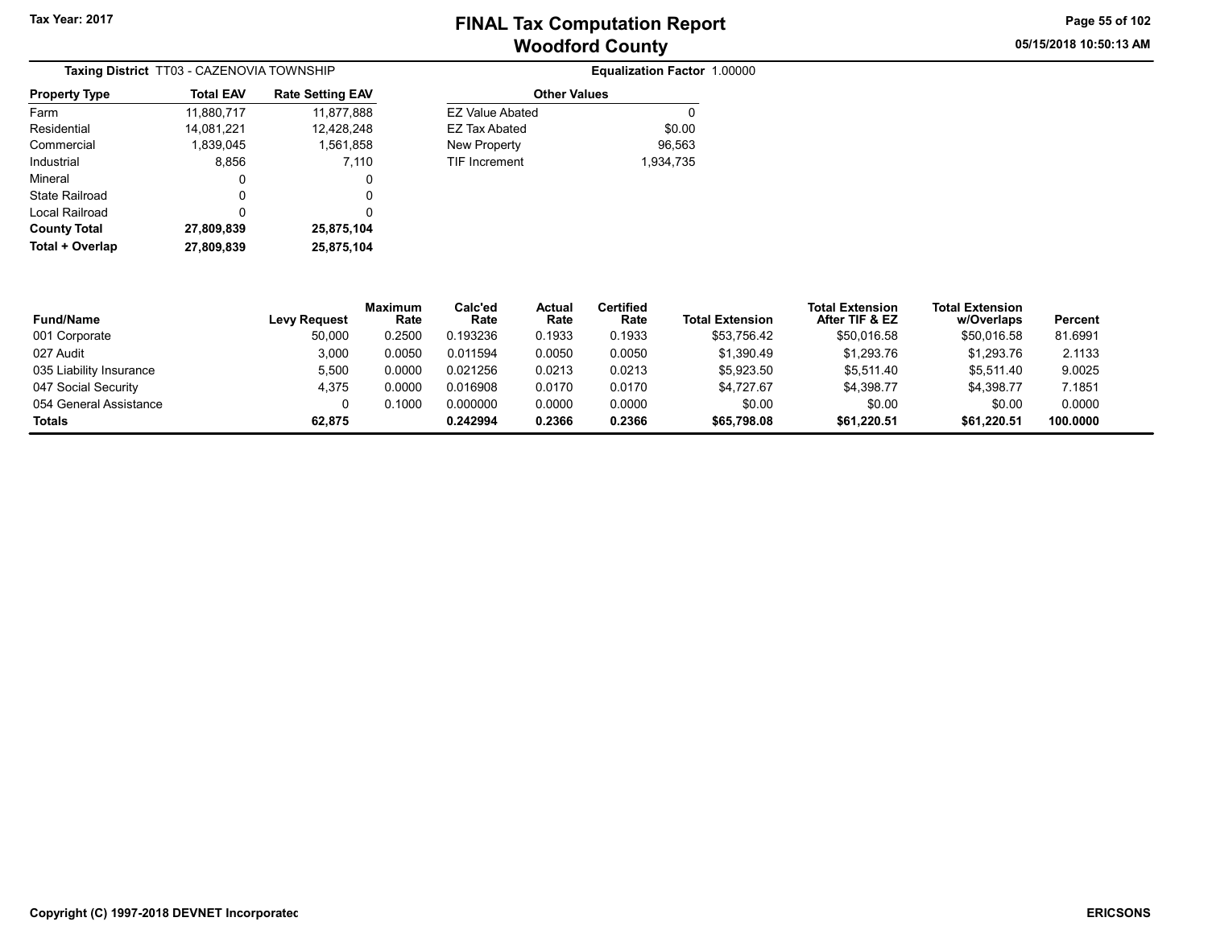# FINAL Tax Computation Report
## Woodford County

Tax Year: 2017

05/15/2018 10:50:13 AM

**Taxing District** TT03 - CAZENOVIA TOWNSHIP

**Equalization Factor** 1.00000

| Property Type | Total EAV | Rate Setting EAV |
|---|---|---|
| Farm | 11,880,717 | 11,877,888 |
| Residential | 14,081,221 | 12,428,248 |
| Commercial | 1,839,045 | 1,561,858 |
| Industrial | 8,856 | 7,110 |
| Mineral | 0 | 0 |
| State Railroad | 0 | 0 |
| Local Railroad | 0 | 0 |
| **County Total** | **27,809,839** | **25,875,104** |
| **Total + Overlap** | **27,809,839** | **25,875,104** |

| Other Values | |
|---|---|
| EZ Value Abated | 0 |
| EZ Tax Abated | $0.00 |
| New Property | 96,563 |
| TIF Increment | 1,934,735 |

| Fund/Name | Levy Request | Maximum Rate | Calc'ed Rate | Actual Rate | Certified Rate | Total Extension | Total Extension After TIF & EZ | Total Extension w/Overlaps | Percent |
|---|---|---|---|---|---|---|---|---|---|
| 001 Corporate | 50,000 | 0.2500 | 0.193236 | 0.1933 | 0.1933 | $53,756.42 | $50,016.58 | $50,016.58 | 81.6991 |
| 027 Audit | 3,000 | 0.0050 | 0.011594 | 0.0050 | 0.0050 | $1,390.49 | $1,293.76 | $1,293.76 | 2.1133 |
| 035 Liability Insurance | 5,500 | 0.0000 | 0.021256 | 0.0213 | 0.0213 | $5,923.50 | $5,511.40 | $5,511.40 | 9.0025 |
| 047 Social Security | 4,375 | 0.0000 | 0.016908 | 0.0170 | 0.0170 | $4,727.67 | $4,398.77 | $4,398.77 | 7.1851 |
| 054 General Assistance | 0 | 0.1000 | 0.000000 | 0.0000 | 0.0000 | $0.00 | $0.00 | $0.00 | 0.0000 |
| **Totals** | **62,875** | | **0.242994** | **0.2366** | **0.2366** | **$65,798.08** | **$61,220.51** | **$61,220.51** | **100.0000** |

Copyright (C) 1997-2018 DEVNET Incorporated

ERICSONS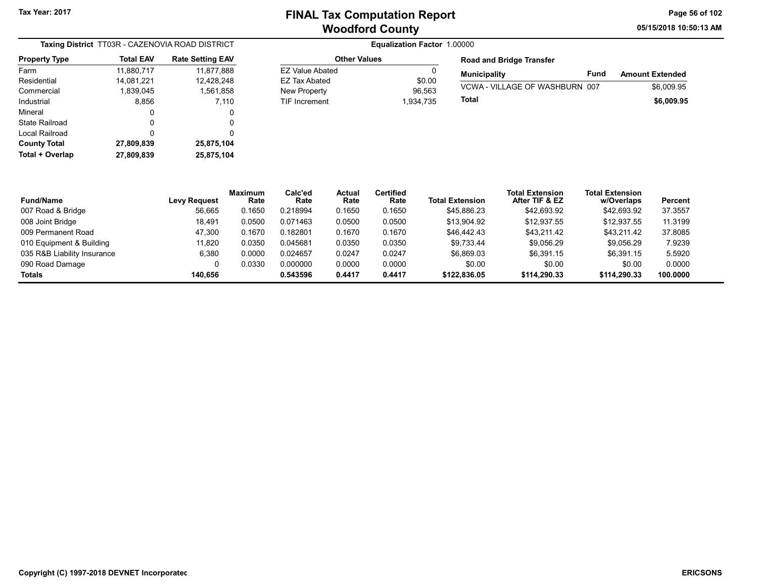# FINAL Tax Computation Report
# Woodford County

Tax Year: 2017

05/15/2018 10:50:13 AM

**Taxing District** TT03R - CAZENOVIA ROAD DISTRICT

**Equalization Factor** 1.00000

| Property Type | Total EAV | Rate Setting EAV |
|---|---|---|
| Farm | 11,880,717 | 11,877,888 |
| Residential | 14,081,221 | 12,428,248 |
| Commercial | 1,839,045 | 1,561,858 |
| Industrial | 8,856 | 7,110 |
| Mineral | 0 | 0 |
| State Railroad | 0 | 0 |
| Local Railroad | 0 | 0 |
| **County Total** | **27,809,839** | **25,875,104** |
| **Total + Overlap** | **27,809,839** | **25,875,104** |

| Other Values | |
|---|---|
| EZ Value Abated | 0 |
| EZ Tax Abated | $0.00 |
| New Property | 96,563 |
| TIF Increment | 1,934,735 |

**Road and Bridge Transfer**

| Municipality | Fund | Amount Extended |
|---|---|---|
| VCWA - VILLAGE OF WASHBURN | 007 | $6,009.95 |
| **Total** | | **$6,009.95** |

| Fund/Name | Levy Request | Maximum Rate | Calc'ed Rate | Actual Rate | Certified Rate | Total Extension | Total Extension After TIF & EZ | Total Extension w/Overlaps | Percent |
|---|---|---|---|---|---|---|---|---|---|
| 007 Road & Bridge | 56,665 | 0.1650 | 0.218994 | 0.1650 | 0.1650 | $45,886.23 | $42,693.92 | $42,693.92 | 37.3557 |
| 008 Joint Bridge | 18,491 | 0.0500 | 0.071463 | 0.0500 | 0.0500 | $13,904.92 | $12,937.55 | $12,937.55 | 11.3199 |
| 009 Permanent Road | 47,300 | 0.1670 | 0.182801 | 0.1670 | 0.1670 | $46,442.43 | $43,211.42 | $43,211.42 | 37.8085 |
| 010 Equipment & Building | 11,820 | 0.0350 | 0.045681 | 0.0350 | 0.0350 | $9,733.44 | $9,056.29 | $9,056.29 | 7.9239 |
| 035 R&B Liability Insurance | 6,380 | 0.0000 | 0.024657 | 0.0247 | 0.0247 | $6,869.03 | $6,391.15 | $6,391.15 | 5.5920 |
| 090 Road Damage | 0 | 0.0330 | 0.000000 | 0.0000 | 0.0000 | $0.00 | $0.00 | $0.00 | 0.0000 |
| **Totals** | **140,656** | | **0.543596** | **0.4417** | **0.4417** | **$122,836.05** | **$114,290.33** | **$114,290.33** | **100.0000** |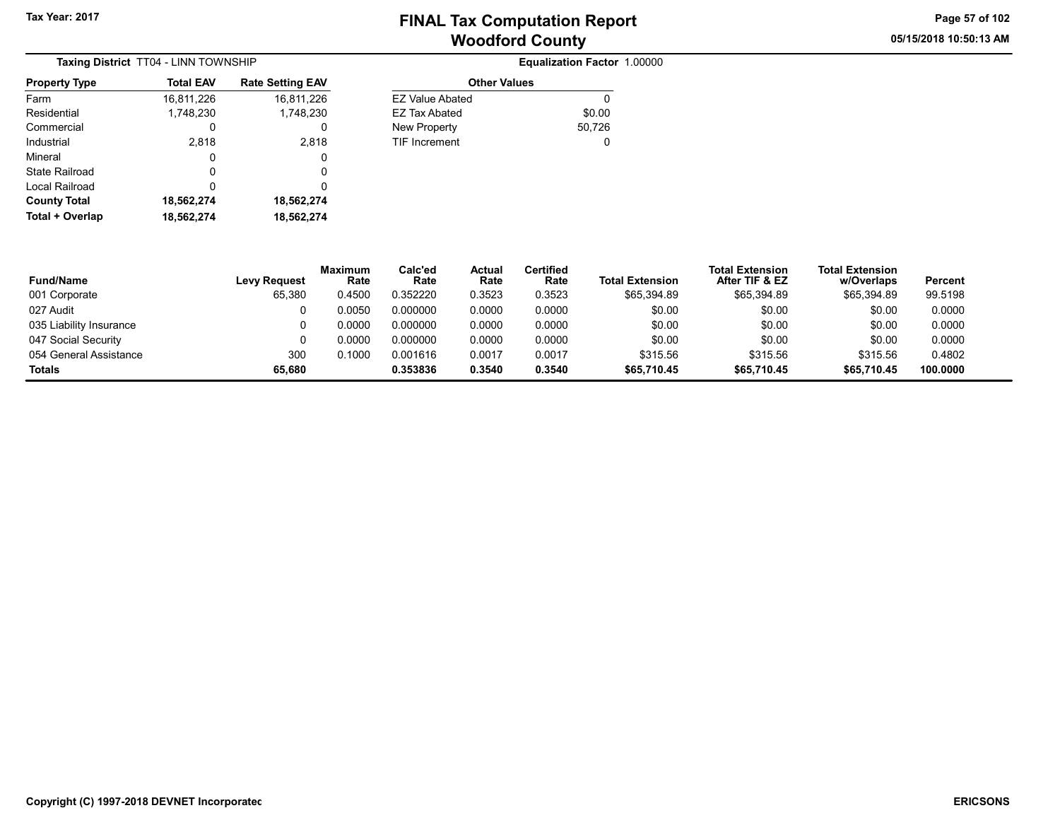# FINAL Tax Computation Report
## Woodford County

Tax Year: 2017

05/15/2018 10:50:13 AM

**Taxing District** TT04 - LINN TOWNSHIP

**Equalization Factor** 1.00000

| Property Type | Total EAV | Rate Setting EAV |
|---|---|---|
| Farm | 16,811,226 | 16,811,226 |
| Residential | 1,748,230 | 1,748,230 |
| Commercial | 0 | 0 |
| Industrial | 2,818 | 2,818 |
| Mineral | 0 | 0 |
| State Railroad | 0 | 0 |
| Local Railroad | 0 | 0 |
| **County Total** | **18,562,274** | **18,562,274** |
| **Total + Overlap** | **18,562,274** | **18,562,274** |

| Other Values | |
|---|---|
| EZ Value Abated | 0 |
| EZ Tax Abated | $0.00 |
| New Property | 50,726 |
| TIF Increment | 0 |

| Fund/Name | Levy Request | Maximum Rate | Calc'ed Rate | Actual Rate | Certified Rate | Total Extension | Total Extension After TIF & EZ | Total Extension w/Overlaps | Percent |
|---|---|---|---|---|---|---|---|---|---|
| 001 Corporate | 65,380 | 0.4500 | 0.352220 | 0.3523 | 0.3523 | $65,394.89 | $65,394.89 | $65,394.89 | 99.5198 |
| 027 Audit | 0 | 0.0050 | 0.000000 | 0.0000 | 0.0000 | $0.00 | $0.00 | $0.00 | 0.0000 |
| 035 Liability Insurance | 0 | 0.0000 | 0.000000 | 0.0000 | 0.0000 | $0.00 | $0.00 | $0.00 | 0.0000 |
| 047 Social Security | 0 | 0.0000 | 0.000000 | 0.0000 | 0.0000 | $0.00 | $0.00 | $0.00 | 0.0000 |
| 054 General Assistance | 300 | 0.1000 | 0.001616 | 0.0017 | 0.0017 | $315.56 | $315.56 | $315.56 | 0.4802 |
| **Totals** | **65,680** | | **0.353836** | **0.3540** | **0.3540** | **$65,710.45** | **$65,710.45** | **$65,710.45** | **100.0000** |

Copyright (C) 1997-2018 DEVNET Incorporatec

ERICSONS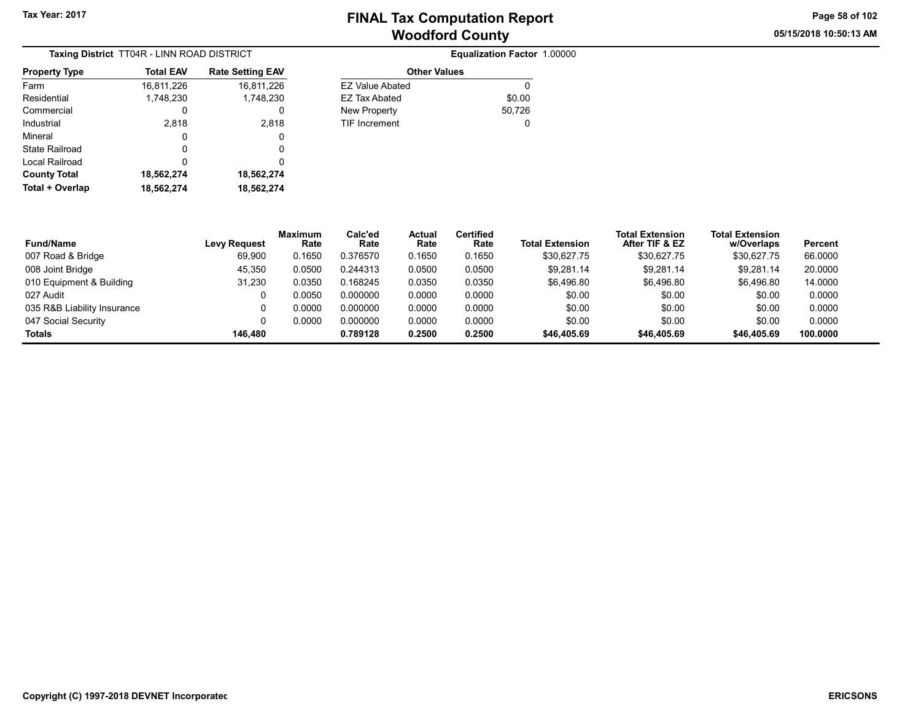Tax Year: 2017

# FINAL Tax Computation Report
## Woodford County

**Taxing District** TT04R - LINN ROAD DISTRICT

**Equalization Factor** 1.00000

| Property Type | Total EAV | Rate Setting EAV |
|---|---|---|
| Farm | 16,811,226 | 16,811,226 |
| Residential | 1,748,230 | 1,748,230 |
| Commercial | 0 | 0 |
| Industrial | 2,818 | 2,818 |
| Mineral | 0 | 0 |
| State Railroad | 0 | 0 |
| Local Railroad | 0 | 0 |
| **County Total** | **18,562,274** | **18,562,274** |
| **Total + Overlap** | **18,562,274** | **18,562,274** |

| Other Values | |
|---|---|
| EZ Value Abated | 0 |
| EZ Tax Abated | $0.00 |
| New Property | 50,726 |
| TIF Increment | 0 |

| Fund/Name | Levy Request | Maximum Rate | Calc'ed Rate | Actual Rate | Certified Rate | Total Extension | Total Extension After TIF & EZ | Total Extension w/Overlaps | Percent |
|---|---|---|---|---|---|---|---|---|---|
| 007 Road & Bridge | 69,900 | 0.1650 | 0.376570 | 0.1650 | 0.1650 | $30,627.75 | $30,627.75 | $30,627.75 | 66.0000 |
| 008 Joint Bridge | 45,350 | 0.0500 | 0.244313 | 0.0500 | 0.0500 | $9,281.14 | $9,281.14 | $9,281.14 | 20.0000 |
| 010 Equipment & Building | 31,230 | 0.0350 | 0.168245 | 0.0350 | 0.0350 | $6,496.80 | $6,496.80 | $6,496.80 | 14.0000 |
| 027 Audit | 0 | 0.0050 | 0.000000 | 0.0000 | 0.0000 | $0.00 | $0.00 | $0.00 | 0.0000 |
| 035 R&B Liability Insurance | 0 | 0.0000 | 0.000000 | 0.0000 | 0.0000 | $0.00 | $0.00 | $0.00 | 0.0000 |
| 047 Social Security | 0 | 0.0000 | 0.000000 | 0.0000 | 0.0000 | $0.00 | $0.00 | $0.00 | 0.0000 |
| **Totals** | **146,480** | | **0.789128** | **0.2500** | **0.2500** | **$46,405.69** | **$46,405.69** | **$46,405.69** | **100.0000** |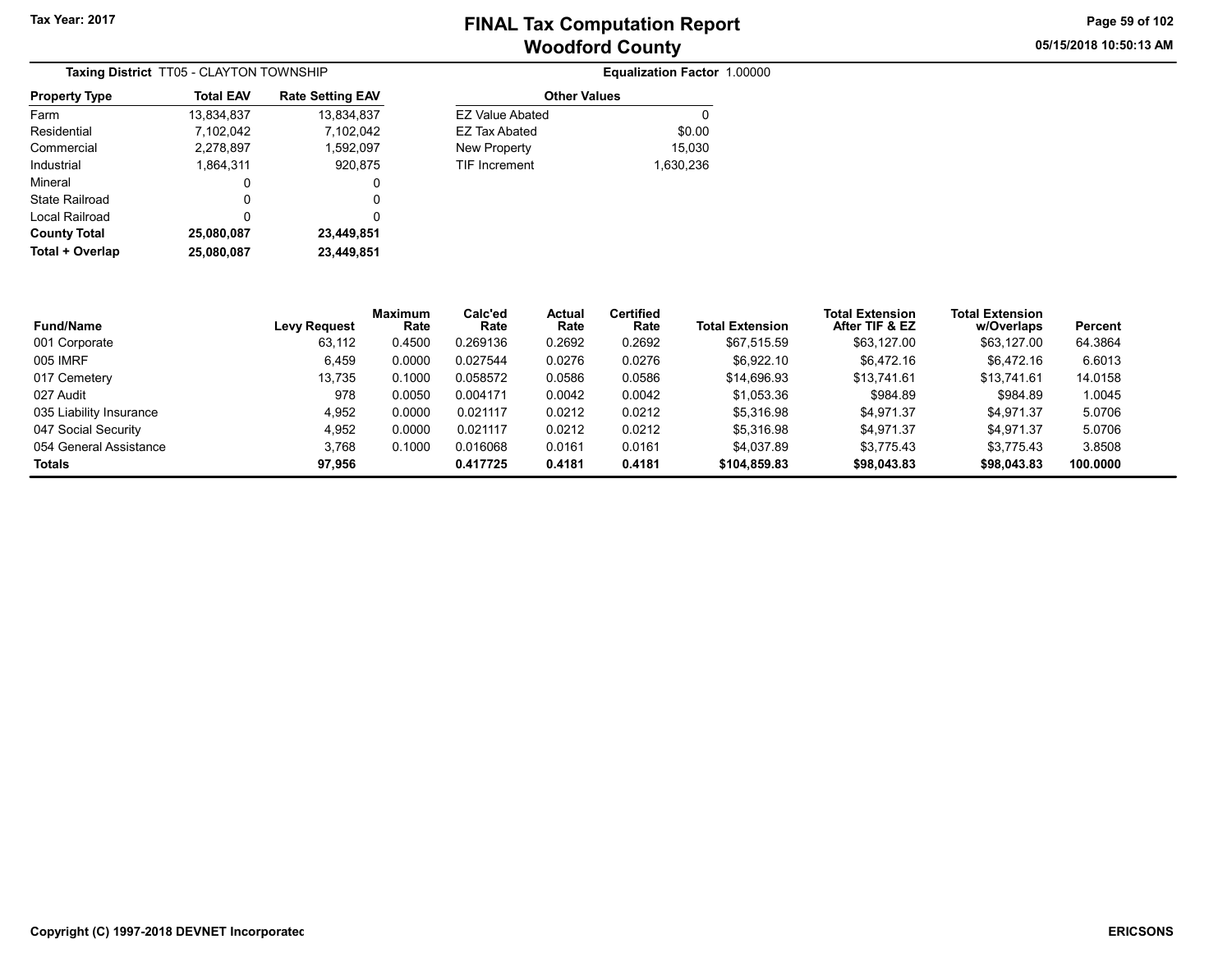# FINAL Tax Computation Report
## Woodford County

Tax Year: 2017

**Taxing District** TT05 - CLAYTON TOWNSHIP

**Equalization Factor** 1.00000

| Property Type | Total EAV | Rate Setting EAV |
|---|---|---|
| Farm | 13,834,837 | 13,834,837 |
| Residential | 7,102,042 | 7,102,042 |
| Commercial | 2,278,897 | 1,592,097 |
| Industrial | 1,864,311 | 920,875 |
| Mineral | 0 | 0 |
| State Railroad | 0 | 0 |
| Local Railroad | 0 | 0 |
| **County Total** | **25,080,087** | **23,449,851** |
| **Total + Overlap** | **25,080,087** | **23,449,851** |

| Other Values | |
|---|---|
| EZ Value Abated | 0 |
| EZ Tax Abated | $0.00 |
| New Property | 15,030 |
| TIF Increment | 1,630,236 |

| Fund/Name | Levy Request | Maximum Rate | Calc'ed Rate | Actual Rate | Certified Rate | Total Extension | Total Extension After TIF & EZ | Total Extension w/Overlaps | Percent |
|---|---|---|---|---|---|---|---|---|---|
| 001 Corporate | 63,112 | 0.4500 | 0.269136 | 0.2692 | 0.2692 | $67,515.59 | $63,127.00 | $63,127.00 | 64.3864 |
| 005 IMRF | 6,459 | 0.0000 | 0.027544 | 0.0276 | 0.0276 | $6,922.10 | $6,472.16 | $6,472.16 | 6.6013 |
| 017 Cemetery | 13,735 | 0.1000 | 0.058572 | 0.0586 | 0.0586 | $14,696.93 | $13,741.61 | $13,741.61 | 14.0158 |
| 027 Audit | 978 | 0.0050 | 0.004171 | 0.0042 | 0.0042 | $1,053.36 | $984.89 | $984.89 | 1.0045 |
| 035 Liability Insurance | 4,952 | 0.0000 | 0.021117 | 0.0212 | 0.0212 | $5,316.98 | $4,971.37 | $4,971.37 | 5.0706 |
| 047 Social Security | 4,952 | 0.0000 | 0.021117 | 0.0212 | 0.0212 | $5,316.98 | $4,971.37 | $4,971.37 | 5.0706 |
| 054 General Assistance | 3,768 | 0.1000 | 0.016068 | 0.0161 | 0.0161 | $4,037.89 | $3,775.43 | $3,775.43 | 3.8508 |
| **Totals** | **97,956** | | **0.417725** | **0.4181** | **0.4181** | **$104,859.83** | **$98,043.83** | **$98,043.83** | **100.0000** |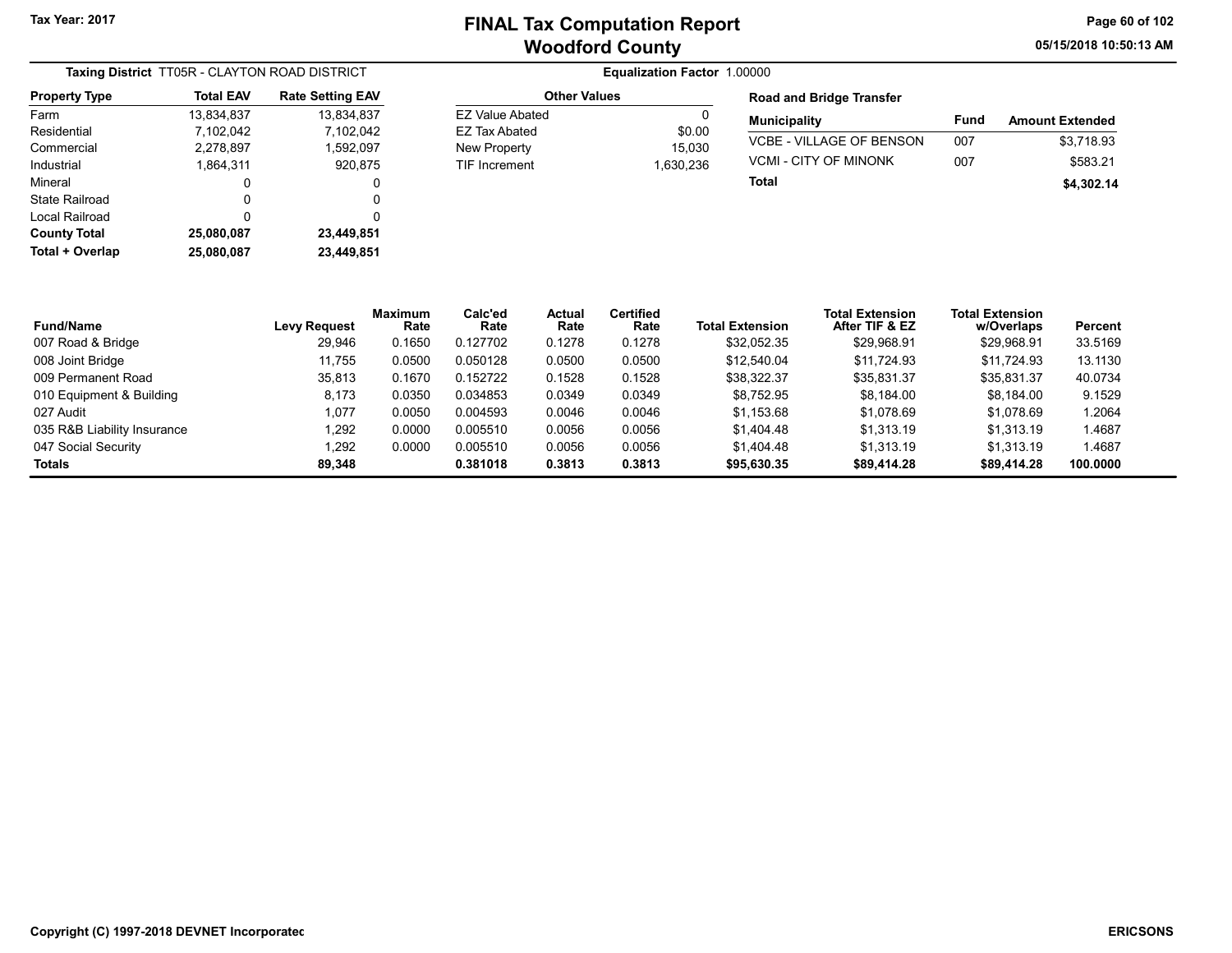# FINAL Tax Computation Report
## Woodford County

Tax Year: 2017

**Taxing District** TT05R - CLAYTON ROAD DISTRICT

**Equalization Factor** 1.00000

| Property Type | Total EAV | Rate Setting EAV |
|---|---|---|
| Farm | 13,834,837 | 13,834,837 |
| Residential | 7,102,042 | 7,102,042 |
| Commercial | 2,278,897 | 1,592,097 |
| Industrial | 1,864,311 | 920,875 |
| Mineral | 0 | 0 |
| State Railroad | 0 | 0 |
| Local Railroad | 0 | 0 |
| **County Total** | **25,080,087** | **23,449,851** |
| **Total + Overlap** | **25,080,087** | **23,449,851** |

| Other Values | |
|---|---|
| EZ Value Abated | 0 |
| EZ Tax Abated | $0.00 |
| New Property | 15,030 |
| TIF Increment | 1,630,236 |

**Road and Bridge Transfer**

| Municipality | Fund | Amount Extended |
|---|---|---|
| VCBE - VILLAGE OF BENSON | 007 | $3,718.93 |
| VCMI - CITY OF MINONK | 007 | $583.21 |
| **Total** | | **$4,302.14** |

| Fund/Name | Levy Request | Maximum Rate | Calc'ed Rate | Actual Rate | Certified Rate | Total Extension | Total Extension After TIF & EZ | Total Extension w/Overlaps | Percent |
|---|---|---|---|---|---|---|---|---|---|
| 007 Road & Bridge | 29,946 | 0.1650 | 0.127702 | 0.1278 | 0.1278 | $32,052.35 | $29,968.91 | $29,968.91 | 33.5169 |
| 008 Joint Bridge | 11,755 | 0.0500 | 0.050128 | 0.0500 | 0.0500 | $12,540.04 | $11,724.93 | $11,724.93 | 13.1130 |
| 009 Permanent Road | 35,813 | 0.1670 | 0.152722 | 0.1528 | 0.1528 | $38,322.37 | $35,831.37 | $35,831.37 | 40.0734 |
| 010 Equipment & Building | 8,173 | 0.0350 | 0.034853 | 0.0349 | 0.0349 | $8,752.95 | $8,184.00 | $8,184.00 | 9.1529 |
| 027 Audit | 1,077 | 0.0050 | 0.004593 | 0.0046 | 0.0046 | $1,153.68 | $1,078.69 | $1,078.69 | 1.2064 |
| 035 R&B Liability Insurance | 1,292 | 0.0000 | 0.005510 | 0.0056 | 0.0056 | $1,404.48 | $1,313.19 | $1,313.19 | 1.4687 |
| 047 Social Security | 1,292 | 0.0000 | 0.005510 | 0.0056 | 0.0056 | $1,404.48 | $1,313.19 | $1,313.19 | 1.4687 |
| **Totals** | **89,348** | | **0.381018** | **0.3813** | **0.3813** | **$95,630.35** | **$89,414.28** | **$89,414.28** | **100.0000** |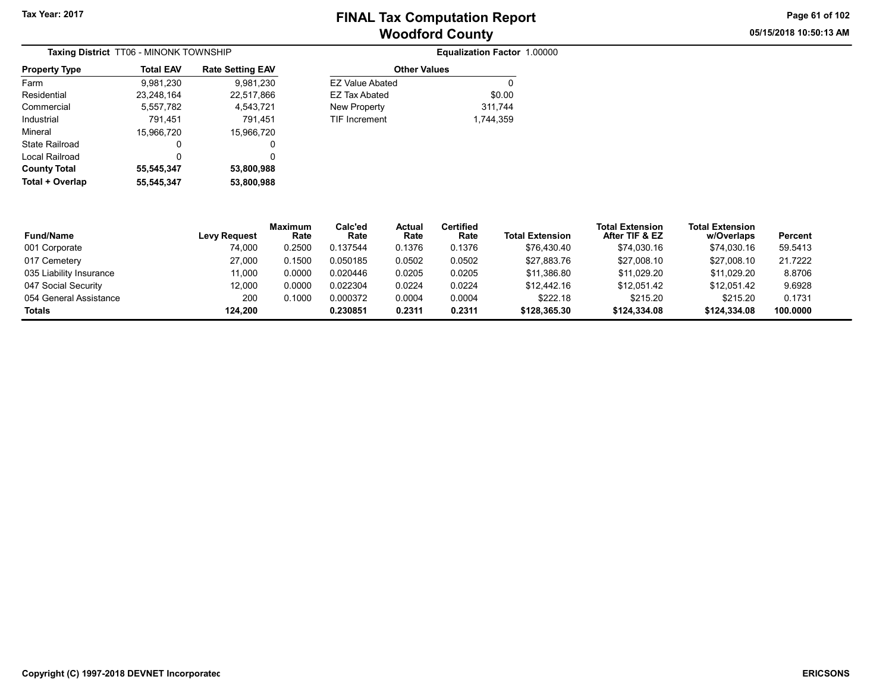# FINAL Tax Computation Report
## Woodford County

Tax Year: 2017

**Taxing District** TT06 - MINONK TOWNSHIP

**Equalization Factor** 1.00000

| Property Type | Total EAV | Rate Setting EAV |
|---|---|---|
| Farm | 9,981,230 | 9,981,230 |
| Residential | 23,248,164 | 22,517,866 |
| Commercial | 5,557,782 | 4,543,721 |
| Industrial | 791,451 | 791,451 |
| Mineral | 15,966,720 | 15,966,720 |
| State Railroad | 0 | 0 |
| Local Railroad | 0 | 0 |
| **County Total** | **55,545,347** | **53,800,988** |
| **Total + Overlap** | **55,545,347** | **53,800,988** |

| Other Values | |
|---|---|
| EZ Value Abated | 0 |
| EZ Tax Abated | $0.00 |
| New Property | 311,744 |
| TIF Increment | 1,744,359 |

| Fund/Name | Levy Request | Maximum Rate | Calc'ed Rate | Actual Rate | Certified Rate | Total Extension | Total Extension After TIF & EZ | Total Extension w/Overlaps | Percent |
|---|---|---|---|---|---|---|---|---|---|
| 001 Corporate | 74,000 | 0.2500 | 0.137544 | 0.1376 | 0.1376 | $76,430.40 | $74,030.16 | $74,030.16 | 59.5413 |
| 017 Cemetery | 27,000 | 0.1500 | 0.050185 | 0.0502 | 0.0502 | $27,883.76 | $27,008.10 | $27,008.10 | 21.7222 |
| 035 Liability Insurance | 11,000 | 0.0000 | 0.020446 | 0.0205 | 0.0205 | $11,386.80 | $11,029.20 | $11,029.20 | 8.8706 |
| 047 Social Security | 12,000 | 0.0000 | 0.022304 | 0.0224 | 0.0224 | $12,442.16 | $12,051.42 | $12,051.42 | 9.6928 |
| 054 General Assistance | 200 | 0.1000 | 0.000372 | 0.0004 | 0.0004 | $222.18 | $215.20 | $215.20 | 0.1731 |
| **Totals** | **124,200** | | **0.230851** | **0.2311** | **0.2311** | **$128,365.30** | **$124,334.08** | **$124,334.08** | **100.0000** |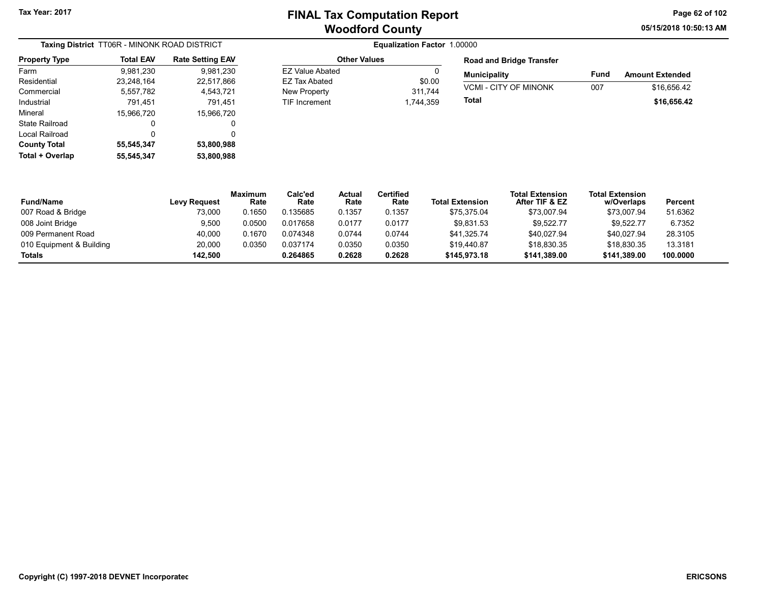# FINAL Tax Computation Report
## Woodford County

Tax Year: 2017

05/15/2018 10:50:13 AM

**Taxing District** TT06R - MINONK ROAD DISTRICT

**Equalization Factor** 1.00000

| Property Type | Total EAV | Rate Setting EAV |
|---|---|---|
| Farm | 9,981,230 | 9,981,230 |
| Residential | 23,248,164 | 22,517,866 |
| Commercial | 5,557,782 | 4,543,721 |
| Industrial | 791,451 | 791,451 |
| Mineral | 15,966,720 | 15,966,720 |
| State Railroad | 0 | 0 |
| Local Railroad | 0 | 0 |
| **County Total** | **55,545,347** | **53,800,988** |
| **Total + Overlap** | **55,545,347** | **53,800,988** |

| Other Values | |
|---|---|
| EZ Value Abated | 0 |
| EZ Tax Abated | $0.00 |
| New Property | 311,744 |
| TIF Increment | 1,744,359 |

**Road and Bridge Transfer**

| Municipality | Fund | Amount Extended |
|---|---|---|
| VCMI - CITY OF MINONK | 007 | $16,656.42 |
| **Total** | | **$16,656.42** |

| Fund/Name | Levy Request | Maximum Rate | Calc'ed Rate | Actual Rate | Certified Rate | Total Extension | Total Extension After TIF & EZ | Total Extension w/Overlaps | Percent |
|---|---|---|---|---|---|---|---|---|---|
| 007 Road & Bridge | 73,000 | 0.1650 | 0.135685 | 0.1357 | 0.1357 | $75,375.04 | $73,007.94 | $73,007.94 | 51.6362 |
| 008 Joint Bridge | 9,500 | 0.0500 | 0.017658 | 0.0177 | 0.0177 | $9,831.53 | $9,522.77 | $9,522.77 | 6.7352 |
| 009 Permanent Road | 40,000 | 0.1670 | 0.074348 | 0.0744 | 0.0744 | $41,325.74 | $40,027.94 | $40,027.94 | 28.3105 |
| 010 Equipment & Building | 20,000 | 0.0350 | 0.037174 | 0.0350 | 0.0350 | $19,440.87 | $18,830.35 | $18,830.35 | 13.3181 |
| **Totals** | **142,500** | | **0.264865** | **0.2628** | **0.2628** | **$145,973.18** | **$141,389.00** | **$141,389.00** | **100.0000** |

Copyright (C) 1997-2018 DEVNET Incorporated

ERICSONS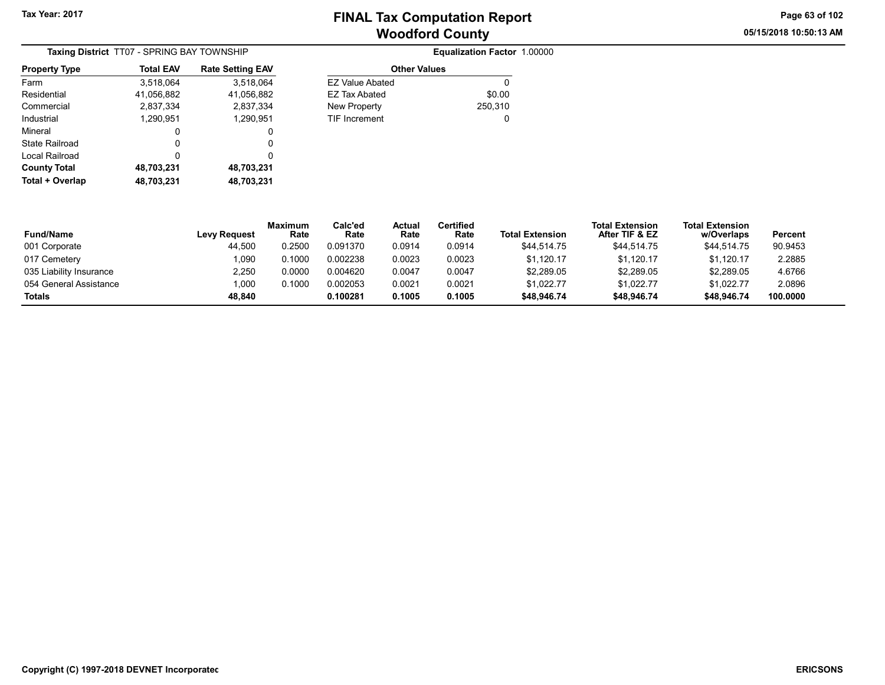Tax Year: 2017

# FINAL Tax Computation Report
## Woodford County

**Taxing District** TT07 - SPRING BAY TOWNSHIP

**Equalization Factor** 1.00000

| Property Type | Total EAV | Rate Setting EAV |
|---|---|---|
| Farm | 3,518,064 | 3,518,064 |
| Residential | 41,056,882 | 41,056,882 |
| Commercial | 2,837,334 | 2,837,334 |
| Industrial | 1,290,951 | 1,290,951 |
| Mineral | 0 | 0 |
| State Railroad | 0 | 0 |
| Local Railroad | 0 | 0 |
| **County Total** | **48,703,231** | **48,703,231** |
| **Total + Overlap** | **48,703,231** | **48,703,231** |

| Other Values | |
|---|---|
| EZ Value Abated | 0 |
| EZ Tax Abated | $0.00 |
| New Property | 250,310 |
| TIF Increment | 0 |

| Fund/Name | Levy Request | Maximum Rate | Calc'ed Rate | Actual Rate | Certified Rate | Total Extension | Total Extension After TIF & EZ | Total Extension w/Overlaps | Percent |
|---|---|---|---|---|---|---|---|---|---|
| 001 Corporate | 44,500 | 0.2500 | 0.091370 | 0.0914 | 0.0914 | $44,514.75 | $44,514.75 | $44,514.75 | 90.9453 |
| 017 Cemetery | 1,090 | 0.1000 | 0.002238 | 0.0023 | 0.0023 | $1,120.17 | $1,120.17 | $1,120.17 | 2.2885 |
| 035 Liability Insurance | 2,250 | 0.0000 | 0.004620 | 0.0047 | 0.0047 | $2,289.05 | $2,289.05 | $2,289.05 | 4.6766 |
| 054 General Assistance | 1,000 | 0.1000 | 0.002053 | 0.0021 | 0.0021 | $1,022.77 | $1,022.77 | $1,022.77 | 2.0896 |
| **Totals** | **48,840** | | **0.100281** | **0.1005** | **0.1005** | **$48,946.74** | **$48,946.74** | **$48,946.74** | **100.0000** |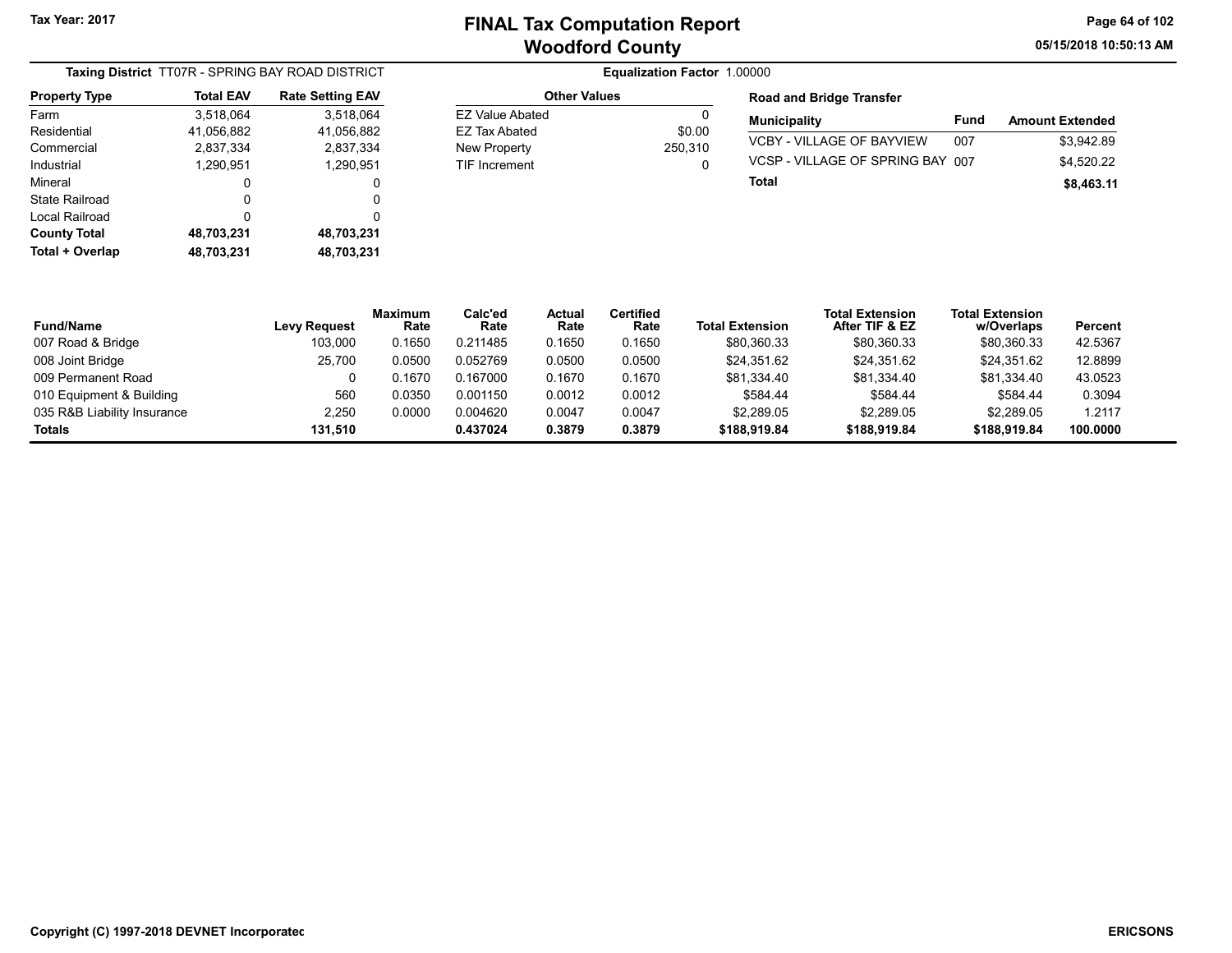# FINAL Tax Computation Report
## Woodford County

Tax Year: 2017

05/15/2018 10:50:13 AM

**Taxing District** TT07R - SPRING BAY ROAD DISTRICT

**Equalization Factor** 1.00000

| Property Type | Total EAV | Rate Setting EAV |
|---|---|---|
| Farm | 3,518,064 | 3,518,064 |
| Residential | 41,056,882 | 41,056,882 |
| Commercial | 2,837,334 | 2,837,334 |
| Industrial | 1,290,951 | 1,290,951 |
| Mineral | 0 | 0 |
| State Railroad | 0 | 0 |
| Local Railroad | 0 | 0 |
| **County Total** | **48,703,231** | **48,703,231** |
| **Total + Overlap** | **48,703,231** | **48,703,231** |

| Other Values | |
|---|---|
| EZ Value Abated | 0 |
| EZ Tax Abated | $0.00 |
| New Property | 250,310 |
| TIF Increment | 0 |

**Road and Bridge Transfer**

| Municipality | Fund | Amount Extended |
|---|---|---|
| VCBY - VILLAGE OF BAYVIEW | 007 | $3,942.89 |
| VCSP - VILLAGE OF SPRING BAY | 007 | $4,520.22 |
| **Total** | | **$8,463.11** |

| Fund/Name | Levy Request | Maximum Rate | Calc'ed Rate | Actual Rate | Certified Rate | Total Extension | Total Extension After TIF & EZ | Total Extension w/Overlaps | Percent |
|---|---|---|---|---|---|---|---|---|---|
| 007 Road & Bridge | 103,000 | 0.1650 | 0.211485 | 0.1650 | 0.1650 | $80,360.33 | $80,360.33 | $80,360.33 | 42.5367 |
| 008 Joint Bridge | 25,700 | 0.0500 | 0.052769 | 0.0500 | 0.0500 | $24,351.62 | $24,351.62 | $24,351.62 | 12.8899 |
| 009 Permanent Road | 0 | 0.1670 | 0.167000 | 0.1670 | 0.1670 | $81,334.40 | $81,334.40 | $81,334.40 | 43.0523 |
| 010 Equipment & Building | 560 | 0.0350 | 0.001150 | 0.0012 | 0.0012 | $584.44 | $584.44 | $584.44 | 0.3094 |
| 035 R&B Liability Insurance | 2,250 | 0.0000 | 0.004620 | 0.0047 | 0.0047 | $2,289.05 | $2,289.05 | $2,289.05 | 1.2117 |
| **Totals** | **131,510** | | **0.437024** | **0.3879** | **0.3879** | **$188,919.84** | **$188,919.84** | **$188,919.84** | **100.0000** |

Copyright (C) 1997-2018 DEVNET Incorporated

ERICSONS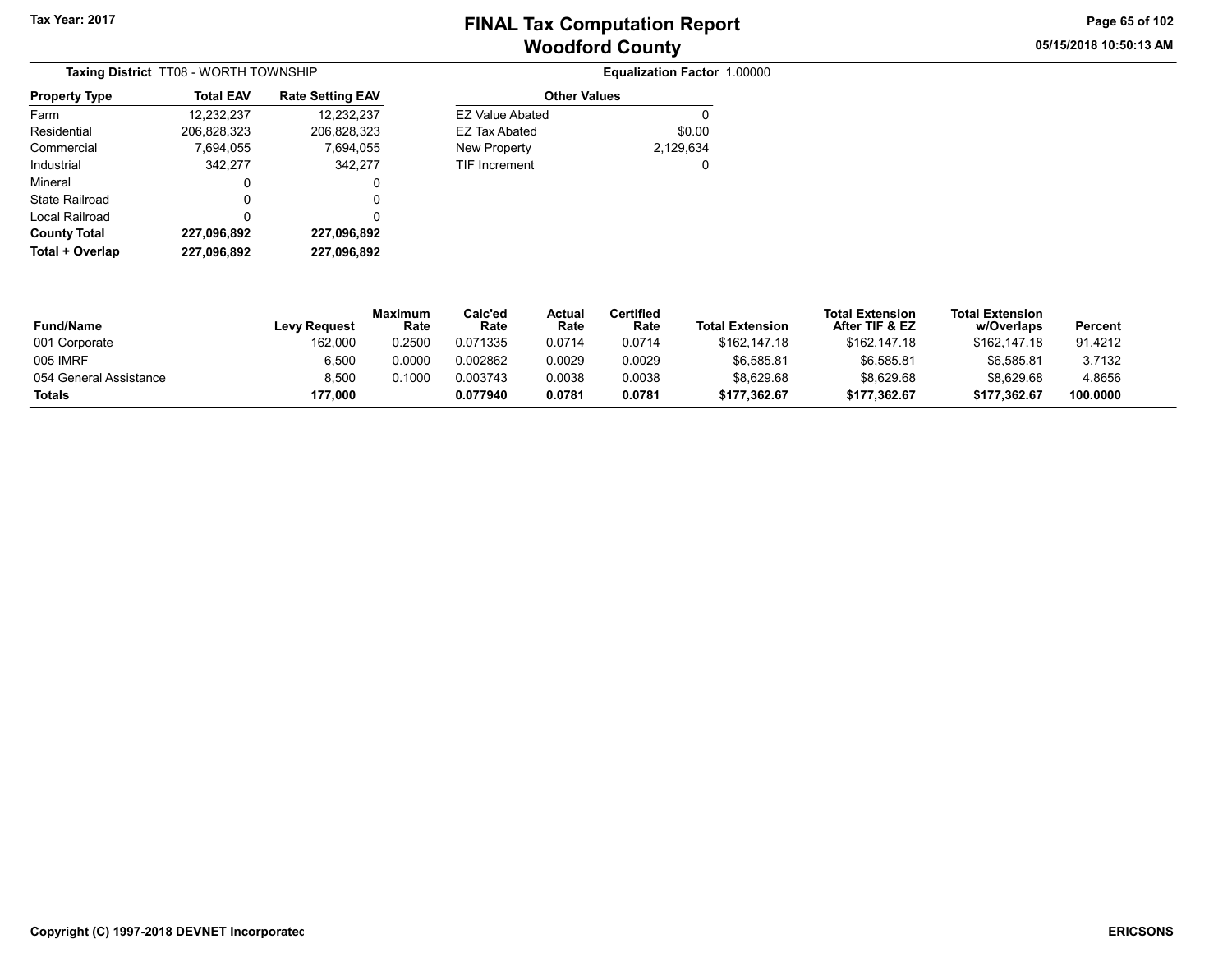# FINAL Tax Computation Report
## Woodford County

Tax Year: 2017

05/15/2018 10:50:13 AM

**Taxing District** TT08 - WORTH TOWNSHIP

**Equalization Factor** 1.00000

| Property Type | Total EAV | Rate Setting EAV |
|---|---|---|
| Farm | 12,232,237 | 12,232,237 |
| Residential | 206,828,323 | 206,828,323 |
| Commercial | 7,694,055 | 7,694,055 |
| Industrial | 342,277 | 342,277 |
| Mineral | 0 | 0 |
| State Railroad | 0 | 0 |
| Local Railroad | 0 | 0 |
| **County Total** | **227,096,892** | **227,096,892** |
| **Total + Overlap** | **227,096,892** | **227,096,892** |

| Other Values | |
|---|---|
| EZ Value Abated | 0 |
| EZ Tax Abated | $0.00 |
| New Property | 2,129,634 |
| TIF Increment | 0 |

| Fund/Name | Levy Request | Maximum Rate | Calc'ed Rate | Actual Rate | Certified Rate | Total Extension | Total Extension After TIF & EZ | Total Extension w/Overlaps | Percent |
|---|---|---|---|---|---|---|---|---|---|
| 001 Corporate | 162,000 | 0.2500 | 0.071335 | 0.0714 | 0.0714 | $162,147.18 | $162,147.18 | $162,147.18 | 91.4212 |
| 005 IMRF | 6,500 | 0.0000 | 0.002862 | 0.0029 | 0.0029 | $6,585.81 | $6,585.81 | $6,585.81 | 3.7132 |
| 054 General Assistance | 8,500 | 0.1000 | 0.003743 | 0.0038 | 0.0038 | $8,629.68 | $8,629.68 | $8,629.68 | 4.8656 |
| **Totals** | **177,000** | | **0.077940** | **0.0781** | **0.0781** | **$177,362.67** | **$177,362.67** | **$177,362.67** | **100.0000** |

Copyright (C) 1997-2018 DEVNET Incorporatec

ERICSONS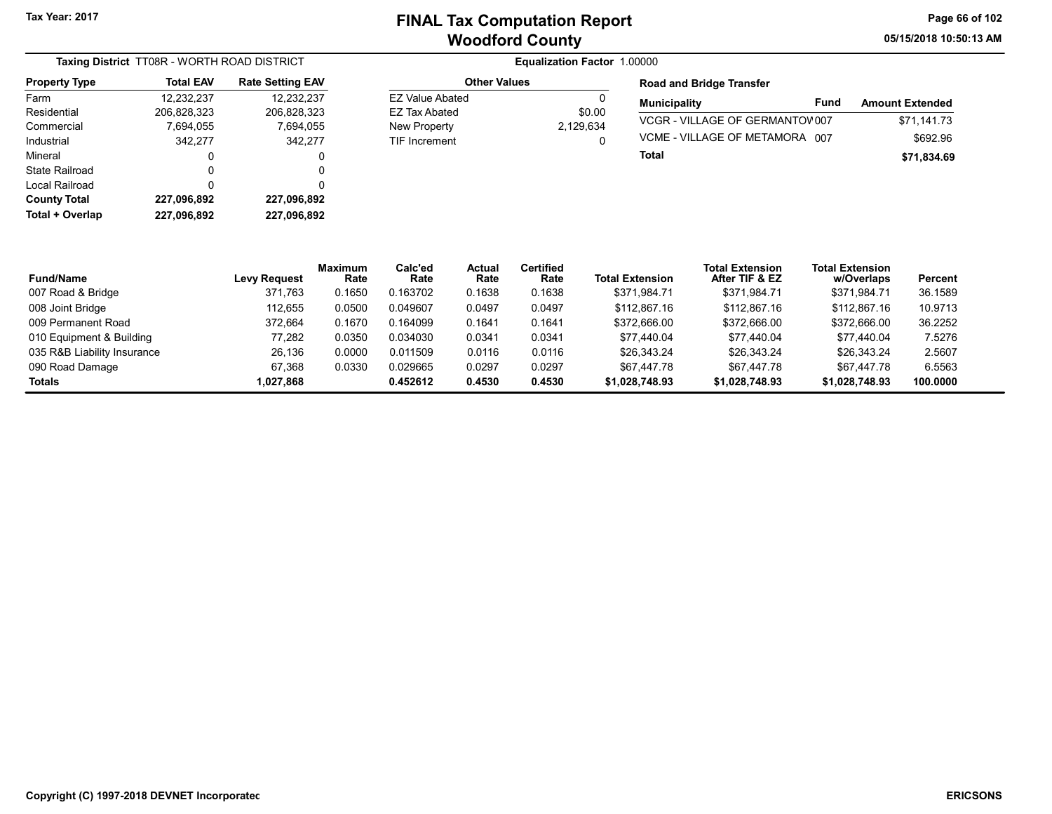# FINAL Tax Computation Report
## Woodford County

Tax Year: 2017

05/15/2018 10:50:13 AM

**Taxing District** TT08R - WORTH ROAD DISTRICT

**Equalization Factor** 1.00000

| Property Type | Total EAV | Rate Setting EAV |
|---|---|---|
| Farm | 12,232,237 | 12,232,237 |
| Residential | 206,828,323 | 206,828,323 |
| Commercial | 7,694,055 | 7,694,055 |
| Industrial | 342,277 | 342,277 |
| Mineral | 0 | 0 |
| State Railroad | 0 | 0 |
| Local Railroad | 0 | 0 |
| **County Total** | **227,096,892** | **227,096,892** |
| **Total + Overlap** | **227,096,892** | **227,096,892** |

| Other Values | |
|---|---|
| EZ Value Abated | 0 |
| EZ Tax Abated | $0.00 |
| New Property | 2,129,634 |
| TIF Increment | 0 |

**Road and Bridge Transfer**

| Municipality | Fund | Amount Extended |
|---|---|---|
| VCGR - VILLAGE OF GERMANTOV | 007 | $71,141.73 |
| VCME - VILLAGE OF METAMORA | 007 | $692.96 |
| **Total** | | **$71,834.69** |

| Fund/Name | Levy Request | Maximum Rate | Calc'ed Rate | Actual Rate | Certified Rate | Total Extension | Total Extension After TIF & EZ | Total Extension w/Overlaps | Percent |
|---|---|---|---|---|---|---|---|---|---|
| 007 Road & Bridge | 371,763 | 0.1650 | 0.163702 | 0.1638 | 0.1638 | $371,984.71 | $371,984.71 | $371,984.71 | 36.1589 |
| 008 Joint Bridge | 112,655 | 0.0500 | 0.049607 | 0.0497 | 0.0497 | $112,867.16 | $112,867.16 | $112,867.16 | 10.9713 |
| 009 Permanent Road | 372,664 | 0.1670 | 0.164099 | 0.1641 | 0.1641 | $372,666.00 | $372,666.00 | $372,666.00 | 36.2252 |
| 010 Equipment & Building | 77,282 | 0.0350 | 0.034030 | 0.0341 | 0.0341 | $77,440.04 | $77,440.04 | $77,440.04 | 7.5276 |
| 035 R&B Liability Insurance | 26,136 | 0.0000 | 0.011509 | 0.0116 | 0.0116 | $26,343.24 | $26,343.24 | $26,343.24 | 2.5607 |
| 090 Road Damage | 67,368 | 0.0330 | 0.029665 | 0.0297 | 0.0297 | $67,447.78 | $67,447.78 | $67,447.78 | 6.5563 |
| **Totals** | **1,027,868** | | **0.452612** | **0.4530** | **0.4530** | **$1,028,748.93** | **$1,028,748.93** | **$1,028,748.93** | **100.0000** |

Copyright (C) 1997-2018 DEVNET Incorporated

ERICSONS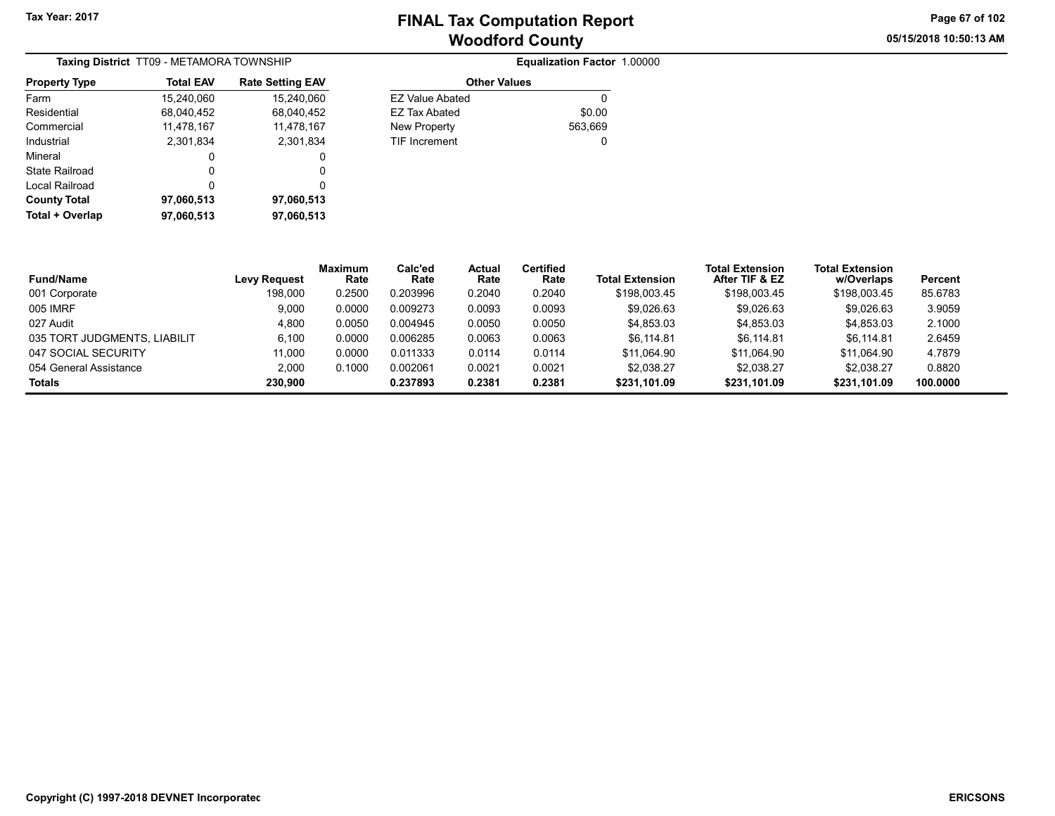# FINAL Tax Computation Report
## Woodford County

Tax Year: 2017

05/15/2018 10:50:13 AM

**Taxing District** TT09 - METAMORA TOWNSHIP

**Equalization Factor** 1.00000

| Property Type | Total EAV | Rate Setting EAV |
|---|---|---|
| Farm | 15,240,060 | 15,240,060 |
| Residential | 68,040,452 | 68,040,452 |
| Commercial | 11,478,167 | 11,478,167 |
| Industrial | 2,301,834 | 2,301,834 |
| Mineral | 0 | 0 |
| State Railroad | 0 | 0 |
| Local Railroad | 0 | 0 |
| **County Total** | **97,060,513** | **97,060,513** |
| **Total + Overlap** | **97,060,513** | **97,060,513** |

| Other Values | |
|---|---|
| EZ Value Abated | 0 |
| EZ Tax Abated | $0.00 |
| New Property | 563,669 |
| TIF Increment | 0 |

| Fund/Name | Levy Request | Maximum Rate | Calc'ed Rate | Actual Rate | Certified Rate | Total Extension | Total Extension After TIF & EZ | Total Extension w/Overlaps | Percent |
|---|---|---|---|---|---|---|---|---|---|
| 001 Corporate | 198,000 | 0.2500 | 0.203996 | 0.2040 | 0.2040 | $198,003.45 | $198,003.45 | $198,003.45 | 85.6783 |
| 005 IMRF | 9,000 | 0.0000 | 0.009273 | 0.0093 | 0.0093 | $9,026.63 | $9,026.63 | $9,026.63 | 3.9059 |
| 027 Audit | 4,800 | 0.0050 | 0.004945 | 0.0050 | 0.0050 | $4,853.03 | $4,853.03 | $4,853.03 | 2.1000 |
| 035 TORT JUDGMENTS, LIABILIT | 6,100 | 0.0000 | 0.006285 | 0.0063 | 0.0063 | $6,114.81 | $6,114.81 | $6,114.81 | 2.6459 |
| 047 SOCIAL SECURITY | 11,000 | 0.0000 | 0.011333 | 0.0114 | 0.0114 | $11,064.90 | $11,064.90 | $11,064.90 | 4.7879 |
| 054 General Assistance | 2,000 | 0.1000 | 0.002061 | 0.0021 | 0.0021 | $2,038.27 | $2,038.27 | $2,038.27 | 0.8820 |
| **Totals** | **230,900** | | **0.237893** | **0.2381** | **0.2381** | **$231,101.09** | **$231,101.09** | **$231,101.09** | **100.0000** |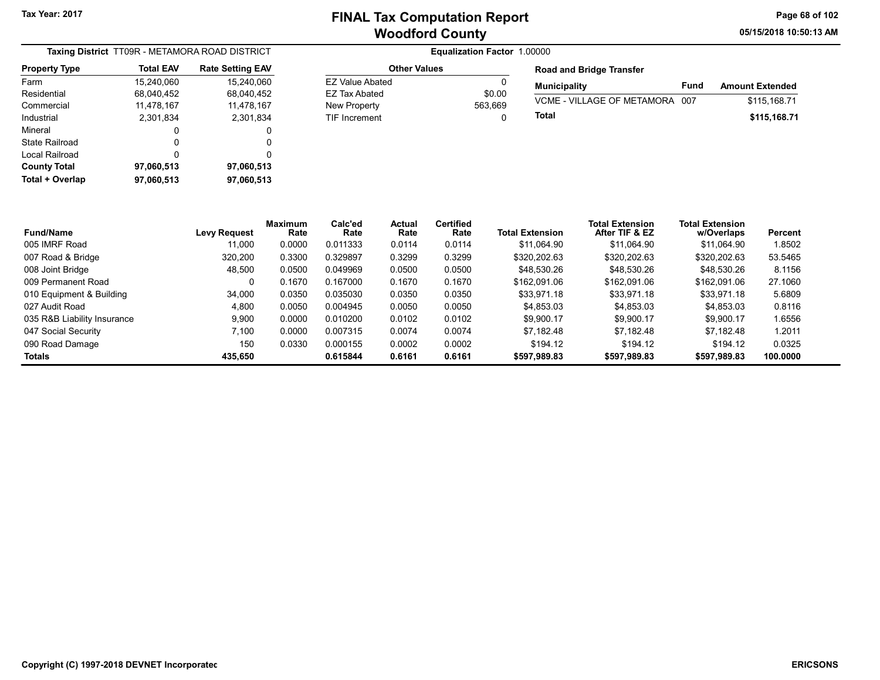Tax Year: 2017

# FINAL Tax Computation Report
## Woodford County

05/15/2018 10:50:13 AM

**Taxing District** TT09R - METAMORA ROAD DISTRICT

**Equalization Factor** 1.00000

| Property Type | Total EAV | Rate Setting EAV |
|---|---|---|
| Farm | 15,240,060 | 15,240,060 |
| Residential | 68,040,452 | 68,040,452 |
| Commercial | 11,478,167 | 11,478,167 |
| Industrial | 2,301,834 | 2,301,834 |
| Mineral | 0 | 0 |
| State Railroad | 0 | 0 |
| Local Railroad | 0 | 0 |
| **County Total** | **97,060,513** | **97,060,513** |
| **Total + Overlap** | **97,060,513** | **97,060,513** |

| Other Values | |
|---|---|
| EZ Value Abated | 0 |
| EZ Tax Abated | $0.00 |
| New Property | 563,669 |
| TIF Increment | 0 |

**Road and Bridge Transfer**

| Municipality | Fund | Amount Extended |
|---|---|---|
| VCME - VILLAGE OF METAMORA | 007 | $115,168.71 |
| **Total** | | **$115,168.71** |

| Fund/Name | Levy Request | Maximum Rate | Calc'ed Rate | Actual Rate | Certified Rate | Total Extension | Total Extension After TIF & EZ | Total Extension w/Overlaps | Percent |
|---|---|---|---|---|---|---|---|---|---|
| 005 IMRF Road | 11,000 | 0.0000 | 0.011333 | 0.0114 | 0.0114 | $11,064.90 | $11,064.90 | $11,064.90 | 1.8502 |
| 007 Road & Bridge | 320,200 | 0.3300 | 0.329897 | 0.3299 | 0.3299 | $320,202.63 | $320,202.63 | $320,202.63 | 53.5465 |
| 008 Joint Bridge | 48,500 | 0.0500 | 0.049969 | 0.0500 | 0.0500 | $48,530.26 | $48,530.26 | $48,530.26 | 8.1156 |
| 009 Permanent Road | 0 | 0.1670 | 0.167000 | 0.1670 | 0.1670 | $162,091.06 | $162,091.06 | $162,091.06 | 27.1060 |
| 010 Equipment & Building | 34,000 | 0.0350 | 0.035030 | 0.0350 | 0.0350 | $33,971.18 | $33,971.18 | $33,971.18 | 5.6809 |
| 027 Audit Road | 4,800 | 0.0050 | 0.004945 | 0.0050 | 0.0050 | $4,853.03 | $4,853.03 | $4,853.03 | 0.8116 |
| 035 R&B Liability Insurance | 9,900 | 0.0000 | 0.010200 | 0.0102 | 0.0102 | $9,900.17 | $9,900.17 | $9,900.17 | 1.6556 |
| 047 Social Security | 7,100 | 0.0000 | 0.007315 | 0.0074 | 0.0074 | $7,182.48 | $7,182.48 | $7,182.48 | 1.2011 |
| 090 Road Damage | 150 | 0.0330 | 0.000155 | 0.0002 | 0.0002 | $194.12 | $194.12 | $194.12 | 0.0325 |
| **Totals** | **435,650** | | **0.615844** | **0.6161** | **0.6161** | **$597,989.83** | **$597,989.83** | **$597,989.83** | **100.0000** |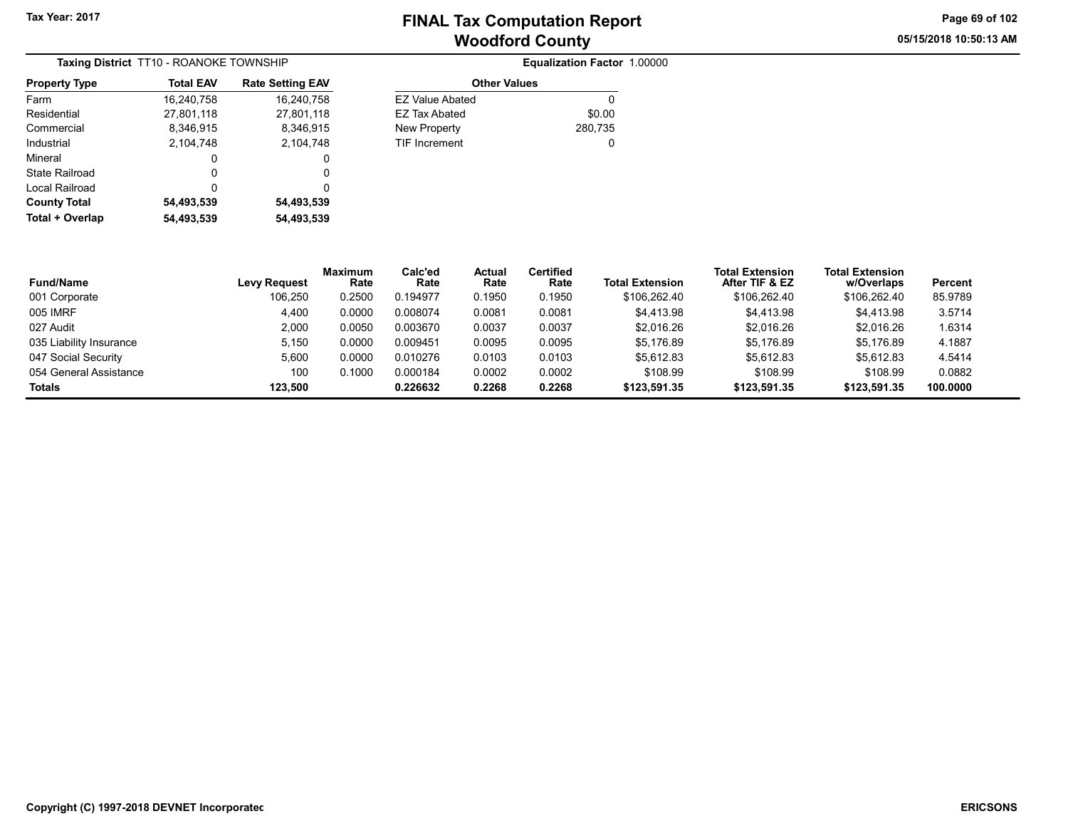**Tax Year: 2017**

# FINAL Tax Computation Report
## Woodford County

05/15/2018 10:50:13 AM

**Taxing District** TT10 - ROANOKE TOWNSHIP

**Equalization Factor** 1.00000

| Property Type | Total EAV | Rate Setting EAV |
|---|---|---|
| Farm | 16,240,758 | 16,240,758 |
| Residential | 27,801,118 | 27,801,118 |
| Commercial | 8,346,915 | 8,346,915 |
| Industrial | 2,104,748 | 2,104,748 |
| Mineral | 0 | 0 |
| State Railroad | 0 | 0 |
| Local Railroad | 0 | 0 |
| **County Total** | **54,493,539** | **54,493,539** |
| **Total + Overlap** | **54,493,539** | **54,493,539** |

| Other Values | |
|---|---|
| EZ Value Abated | 0 |
| EZ Tax Abated | $0.00 |
| New Property | 280,735 |
| TIF Increment | 0 |

| Fund/Name | Levy Request | Maximum Rate | Calc'ed Rate | Actual Rate | Certified Rate | Total Extension | Total Extension After TIF & EZ | Total Extension w/Overlaps | Percent |
|---|---|---|---|---|---|---|---|---|---|
| 001 Corporate | 106,250 | 0.2500 | 0.194977 | 0.1950 | 0.1950 | $106,262.40 | $106,262.40 | $106,262.40 | 85.9789 |
| 005 IMRF | 4,400 | 0.0000 | 0.008074 | 0.0081 | 0.0081 | $4,413.98 | $4,413.98 | $4,413.98 | 3.5714 |
| 027 Audit | 2,000 | 0.0050 | 0.003670 | 0.0037 | 0.0037 | $2,016.26 | $2,016.26 | $2,016.26 | 1.6314 |
| 035 Liability Insurance | 5,150 | 0.0000 | 0.009451 | 0.0095 | 0.0095 | $5,176.89 | $5,176.89 | $5,176.89 | 4.1887 |
| 047 Social Security | 5,600 | 0.0000 | 0.010276 | 0.0103 | 0.0103 | $5,612.83 | $5,612.83 | $5,612.83 | 4.5414 |
| 054 General Assistance | 100 | 0.1000 | 0.000184 | 0.0002 | 0.0002 | $108.99 | $108.99 | $108.99 | 0.0882 |
| **Totals** | **123,500** | | **0.226632** | **0.2268** | **0.2268** | **$123,591.35** | **$123,591.35** | **$123,591.35** | **100.0000** |

Copyright (C) 1997-2018 DEVNET Incorporated

ERICSONS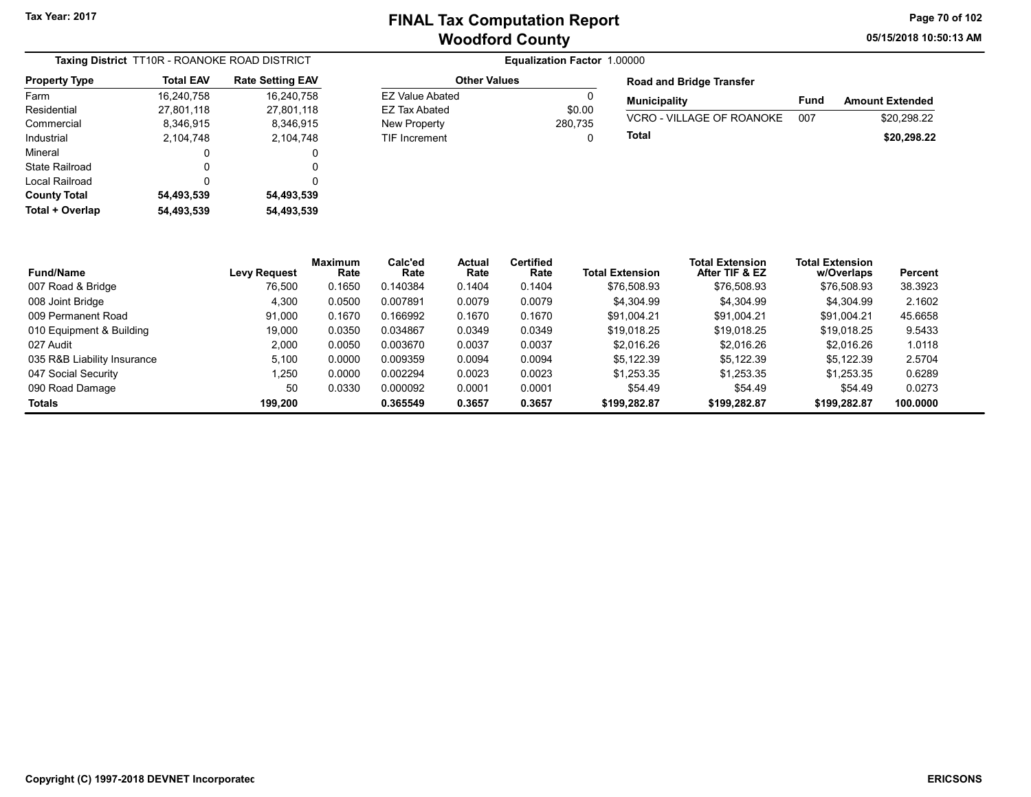Tax Year: 2017

# FINAL Tax Computation Report
## Woodford County

05/15/2018 10:50:13 AM

**Taxing District** TT10R - ROANOKE ROAD DISTRICT

**Equalization Factor** 1.00000

| Property Type | Total EAV | Rate Setting EAV |
|---|---|---|
| Farm | 16,240,758 | 16,240,758 |
| Residential | 27,801,118 | 27,801,118 |
| Commercial | 8,346,915 | 8,346,915 |
| Industrial | 2,104,748 | 2,104,748 |
| Mineral | 0 | 0 |
| State Railroad | 0 | 0 |
| Local Railroad | 0 | 0 |
| **County Total** | **54,493,539** | **54,493,539** |
| **Total + Overlap** | **54,493,539** | **54,493,539** |

| Other Values | |
|---|---|
| EZ Value Abated | 0 |
| EZ Tax Abated | $0.00 |
| New Property | 280,735 |
| TIF Increment | 0 |

**Road and Bridge Transfer**

| Municipality | Fund | Amount Extended |
|---|---|---|
| VCRO - VILLAGE OF ROANOKE | 007 | $20,298.22 |
| **Total** | | **$20,298.22** |

| Fund/Name | Levy Request | Maximum Rate | Calc'ed Rate | Actual Rate | Certified Rate | Total Extension | Total Extension After TIF & EZ | Total Extension w/Overlaps | Percent |
|---|---|---|---|---|---|---|---|---|---|
| 007 Road & Bridge | 76,500 | 0.1650 | 0.140384 | 0.1404 | 0.1404 | $76,508.93 | $76,508.93 | $76,508.93 | 38.3923 |
| 008 Joint Bridge | 4,300 | 0.0500 | 0.007891 | 0.0079 | 0.0079 | $4,304.99 | $4,304.99 | $4,304.99 | 2.1602 |
| 009 Permanent Road | 91,000 | 0.1670 | 0.166992 | 0.1670 | 0.1670 | $91,004.21 | $91,004.21 | $91,004.21 | 45.6658 |
| 010 Equipment & Building | 19,000 | 0.0350 | 0.034867 | 0.0349 | 0.0349 | $19,018.25 | $19,018.25 | $19,018.25 | 9.5433 |
| 027 Audit | 2,000 | 0.0050 | 0.003670 | 0.0037 | 0.0037 | $2,016.26 | $2,016.26 | $2,016.26 | 1.0118 |
| 035 R&B Liability Insurance | 5,100 | 0.0000 | 0.009359 | 0.0094 | 0.0094 | $5,122.39 | $5,122.39 | $5,122.39 | 2.5704 |
| 047 Social Security | 1,250 | 0.0000 | 0.002294 | 0.0023 | 0.0023 | $1,253.35 | $1,253.35 | $1,253.35 | 0.6289 |
| 090 Road Damage | 50 | 0.0330 | 0.000092 | 0.0001 | 0.0001 | $54.49 | $54.49 | $54.49 | 0.0273 |
| **Totals** | **199,200** | | **0.365549** | **0.3657** | **0.3657** | **$199,282.87** | **$199,282.87** | **$199,282.87** | **100.0000** |

Copyright (C) 1997-2018 DEVNET Incorporated

ERICSONS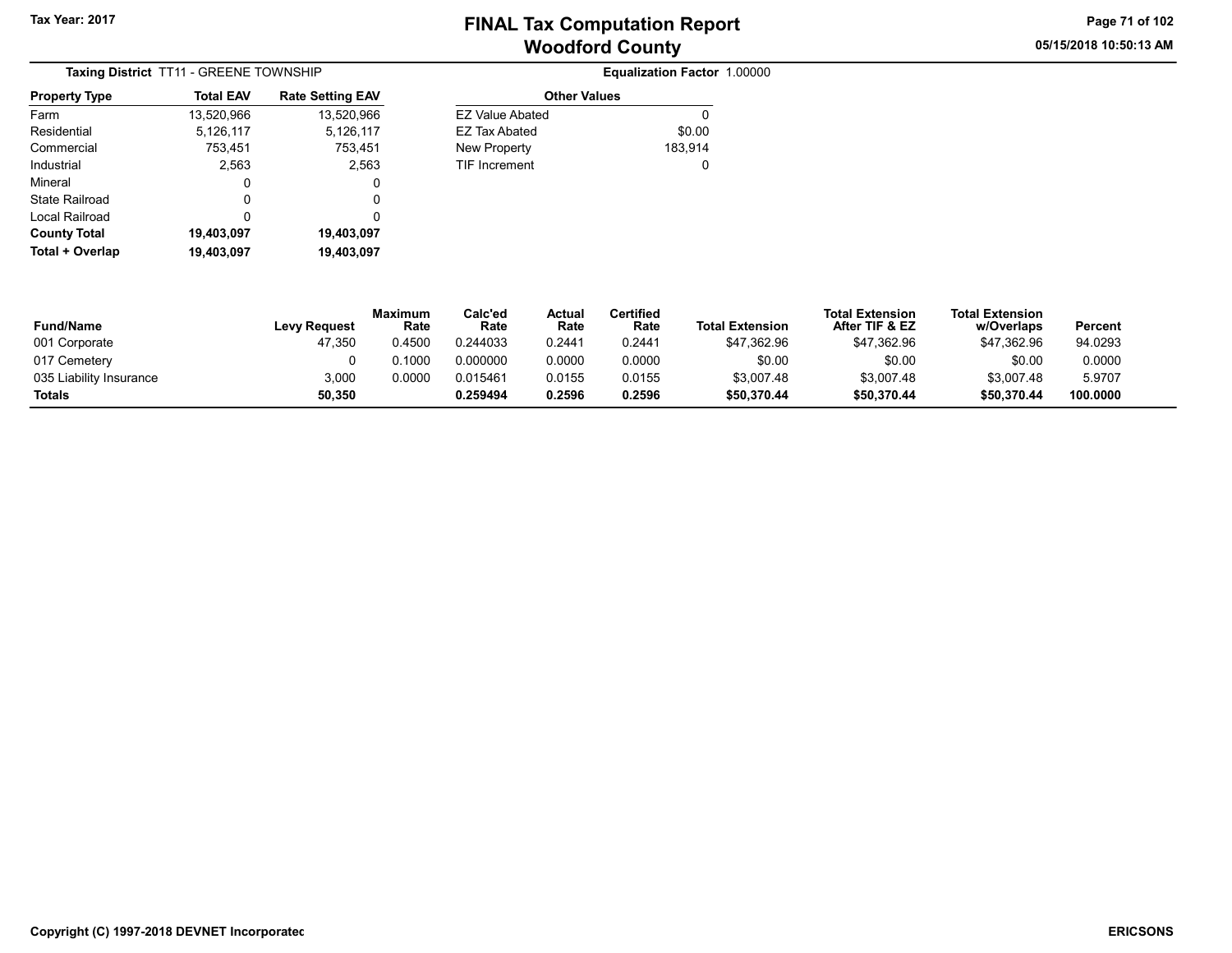# FINAL Tax Computation Report
## Woodford County

Tax Year: 2017

**Taxing District** TT11 - GREENE TOWNSHIP

**Equalization Factor** 1.00000

| Property Type | Total EAV | Rate Setting EAV |
|---|---|---|
| Farm | 13,520,966 | 13,520,966 |
| Residential | 5,126,117 | 5,126,117 |
| Commercial | 753,451 | 753,451 |
| Industrial | 2,563 | 2,563 |
| Mineral | 0 | 0 |
| State Railroad | 0 | 0 |
| Local Railroad | 0 | 0 |
| **County Total** | **19,403,097** | **19,403,097** |
| **Total + Overlap** | **19,403,097** | **19,403,097** |

| Other Values | |
|---|---|
| EZ Value Abated | 0 |
| EZ Tax Abated | $0.00 |
| New Property | 183,914 |
| TIF Increment | 0 |

| Fund/Name | Levy Request | Maximum Rate | Calc'ed Rate | Actual Rate | Certified Rate | Total Extension | Total Extension After TIF & EZ | Total Extension w/Overlaps | Percent |
|---|---|---|---|---|---|---|---|---|---|
| 001 Corporate | 47,350 | 0.4500 | 0.244033 | 0.2441 | 0.2441 | $47,362.96 | $47,362.96 | $47,362.96 | 94.0293 |
| 017 Cemetery | 0 | 0.1000 | 0.000000 | 0.0000 | 0.0000 | $0.00 | $0.00 | $0.00 | 0.0000 |
| 035 Liability Insurance | 3,000 | 0.0000 | 0.015461 | 0.0155 | 0.0155 | $3,007.48 | $3,007.48 | $3,007.48 | 5.9707 |
| **Totals** | **50,350** | | **0.259494** | **0.2596** | **0.2596** | **$50,370.44** | **$50,370.44** | **$50,370.44** | **100.0000** |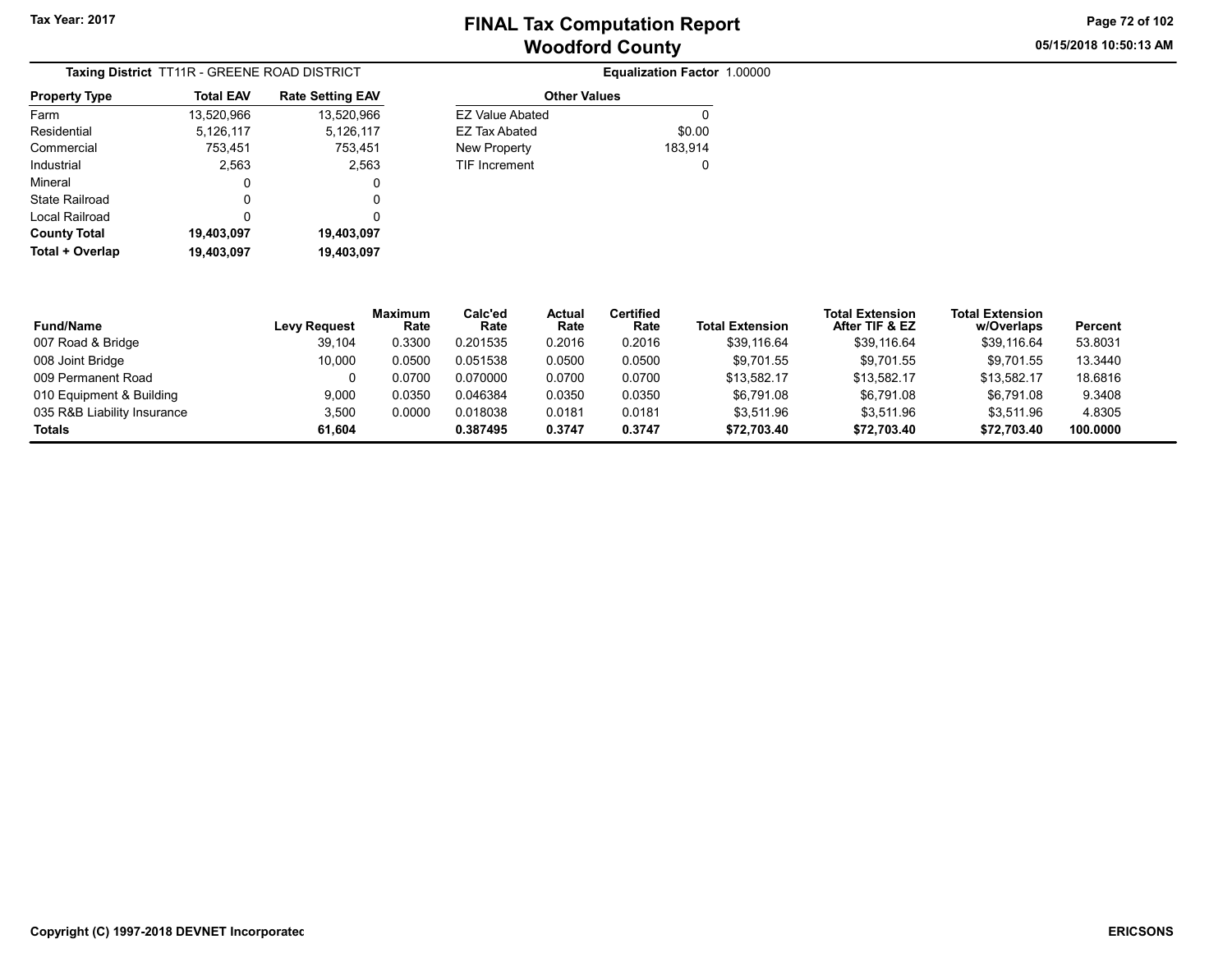Tax Year: 2017

# FINAL Tax Computation Report
## Woodford County

**Taxing District** TT11R - GREENE ROAD DISTRICT

**Equalization Factor** 1.00000

| Property Type | Total EAV | Rate Setting EAV |
|---|---|---|
| Farm | 13,520,966 | 13,520,966 |
| Residential | 5,126,117 | 5,126,117 |
| Commercial | 753,451 | 753,451 |
| Industrial | 2,563 | 2,563 |
| Mineral | 0 | 0 |
| State Railroad | 0 | 0 |
| Local Railroad | 0 | 0 |
| **County Total** | **19,403,097** | **19,403,097** |
| **Total + Overlap** | **19,403,097** | **19,403,097** |

| Other Values | |
|---|---|
| EZ Value Abated | 0 |
| EZ Tax Abated | $0.00 |
| New Property | 183,914 |
| TIF Increment | 0 |

| Fund/Name | Levy Request | Maximum Rate | Calc'ed Rate | Actual Rate | Certified Rate | Total Extension | Total Extension After TIF & EZ | Total Extension w/Overlaps | Percent |
|---|---|---|---|---|---|---|---|---|---|
| 007 Road & Bridge | 39,104 | 0.3300 | 0.201535 | 0.2016 | 0.2016 | $39,116.64 | $39,116.64 | $39,116.64 | 53.8031 |
| 008 Joint Bridge | 10,000 | 0.0500 | 0.051538 | 0.0500 | 0.0500 | $9,701.55 | $9,701.55 | $9,701.55 | 13.3440 |
| 009 Permanent Road | 0 | 0.0700 | 0.070000 | 0.0700 | 0.0700 | $13,582.17 | $13,582.17 | $13,582.17 | 18.6816 |
| 010 Equipment & Building | 9,000 | 0.0350 | 0.046384 | 0.0350 | 0.0350 | $6,791.08 | $6,791.08 | $6,791.08 | 9.3408 |
| 035 R&B Liability Insurance | 3,500 | 0.0000 | 0.018038 | 0.0181 | 0.0181 | $3,511.96 | $3,511.96 | $3,511.96 | 4.8305 |
| **Totals** | **61,604** | | **0.387495** | **0.3747** | **0.3747** | **$72,703.40** | **$72,703.40** | **$72,703.40** | **100.0000** |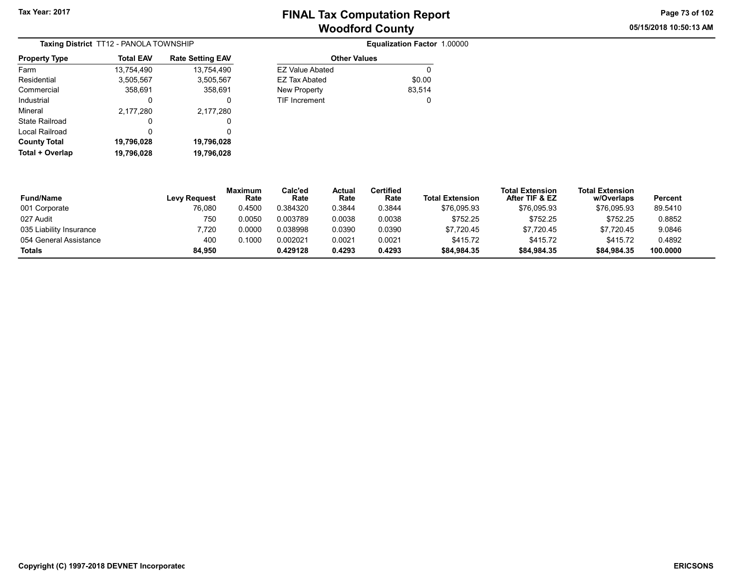Tax Year: 2017

# FINAL Tax Computation Report
## Woodford County

05/15/2018 10:50:13 AM

**Taxing District** TT12 - PANOLA TOWNSHIP

**Equalization Factor** 1.00000

| Property Type | Total EAV | Rate Setting EAV |
|---|---|---|
| Farm | 13,754,490 | 13,754,490 |
| Residential | 3,505,567 | 3,505,567 |
| Commercial | 358,691 | 358,691 |
| Industrial | 0 | 0 |
| Mineral | 2,177,280 | 2,177,280 |
| State Railroad | 0 | 0 |
| Local Railroad | 0 | 0 |
| **County Total** | **19,796,028** | **19,796,028** |
| **Total + Overlap** | **19,796,028** | **19,796,028** |

| Other Values | |
|---|---|
| EZ Value Abated | 0 |
| EZ Tax Abated | $0.00 |
| New Property | 83,514 |
| TIF Increment | 0 |

| Fund/Name | Levy Request | Maximum Rate | Calc'ed Rate | Actual Rate | Certified Rate | Total Extension | Total Extension After TIF & EZ | Total Extension w/Overlaps | Percent |
|---|---|---|---|---|---|---|---|---|---|
| 001 Corporate | 76,080 | 0.4500 | 0.384320 | 0.3844 | 0.3844 | $76,095.93 | $76,095.93 | $76,095.93 | 89.5410 |
| 027 Audit | 750 | 0.0050 | 0.003789 | 0.0038 | 0.0038 | $752.25 | $752.25 | $752.25 | 0.8852 |
| 035 Liability Insurance | 7,720 | 0.0000 | 0.038998 | 0.0390 | 0.0390 | $7,720.45 | $7,720.45 | $7,720.45 | 9.0846 |
| 054 General Assistance | 400 | 0.1000 | 0.002021 | 0.0021 | 0.0021 | $415.72 | $415.72 | $415.72 | 0.4892 |
| **Totals** | **84,950** | | **0.429128** | **0.4293** | **0.4293** | **$84,984.35** | **$84,984.35** | **$84,984.35** | **100.0000** |

Copyright (C) 1997-2018 DEVNET Incorporatec

ERICSONS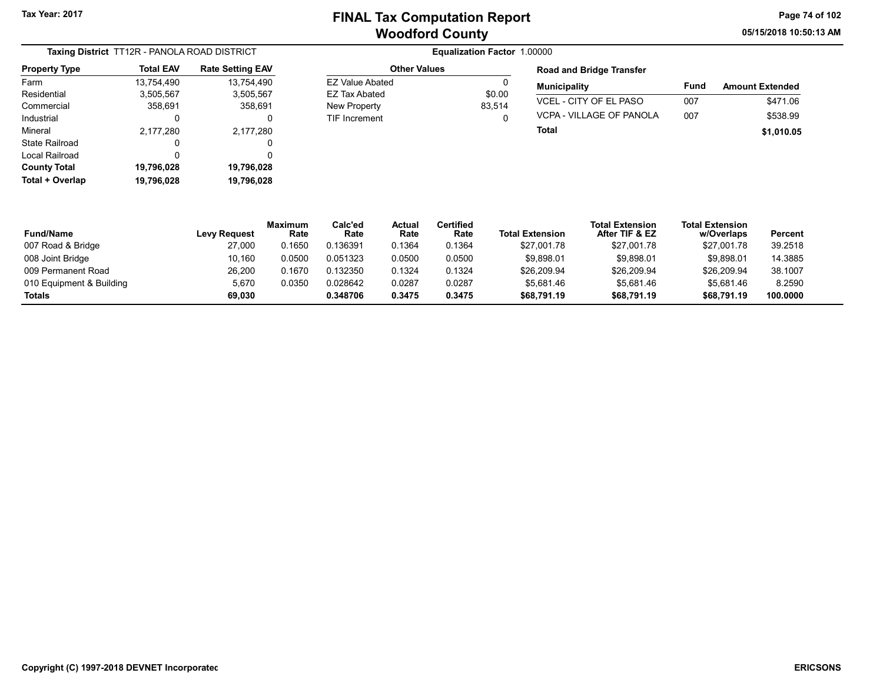# FINAL Tax Computation Report
## Woodford County

Tax Year: 2017

**Taxing District** TT12R - PANOLA ROAD DISTRICT

**Equalization Factor** 1.00000

| Property Type | Total EAV | Rate Setting EAV |
|---|---|---|
| Farm | 13,754,490 | 13,754,490 |
| Residential | 3,505,567 | 3,505,567 |
| Commercial | 358,691 | 358,691 |
| Industrial | 0 | 0 |
| Mineral | 2,177,280 | 2,177,280 |
| State Railroad | 0 | 0 |
| Local Railroad | 0 | 0 |
| **County Total** | **19,796,028** | **19,796,028** |
| **Total + Overlap** | **19,796,028** | **19,796,028** |

| Other Values | |
|---|---|
| EZ Value Abated | 0 |
| EZ Tax Abated | $0.00 |
| New Property | 83,514 |
| TIF Increment | 0 |

**Road and Bridge Transfer**

| Municipality | Fund | Amount Extended |
|---|---|---|
| VCEL - CITY OF EL PASO | 007 | $471.06 |
| VCPA - VILLAGE OF PANOLA | 007 | $538.99 |
| **Total** | | **$1,010.05** |

| Fund/Name | Levy Request | Maximum Rate | Calc'ed Rate | Actual Rate | Certified Rate | Total Extension | Total Extension After TIF & EZ | Total Extension w/Overlaps | Percent |
|---|---|---|---|---|---|---|---|---|---|
| 007 Road & Bridge | 27,000 | 0.1650 | 0.136391 | 0.1364 | 0.1364 | $27,001.78 | $27,001.78 | $27,001.78 | 39.2518 |
| 008 Joint Bridge | 10,160 | 0.0500 | 0.051323 | 0.0500 | 0.0500 | $9,898.01 | $9,898.01 | $9,898.01 | 14.3885 |
| 009 Permanent Road | 26,200 | 0.1670 | 0.132350 | 0.1324 | 0.1324 | $26,209.94 | $26,209.94 | $26,209.94 | 38.1007 |
| 010 Equipment & Building | 5,670 | 0.0350 | 0.028642 | 0.0287 | 0.0287 | $5,681.46 | $5,681.46 | $5,681.46 | 8.2590 |
| **Totals** | **69,030** | | **0.348706** | **0.3475** | **0.3475** | **$68,791.19** | **$68,791.19** | **$68,791.19** | **100.0000** |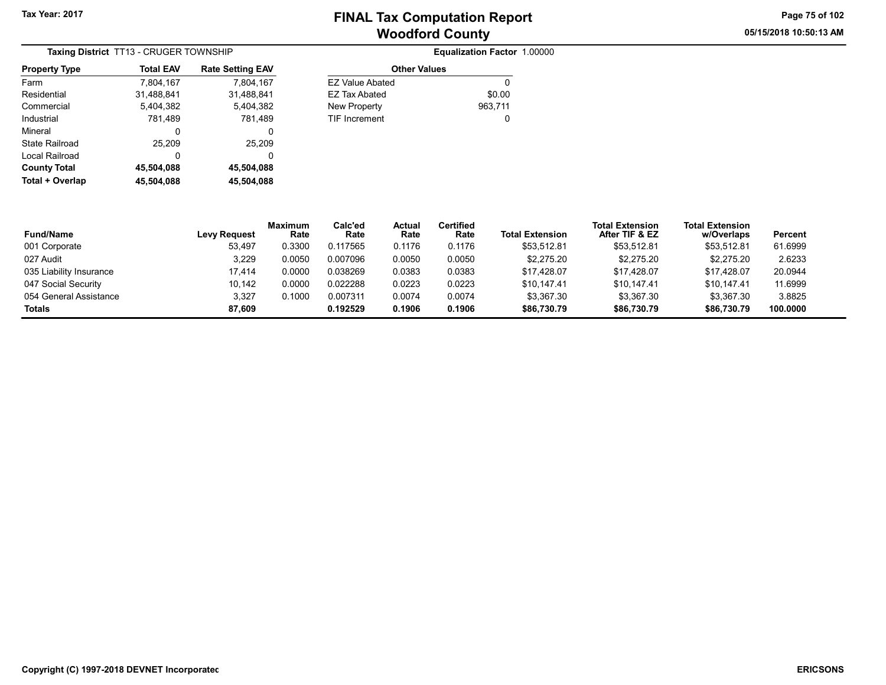# FINAL Tax Computation Report
## Woodford County

Tax Year: 2017

05/15/2018 10:50:13 AM

**Taxing District** TT13 - CRUGER TOWNSHIP

**Equalization Factor** 1.00000

| Property Type | Total EAV | Rate Setting EAV |
|---|---|---|
| Farm | 7,804,167 | 7,804,167 |
| Residential | 31,488,841 | 31,488,841 |
| Commercial | 5,404,382 | 5,404,382 |
| Industrial | 781,489 | 781,489 |
| Mineral | 0 | 0 |
| State Railroad | 25,209 | 25,209 |
| Local Railroad | 0 | 0 |
| **County Total** | **45,504,088** | **45,504,088** |
| **Total + Overlap** | **45,504,088** | **45,504,088** |

| Other Values | |
|---|---|
| EZ Value Abated | 0 |
| EZ Tax Abated | $0.00 |
| New Property | 963,711 |
| TIF Increment | 0 |

| Fund/Name | Levy Request | Maximum Rate | Calc'ed Rate | Actual Rate | Certified Rate | Total Extension | Total Extension After TIF & EZ | Total Extension w/Overlaps | Percent |
|---|---|---|---|---|---|---|---|---|---|
| 001 Corporate | 53,497 | 0.3300 | 0.117565 | 0.1176 | 0.1176 | $53,512.81 | $53,512.81 | $53,512.81 | 61.6999 |
| 027 Audit | 3,229 | 0.0050 | 0.007096 | 0.0050 | 0.0050 | $2,275.20 | $2,275.20 | $2,275.20 | 2.6233 |
| 035 Liability Insurance | 17,414 | 0.0000 | 0.038269 | 0.0383 | 0.0383 | $17,428.07 | $17,428.07 | $17,428.07 | 20.0944 |
| 047 Social Security | 10,142 | 0.0000 | 0.022288 | 0.0223 | 0.0223 | $10,147.41 | $10,147.41 | $10,147.41 | 11.6999 |
| 054 General Assistance | 3,327 | 0.1000 | 0.007311 | 0.0074 | 0.0074 | $3,367.30 | $3,367.30 | $3,367.30 | 3.8825 |
| **Totals** | **87,609** | | **0.192529** | **0.1906** | **0.1906** | **$86,730.79** | **$86,730.79** | **$86,730.79** | **100.0000** |

Copyright (C) 1997-2018 DEVNET Incorporated

ERICSONS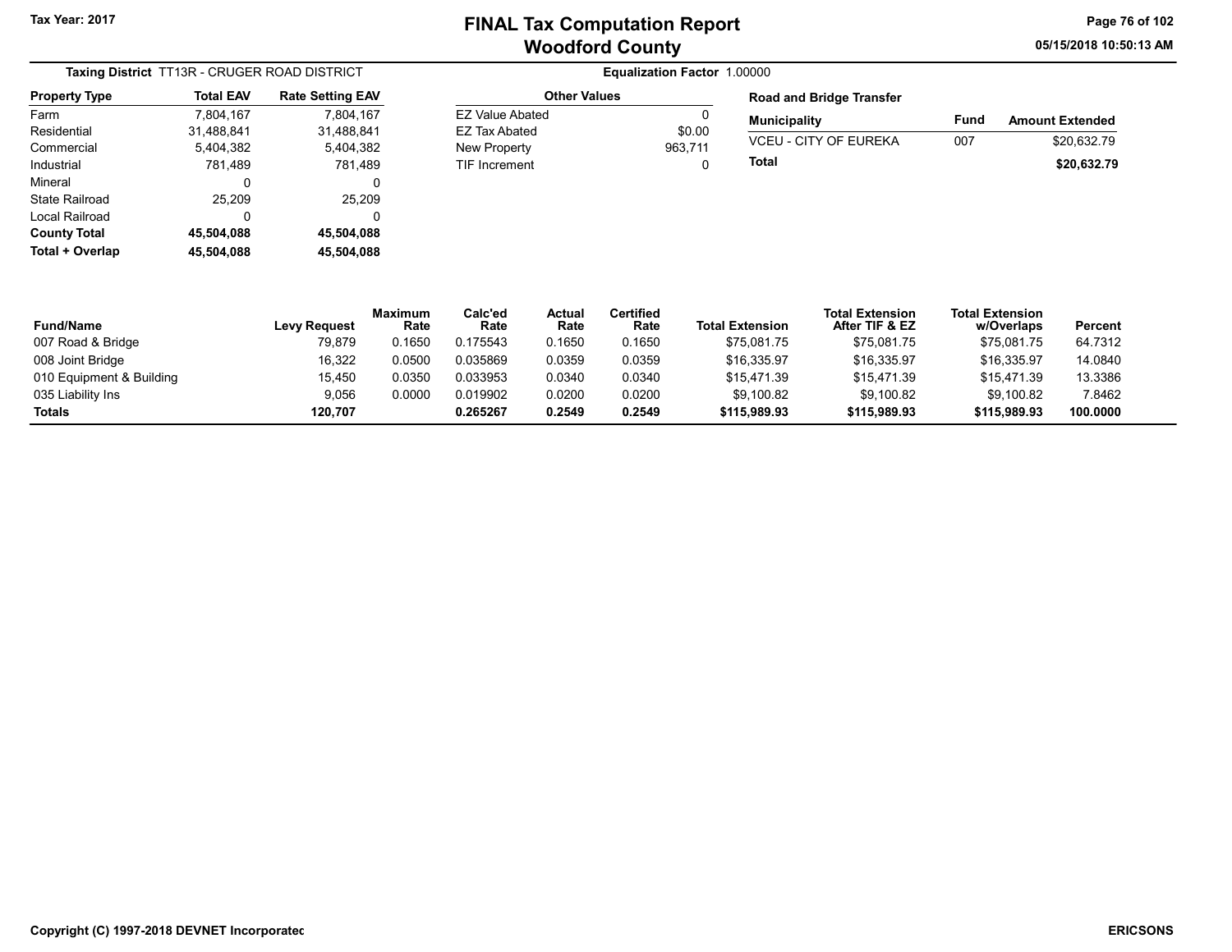# FINAL Tax Computation Report
## Woodford County

Tax Year: 2017

05/15/2018 10:50:13 AM

**Taxing District** TT13R - CRUGER ROAD DISTRICT

**Equalization Factor** 1.00000

| Property Type | Total EAV | Rate Setting EAV |
|---|---|---|
| Farm | 7,804,167 | 7,804,167 |
| Residential | 31,488,841 | 31,488,841 |
| Commercial | 5,404,382 | 5,404,382 |
| Industrial | 781,489 | 781,489 |
| Mineral | 0 | 0 |
| State Railroad | 25,209 | 25,209 |
| Local Railroad | 0 | 0 |
| **County Total** | **45,504,088** | **45,504,088** |
| **Total + Overlap** | **45,504,088** | **45,504,088** |

| Other Values | |
|---|---|
| EZ Value Abated | 0 |
| EZ Tax Abated | $0.00 |
| New Property | 963,711 |
| TIF Increment | 0 |

**Road and Bridge Transfer**

| Municipality | Fund | Amount Extended |
|---|---|---|
| VCEU - CITY OF EUREKA | 007 | $20,632.79 |
| **Total** | | **$20,632.79** |

| Fund/Name | Levy Request | Maximum Rate | Calc'ed Rate | Actual Rate | Certified Rate | Total Extension | Total Extension After TIF & EZ | Total Extension w/Overlaps | Percent |
|---|---|---|---|---|---|---|---|---|---|
| 007 Road & Bridge | 79,879 | 0.1650 | 0.175543 | 0.1650 | 0.1650 | $75,081.75 | $75,081.75 | $75,081.75 | 64.7312 |
| 008 Joint Bridge | 16,322 | 0.0500 | 0.035869 | 0.0359 | 0.0359 | $16,335.97 | $16,335.97 | $16,335.97 | 14.0840 |
| 010 Equipment & Building | 15,450 | 0.0350 | 0.033953 | 0.0340 | 0.0340 | $15,471.39 | $15,471.39 | $15,471.39 | 13.3386 |
| 035 Liability Ins | 9,056 | 0.0000 | 0.019902 | 0.0200 | 0.0200 | $9,100.82 | $9,100.82 | $9,100.82 | 7.8462 |
| **Totals** | **120,707** | | **0.265267** | **0.2549** | **0.2549** | **$115,989.93** | **$115,989.93** | **$115,989.93** | **100.0000** |

Copyright (C) 1997-2018 DEVNET Incorporated

ERICSONS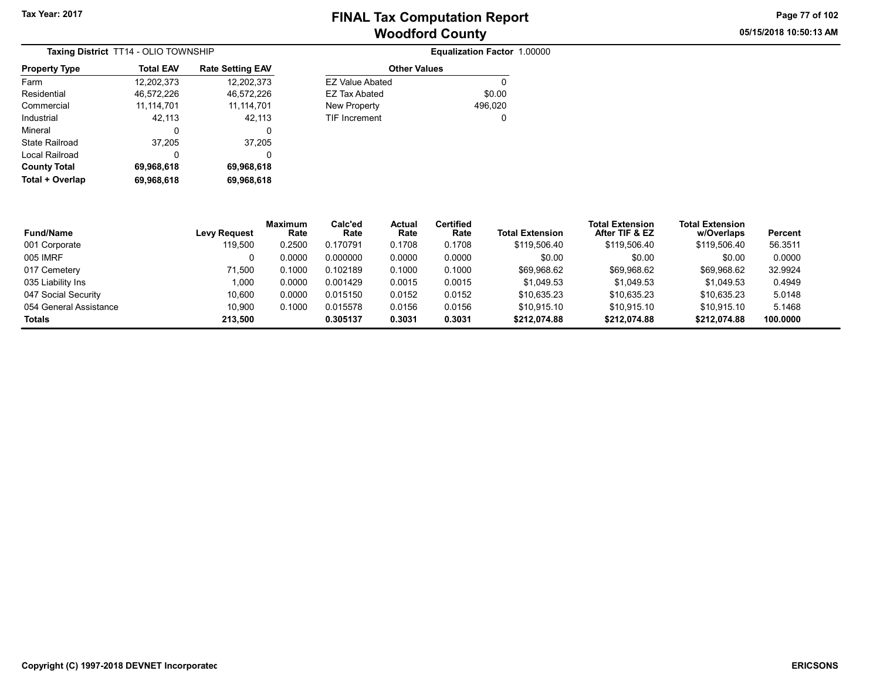Tax Year: 2017

# FINAL Tax Computation Report
## Woodford County

05/15/2018 10:50:13 AM

**Taxing District** TT14 - OLIO TOWNSHIP

**Equalization Factor** 1.00000

| Property Type | Total EAV | Rate Setting EAV |
|---|---|---|
| Farm | 12,202,373 | 12,202,373 |
| Residential | 46,572,226 | 46,572,226 |
| Commercial | 11,114,701 | 11,114,701 |
| Industrial | 42,113 | 42,113 |
| Mineral | 0 | 0 |
| State Railroad | 37,205 | 37,205 |
| Local Railroad | 0 | 0 |
| **County Total** | **69,968,618** | **69,968,618** |
| **Total + Overlap** | **69,968,618** | **69,968,618** |

| Other Values | |
|---|---|
| EZ Value Abated | 0 |
| EZ Tax Abated | $0.00 |
| New Property | 496,020 |
| TIF Increment | 0 |

| Fund/Name | Levy Request | Maximum Rate | Calc'ed Rate | Actual Rate | Certified Rate | Total Extension | Total Extension After TIF & EZ | Total Extension w/Overlaps | Percent |
|---|---|---|---|---|---|---|---|---|---|
| 001 Corporate | 119,500 | 0.2500 | 0.170791 | 0.1708 | 0.1708 | $119,506.40 | $119,506.40 | $119,506.40 | 56.3511 |
| 005 IMRF | 0 | 0.0000 | 0.000000 | 0.0000 | 0.0000 | $0.00 | $0.00 | $0.00 | 0.0000 |
| 017 Cemetery | 71,500 | 0.1000 | 0.102189 | 0.1000 | 0.1000 | $69,968.62 | $69,968.62 | $69,968.62 | 32.9924 |
| 035 Liability Ins | 1,000 | 0.0000 | 0.001429 | 0.0015 | 0.0015 | $1,049.53 | $1,049.53 | $1,049.53 | 0.4949 |
| 047 Social Security | 10,600 | 0.0000 | 0.015150 | 0.0152 | 0.0152 | $10,635.23 | $10,635.23 | $10,635.23 | 5.0148 |
| 054 General Assistance | 10,900 | 0.1000 | 0.015578 | 0.0156 | 0.0156 | $10,915.10 | $10,915.10 | $10,915.10 | 5.1468 |
| **Totals** | **213,500** | | **0.305137** | **0.3031** | **0.3031** | **$212,074.88** | **$212,074.88** | **$212,074.88** | **100.0000** |

Copyright (C) 1997-2018 DEVNET Incorporated

ERICSONS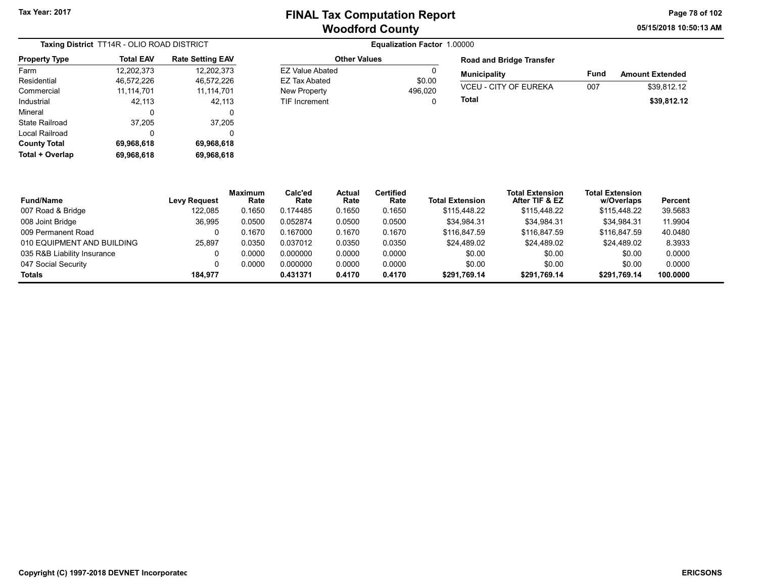# FINAL Tax Computation Report
## Woodford County

Tax Year: 2017

**Taxing District** TT14R - OLIO ROAD DISTRICT

**Equalization Factor** 1.00000

| Property Type | Total EAV | Rate Setting EAV |
|---|---|---|
| Farm | 12,202,373 | 12,202,373 |
| Residential | 46,572,226 | 46,572,226 |
| Commercial | 11,114,701 | 11,114,701 |
| Industrial | 42,113 | 42,113 |
| Mineral | 0 | 0 |
| State Railroad | 37,205 | 37,205 |
| Local Railroad | 0 | 0 |
| **County Total** | **69,968,618** | **69,968,618** |
| **Total + Overlap** | **69,968,618** | **69,968,618** |

| Other Values | |
|---|---|
| EZ Value Abated | 0 |
| EZ Tax Abated | $0.00 |
| New Property | 496,020 |
| TIF Increment | 0 |

**Road and Bridge Transfer**

| Municipality | Fund | Amount Extended |
|---|---|---|
| VCEU - CITY OF EUREKA | 007 | $39,812.12 |
| **Total** | | **$39,812.12** |

| Fund/Name | Levy Request | Maximum Rate | Calc'ed Rate | Actual Rate | Certified Rate | Total Extension | Total Extension After TIF & EZ | Total Extension w/Overlaps | Percent |
|---|---|---|---|---|---|---|---|---|---|
| 007 Road & Bridge | 122,085 | 0.1650 | 0.174485 | 0.1650 | 0.1650 | $115,448.22 | $115,448.22 | $115,448.22 | 39.5683 |
| 008 Joint Bridge | 36,995 | 0.0500 | 0.052874 | 0.0500 | 0.0500 | $34,984.31 | $34,984.31 | $34,984.31 | 11.9904 |
| 009 Permanent Road | 0 | 0.1670 | 0.167000 | 0.1670 | 0.1670 | $116,847.59 | $116,847.59 | $116,847.59 | 40.0480 |
| 010 EQUIPMENT AND BUILDING | 25,897 | 0.0350 | 0.037012 | 0.0350 | 0.0350 | $24,489.02 | $24,489.02 | $24,489.02 | 8.3933 |
| 035 R&B Liability Insurance | 0 | 0.0000 | 0.000000 | 0.0000 | 0.0000 | $0.00 | $0.00 | $0.00 | 0.0000 |
| 047 Social Security | 0 | 0.0000 | 0.000000 | 0.0000 | 0.0000 | $0.00 | $0.00 | $0.00 | 0.0000 |
| **Totals** | **184,977** | | **0.431371** | **0.4170** | **0.4170** | **$291,769.14** | **$291,769.14** | **$291,769.14** | **100.0000** |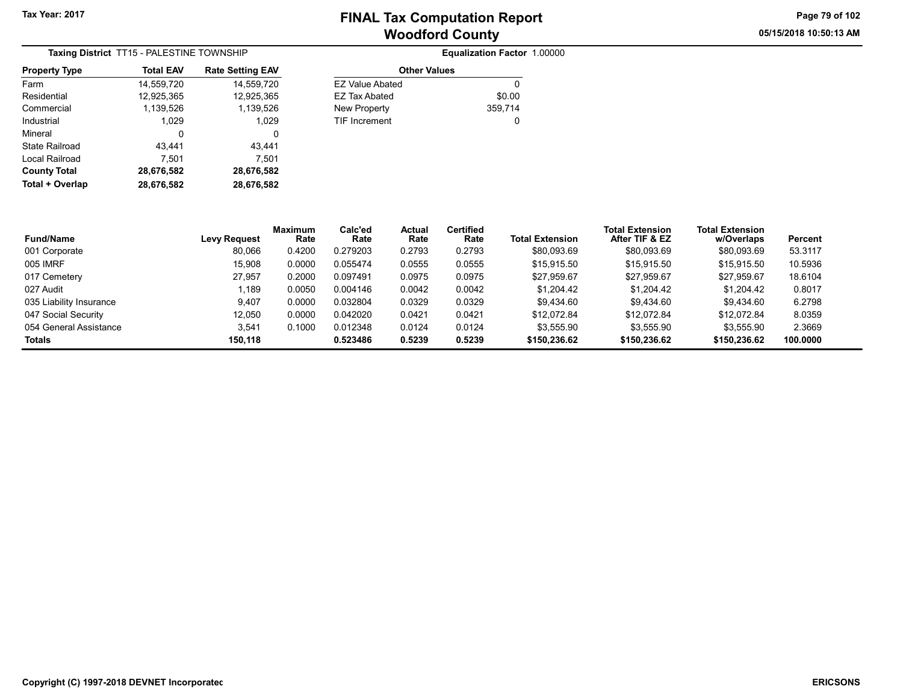**Tax Year: 2017**

# FINAL Tax Computation Report
## Woodford County

05/15/2018 10:50:13 AM

**Taxing District** TT15 - PALESTINE TOWNSHIP

**Equalization Factor** 1.00000

| Property Type | Total EAV | Rate Setting EAV |
|---|---|---|
| Farm | 14,559,720 | 14,559,720 |
| Residential | 12,925,365 | 12,925,365 |
| Commercial | 1,139,526 | 1,139,526 |
| Industrial | 1,029 | 1,029 |
| Mineral | 0 | 0 |
| State Railroad | 43,441 | 43,441 |
| Local Railroad | 7,501 | 7,501 |
| **County Total** | **28,676,582** | **28,676,582** |
| **Total + Overlap** | **28,676,582** | **28,676,582** |

| Other Values | |
|---|---|
| EZ Value Abated | 0 |
| EZ Tax Abated | $0.00 |
| New Property | 359,714 |
| TIF Increment | 0 |

| Fund/Name | Levy Request | Maximum Rate | Calc'ed Rate | Actual Rate | Certified Rate | Total Extension | Total Extension After TIF & EZ | Total Extension w/Overlaps | Percent |
|---|---|---|---|---|---|---|---|---|---|
| 001 Corporate | 80,066 | 0.4200 | 0.279203 | 0.2793 | 0.2793 | $80,093.69 | $80,093.69 | $80,093.69 | 53.3117 |
| 005 IMRF | 15,908 | 0.0000 | 0.055474 | 0.0555 | 0.0555 | $15,915.50 | $15,915.50 | $15,915.50 | 10.5936 |
| 017 Cemetery | 27,957 | 0.2000 | 0.097491 | 0.0975 | 0.0975 | $27,959.67 | $27,959.67 | $27,959.67 | 18.6104 |
| 027 Audit | 1,189 | 0.0050 | 0.004146 | 0.0042 | 0.0042 | $1,204.42 | $1,204.42 | $1,204.42 | 0.8017 |
| 035 Liability Insurance | 9,407 | 0.0000 | 0.032804 | 0.0329 | 0.0329 | $9,434.60 | $9,434.60 | $9,434.60 | 6.2798 |
| 047 Social Security | 12,050 | 0.0000 | 0.042020 | 0.0421 | 0.0421 | $12,072.84 | $12,072.84 | $12,072.84 | 8.0359 |
| 054 General Assistance | 3,541 | 0.1000 | 0.012348 | 0.0124 | 0.0124 | $3,555.90 | $3,555.90 | $3,555.90 | 2.3669 |
| **Totals** | **150,118** | | **0.523486** | **0.5239** | **0.5239** | **$150,236.62** | **$150,236.62** | **$150,236.62** | **100.0000** |

Copyright (C) 1997-2018 DEVNET Incorporated

ERICSONS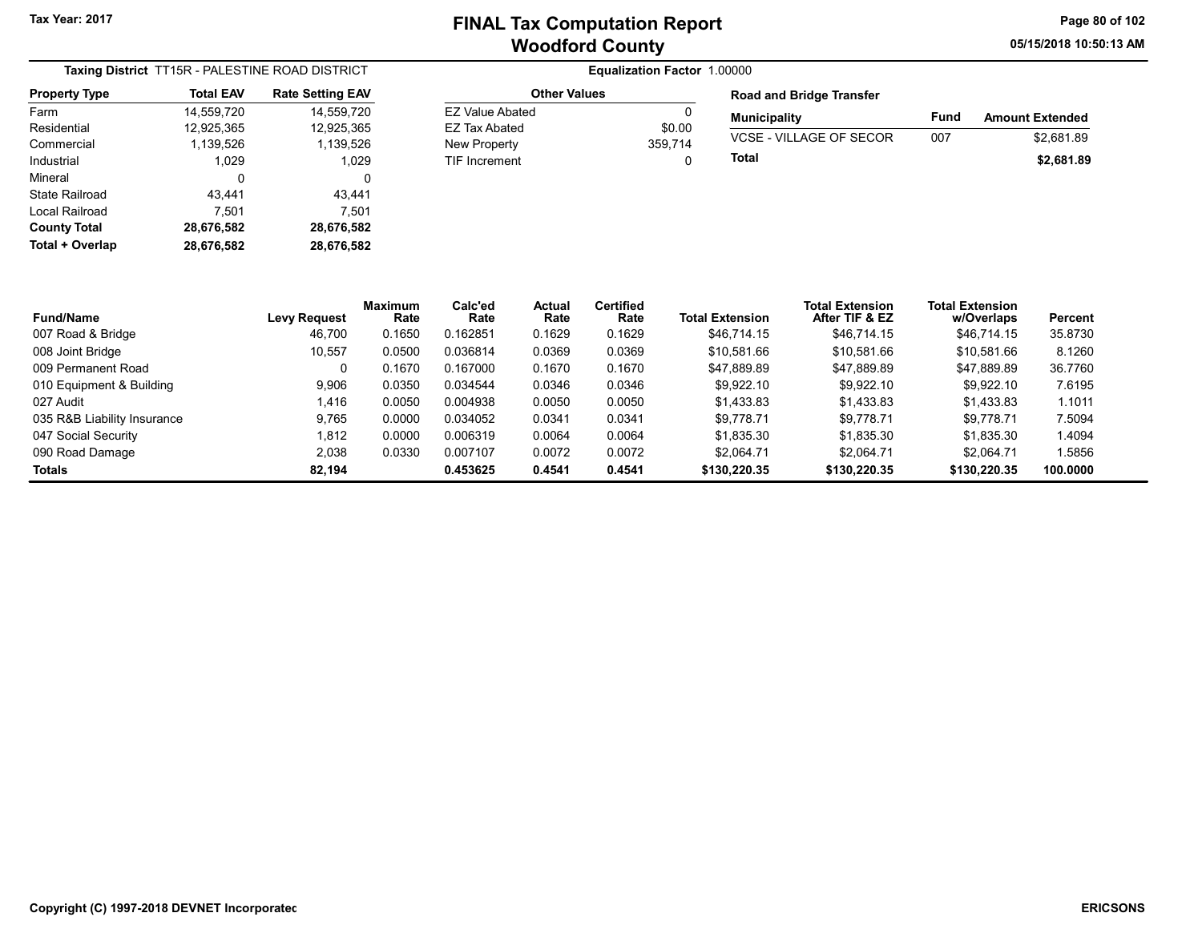Tax Year: 2017

# FINAL Tax Computation Report
## Woodford County

05/15/2018 10:50:13 AM

**Taxing District** TT15R - PALESTINE ROAD DISTRICT

**Equalization Factor** 1.00000

| Property Type | Total EAV | Rate Setting EAV |
|---|---|---|
| Farm | 14,559,720 | 14,559,720 |
| Residential | 12,925,365 | 12,925,365 |
| Commercial | 1,139,526 | 1,139,526 |
| Industrial | 1,029 | 1,029 |
| Mineral | 0 | 0 |
| State Railroad | 43,441 | 43,441 |
| Local Railroad | 7,501 | 7,501 |
| **County Total** | **28,676,582** | **28,676,582** |
| **Total + Overlap** | **28,676,582** | **28,676,582** |

| Other Values | |
|---|---|
| EZ Value Abated | 0 |
| EZ Tax Abated | $0.00 |
| New Property | 359,714 |
| TIF Increment | 0 |

**Road and Bridge Transfer**

| Municipality | Fund | Amount Extended |
|---|---|---|
| VCSE - VILLAGE OF SECOR | 007 | $2,681.89 |
| **Total** | | **$2,681.89** |

| Fund/Name | Levy Request | Maximum Rate | Calc'ed Rate | Actual Rate | Certified Rate | Total Extension | Total Extension After TIF & EZ | Total Extension w/Overlaps | Percent |
|---|---|---|---|---|---|---|---|---|---|
| 007 Road & Bridge | 46,700 | 0.1650 | 0.162851 | 0.1629 | 0.1629 | $46,714.15 | $46,714.15 | $46,714.15 | 35.8730 |
| 008 Joint Bridge | 10,557 | 0.0500 | 0.036814 | 0.0369 | 0.0369 | $10,581.66 | $10,581.66 | $10,581.66 | 8.1260 |
| 009 Permanent Road | 0 | 0.1670 | 0.167000 | 0.1670 | 0.1670 | $47,889.89 | $47,889.89 | $47,889.89 | 36.7760 |
| 010 Equipment & Building | 9,906 | 0.0350 | 0.034544 | 0.0346 | 0.0346 | $9,922.10 | $9,922.10 | $9,922.10 | 7.6195 |
| 027 Audit | 1,416 | 0.0050 | 0.004938 | 0.0050 | 0.0050 | $1,433.83 | $1,433.83 | $1,433.83 | 1.1011 |
| 035 R&B Liability Insurance | 9,765 | 0.0000 | 0.034052 | 0.0341 | 0.0341 | $9,778.71 | $9,778.71 | $9,778.71 | 7.5094 |
| 047 Social Security | 1,812 | 0.0000 | 0.006319 | 0.0064 | 0.0064 | $1,835.30 | $1,835.30 | $1,835.30 | 1.4094 |
| 090 Road Damage | 2,038 | 0.0330 | 0.007107 | 0.0072 | 0.0072 | $2,064.71 | $2,064.71 | $2,064.71 | 1.5856 |
| **Totals** | **82,194** | | **0.453625** | **0.4541** | **0.4541** | **$130,220.35** | **$130,220.35** | **$130,220.35** | **100.0000** |

Copyright (C) 1997-2018 DEVNET Incorporated

ERICSONS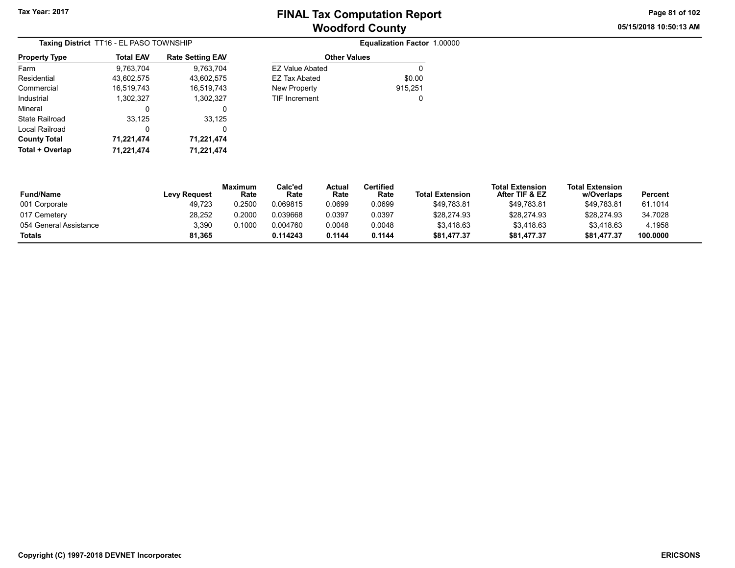# FINAL Tax Computation Report
## Woodford County

Tax Year: 2017

**Taxing District** TT16 - EL PASO TOWNSHIP

**Equalization Factor** 1.00000

| Property Type | Total EAV | Rate Setting EAV |
|---|---|---|
| Farm | 9,763,704 | 9,763,704 |
| Residential | 43,602,575 | 43,602,575 |
| Commercial | 16,519,743 | 16,519,743 |
| Industrial | 1,302,327 | 1,302,327 |
| Mineral | 0 | 0 |
| State Railroad | 33,125 | 33,125 |
| Local Railroad | 0 | 0 |
| **County Total** | **71,221,474** | **71,221,474** |
| **Total + Overlap** | **71,221,474** | **71,221,474** |

| Other Values | |
|---|---|
| EZ Value Abated | 0 |
| EZ Tax Abated | $0.00 |
| New Property | 915,251 |
| TIF Increment | 0 |

| Fund/Name | Levy Request | Maximum Rate | Calc'ed Rate | Actual Rate | Certified Rate | Total Extension | Total Extension After TIF & EZ | Total Extension w/Overlaps | Percent |
|---|---|---|---|---|---|---|---|---|---|
| 001 Corporate | 49,723 | 0.2500 | 0.069815 | 0.0699 | 0.0699 | $49,783.81 | $49,783.81 | $49,783.81 | 61.1014 |
| 017 Cemetery | 28,252 | 0.2000 | 0.039668 | 0.0397 | 0.0397 | $28,274.93 | $28,274.93 | $28,274.93 | 34.7028 |
| 054 General Assistance | 3,390 | 0.1000 | 0.004760 | 0.0048 | 0.0048 | $3,418.63 | $3,418.63 | $3,418.63 | 4.1958 |
| **Totals** | **81,365** | | **0.114243** | **0.1144** | **0.1144** | **$81,477.37** | **$81,477.37** | **$81,477.37** | **100.0000** |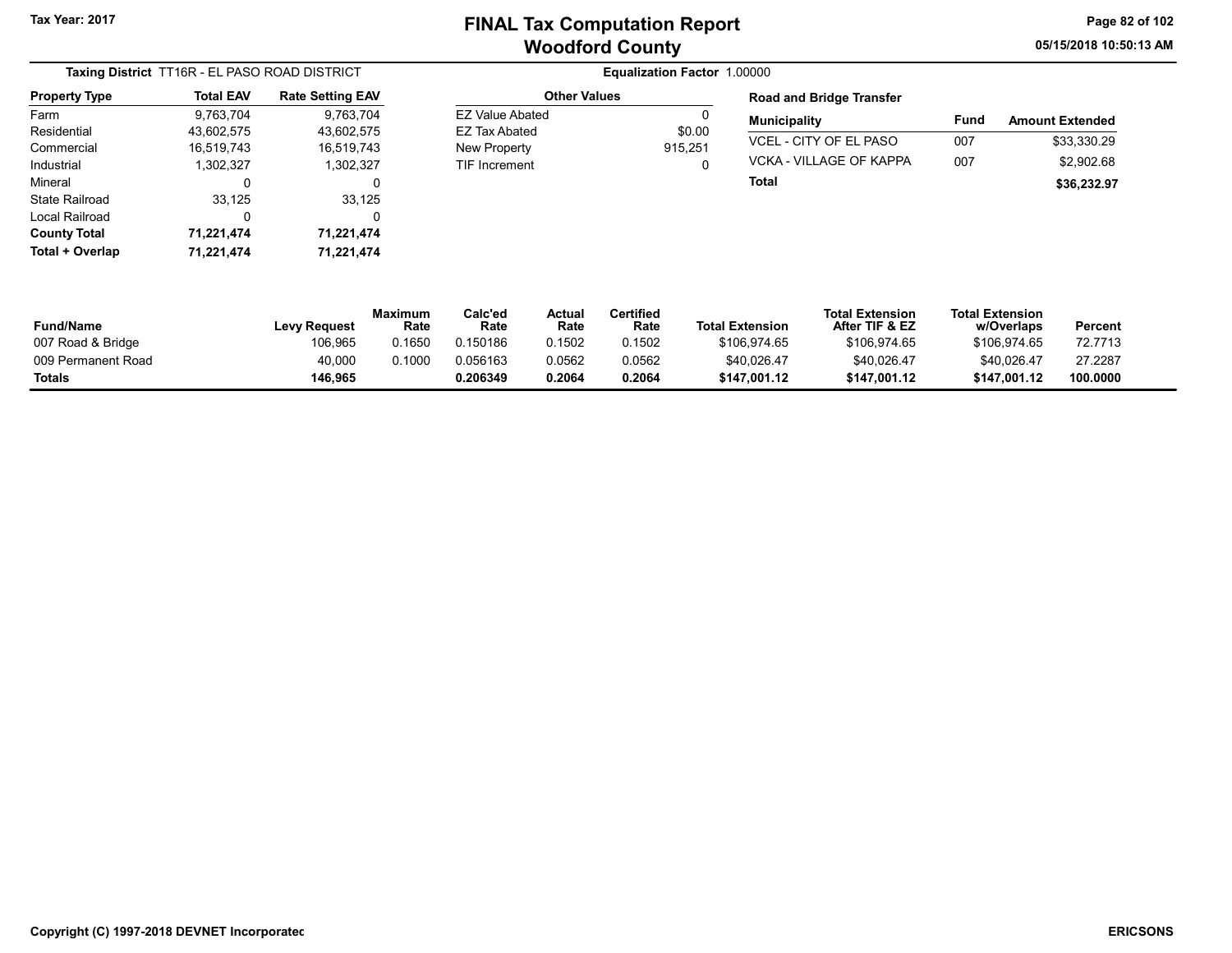# FINAL Tax Computation Report
## Woodford County

Tax Year: 2017

05/15/2018 10:50:13 AM

**Taxing District** TT16R - EL PASO ROAD DISTRICT

**Equalization Factor** 1.00000

| Property Type | Total EAV | Rate Setting EAV |
|---|---|---|
| Farm | 9,763,704 | 9,763,704 |
| Residential | 43,602,575 | 43,602,575 |
| Commercial | 16,519,743 | 16,519,743 |
| Industrial | 1,302,327 | 1,302,327 |
| Mineral | 0 | 0 |
| State Railroad | 33,125 | 33,125 |
| Local Railroad | 0 | 0 |
| **County Total** | **71,221,474** | **71,221,474** |
| **Total + Overlap** | **71,221,474** | **71,221,474** |

| Other Values | |
|---|---|
| EZ Value Abated | 0 |
| EZ Tax Abated | $0.00 |
| New Property | 915,251 |
| TIF Increment | 0 |

**Road and Bridge Transfer**

| Municipality | Fund | Amount Extended |
|---|---|---|
| VCEL - CITY OF EL PASO | 007 | $33,330.29 |
| VCKA - VILLAGE OF KAPPA | 007 | $2,902.68 |
| **Total** | | **$36,232.97** |

| Fund/Name | Levy Request | Maximum Rate | Calc'ed Rate | Actual Rate | Certified Rate | Total Extension | Total Extension After TIF & EZ | Total Extension w/Overlaps | Percent |
|---|---|---|---|---|---|---|---|---|---|
| 007 Road & Bridge | 106,965 | 0.1650 | 0.150186 | 0.1502 | 0.1502 | $106,974.65 | $106,974.65 | $106,974.65 | 72.7713 |
| 009 Permanent Road | 40,000 | 0.1000 | 0.056163 | 0.0562 | 0.0562 | $40,026.47 | $40,026.47 | $40,026.47 | 27.2287 |
| **Totals** | **146,965** | | **0.206349** | **0.2064** | **0.2064** | **$147,001.12** | **$147,001.12** | **$147,001.12** | **100.0000** |

Copyright (C) 1997-2018 DEVNET Incorporated

ERICSONS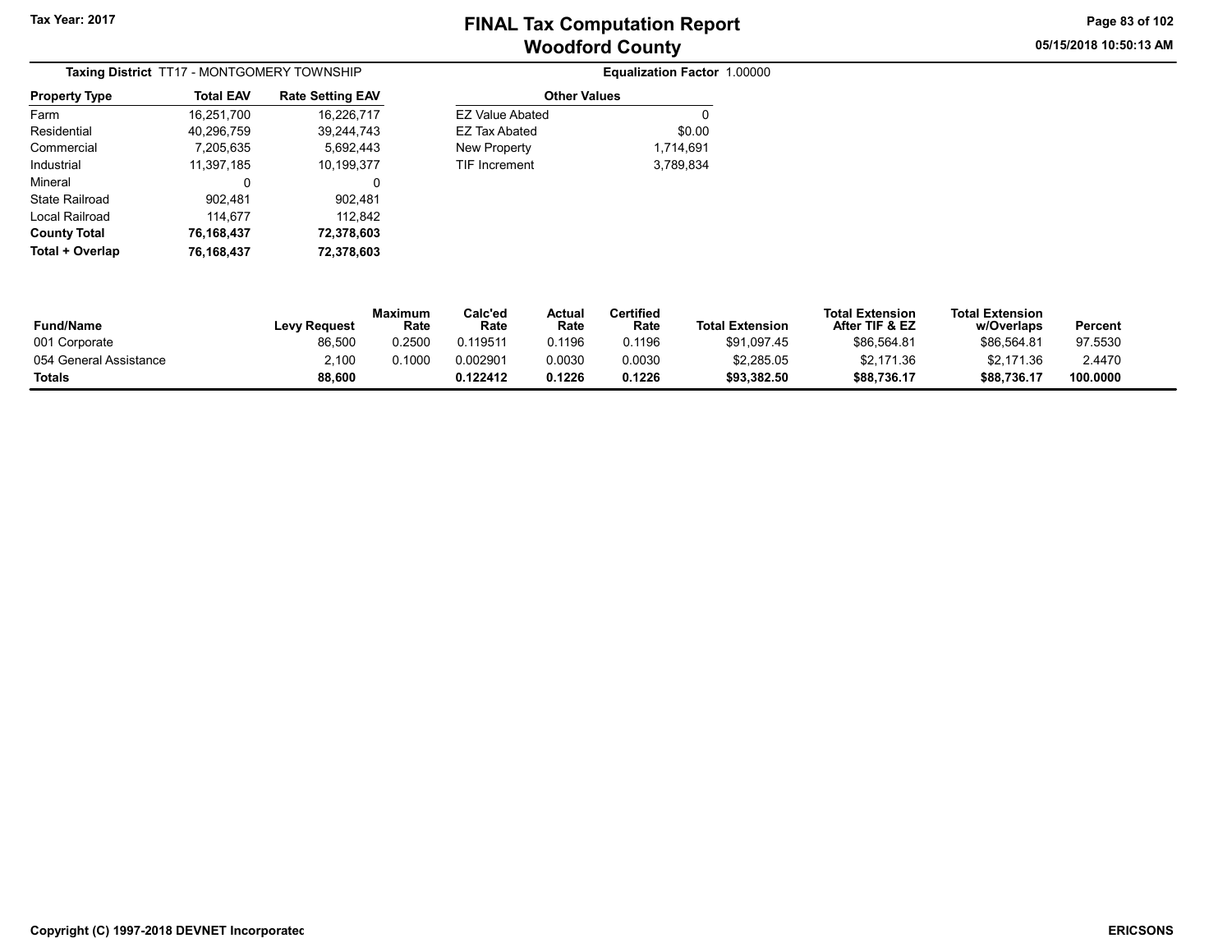# FINAL Tax Computation Report
## Woodford County

Tax Year: 2017

05/15/2018 10:50:13 AM

**Taxing District** TT17 - MONTGOMERY TOWNSHIP

**Equalization Factor** 1.00000

| Property Type | Total EAV | Rate Setting EAV |
|---|---|---|
| Farm | 16,251,700 | 16,226,717 |
| Residential | 40,296,759 | 39,244,743 |
| Commercial | 7,205,635 | 5,692,443 |
| Industrial | 11,397,185 | 10,199,377 |
| Mineral | 0 | 0 |
| State Railroad | 902,481 | 902,481 |
| Local Railroad | 114,677 | 112,842 |
| **County Total** | **76,168,437** | **72,378,603** |
| **Total + Overlap** | **76,168,437** | **72,378,603** |

| Other Values | |
|---|---|
| EZ Value Abated | 0 |
| EZ Tax Abated | $0.00 |
| New Property | 1,714,691 |
| TIF Increment | 3,789,834 |

| Fund/Name | Levy Request | Maximum Rate | Calc'ed Rate | Actual Rate | Certified Rate | Total Extension | Total Extension After TIF & EZ | Total Extension w/Overlaps | Percent |
|---|---|---|---|---|---|---|---|---|---|
| 001 Corporate | 86,500 | 0.2500 | 0.119511 | 0.1196 | 0.1196 | $91,097.45 | $86,564.81 | $86,564.81 | 97.5530 |
| 054 General Assistance | 2,100 | 0.1000 | 0.002901 | 0.0030 | 0.0030 | $2,285.05 | $2,171.36 | $2,171.36 | 2.4470 |
| **Totals** | **88,600** | | **0.122412** | **0.1226** | **0.1226** | **$93,382.50** | **$88,736.17** | **$88,736.17** | **100.0000** |

Copyright (C) 1997-2018 DEVNET Incorporated

ERICSONS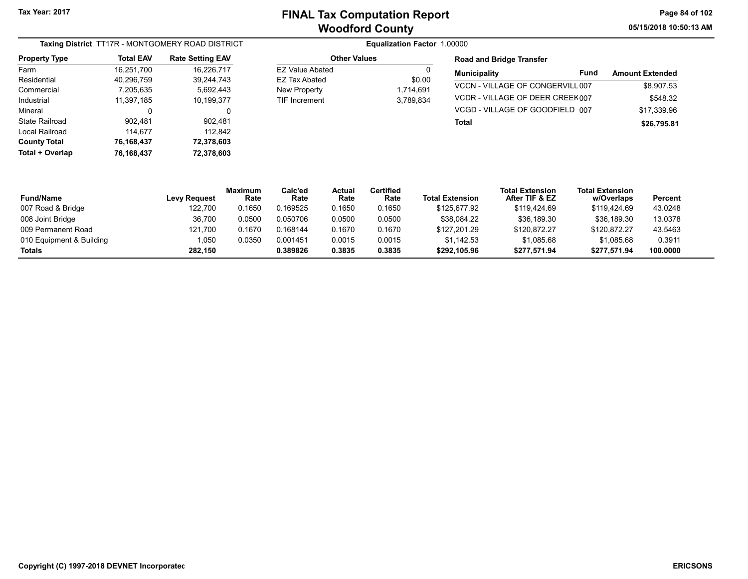# FINAL Tax Computation Report
## Woodford County

Tax Year: 2017

05/15/2018 10:50:13 AM

**Taxing District** TT17R - MONTGOMERY ROAD DISTRICT

**Equalization Factor** 1.00000

| Property Type | Total EAV | Rate Setting EAV |
|---|---|---|
| Farm | 16,251,700 | 16,226,717 |
| Residential | 40,296,759 | 39,244,743 |
| Commercial | 7,205,635 | 5,692,443 |
| Industrial | 11,397,185 | 10,199,377 |
| Mineral | 0 | 0 |
| State Railroad | 902,481 | 902,481 |
| Local Railroad | 114,677 | 112,842 |
| **County Total** | **76,168,437** | **72,378,603** |
| **Total + Overlap** | **76,168,437** | **72,378,603** |

| Other Values | |
|---|---|
| EZ Value Abated | 0 |
| EZ Tax Abated | $0.00 |
| New Property | 1,714,691 |
| TIF Increment | 3,789,834 |

**Road and Bridge Transfer**

| Municipality | Fund | Amount Extended |
|---|---|---|
| VCCN - VILLAGE OF CONGERVILL | 007 | $8,907.53 |
| VCDR - VILLAGE OF DEER CREEK | 007 | $548.32 |
| VCGD - VILLAGE OF GOODFIELD | 007 | $17,339.96 |
| **Total** | | **$26,795.81** |

| Fund/Name | Levy Request | Maximum Rate | Calc'ed Rate | Actual Rate | Certified Rate | Total Extension | Total Extension After TIF & EZ | Total Extension w/Overlaps | Percent |
|---|---|---|---|---|---|---|---|---|---|
| 007 Road & Bridge | 122,700 | 0.1650 | 0.169525 | 0.1650 | 0.1650 | $125,677.92 | $119,424.69 | $119,424.69 | 43.0248 |
| 008 Joint Bridge | 36,700 | 0.0500 | 0.050706 | 0.0500 | 0.0500 | $38,084.22 | $36,189.30 | $36,189.30 | 13.0378 |
| 009 Permanent Road | 121,700 | 0.1670 | 0.168144 | 0.1670 | 0.1670 | $127,201.29 | $120,872.27 | $120,872.27 | 43.5463 |
| 010 Equipment & Building | 1,050 | 0.0350 | 0.001451 | 0.0015 | 0.0015 | $1,142.53 | $1,085.68 | $1,085.68 | 0.3911 |
| **Totals** | **282,150** | | **0.389826** | **0.3835** | **0.3835** | **$292,105.96** | **$277,571.94** | **$277,571.94** | **100.0000** |

Copyright (C) 1997-2018 DEVNET Incorporated

ERICSONS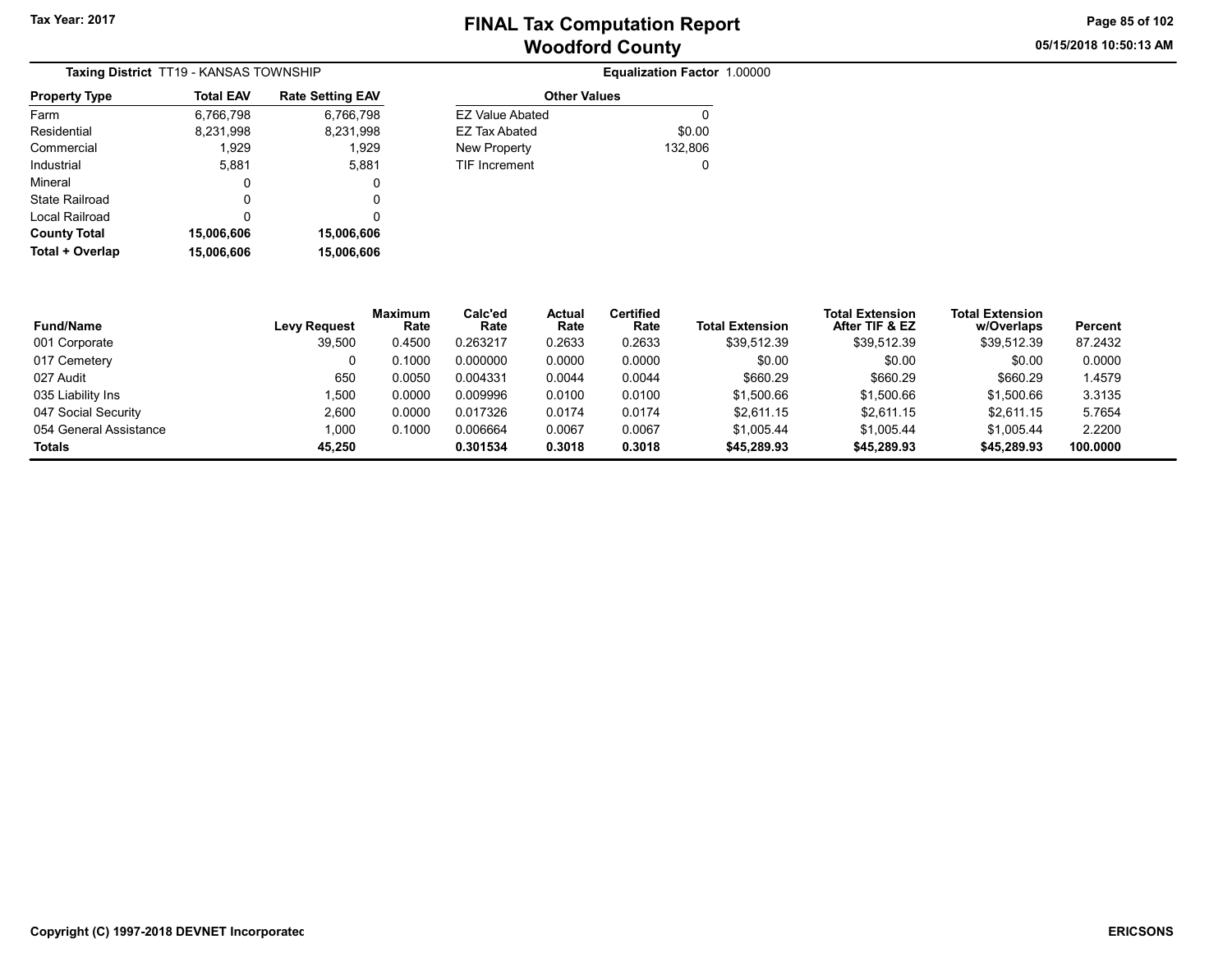# FINAL Tax Computation Report
## Woodford County

Tax Year: 2017

**Taxing District** TT19 - KANSAS TOWNSHIP

**Equalization Factor** 1.00000

| Property Type | Total EAV | Rate Setting EAV |
|---|---|---|
| Farm | 6,766,798 | 6,766,798 |
| Residential | 8,231,998 | 8,231,998 |
| Commercial | 1,929 | 1,929 |
| Industrial | 5,881 | 5,881 |
| Mineral | 0 | 0 |
| State Railroad | 0 | 0 |
| Local Railroad | 0 | 0 |
| **County Total** | **15,006,606** | **15,006,606** |
| **Total + Overlap** | **15,006,606** | **15,006,606** |

| Other Values | |
|---|---|
| EZ Value Abated | 0 |
| EZ Tax Abated | $0.00 |
| New Property | 132,806 |
| TIF Increment | 0 |

| Fund/Name | Levy Request | Maximum Rate | Calc'ed Rate | Actual Rate | Certified Rate | Total Extension | Total Extension After TIF & EZ | Total Extension w/Overlaps | Percent |
|---|---|---|---|---|---|---|---|---|---|
| 001 Corporate | 39,500 | 0.4500 | 0.263217 | 0.2633 | 0.2633 | $39,512.39 | $39,512.39 | $39,512.39 | 87.2432 |
| 017 Cemetery | 0 | 0.1000 | 0.000000 | 0.0000 | 0.0000 | $0.00 | $0.00 | $0.00 | 0.0000 |
| 027 Audit | 650 | 0.0050 | 0.004331 | 0.0044 | 0.0044 | $660.29 | $660.29 | $660.29 | 1.4579 |
| 035 Liability Ins | 1,500 | 0.0000 | 0.009996 | 0.0100 | 0.0100 | $1,500.66 | $1,500.66 | $1,500.66 | 3.3135 |
| 047 Social Security | 2,600 | 0.0000 | 0.017326 | 0.0174 | 0.0174 | $2,611.15 | $2,611.15 | $2,611.15 | 5.7654 |
| 054 General Assistance | 1,000 | 0.1000 | 0.006664 | 0.0067 | 0.0067 | $1,005.44 | $1,005.44 | $1,005.44 | 2.2200 |
| **Totals** | **45,250** | | **0.301534** | **0.3018** | **0.3018** | **$45,289.93** | **$45,289.93** | **$45,289.93** | **100.0000** |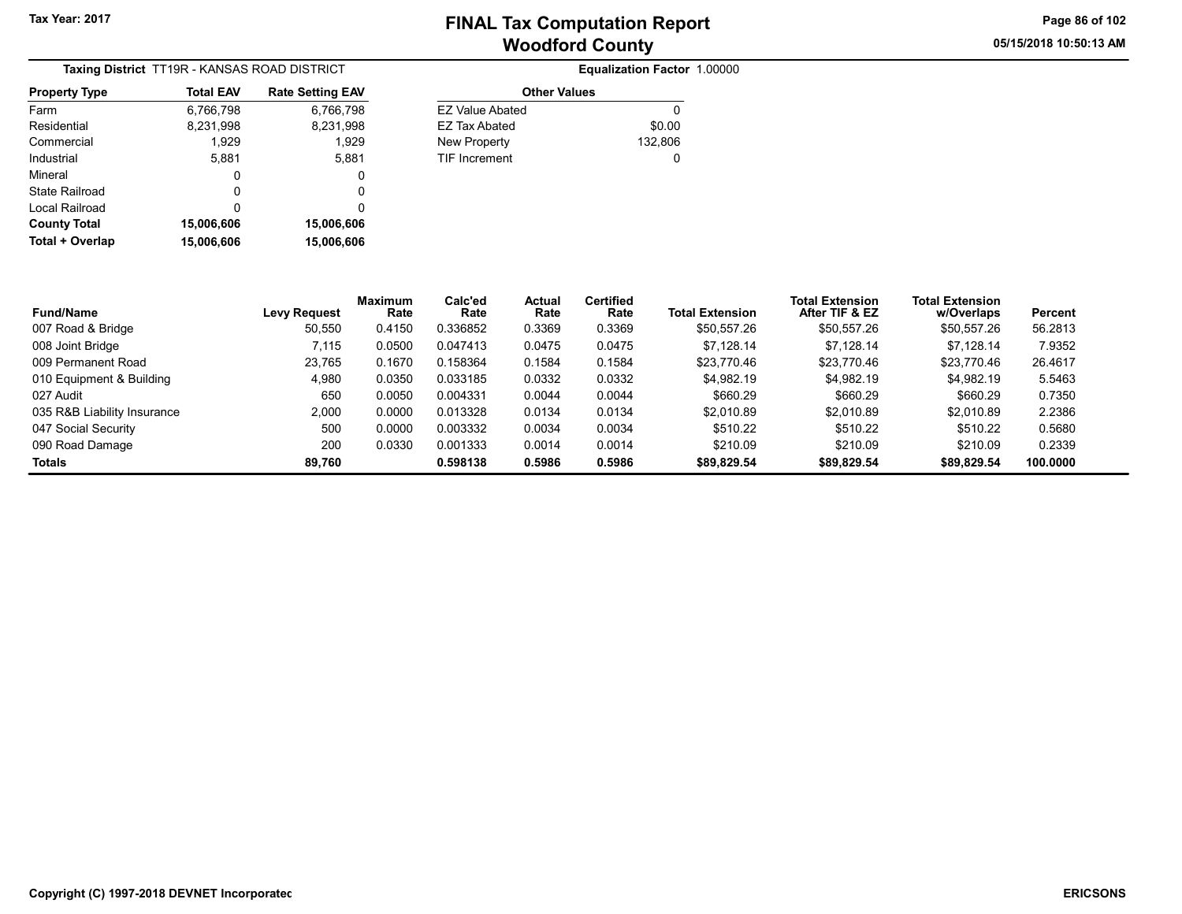Tax Year: 2017

# FINAL Tax Computation Report
## Woodford County

05/15/2018 10:50:13 AM

**Taxing District** TT19R - KANSAS ROAD DISTRICT

**Equalization Factor** 1.00000

| Property Type | Total EAV | Rate Setting EAV |
|---|---|---|
| Farm | 6,766,798 | 6,766,798 |
| Residential | 8,231,998 | 8,231,998 |
| Commercial | 1,929 | 1,929 |
| Industrial | 5,881 | 5,881 |
| Mineral | 0 | 0 |
| State Railroad | 0 | 0 |
| Local Railroad | 0 | 0 |
| **County Total** | **15,006,606** | **15,006,606** |
| **Total + Overlap** | **15,006,606** | **15,006,606** |

| Other Values | |
|---|---|
| EZ Value Abated | 0 |
| EZ Tax Abated | $0.00 |
| New Property | 132,806 |
| TIF Increment | 0 |

| Fund/Name | Levy Request | Maximum Rate | Calc'ed Rate | Actual Rate | Certified Rate | Total Extension | Total Extension After TIF & EZ | Total Extension w/Overlaps | Percent |
|---|---|---|---|---|---|---|---|---|---|
| 007 Road & Bridge | 50,550 | 0.4150 | 0.336852 | 0.3369 | 0.3369 | $50,557.26 | $50,557.26 | $50,557.26 | 56.2813 |
| 008 Joint Bridge | 7,115 | 0.0500 | 0.047413 | 0.0475 | 0.0475 | $7,128.14 | $7,128.14 | $7,128.14 | 7.9352 |
| 009 Permanent Road | 23,765 | 0.1670 | 0.158364 | 0.1584 | 0.1584 | $23,770.46 | $23,770.46 | $23,770.46 | 26.4617 |
| 010 Equipment & Building | 4,980 | 0.0350 | 0.033185 | 0.0332 | 0.0332 | $4,982.19 | $4,982.19 | $4,982.19 | 5.5463 |
| 027 Audit | 650 | 0.0050 | 0.004331 | 0.0044 | 0.0044 | $660.29 | $660.29 | $660.29 | 0.7350 |
| 035 R&B Liability Insurance | 2,000 | 0.0000 | 0.013328 | 0.0134 | 0.0134 | $2,010.89 | $2,010.89 | $2,010.89 | 2.2386 |
| 047 Social Security | 500 | 0.0000 | 0.003332 | 0.0034 | 0.0034 | $510.22 | $510.22 | $510.22 | 0.5680 |
| 090 Road Damage | 200 | 0.0330 | 0.001333 | 0.0014 | 0.0014 | $210.09 | $210.09 | $210.09 | 0.2339 |
| **Totals** | **89,760** | | **0.598138** | **0.5986** | **0.5986** | **$89,829.54** | **$89,829.54** | **$89,829.54** | **100.0000** |

Copyright (C) 1997-2018 DEVNET Incorporated

ERICSONS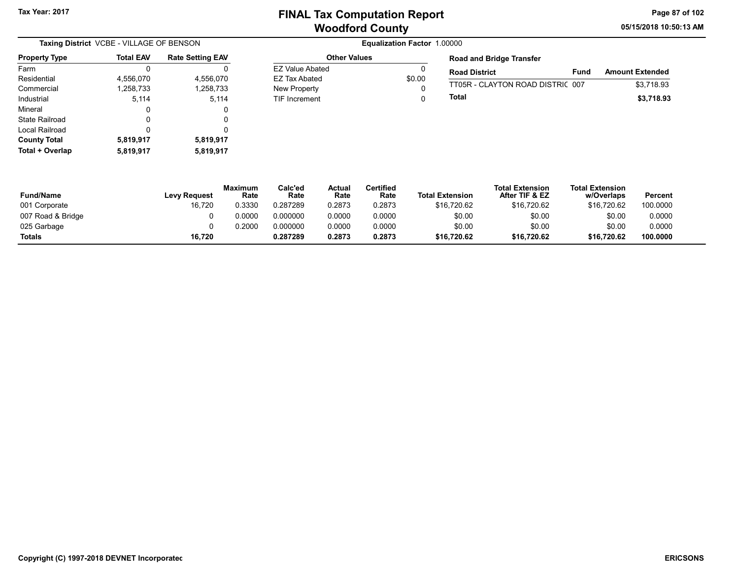Tax Year: 2017

# FINAL Tax Computation Report
## Woodford County

05/15/2018 10:50:13 AM

**Taxing District** VCBE - VILLAGE OF BENSON

**Equalization Factor** 1.00000

| Property Type | Total EAV | Rate Setting EAV |
|---|---|---|
| Farm | 0 | 0 |
| Residential | 4,556,070 | 4,556,070 |
| Commercial | 1,258,733 | 1,258,733 |
| Industrial | 5,114 | 5,114 |
| Mineral | 0 | 0 |
| State Railroad | 0 | 0 |
| Local Railroad | 0 | 0 |
| **County Total** | **5,819,917** | **5,819,917** |
| **Total + Overlap** | **5,819,917** | **5,819,917** |

| Other Values | |
|---|---|
| EZ Value Abated | 0 |
| EZ Tax Abated | $0.00 |
| New Property | 0 |
| TIF Increment | 0 |

**Road and Bridge Transfer**

| Road District | Fund | Amount Extended |
|---|---|---|
| TT05R - CLAYTON ROAD DISTRIC | 007 | $3,718.93 |
| **Total** | | **$3,718.93** |

| Fund/Name | Levy Request | Maximum Rate | Calc'ed Rate | Actual Rate | Certified Rate | Total Extension | Total Extension After TIF & EZ | Total Extension w/Overlaps | Percent |
|---|---|---|---|---|---|---|---|---|---|
| 001 Corporate | 16,720 | 0.3330 | 0.287289 | 0.2873 | 0.2873 | $16,720.62 | $16,720.62 | $16,720.62 | 100.0000 |
| 007 Road & Bridge | 0 | 0.0000 | 0.000000 | 0.0000 | 0.0000 | $0.00 | $0.00 | $0.00 | 0.0000 |
| 025 Garbage | 0 | 0.2000 | 0.000000 | 0.0000 | 0.0000 | $0.00 | $0.00 | $0.00 | 0.0000 |
| **Totals** | **16,720** | | **0.287289** | **0.2873** | **0.2873** | **$16,720.62** | **$16,720.62** | **$16,720.62** | **100.0000** |

Copyright (C) 1997-2018 DEVNET Incorporatec

ERICSONS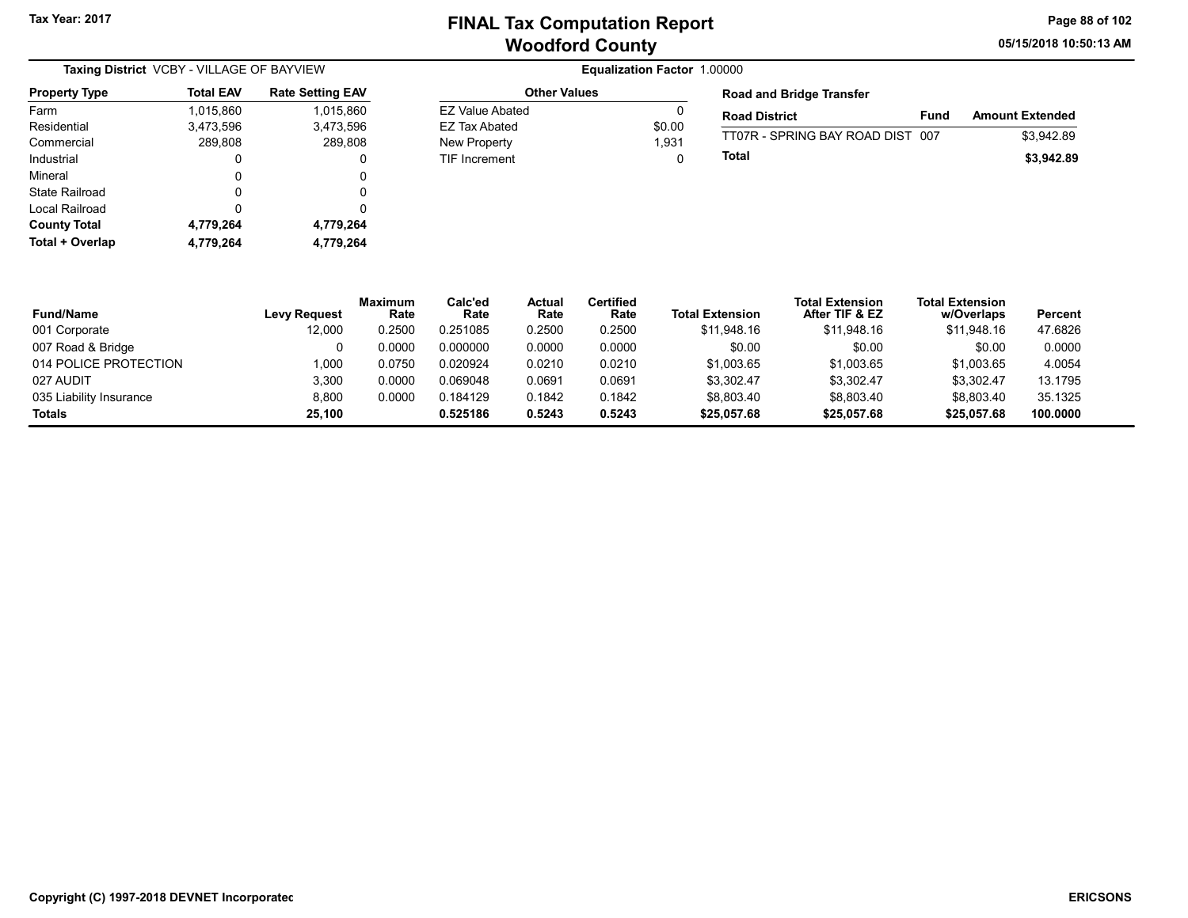**Tax Year: 2017**

# FINAL Tax Computation Report
## Woodford County

05/15/2018 10:50:13 AM

**Taxing District** VCBY - VILLAGE OF BAYVIEW

**Equalization Factor** 1.00000

| Property Type | Total EAV | Rate Setting EAV |
|---|---|---|
| Farm | 1,015,860 | 1,015,860 |
| Residential | 3,473,596 | 3,473,596 |
| Commercial | 289,808 | 289,808 |
| Industrial | 0 | 0 |
| Mineral | 0 | 0 |
| State Railroad | 0 | 0 |
| Local Railroad | 0 | 0 |
| **County Total** | **4,779,264** | **4,779,264** |
| **Total + Overlap** | **4,779,264** | **4,779,264** |

| Other Values | |
|---|---|
| EZ Value Abated | 0 |
| EZ Tax Abated | $0.00 |
| New Property | 1,931 |
| TIF Increment | 0 |

**Road and Bridge Transfer**

| Road District | Fund | Amount Extended |
|---|---|---|
| TT07R - SPRING BAY ROAD DIST | 007 | $3,942.89 |
| **Total** | | **$3,942.89** |

| Fund/Name | Levy Request | Maximum Rate | Calc'ed Rate | Actual Rate | Certified Rate | Total Extension | Total Extension After TIF & EZ | Total Extension w/Overlaps | Percent |
|---|---|---|---|---|---|---|---|---|---|
| 001 Corporate | 12,000 | 0.2500 | 0.251085 | 0.2500 | 0.2500 | $11,948.16 | $11,948.16 | $11,948.16 | 47.6826 |
| 007 Road & Bridge | 0 | 0.0000 | 0.000000 | 0.0000 | 0.0000 | $0.00 | $0.00 | $0.00 | 0.0000 |
| 014 POLICE PROTECTION | 1,000 | 0.0750 | 0.020924 | 0.0210 | 0.0210 | $1,003.65 | $1,003.65 | $1,003.65 | 4.0054 |
| 027 AUDIT | 3,300 | 0.0000 | 0.069048 | 0.0691 | 0.0691 | $3,302.47 | $3,302.47 | $3,302.47 | 13.1795 |
| 035 Liability Insurance | 8,800 | 0.0000 | 0.184129 | 0.1842 | 0.1842 | $8,803.40 | $8,803.40 | $8,803.40 | 35.1325 |
| **Totals** | **25,100** | | **0.525186** | **0.5243** | **0.5243** | **$25,057.68** | **$25,057.68** | **$25,057.68** | **100.0000** |

Copyright (C) 1997-2018 DEVNET Incorporated

ERICSONS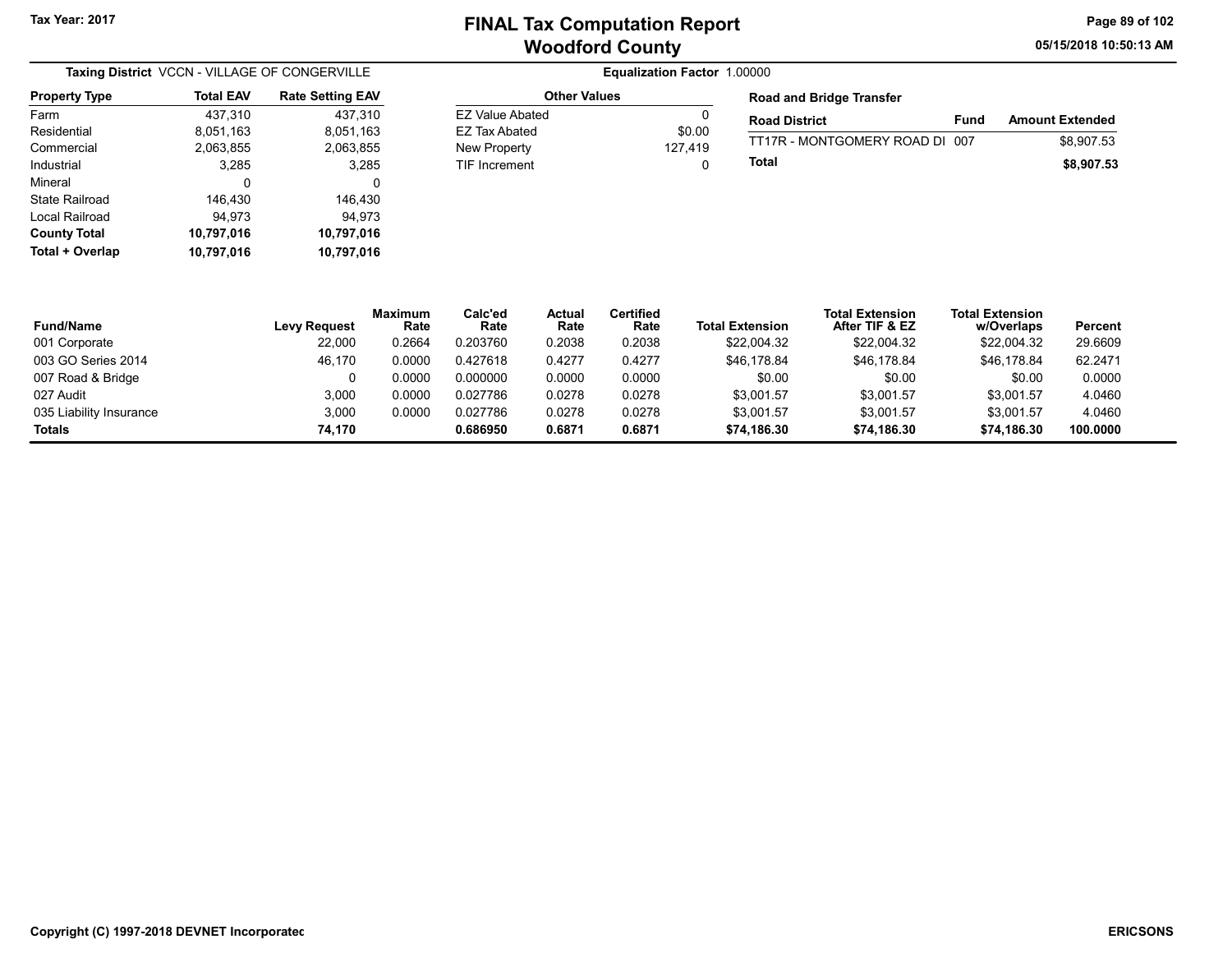Tax Year: 2017

# FINAL Tax Computation Report
## Woodford County

05/15/2018 10:50:13 AM

**Taxing District** VCCN - VILLAGE OF CONGERVILLE

**Equalization Factor** 1.00000

| Property Type | Total EAV | Rate Setting EAV |
|---|---|---|
| Farm | 437,310 | 437,310 |
| Residential | 8,051,163 | 8,051,163 |
| Commercial | 2,063,855 | 2,063,855 |
| Industrial | 3,285 | 3,285 |
| Mineral | 0 | 0 |
| State Railroad | 146,430 | 146,430 |
| Local Railroad | 94,973 | 94,973 |
| **County Total** | **10,797,016** | **10,797,016** |
| **Total + Overlap** | **10,797,016** | **10,797,016** |

| Other Values | |
|---|---|
| EZ Value Abated | 0 |
| EZ Tax Abated | $0.00 |
| New Property | 127,419 |
| TIF Increment | 0 |

**Road and Bridge Transfer**

| Road District | Fund | Amount Extended |
|---|---|---|
| TT17R - MONTGOMERY ROAD DI | 007 | $8,907.53 |
| **Total** | | **$8,907.53** |

| Fund/Name | Levy Request | Maximum Rate | Calc'ed Rate | Actual Rate | Certified Rate | Total Extension | Total Extension After TIF & EZ | Total Extension w/Overlaps | Percent |
|---|---|---|---|---|---|---|---|---|---|
| 001 Corporate | 22,000 | 0.2664 | 0.203760 | 0.2038 | 0.2038 | $22,004.32 | $22,004.32 | $22,004.32 | 29.6609 |
| 003 GO Series 2014 | 46,170 | 0.0000 | 0.427618 | 0.4277 | 0.4277 | $46,178.84 | $46,178.84 | $46,178.84 | 62.2471 |
| 007 Road & Bridge | 0 | 0.0000 | 0.000000 | 0.0000 | 0.0000 | $0.00 | $0.00 | $0.00 | 0.0000 |
| 027 Audit | 3,000 | 0.0000 | 0.027786 | 0.0278 | 0.0278 | $3,001.57 | $3,001.57 | $3,001.57 | 4.0460 |
| 035 Liability Insurance | 3,000 | 0.0000 | 0.027786 | 0.0278 | 0.0278 | $3,001.57 | $3,001.57 | $3,001.57 | 4.0460 |
| **Totals** | **74,170** | | **0.686950** | **0.6871** | **0.6871** | **$74,186.30** | **$74,186.30** | **$74,186.30** | **100.0000** |

Copyright (C) 1997-2018 DEVNET Incorporated

ERICSONS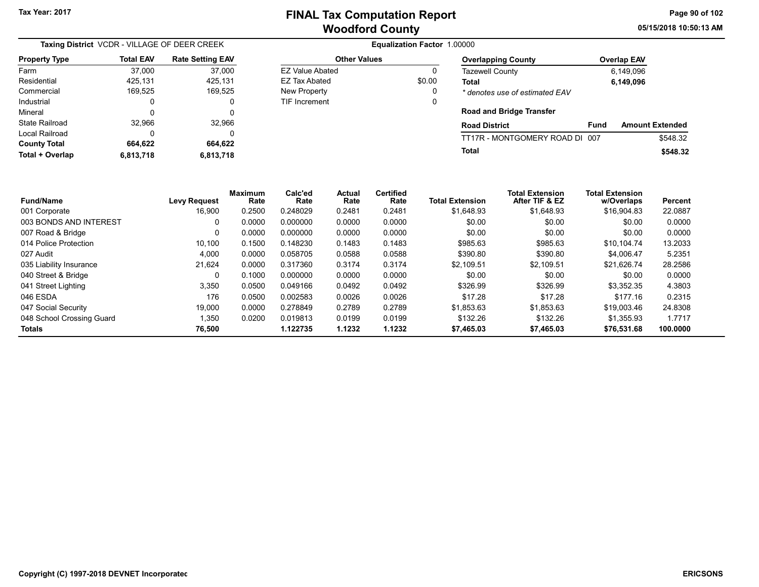# FINAL Tax Computation Report
## Woodford County

Tax Year: 2017

05/15/2018 10:50:13 AM

**Taxing District** VCDR - VILLAGE OF DEER CREEK

**Equalization Factor** 1.00000

| Property Type | Total EAV | Rate Setting EAV |
|---|---|---|
| Farm | 37,000 | 37,000 |
| Residential | 425,131 | 425,131 |
| Commercial | 169,525 | 169,525 |
| Industrial | 0 | 0 |
| Mineral | 0 | 0 |
| State Railroad | 32,966 | 32,966 |
| Local Railroad | 0 | 0 |
| **County Total** | **664,622** | **664,622** |
| **Total + Overlap** | **6,813,718** | **6,813,718** |

| Other Values | |
|---|---|
| EZ Value Abated | 0 |
| EZ Tax Abated | $0.00 |
| New Property | 0 |
| TIF Increment | 0 |

| Overlapping County | Overlap EAV |
|---|---|
| Tazewell County | 6,149,096 |
| **Total** | **6,149,096** |

*\* denotes use of estimated EAV*

**Road and Bridge Transfer**

| Road District | Fund | Amount Extended |
|---|---|---|
| TT17R - MONTGOMERY ROAD DI | 007 | $548.32 |
| **Total** | | **$548.32** |

| Fund/Name | Levy Request | Maximum Rate | Calc'ed Rate | Actual Rate | Certified Rate | Total Extension | Total Extension After TIF & EZ | Total Extension w/Overlaps | Percent |
|---|---|---|---|---|---|---|---|---|---|
| 001 Corporate | 16,900 | 0.2500 | 0.248029 | 0.2481 | 0.2481 | $1,648.93 | $1,648.93 | $16,904.83 | 22.0887 |
| 003 BONDS AND INTEREST | 0 | 0.0000 | 0.000000 | 0.0000 | 0.0000 | $0.00 | $0.00 | $0.00 | 0.0000 |
| 007 Road & Bridge | 0 | 0.0000 | 0.000000 | 0.0000 | 0.0000 | $0.00 | $0.00 | $0.00 | 0.0000 |
| 014 Police Protection | 10,100 | 0.1500 | 0.148230 | 0.1483 | 0.1483 | $985.63 | $985.63 | $10,104.74 | 13.2033 |
| 027 Audit | 4,000 | 0.0000 | 0.058705 | 0.0588 | 0.0588 | $390.80 | $390.80 | $4,006.47 | 5.2351 |
| 035 Liability Insurance | 21,624 | 0.0000 | 0.317360 | 0.3174 | 0.3174 | $2,109.51 | $2,109.51 | $21,626.74 | 28.2586 |
| 040 Street & Bridge | 0 | 0.1000 | 0.000000 | 0.0000 | 0.0000 | $0.00 | $0.00 | $0.00 | 0.0000 |
| 041 Street Lighting | 3,350 | 0.0500 | 0.049166 | 0.0492 | 0.0492 | $326.99 | $326.99 | $3,352.35 | 4.3803 |
| 046 ESDA | 176 | 0.0500 | 0.002583 | 0.0026 | 0.0026 | $17.28 | $17.28 | $177.16 | 0.2315 |
| 047 Social Security | 19,000 | 0.0000 | 0.278849 | 0.2789 | 0.2789 | $1,853.63 | $1,853.63 | $19,003.46 | 24.8308 |
| 048 School Crossing Guard | 1,350 | 0.0200 | 0.019813 | 0.0199 | 0.0199 | $132.26 | $132.26 | $1,355.93 | 1.7717 |
| **Totals** | **76,500** | | **1.122735** | **1.1232** | **1.1232** | **$7,465.03** | **$7,465.03** | **$76,531.68** | **100.0000** |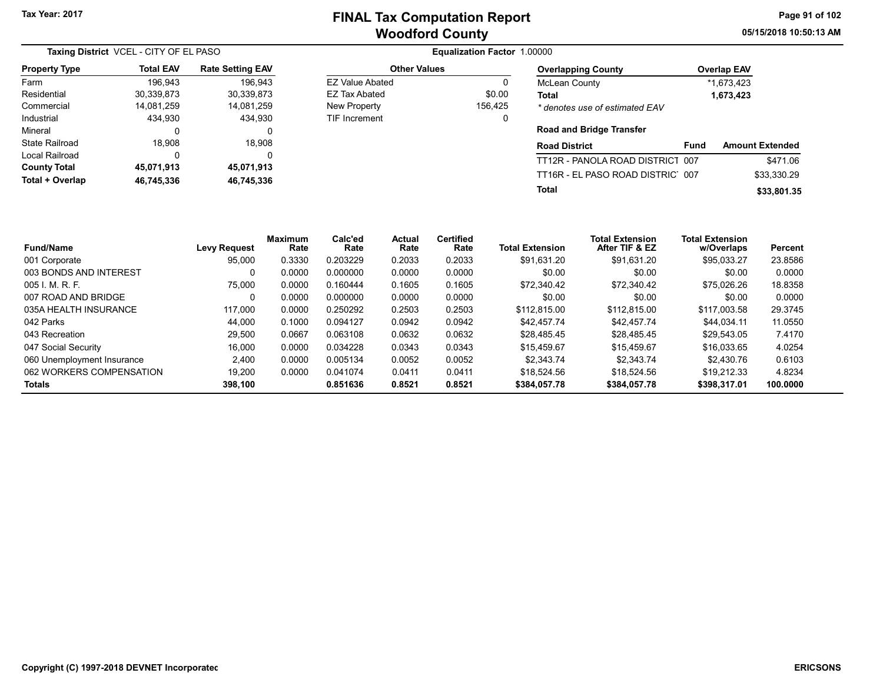Tax Year: 2017

# FINAL Tax Computation Report
## Woodford County

05/15/2018 10:50:13 AM

**Taxing District** VCEL - CITY OF EL PASO

**Equalization Factor** 1.00000

| Property Type | Total EAV | Rate Setting EAV |
|---|---|---|
| Farm | 196,943 | 196,943 |
| Residential | 30,339,873 | 30,339,873 |
| Commercial | 14,081,259 | 14,081,259 |
| Industrial | 434,930 | 434,930 |
| Mineral | 0 | 0 |
| State Railroad | 18,908 | 18,908 |
| Local Railroad | 0 | 0 |
| **County Total** | **45,071,913** | **45,071,913** |
| **Total + Overlap** | **46,745,336** | **46,745,336** |

| Other Values | |
|---|---|
| EZ Value Abated | 0 |
| EZ Tax Abated | $0.00 |
| New Property | 156,425 |
| TIF Increment | 0 |

| Overlapping County | Overlap EAV |
|---|---|
| McLean County | *1,673,423 |
| **Total** | **1,673,423** |

*\* denotes use of estimated EAV*

**Road and Bridge Transfer**

| Road District | Fund | Amount Extended |
|---|---|---|
| TT12R - PANOLA ROAD DISTRICT | 007 | $471.06 |
| TT16R - EL PASO ROAD DISTRICT | 007 | $33,330.29 |
| **Total** | | **$33,801.35** |

| Fund/Name | Levy Request | Maximum Rate | Calc'ed Rate | Actual Rate | Certified Rate | Total Extension | Total Extension After TIF & EZ | Total Extension w/Overlaps | Percent |
|---|---|---|---|---|---|---|---|---|---|
| 001 Corporate | 95,000 | 0.3330 | 0.203229 | 0.2033 | 0.2033 | $91,631.20 | $91,631.20 | $95,033.27 | 23.8586 |
| 003 BONDS AND INTEREST | 0 | 0.0000 | 0.000000 | 0.0000 | 0.0000 | $0.00 | $0.00 | $0.00 | 0.0000 |
| 005 I. M. R. F. | 75,000 | 0.0000 | 0.160444 | 0.1605 | 0.1605 | $72,340.42 | $72,340.42 | $75,026.26 | 18.8358 |
| 007 ROAD AND BRIDGE | 0 | 0.0000 | 0.000000 | 0.0000 | 0.0000 | $0.00 | $0.00 | $0.00 | 0.0000 |
| 035A HEALTH INSURANCE | 117,000 | 0.0000 | 0.250292 | 0.2503 | 0.2503 | $112,815.00 | $112,815.00 | $117,003.58 | 29.3745 |
| 042 Parks | 44,000 | 0.1000 | 0.094127 | 0.0942 | 0.0942 | $42,457.74 | $42,457.74 | $44,034.11 | 11.0550 |
| 043 Recreation | 29,500 | 0.0667 | 0.063108 | 0.0632 | 0.0632 | $28,485.45 | $28,485.45 | $29,543.05 | 7.4170 |
| 047 Social Security | 16,000 | 0.0000 | 0.034228 | 0.0343 | 0.0343 | $15,459.67 | $15,459.67 | $16,033.65 | 4.0254 |
| 060 Unemployment Insurance | 2,400 | 0.0000 | 0.005134 | 0.0052 | 0.0052 | $2,343.74 | $2,343.74 | $2,430.76 | 0.6103 |
| 062 WORKERS COMPENSATION | 19,200 | 0.0000 | 0.041074 | 0.0411 | 0.0411 | $18,524.56 | $18,524.56 | $19,212.33 | 4.8234 |
| **Totals** | **398,100** | | **0.851636** | **0.8521** | **0.8521** | **$384,057.78** | **$384,057.78** | **$398,317.01** | **100.0000** |

Copyright (C) 1997-2018 DEVNET Incorporated

ERICSONS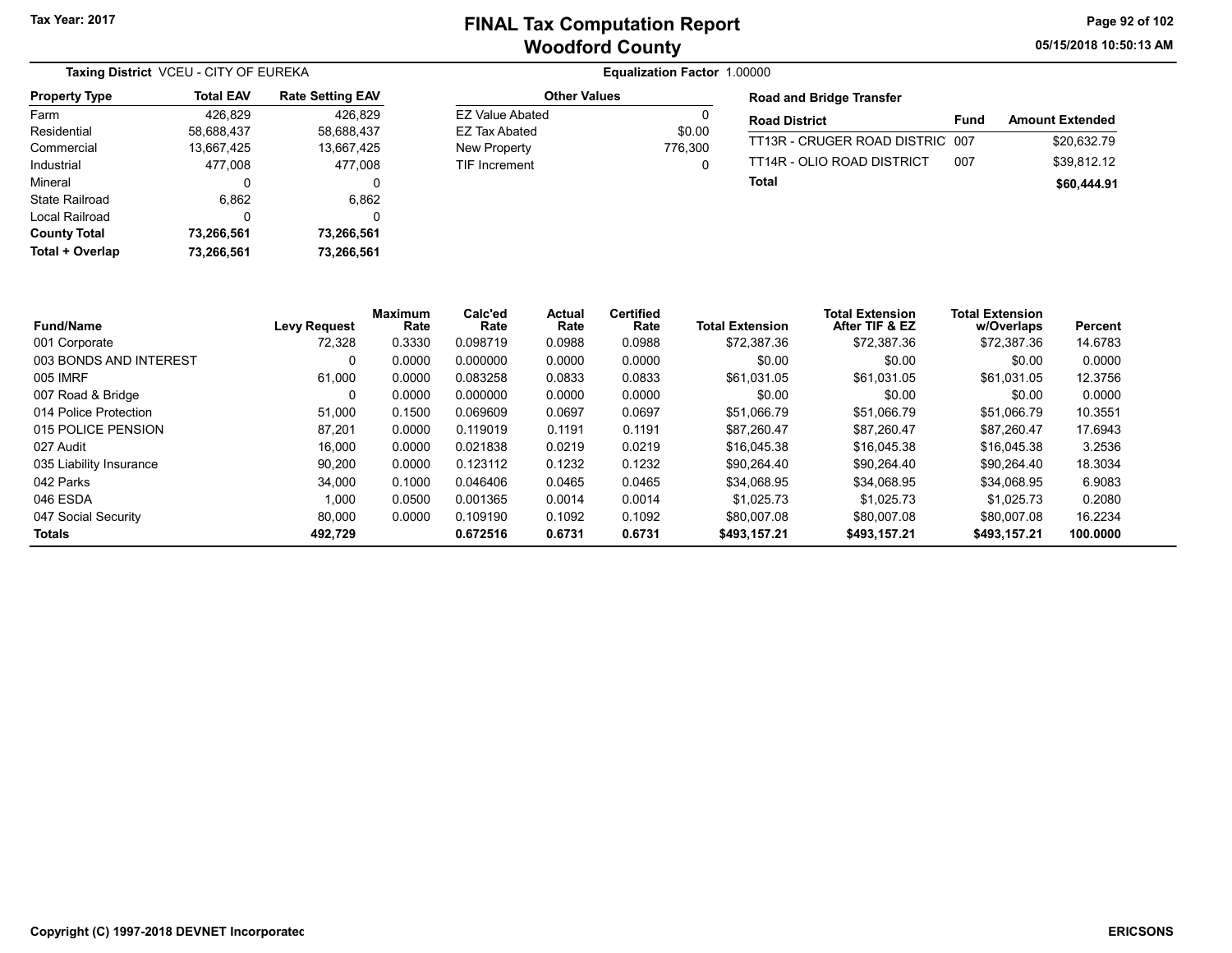# FINAL Tax Computation Report
## Woodford County

Tax Year: 2017

05/15/2018 10:50:13 AM

**Taxing District** VCEU - CITY OF EUREKA

**Equalization Factor** 1.00000

| Property Type | Total EAV | Rate Setting EAV |
|---|---|---|
| Farm | 426,829 | 426,829 |
| Residential | 58,688,437 | 58,688,437 |
| Commercial | 13,667,425 | 13,667,425 |
| Industrial | 477,008 | 477,008 |
| Mineral | 0 | 0 |
| State Railroad | 6,862 | 6,862 |
| Local Railroad | 0 | 0 |
| **County Total** | **73,266,561** | **73,266,561** |
| **Total + Overlap** | **73,266,561** | **73,266,561** |

| Other Values | |
|---|---|
| EZ Value Abated | 0 |
| EZ Tax Abated | $0.00 |
| New Property | 776,300 |
| TIF Increment | 0 |

**Road and Bridge Transfer**

| Road District | Fund | Amount Extended |
|---|---|---|
| TT13R - CRUGER ROAD DISTRIC | 007 | $20,632.79 |
| TT14R - OLIO ROAD DISTRICT | 007 | $39,812.12 |
| **Total** | | **$60,444.91** |

| Fund/Name | Levy Request | Maximum Rate | Calc'ed Rate | Actual Rate | Certified Rate | Total Extension | Total Extension After TIF & EZ | Total Extension w/Overlaps | Percent |
|---|---|---|---|---|---|---|---|---|---|
| 001 Corporate | 72,328 | 0.3330 | 0.098719 | 0.0988 | 0.0988 | $72,387.36 | $72,387.36 | $72,387.36 | 14.6783 |
| 003 BONDS AND INTEREST | 0 | 0.0000 | 0.000000 | 0.0000 | 0.0000 | $0.00 | $0.00 | $0.00 | 0.0000 |
| 005 IMRF | 61,000 | 0.0000 | 0.083258 | 0.0833 | 0.0833 | $61,031.05 | $61,031.05 | $61,031.05 | 12.3756 |
| 007 Road & Bridge | 0 | 0.0000 | 0.000000 | 0.0000 | 0.0000 | $0.00 | $0.00 | $0.00 | 0.0000 |
| 014 Police Protection | 51,000 | 0.1500 | 0.069609 | 0.0697 | 0.0697 | $51,066.79 | $51,066.79 | $51,066.79 | 10.3551 |
| 015 POLICE PENSION | 87,201 | 0.0000 | 0.119019 | 0.1191 | 0.1191 | $87,260.47 | $87,260.47 | $87,260.47 | 17.6943 |
| 027 Audit | 16,000 | 0.0000 | 0.021838 | 0.0219 | 0.0219 | $16,045.38 | $16,045.38 | $16,045.38 | 3.2536 |
| 035 Liability Insurance | 90,200 | 0.0000 | 0.123112 | 0.1232 | 0.1232 | $90,264.40 | $90,264.40 | $90,264.40 | 18.3034 |
| 042 Parks | 34,000 | 0.1000 | 0.046406 | 0.0465 | 0.0465 | $34,068.95 | $34,068.95 | $34,068.95 | 6.9083 |
| 046 ESDA | 1,000 | 0.0500 | 0.001365 | 0.0014 | 0.0014 | $1,025.73 | $1,025.73 | $1,025.73 | 0.2080 |
| 047 Social Security | 80,000 | 0.0000 | 0.109190 | 0.1092 | 0.1092 | $80,007.08 | $80,007.08 | $80,007.08 | 16.2234 |
| **Totals** | **492,729** | | **0.672516** | **0.6731** | **0.6731** | **$493,157.21** | **$493,157.21** | **$493,157.21** | **100.0000** |

Copyright (C) 1997-2018 DEVNET Incorporated

ERICSONS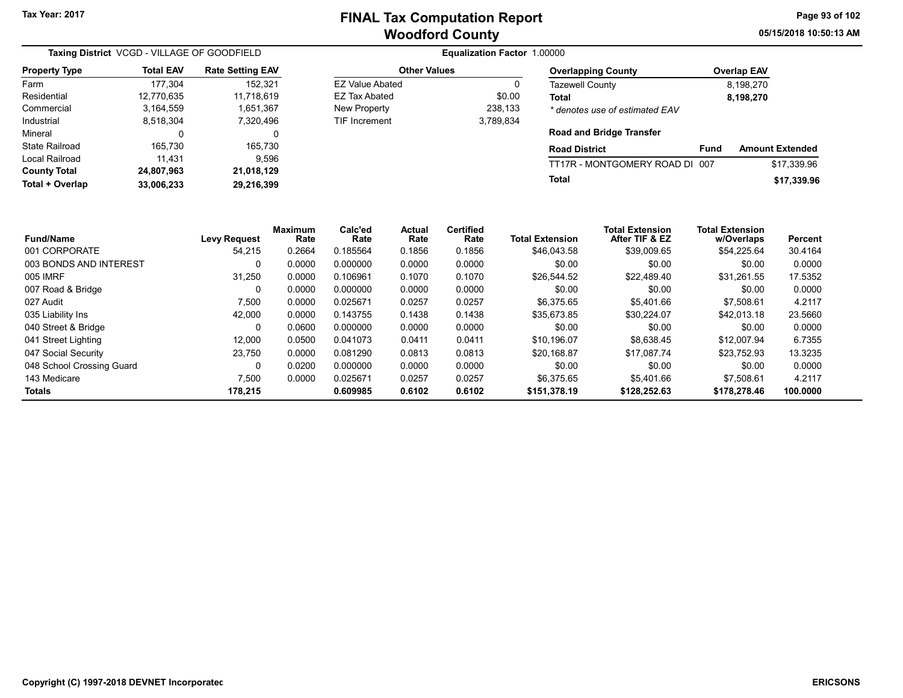Tax Year: 2017

# FINAL Tax Computation Report
## Woodford County

05/15/2018 10:50:13 AM

**Taxing District** VCGD - VILLAGE OF GOODFIELD

**Equalization Factor** 1.00000

| Property Type | Total EAV | Rate Setting EAV |
|---|---|---|
| Farm | 177,304 | 152,321 |
| Residential | 12,770,635 | 11,718,619 |
| Commercial | 3,164,559 | 1,651,367 |
| Industrial | 8,518,304 | 7,320,496 |
| Mineral | 0 | 0 |
| State Railroad | 165,730 | 165,730 |
| Local Railroad | 11,431 | 9,596 |
| **County Total** | **24,807,963** | **21,018,129** |
| **Total + Overlap** | **33,006,233** | **29,216,399** |

| Other Values | |
|---|---|
| EZ Value Abated | 0 |
| EZ Tax Abated | $0.00 |
| New Property | 238,133 |
| TIF Increment | 3,789,834 |

| Overlapping County | Overlap EAV |
|---|---|
| Tazewell County | 8,198,270 |
| **Total** | **8,198,270** |

*\* denotes use of estimated EAV*

**Road and Bridge Transfer**

| Road District | Fund | Amount Extended |
|---|---|---|
| TT17R - MONTGOMERY ROAD DI | 007 | $17,339.96 |
| **Total** | | **$17,339.96** |

| Fund/Name | Levy Request | Maximum Rate | Calc'ed Rate | Actual Rate | Certified Rate | Total Extension | Total Extension After TIF & EZ | Total Extension w/Overlaps | Percent |
|---|---|---|---|---|---|---|---|---|---|
| 001 CORPORATE | 54,215 | 0.2664 | 0.185564 | 0.1856 | 0.1856 | $46,043.58 | $39,009.65 | $54,225.64 | 30.4164 |
| 003 BONDS AND INTEREST | 0 | 0.0000 | 0.000000 | 0.0000 | 0.0000 | $0.00 | $0.00 | $0.00 | 0.0000 |
| 005 IMRF | 31,250 | 0.0000 | 0.106961 | 0.1070 | 0.1070 | $26,544.52 | $22,489.40 | $31,261.55 | 17.5352 |
| 007 Road & Bridge | 0 | 0.0000 | 0.000000 | 0.0000 | 0.0000 | $0.00 | $0.00 | $0.00 | 0.0000 |
| 027 Audit | 7,500 | 0.0000 | 0.025671 | 0.0257 | 0.0257 | $6,375.65 | $5,401.66 | $7,508.61 | 4.2117 |
| 035 Liability Ins | 42,000 | 0.0000 | 0.143755 | 0.1438 | 0.1438 | $35,673.85 | $30,224.07 | $42,013.18 | 23.5660 |
| 040 Street & Bridge | 0 | 0.0600 | 0.000000 | 0.0000 | 0.0000 | $0.00 | $0.00 | $0.00 | 0.0000 |
| 041 Street Lighting | 12,000 | 0.0500 | 0.041073 | 0.0411 | 0.0411 | $10,196.07 | $8,638.45 | $12,007.94 | 6.7355 |
| 047 Social Security | 23,750 | 0.0000 | 0.081290 | 0.0813 | 0.0813 | $20,168.87 | $17,087.74 | $23,752.93 | 13.3235 |
| 048 School Crossing Guard | 0 | 0.0200 | 0.000000 | 0.0000 | 0.0000 | $0.00 | $0.00 | $0.00 | 0.0000 |
| 143 Medicare | 7,500 | 0.0000 | 0.025671 | 0.0257 | 0.0257 | $6,375.65 | $5,401.66 | $7,508.61 | 4.2117 |
| **Totals** | **178,215** | | **0.609985** | **0.6102** | **0.6102** | **$151,378.19** | **$128,252.63** | **$178,278.46** | **100.0000** |

Copyright (C) 1997-2018 DEVNET Incorporated

ERICSONS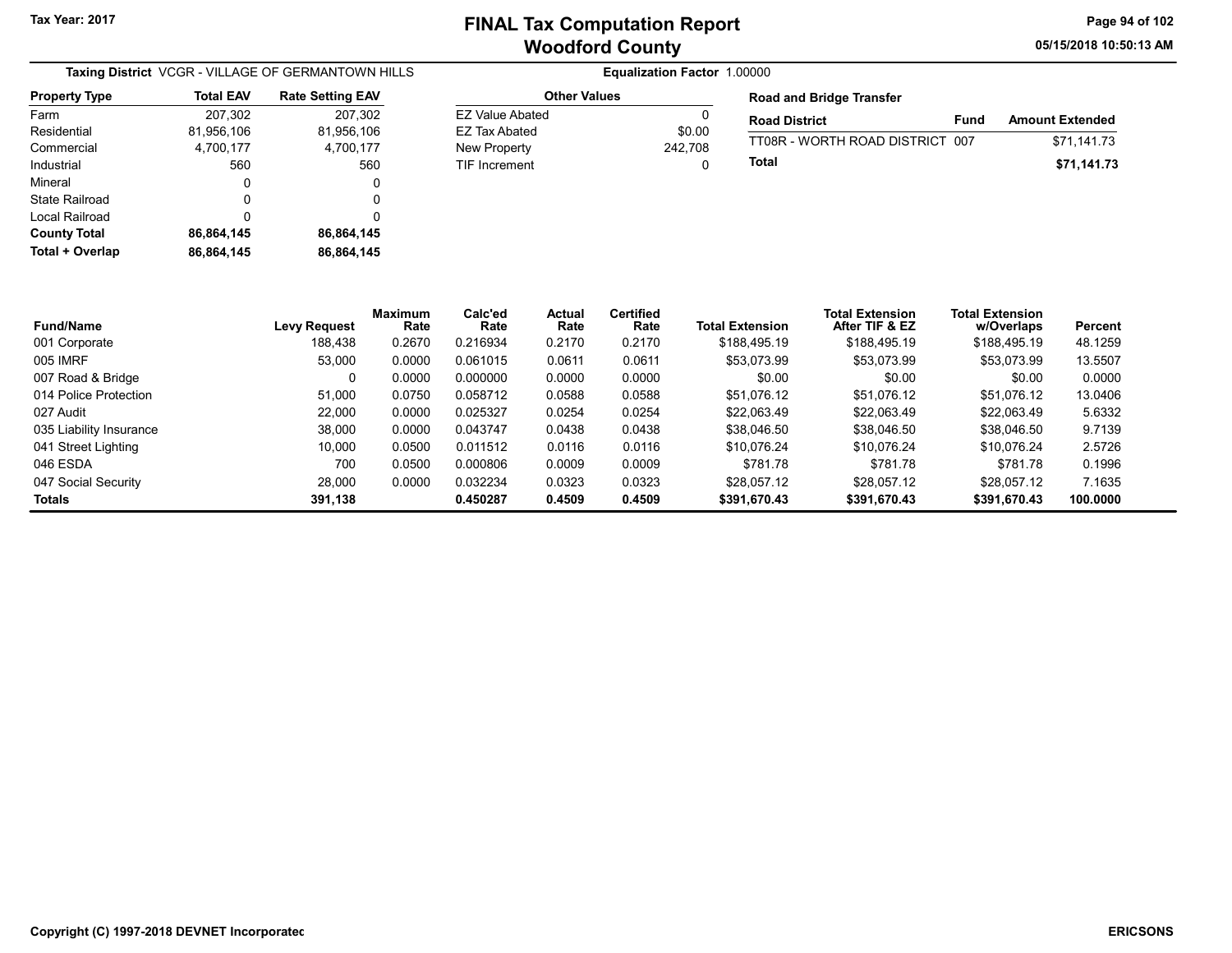# FINAL Tax Computation Report
## Woodford County

Tax Year: 2017

05/15/2018 10:50:13 AM

**Taxing District** VCGR - VILLAGE OF GERMANTOWN HILLS

**Equalization Factor** 1.00000

| Property Type | Total EAV | Rate Setting EAV |
|---|---|---|
| Farm | 207,302 | 207,302 |
| Residential | 81,956,106 | 81,956,106 |
| Commercial | 4,700,177 | 4,700,177 |
| Industrial | 560 | 560 |
| Mineral | 0 | 0 |
| State Railroad | 0 | 0 |
| Local Railroad | 0 | 0 |
| **County Total** | **86,864,145** | **86,864,145** |
| **Total + Overlap** | **86,864,145** | **86,864,145** |

| Other Values | |
|---|---|
| EZ Value Abated | 0 |
| EZ Tax Abated | $0.00 |
| New Property | 242,708 |
| TIF Increment | 0 |

**Road and Bridge Transfer**

| Road District | Fund | Amount Extended |
|---|---|---|
| TT08R - WORTH ROAD DISTRICT | 007 | $71,141.73 |
| **Total** | | **$71,141.73** |

| Fund/Name | Levy Request | Maximum Rate | Calc'ed Rate | Actual Rate | Certified Rate | Total Extension | Total Extension After TIF & EZ | Total Extension w/Overlaps | Percent |
|---|---|---|---|---|---|---|---|---|---|
| 001 Corporate | 188,438 | 0.2670 | 0.216934 | 0.2170 | 0.2170 | $188,495.19 | $188,495.19 | $188,495.19 | 48.1259 |
| 005 IMRF | 53,000 | 0.0000 | 0.061015 | 0.0611 | 0.0611 | $53,073.99 | $53,073.99 | $53,073.99 | 13.5507 |
| 007 Road & Bridge | 0 | 0.0000 | 0.000000 | 0.0000 | 0.0000 | $0.00 | $0.00 | $0.00 | 0.0000 |
| 014 Police Protection | 51,000 | 0.0750 | 0.058712 | 0.0588 | 0.0588 | $51,076.12 | $51,076.12 | $51,076.12 | 13.0406 |
| 027 Audit | 22,000 | 0.0000 | 0.025327 | 0.0254 | 0.0254 | $22,063.49 | $22,063.49 | $22,063.49 | 5.6332 |
| 035 Liability Insurance | 38,000 | 0.0000 | 0.043747 | 0.0438 | 0.0438 | $38,046.50 | $38,046.50 | $38,046.50 | 9.7139 |
| 041 Street Lighting | 10,000 | 0.0500 | 0.011512 | 0.0116 | 0.0116 | $10,076.24 | $10,076.24 | $10,076.24 | 2.5726 |
| 046 ESDA | 700 | 0.0500 | 0.000806 | 0.0009 | 0.0009 | $781.78 | $781.78 | $781.78 | 0.1996 |
| 047 Social Security | 28,000 | 0.0000 | 0.032234 | 0.0323 | 0.0323 | $28,057.12 | $28,057.12 | $28,057.12 | 7.1635 |
| **Totals** | **391,138** | | **0.450287** | **0.4509** | **0.4509** | **$391,670.43** | **$391,670.43** | **$391,670.43** | **100.0000** |

Copyright (C) 1997-2018 DEVNET Incorporated

ERICSONS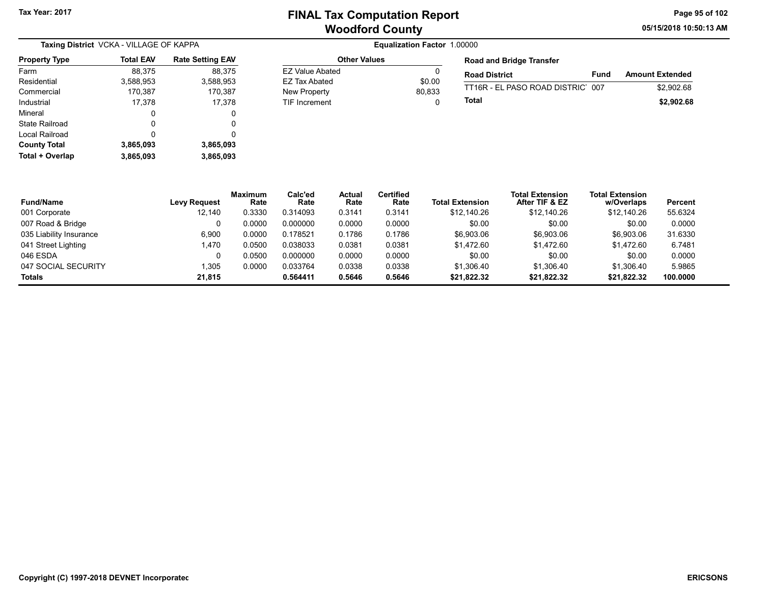# FINAL Tax Computation Report
## Woodford County

Tax Year: 2017

**Taxing District** VCKA - VILLAGE OF KAPPA

**Equalization Factor** 1.00000

| Property Type | Total EAV | Rate Setting EAV |
|---|---|---|
| Farm | 88,375 | 88,375 |
| Residential | 3,588,953 | 3,588,953 |
| Commercial | 170,387 | 170,387 |
| Industrial | 17,378 | 17,378 |
| Mineral | 0 | 0 |
| State Railroad | 0 | 0 |
| Local Railroad | 0 | 0 |
| **County Total** | **3,865,093** | **3,865,093** |
| **Total + Overlap** | **3,865,093** | **3,865,093** |

| Other Values | |
|---|---|
| EZ Value Abated | 0 |
| EZ Tax Abated | $0.00 |
| New Property | 80,833 |
| TIF Increment | 0 |

**Road and Bridge Transfer**

| Road District | Fund | Amount Extended |
|---|---|---|
| TT16R - EL PASO ROAD DISTRIC | 007 | $2,902.68 |
| **Total** | | **$2,902.68** |

| Fund/Name | Levy Request | Maximum Rate | Calc'ed Rate | Actual Rate | Certified Rate | Total Extension | Total Extension After TIF & EZ | Total Extension w/Overlaps | Percent |
|---|---|---|---|---|---|---|---|---|---|
| 001 Corporate | 12,140 | 0.3330 | 0.314093 | 0.3141 | 0.3141 | $12,140.26 | $12,140.26 | $12,140.26 | 55.6324 |
| 007 Road & Bridge | 0 | 0.0000 | 0.000000 | 0.0000 | 0.0000 | $0.00 | $0.00 | $0.00 | 0.0000 |
| 035 Liability Insurance | 6,900 | 0.0000 | 0.178521 | 0.1786 | 0.1786 | $6,903.06 | $6,903.06 | $6,903.06 | 31.6330 |
| 041 Street Lighting | 1,470 | 0.0500 | 0.038033 | 0.0381 | 0.0381 | $1,472.60 | $1,472.60 | $1,472.60 | 6.7481 |
| 046 ESDA | 0 | 0.0500 | 0.000000 | 0.0000 | 0.0000 | $0.00 | $0.00 | $0.00 | 0.0000 |
| 047 SOCIAL SECURITY | 1,305 | 0.0000 | 0.033764 | 0.0338 | 0.0338 | $1,306.40 | $1,306.40 | $1,306.40 | 5.9865 |
| **Totals** | **21,815** | | **0.564411** | **0.5646** | **0.5646** | **$21,822.32** | **$21,822.32** | **$21,822.32** | **100.0000** |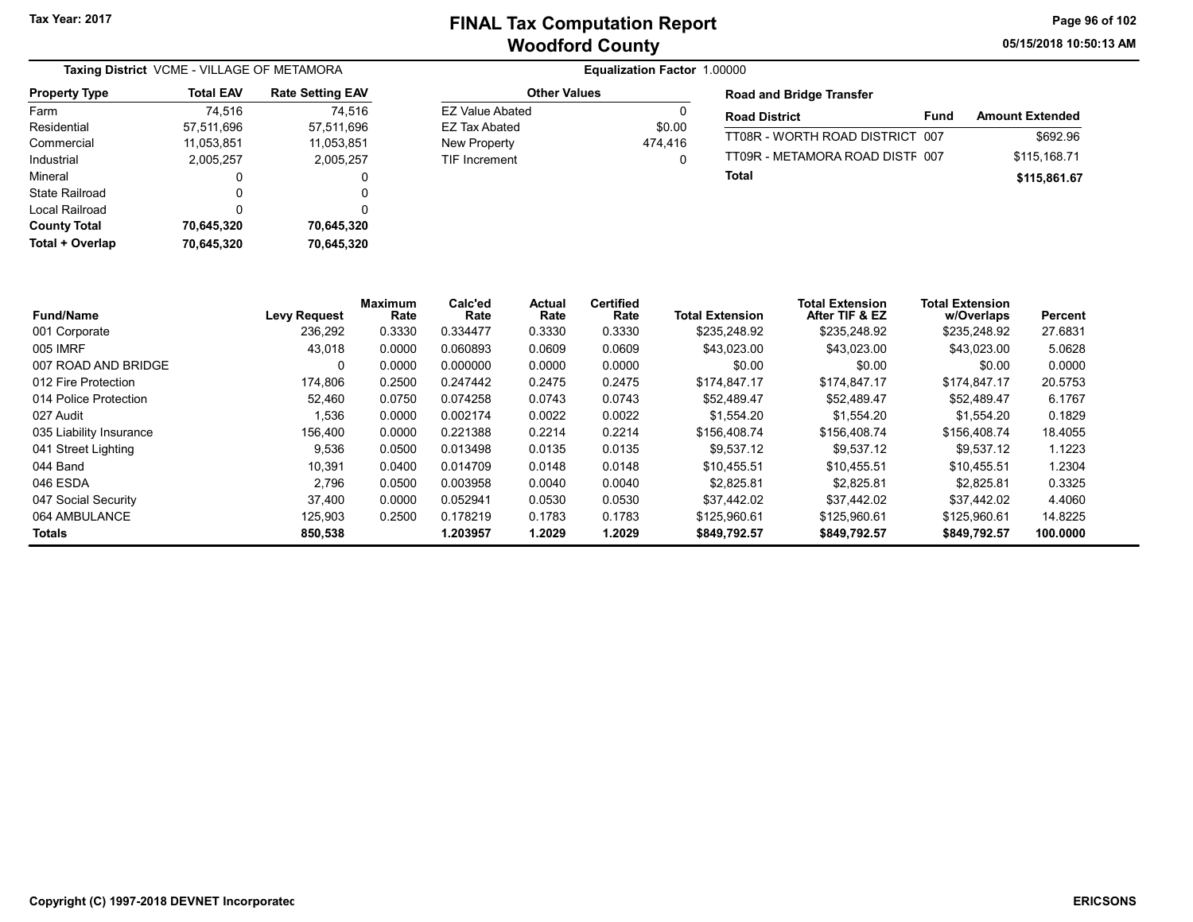Tax Year: 2017

# FINAL Tax Computation Report
# Woodford County

05/15/2018 10:50:13 AM

**Taxing District** VCME - VILLAGE OF METAMORA

**Equalization Factor** 1.00000

| Property Type | Total EAV | Rate Setting EAV |
|---|---|---|
| Farm | 74,516 | 74,516 |
| Residential | 57,511,696 | 57,511,696 |
| Commercial | 11,053,851 | 11,053,851 |
| Industrial | 2,005,257 | 2,005,257 |
| Mineral | 0 | 0 |
| State Railroad | 0 | 0 |
| Local Railroad | 0 | 0 |
| **County Total** | **70,645,320** | **70,645,320** |
| **Total + Overlap** | **70,645,320** | **70,645,320** |

| Other Values | |
|---|---|
| EZ Value Abated | 0 |
| EZ Tax Abated | $0.00 |
| New Property | 474,416 |
| TIF Increment | 0 |

**Road and Bridge Transfer**

| Road District | Fund | Amount Extended |
|---|---|---|
| TT08R - WORTH ROAD DISTRICT | 007 | $692.96 |
| TT09R - METAMORA ROAD DISTF | 007 | $115,168.71 |
| **Total** | | **$115,861.67** |

| Fund/Name | Levy Request | Maximum Rate | Calc'ed Rate | Actual Rate | Certified Rate | Total Extension | Total Extension After TIF & EZ | Total Extension w/Overlaps | Percent |
|---|---|---|---|---|---|---|---|---|---|
| 001 Corporate | 236,292 | 0.3330 | 0.334477 | 0.3330 | 0.3330 | $235,248.92 | $235,248.92 | $235,248.92 | 27.6831 |
| 005 IMRF | 43,018 | 0.0000 | 0.060893 | 0.0609 | 0.0609 | $43,023.00 | $43,023.00 | $43,023.00 | 5.0628 |
| 007 ROAD AND BRIDGE | 0 | 0.0000 | 0.000000 | 0.0000 | 0.0000 | $0.00 | $0.00 | $0.00 | 0.0000 |
| 012 Fire Protection | 174,806 | 0.2500 | 0.247442 | 0.2475 | 0.2475 | $174,847.17 | $174,847.17 | $174,847.17 | 20.5753 |
| 014 Police Protection | 52,460 | 0.0750 | 0.074258 | 0.0743 | 0.0743 | $52,489.47 | $52,489.47 | $52,489.47 | 6.1767 |
| 027 Audit | 1,536 | 0.0000 | 0.002174 | 0.0022 | 0.0022 | $1,554.20 | $1,554.20 | $1,554.20 | 0.1829 |
| 035 Liability Insurance | 156,400 | 0.0000 | 0.221388 | 0.2214 | 0.2214 | $156,408.74 | $156,408.74 | $156,408.74 | 18.4055 |
| 041 Street Lighting | 9,536 | 0.0500 | 0.013498 | 0.0135 | 0.0135 | $9,537.12 | $9,537.12 | $9,537.12 | 1.1223 |
| 044 Band | 10,391 | 0.0400 | 0.014709 | 0.0148 | 0.0148 | $10,455.51 | $10,455.51 | $10,455.51 | 1.2304 |
| 046 ESDA | 2,796 | 0.0500 | 0.003958 | 0.0040 | 0.0040 | $2,825.81 | $2,825.81 | $2,825.81 | 0.3325 |
| 047 Social Security | 37,400 | 0.0000 | 0.052941 | 0.0530 | 0.0530 | $37,442.02 | $37,442.02 | $37,442.02 | 4.4060 |
| 064 AMBULANCE | 125,903 | 0.2500 | 0.178219 | 0.1783 | 0.1783 | $125,960.61 | $125,960.61 | $125,960.61 | 14.8225 |
| **Totals** | **850,538** | | **1.203957** | **1.2029** | **1.2029** | **$849,792.57** | **$849,792.57** | **$849,792.57** | **100.0000** |

Copyright (C) 1997-2018 DEVNET Incorporatec

ERICSONS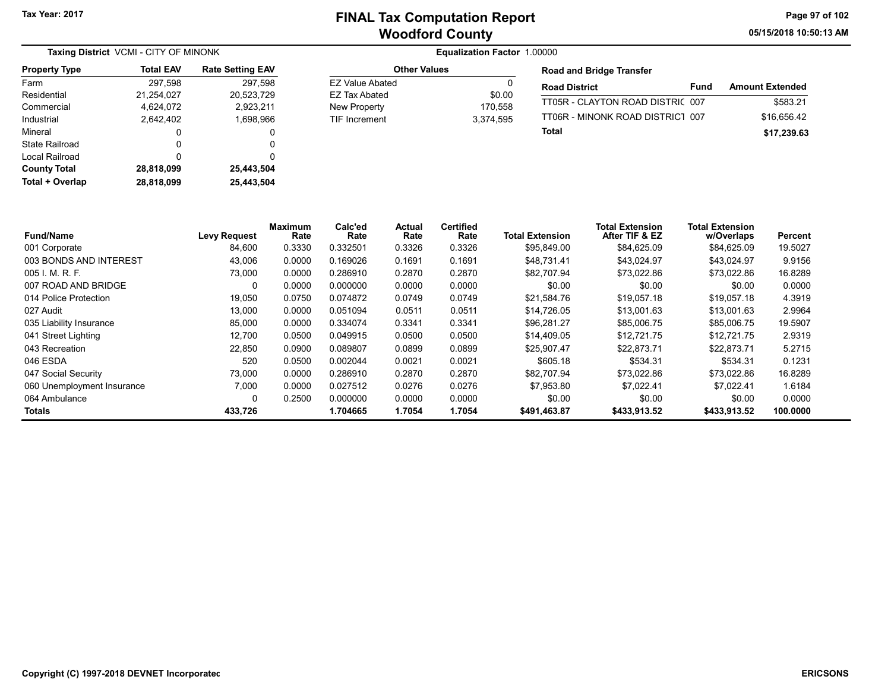Tax Year: 2017

# FINAL Tax Computation Report
## Woodford County

05/15/2018 10:50:13 AM

**Taxing District** VCMI - CITY OF MINONK

**Equalization Factor** 1.00000

| Property Type | Total EAV | Rate Setting EAV |
|---|---|---|
| Farm | 297,598 | 297,598 |
| Residential | 21,254,027 | 20,523,729 |
| Commercial | 4,624,072 | 2,923,211 |
| Industrial | 2,642,402 | 1,698,966 |
| Mineral | 0 | 0 |
| State Railroad | 0 | 0 |
| Local Railroad | 0 | 0 |
| **County Total** | **28,818,099** | **25,443,504** |
| **Total + Overlap** | **28,818,099** | **25,443,504** |

| Other Values | |
|---|---|
| EZ Value Abated | 0 |
| EZ Tax Abated | $0.00 |
| New Property | 170,558 |
| TIF Increment | 3,374,595 |

**Road and Bridge Transfer**

| Road District | Fund | Amount Extended |
|---|---|---|
| TT05R - CLAYTON ROAD DISTRIC | 007 | $583.21 |
| TT06R - MINONK ROAD DISTRICT | 007 | $16,656.42 |
| **Total** | | **$17,239.63** |

| Fund/Name | Levy Request | Maximum Rate | Calc'ed Rate | Actual Rate | Certified Rate | Total Extension | Total Extension After TIF & EZ | Total Extension w/Overlaps | Percent |
|---|---|---|---|---|---|---|---|---|---|
| 001 Corporate | 84,600 | 0.3330 | 0.332501 | 0.3326 | 0.3326 | $95,849.00 | $84,625.09 | $84,625.09 | 19.5027 |
| 003 BONDS AND INTEREST | 43,006 | 0.0000 | 0.169026 | 0.1691 | 0.1691 | $48,731.41 | $43,024.97 | $43,024.97 | 9.9156 |
| 005 I. M. R. F. | 73,000 | 0.0000 | 0.286910 | 0.2870 | 0.2870 | $82,707.94 | $73,022.86 | $73,022.86 | 16.8289 |
| 007 ROAD AND BRIDGE | 0 | 0.0000 | 0.000000 | 0.0000 | 0.0000 | $0.00 | $0.00 | $0.00 | 0.0000 |
| 014 Police Protection | 19,050 | 0.0750 | 0.074872 | 0.0749 | 0.0749 | $21,584.76 | $19,057.18 | $19,057.18 | 4.3919 |
| 027 Audit | 13,000 | 0.0000 | 0.051094 | 0.0511 | 0.0511 | $14,726.05 | $13,001.63 | $13,001.63 | 2.9964 |
| 035 Liability Insurance | 85,000 | 0.0000 | 0.334074 | 0.3341 | 0.3341 | $96,281.27 | $85,006.75 | $85,006.75 | 19.5907 |
| 041 Street Lighting | 12,700 | 0.0500 | 0.049915 | 0.0500 | 0.0500 | $14,409.05 | $12,721.75 | $12,721.75 | 2.9319 |
| 043 Recreation | 22,850 | 0.0900 | 0.089807 | 0.0899 | 0.0899 | $25,907.47 | $22,873.71 | $22,873.71 | 5.2715 |
| 046 ESDA | 520 | 0.0500 | 0.002044 | 0.0021 | 0.0021 | $605.18 | $534.31 | $534.31 | 0.1231 |
| 047 Social Security | 73,000 | 0.0000 | 0.286910 | 0.2870 | 0.2870 | $82,707.94 | $73,022.86 | $73,022.86 | 16.8289 |
| 060 Unemployment Insurance | 7,000 | 0.0000 | 0.027512 | 0.0276 | 0.0276 | $7,953.80 | $7,022.41 | $7,022.41 | 1.6184 |
| 064 Ambulance | 0 | 0.2500 | 0.000000 | 0.0000 | 0.0000 | $0.00 | $0.00 | $0.00 | 0.0000 |
| **Totals** | **433,726** | | **1.704665** | **1.7054** | **1.7054** | **$491,463.87** | **$433,913.52** | **$433,913.52** | **100.0000** |

Copyright (C) 1997-2018 DEVNET Incorporated

ERICSONS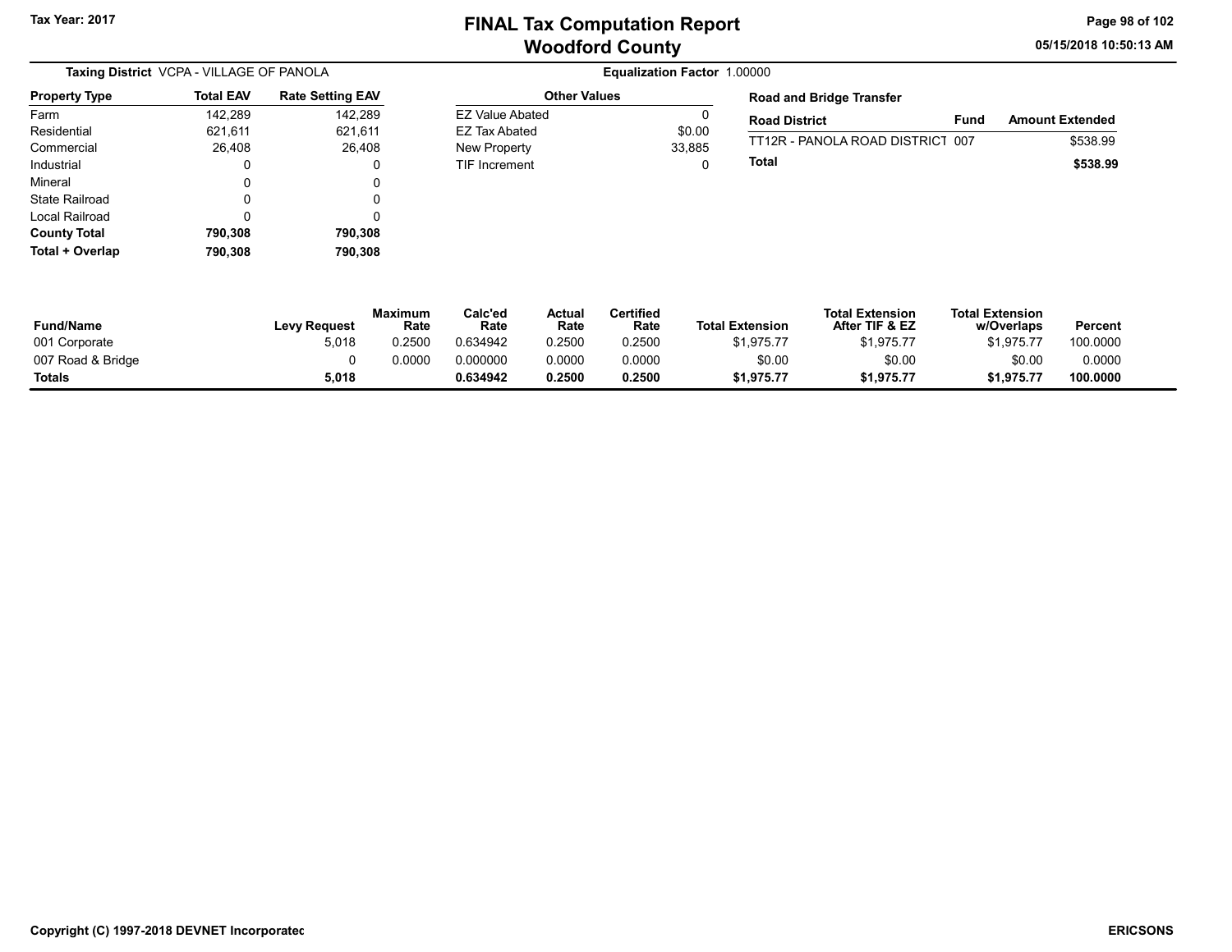Tax Year: 2017

# FINAL Tax Computation Report
## Woodford County

**Taxing District** VCPA - VILLAGE OF PANOLA

**Equalization Factor** 1.00000

| Property Type | Total EAV | Rate Setting EAV |
|---|---|---|
| Farm | 142,289 | 142,289 |
| Residential | 621,611 | 621,611 |
| Commercial | 26,408 | 26,408 |
| Industrial | 0 | 0 |
| Mineral | 0 | 0 |
| State Railroad | 0 | 0 |
| Local Railroad | 0 | 0 |
| **County Total** | **790,308** | **790,308** |
| **Total + Overlap** | **790,308** | **790,308** |

| Other Values | |
|---|---|
| EZ Value Abated | 0 |
| EZ Tax Abated | $0.00 |
| New Property | 33,885 |
| TIF Increment | 0 |

**Road and Bridge Transfer**

| Road District | Fund | Amount Extended |
|---|---|---|
| TT12R - PANOLA ROAD DISTRICT | 007 | $538.99 |
| **Total** | | **$538.99** |

| Fund/Name | Levy Request | Maximum Rate | Calc'ed Rate | Actual Rate | Certified Rate | Total Extension | Total Extension After TIF & EZ | Total Extension w/Overlaps | Percent |
|---|---|---|---|---|---|---|---|---|---|
| 001 Corporate | 5,018 | 0.2500 | 0.634942 | 0.2500 | 0.2500 | $1,975.77 | $1,975.77 | $1,975.77 | 100.0000 |
| 007 Road & Bridge | 0 | 0.0000 | 0.000000 | 0.0000 | 0.0000 | $0.00 | $0.00 | $0.00 | 0.0000 |
| **Totals** | **5,018** | | **0.634942** | **0.2500** | **0.2500** | **$1,975.77** | **$1,975.77** | **$1,975.77** | **100.0000** |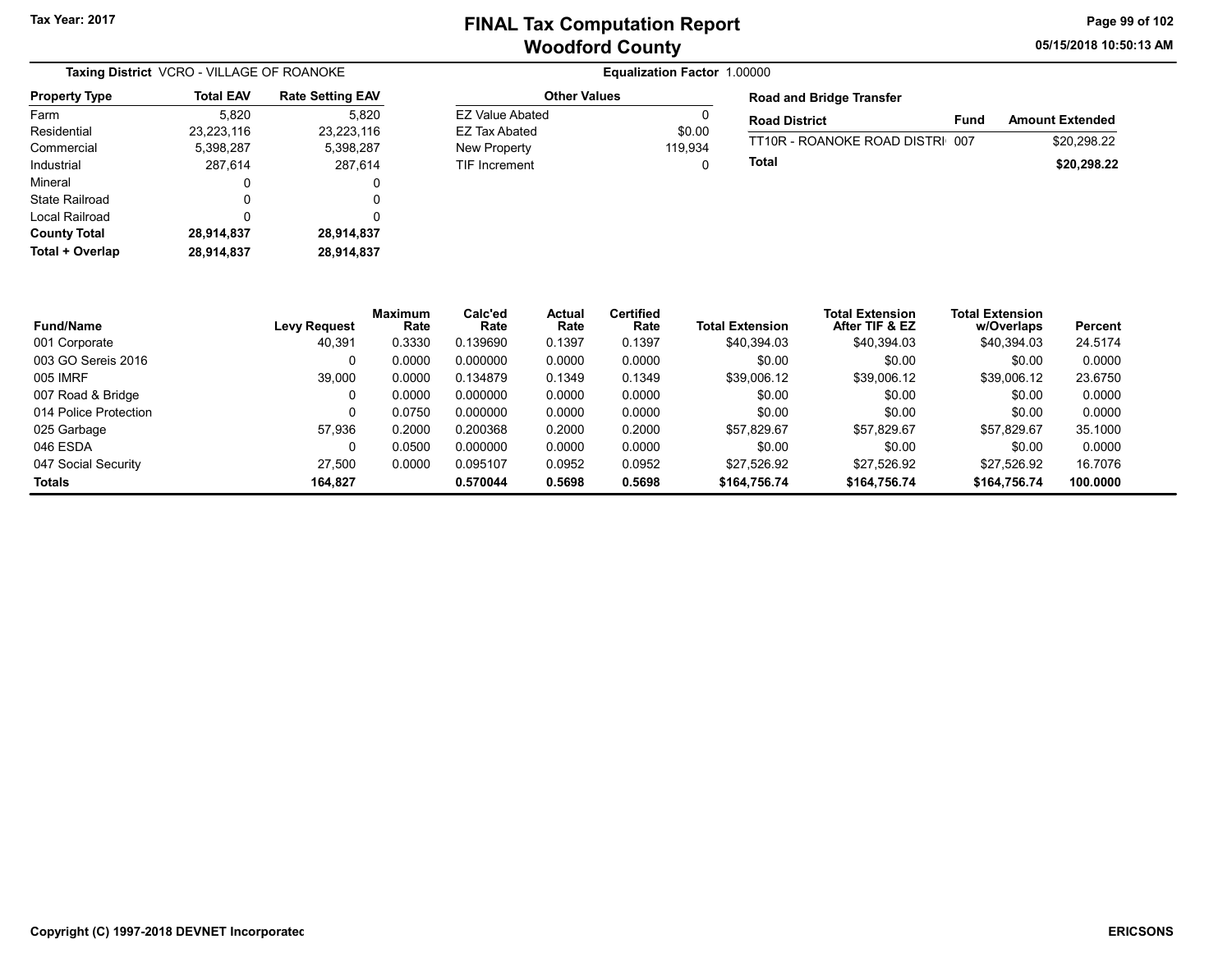Tax Year: 2017

# FINAL Tax Computation Report
## Woodford County

05/15/2018 10:50:13 AM

**Taxing District** VCRO - VILLAGE OF ROANOKE

**Equalization Factor** 1.00000

| Property Type | Total EAV | Rate Setting EAV |
|---|---|---|
| Farm | 5,820 | 5,820 |
| Residential | 23,223,116 | 23,223,116 |
| Commercial | 5,398,287 | 5,398,287 |
| Industrial | 287,614 | 287,614 |
| Mineral | 0 | 0 |
| State Railroad | 0 | 0 |
| Local Railroad | 0 | 0 |
| **County Total** | **28,914,837** | **28,914,837** |
| **Total + Overlap** | **28,914,837** | **28,914,837** |

| Other Values | |
|---|---|
| EZ Value Abated | 0 |
| EZ Tax Abated | $0.00 |
| New Property | 119,934 |
| TIF Increment | 0 |

**Road and Bridge Transfer**

| Road District | Fund | Amount Extended |
|---|---|---|
| TT10R - ROANOKE ROAD DISTRI | 007 | $20,298.22 |
| **Total** | | **$20,298.22** |

| Fund/Name | Levy Request | Maximum Rate | Calc'ed Rate | Actual Rate | Certified Rate | Total Extension | Total Extension After TIF & EZ | Total Extension w/Overlaps | Percent |
|---|---|---|---|---|---|---|---|---|---|
| 001 Corporate | 40,391 | 0.3330 | 0.139690 | 0.1397 | 0.1397 | $40,394.03 | $40,394.03 | $40,394.03 | 24.5174 |
| 003 GO Sereis 2016 | 0 | 0.0000 | 0.000000 | 0.0000 | 0.0000 | $0.00 | $0.00 | $0.00 | 0.0000 |
| 005 IMRF | 39,000 | 0.0000 | 0.134879 | 0.1349 | 0.1349 | $39,006.12 | $39,006.12 | $39,006.12 | 23.6750 |
| 007 Road & Bridge | 0 | 0.0000 | 0.000000 | 0.0000 | 0.0000 | $0.00 | $0.00 | $0.00 | 0.0000 |
| 014 Police Protection | 0 | 0.0750 | 0.000000 | 0.0000 | 0.0000 | $0.00 | $0.00 | $0.00 | 0.0000 |
| 025 Garbage | 57,936 | 0.2000 | 0.200368 | 0.2000 | 0.2000 | $57,829.67 | $57,829.67 | $57,829.67 | 35.1000 |
| 046 ESDA | 0 | 0.0500 | 0.000000 | 0.0000 | 0.0000 | $0.00 | $0.00 | $0.00 | 0.0000 |
| 047 Social Security | 27,500 | 0.0000 | 0.095107 | 0.0952 | 0.0952 | $27,526.92 | $27,526.92 | $27,526.92 | 16.7076 |
| **Totals** | **164,827** | | **0.570044** | **0.5698** | **0.5698** | **$164,756.74** | **$164,756.74** | **$164,756.74** | **100.0000** |

Copyright (C) 1997-2018 DEVNET Incorporatec

ERICSONS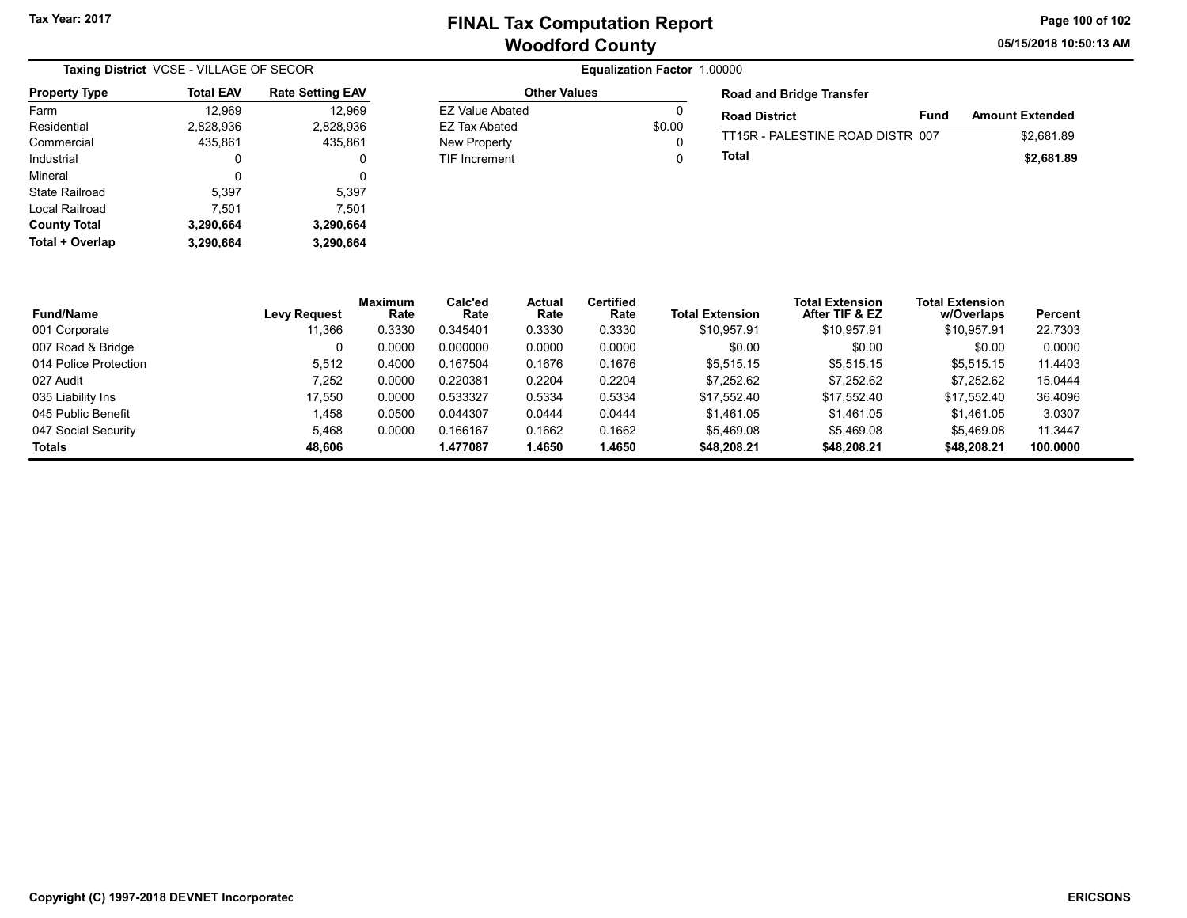Tax Year: 2017

# FINAL Tax Computation Report
## Woodford County

05/15/2018 10:50:13 AM

**Taxing District** VCSE - VILLAGE OF SECOR

**Equalization Factor** 1.00000

| Property Type | Total EAV | Rate Setting EAV |
|---|---|---|
| Farm | 12,969 | 12,969 |
| Residential | 2,828,936 | 2,828,936 |
| Commercial | 435,861 | 435,861 |
| Industrial | 0 | 0 |
| Mineral | 0 | 0 |
| State Railroad | 5,397 | 5,397 |
| Local Railroad | 7,501 | 7,501 |
| **County Total** | **3,290,664** | **3,290,664** |
| **Total + Overlap** | **3,290,664** | **3,290,664** |

| Other Values | |
|---|---|
| EZ Value Abated | 0 |
| EZ Tax Abated | $0.00 |
| New Property | 0 |
| TIF Increment | 0 |

**Road and Bridge Transfer**

| Road District | Fund | Amount Extended |
|---|---|---|
| TT15R - PALESTINE ROAD DISTR | 007 | $2,681.89 |
| **Total** | | **$2,681.89** |

| Fund/Name | Levy Request | Maximum Rate | Calc'ed Rate | Actual Rate | Certified Rate | Total Extension | Total Extension After TIF & EZ | Total Extension w/Overlaps | Percent |
|---|---|---|---|---|---|---|---|---|---|
| 001 Corporate | 11,366 | 0.3330 | 0.345401 | 0.3330 | 0.3330 | $10,957.91 | $10,957.91 | $10,957.91 | 22.7303 |
| 007 Road & Bridge | 0 | 0.0000 | 0.000000 | 0.0000 | 0.0000 | $0.00 | $0.00 | $0.00 | 0.0000 |
| 014 Police Protection | 5,512 | 0.4000 | 0.167504 | 0.1676 | 0.1676 | $5,515.15 | $5,515.15 | $5,515.15 | 11.4403 |
| 027 Audit | 7,252 | 0.0000 | 0.220381 | 0.2204 | 0.2204 | $7,252.62 | $7,252.62 | $7,252.62 | 15.0444 |
| 035 Liability Ins | 17,550 | 0.0000 | 0.533327 | 0.5334 | 0.5334 | $17,552.40 | $17,552.40 | $17,552.40 | 36.4096 |
| 045 Public Benefit | 1,458 | 0.0500 | 0.044307 | 0.0444 | 0.0444 | $1,461.05 | $1,461.05 | $1,461.05 | 3.0307 |
| 047 Social Security | 5,468 | 0.0000 | 0.166167 | 0.1662 | 0.1662 | $5,469.08 | $5,469.08 | $5,469.08 | 11.3447 |
| **Totals** | **48,606** | | **1.477087** | **1.4650** | **1.4650** | **$48,208.21** | **$48,208.21** | **$48,208.21** | **100.0000** |

Copyright (C) 1997-2018 DEVNET Incorporated

ERICSONS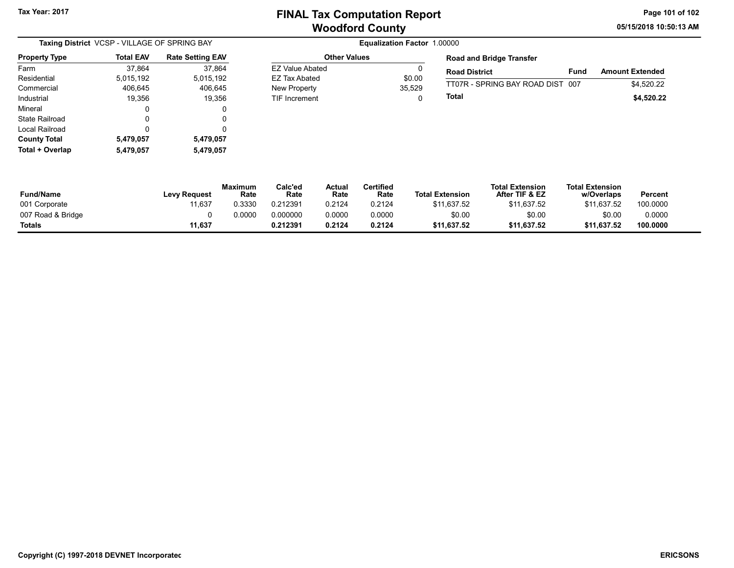Tax Year: 2017

# FINAL Tax Computation Report
## Woodford County

05/15/2018 10:50:13 AM

**Taxing District** VCSP - VILLAGE OF SPRING BAY

**Equalization Factor** 1.00000

| Property Type | Total EAV | Rate Setting EAV |
|---|---|---|
| Farm | 37,864 | 37,864 |
| Residential | 5,015,192 | 5,015,192 |
| Commercial | 406,645 | 406,645 |
| Industrial | 19,356 | 19,356 |
| Mineral | 0 | 0 |
| State Railroad | 0 | 0 |
| Local Railroad | 0 | 0 |
| **County Total** | **5,479,057** | **5,479,057** |
| **Total + Overlap** | **5,479,057** | **5,479,057** |

| Other Values | |
|---|---|
| EZ Value Abated | 0 |
| EZ Tax Abated | $0.00 |
| New Property | 35,529 |
| TIF Increment | 0 |

**Road and Bridge Transfer**

| Road District | Fund | Amount Extended |
|---|---|---|
| TT07R - SPRING BAY ROAD DIST | 007 | $4,520.22 |
| **Total** | | **$4,520.22** |

| Fund/Name | Levy Request | Maximum Rate | Calc'ed Rate | Actual Rate | Certified Rate | Total Extension | Total Extension After TIF & EZ | Total Extension w/Overlaps | Percent |
|---|---|---|---|---|---|---|---|---|---|
| 001 Corporate | 11,637 | 0.3330 | 0.212391 | 0.2124 | 0.2124 | $11,637.52 | $11,637.52 | $11,637.52 | 100.0000 |
| 007 Road & Bridge | 0 | 0.0000 | 0.000000 | 0.0000 | 0.0000 | $0.00 | $0.00 | $0.00 | 0.0000 |
| **Totals** | **11,637** | | **0.212391** | **0.2124** | **0.2124** | **$11,637.52** | **$11,637.52** | **$11,637.52** | **100.0000** |

Copyright (C) 1997-2018 DEVNET Incorporated

ERICSONS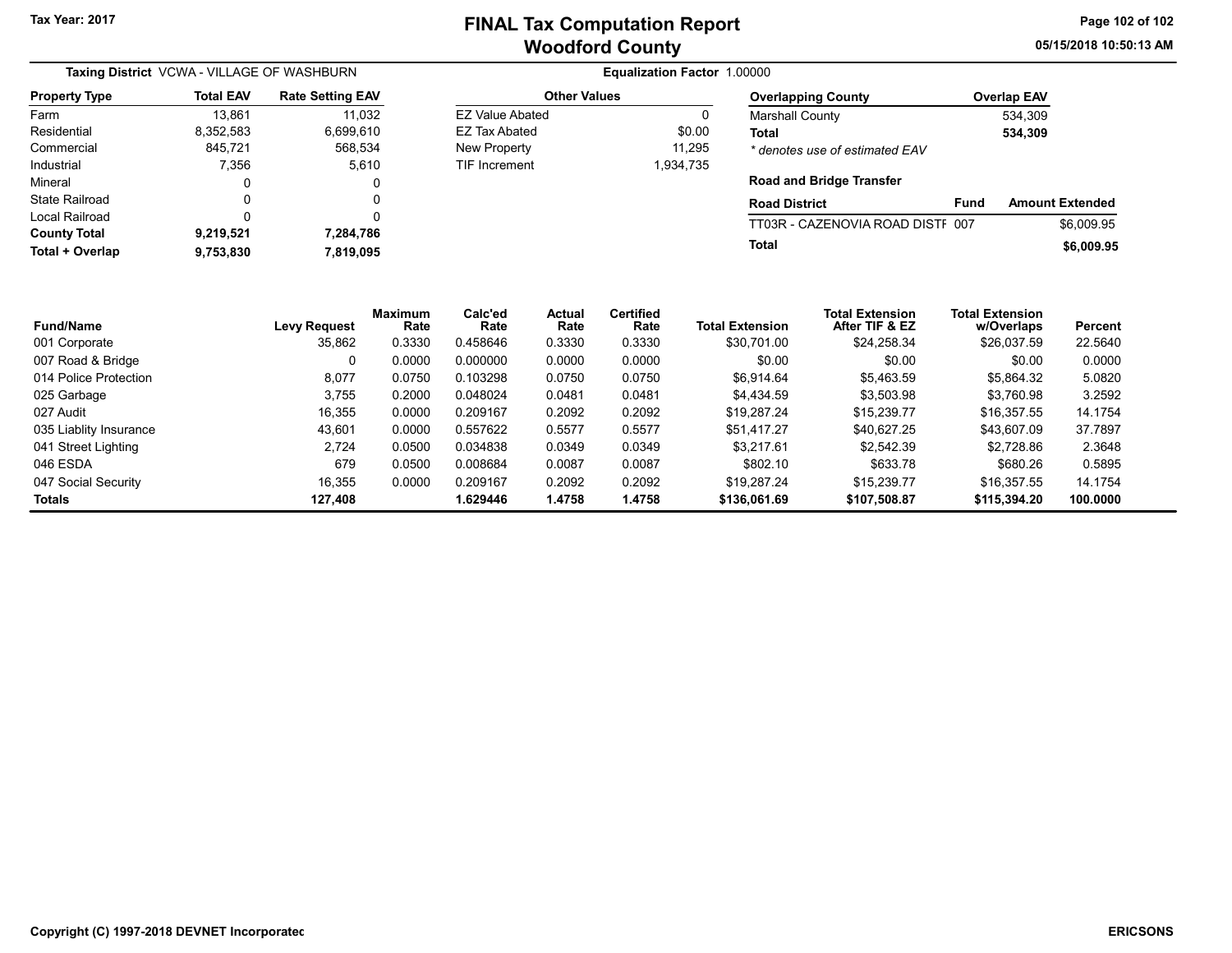Tax Year: 2017

# FINAL Tax Computation Report
## Woodford County

05/15/2018 10:50:13 AM

**Taxing District** VCWA - VILLAGE OF WASHBURN

**Equalization Factor** 1.00000

| Property Type | Total EAV | Rate Setting EAV |
|---|---|---|
| Farm | 13,861 | 11,032 |
| Residential | 8,352,583 | 6,699,610 |
| Commercial | 845,721 | 568,534 |
| Industrial | 7,356 | 5,610 |
| Mineral | 0 | 0 |
| State Railroad | 0 | 0 |
| Local Railroad | 0 | 0 |
| **County Total** | **9,219,521** | **7,284,786** |
| **Total + Overlap** | **9,753,830** | **7,819,095** |

| Other Values | |
|---|---|
| EZ Value Abated | 0 |
| EZ Tax Abated | $0.00 |
| New Property | 11,295 |
| TIF Increment | 1,934,735 |

| Overlapping County | Overlap EAV |
|---|---|
| Marshall County | 534,309 |
| **Total** | **534,309** |

*\* denotes use of estimated EAV*

**Road and Bridge Transfer**

| Road District | Fund | Amount Extended |
|---|---|---|
| TT03R - CAZENOVIA ROAD DISTF | 007 | $6,009.95 |
| **Total** | | **$6,009.95** |

| Fund/Name | Levy Request | Maximum Rate | Calc'ed Rate | Actual Rate | Certified Rate | Total Extension | Total Extension After TIF & EZ | Total Extension w/Overlaps | Percent |
|---|---|---|---|---|---|---|---|---|---|
| 001 Corporate | 35,862 | 0.3330 | 0.458646 | 0.3330 | 0.3330 | $30,701.00 | $24,258.34 | $26,037.59 | 22.5640 |
| 007 Road & Bridge | 0 | 0.0000 | 0.000000 | 0.0000 | 0.0000 | $0.00 | $0.00 | $0.00 | 0.0000 |
| 014 Police Protection | 8,077 | 0.0750 | 0.103298 | 0.0750 | 0.0750 | $6,914.64 | $5,463.59 | $5,864.32 | 5.0820 |
| 025 Garbage | 3,755 | 0.2000 | 0.048024 | 0.0481 | 0.0481 | $4,434.59 | $3,503.98 | $3,760.98 | 3.2592 |
| 027 Audit | 16,355 | 0.0000 | 0.209167 | 0.2092 | 0.2092 | $19,287.24 | $15,239.77 | $16,357.55 | 14.1754 |
| 035 Liablity Insurance | 43,601 | 0.0000 | 0.557622 | 0.5577 | 0.5577 | $51,417.27 | $40,627.25 | $43,607.09 | 37.7897 |
| 041 Street Lighting | 2,724 | 0.0500 | 0.034838 | 0.0349 | 0.0349 | $3,217.61 | $2,542.39 | $2,728.86 | 2.3648 |
| 046 ESDA | 679 | 0.0500 | 0.008684 | 0.0087 | 0.0087 | $802.10 | $633.78 | $680.26 | 0.5895 |
| 047 Social Security | 16,355 | 0.0000 | 0.209167 | 0.2092 | 0.2092 | $19,287.24 | $15,239.77 | $16,357.55 | 14.1754 |
| **Totals** | **127,408** | | **1.629446** | **1.4758** | **1.4758** | **$136,061.69** | **$107,508.87** | **$115,394.20** | **100.0000** |

Copyright (C) 1997-2018 DEVNET Incorporatec

ERICSONS